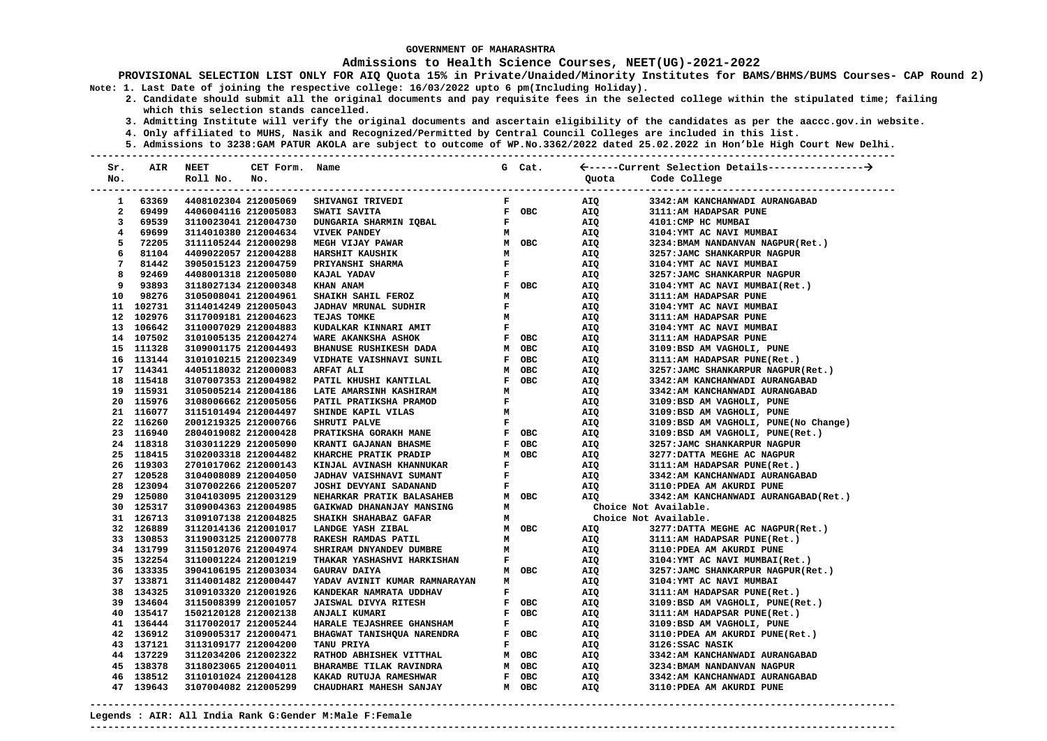GOVERNMENT OF MAHARASHTRA

**Admissions to Health Science Courses, NEET(UG)-2021-2022**

**PROVISIONAL SELECTION LIST ONLY FOR AIQ Quota 15% in Private/Unaided/Minority Institutes for BAMS/BHMS/BUMS Courses- CAP Round 2)**

Note: 1. Last Date of joining the respective college: 16/03/2022 upto 6 pm(Including Holiday).

2. Candidate should submit all the original documents and pay requisite fees in the selected college within the stipulated time; failing which this selection stands cancelled.

3. Admitting Institute will verify the original documents and ascertain eligibility of the candidates as per the aaccc.gov.in website.

4. Only affiliated to MUHS, Nasik and Recognized/Permitted by Central Council Colleges are included in this list.

5. Admissions to 3238:GAM PATUR AKOLA are subject to outcome of WP.No.3362/2022 dated 25.02.2022 in Hon'ble High Court New Delhi.

| Sr. No. | AIR | NEET Roll No. | CET Form. No. | Name | G | Cat. | Quota | Code College |
|---|---|---|---|---|---|---|---|---|
| 1 | 63369 | 4408102304 | 212005069 | SHIVANGI TRIVEDI | F | | AIQ | 3342:AM KANCHANWADI AURANGABAD |
| 2 | 69499 | 4406004116 | 212005083 | SWATI SAVITA | F | OBC | AIQ | 3111:AM HADAPSAR PUNE |
| 3 | 69539 | 3110023041 | 212004730 | DUNGARIA SHARMIN IQBAL | F | | AIQ | 4101:CMP HC MUMBAI |
| 4 | 69699 | 3114010380 | 212004634 | VIVEK PANDEY | M | | AIQ | 3104:YMT AC NAVI MUMBAI |
| 5 | 72205 | 3111105244 | 212000298 | MEGH VIJAY PAWAR | M | OBC | AIQ | 3234:BMAM NANDANVAN NAGPUR(Ret.) |
| 6 | 81104 | 4409022057 | 212004288 | HARSHIT KAUSHIK | M | | AIQ | 3257:JAMC SHANKARPUR NAGPUR |
| 7 | 81442 | 3905015123 | 212004759 | PRIYANSHI SHARMA | F | | AIQ | 3104:YMT AC NAVI MUMBAI |
| 8 | 92469 | 4408001318 | 212005080 | KAJAL YADAV | F | | AIQ | 3257:JAMC SHANKARPUR NAGPUR |
| 9 | 93893 | 3118027134 | 212000348 | KHAN ANAM | F | OBC | AIQ | 3104:YMT AC NAVI MUMBAI(Ret.) |
| 10 | 98276 | 3105008041 | 212004961 | SHAIKH SAHIL FEROZ | M | | AIQ | 3111:AM HADAPSAR PUNE |
| 11 | 102731 | 3114014249 | 212005043 | JADHAV MRUNAL SUDHIR | F | | AIQ | 3104:YMT AC NAVI MUMBAI |
| 12 | 102976 | 3117009181 | 212004623 | TEJAS TOMKE | M | | AIQ | 3111:AM HADAPSAR PUNE |
| 13 | 106642 | 3110007029 | 212004883 | KUDALKAR KINNARI AMIT | F | | AIQ | 3104:YMT AC NAVI MUMBAI |
| 14 | 107502 | 3101005135 | 212004274 | WARE AKANKSHA ASHOK | F | OBC | AIQ | 3111:AM HADAPSAR PUNE |
| 15 | 111328 | 3109001175 | 212004493 | BHANUSE RUSHIKESH DADA | M | OBC | AIQ | 3109:BSD AM VAGHOLI, PUNE |
| 16 | 113144 | 3101010215 | 212002349 | VIDHATE VAISHNAVI SUNIL | F | OBC | AIQ | 3111:AM HADAPSAR PUNE(Ret.) |
| 17 | 114341 | 4405118032 | 212000083 | ARFAT ALI | M | OBC | AIQ | 3257:JAMC SHANKARPUR NAGPUR(Ret.) |
| 18 | 115418 | 3107007353 | 212004982 | PATIL KHUSHI KANTILAL | F | OBC | AIQ | 3342:AM KANCHANWADI AURANGABAD |
| 19 | 115931 | 3105005214 | 212004186 | LATE AMARSINH KASHIRAM | M | | AIQ | 3342:AM KANCHANWADI AURANGABAD |
| 20 | 115976 | 3108006662 | 212005056 | PATIL PRATIKSHA PRAMOD | F | | AIQ | 3109:BSD AM VAGHOLI, PUNE |
| 21 | 116077 | 3115101494 | 212004497 | SHINDE KAPIL VILAS | M | | AIQ | 3109:BSD AM VAGHOLI, PUNE |
| 22 | 116260 | 2001219325 | 212000766 | SHRUTI PALVE | F | | AIQ | 3109:BSD AM VAGHOLI, PUNE(No Change) |
| 23 | 116940 | 2804019082 | 212000428 | PRATIKSHA GORAKH MANE | F | OBC | AIQ | 3109:BSD AM VAGHOLI, PUNE(Ret.) |
| 24 | 118318 | 3103011229 | 212005090 | KRANTI GAJANAN BHASME | F | OBC | AIQ | 3257:JAMC SHANKARPUR NAGPUR |
| 25 | 118415 | 3102003318 | 212004482 | KHARCHE PRATIK PRADIP | M | OBC | AIQ | 3277:DATTA MEGHE AC NAGPUR |
| 26 | 119303 | 2701017062 | 212000143 | KINJAL AVINASH KHANNUKAR | F | | AIQ | 3111:AM HADAPSAR PUNE(Ret.) |
| 27 | 120528 | 3104008089 | 212004050 | JADHAV VAISHNAVI SUMANT | F | | AIQ | 3342:AM KANCHANWADI AURANGABAD |
| 28 | 123094 | 3107002266 | 212005207 | JOSHI DEVYANI SADANAND | F | | AIQ | 3110:PDEA AM AKURDI PUNE |
| 29 | 125080 | 3104103095 | 212003129 | NEHARKAR PRATIK BALASAHEB | M | OBC | AIQ | 3342:AM KANCHANWADI AURANGABAD(Ret.) |
| 30 | 125317 | 3109004363 | 212004985 | GAIKWAD DHANANJAY MANSING | M | | Choice Not Available. | |
| 31 | 126713 | 3109107138 | 212004825 | SHAIKH SHAHABAZ GAFAR | M | | Choice Not Available. | |
| 32 | 126889 | 3112014136 | 212001017 | LANDGE YASH ZIBAL | M | OBC | AIQ | 3277:DATTA MEGHE AC NAGPUR(Ret.) |
| 33 | 130853 | 3119003125 | 212000778 | RAKESH RAMDAS PATIL | M | | AIQ | 3111:AM HADAPSAR PUNE(Ret.) |
| 34 | 131799 | 3115012076 | 212004974 | SHRIRAM DNYANDEV DUMBRE | M | | AIQ | 3110:PDEA AM AKURDI PUNE |
| 35 | 132254 | 3110001224 | 212001219 | THAKAR YASHASHVI HARKISHAN | F | | AIQ | 3104:YMT AC NAVI MUMBAI(Ret.) |
| 36 | 133335 | 3904106195 | 212003034 | GAURAV DAIYA | M | OBC | AIQ | 3257:JAMC SHANKARPUR NAGPUR(Ret.) |
| 37 | 133871 | 3114001482 | 212000447 | YADAV AVINIT KUMAR RAMNARAYAN | M | | AIQ | 3104:YMT AC NAVI MUMBAI |
| 38 | 134325 | 3109103320 | 212001926 | KANDEKAR NAMRATA UDDHAV | F | | AIQ | 3111:AM HADAPSAR PUNE(Ret.) |
| 39 | 134604 | 3115008399 | 212001057 | JAISWAL DIVYA RITESH | F | OBC | AIQ | 3109:BSD AM VAGHOLI, PUNE(Ret.) |
| 40 | 135417 | 1502120128 | 212002138 | ANJALI KUMARI | F | OBC | AIQ | 3111:AM HADAPSAR PUNE(Ret.) |
| 41 | 136444 | 3117002017 | 212005244 | HARALE TEJASHREE GHANSHAM | F | | AIQ | 3109:BSD AM VAGHOLI, PUNE |
| 42 | 136912 | 3109005317 | 212000471 | BHAGWAT TANISHQUA NARENDRA | F | OBC | AIQ | 3110:PDEA AM AKURDI PUNE(Ret.) |
| 43 | 137121 | 3113109177 | 212004200 | TANU PRIYA | F | | AIQ | 3126:SSAC NASIK |
| 44 | 137229 | 3112034206 | 212002322 | RATHOD ABHISHEK VITTHAL | M | OBC | AIQ | 3342:AM KANCHANWADI AURANGABAD |
| 45 | 138378 | 3118023065 | 212004011 | BHARAMBE TILAK RAVINDRA | M | OBC | AIQ | 3234:BMAM NANDANVAN NAGPUR |
| 46 | 138512 | 3110101024 | 212004128 | KAKAD RUTUJA RAMESHWAR | F | OBC | AIQ | 3342:AM KANCHANWADI AURANGABAD |
| 47 | 139643 | 3107004082 | 212005299 | CHAUDHARI MAHESH SANJAY | M | OBC | AIQ | 3110:PDEA AM AKURDI PUNE |

Legends : AIR: All India Rank G:Gender M:Male F:Female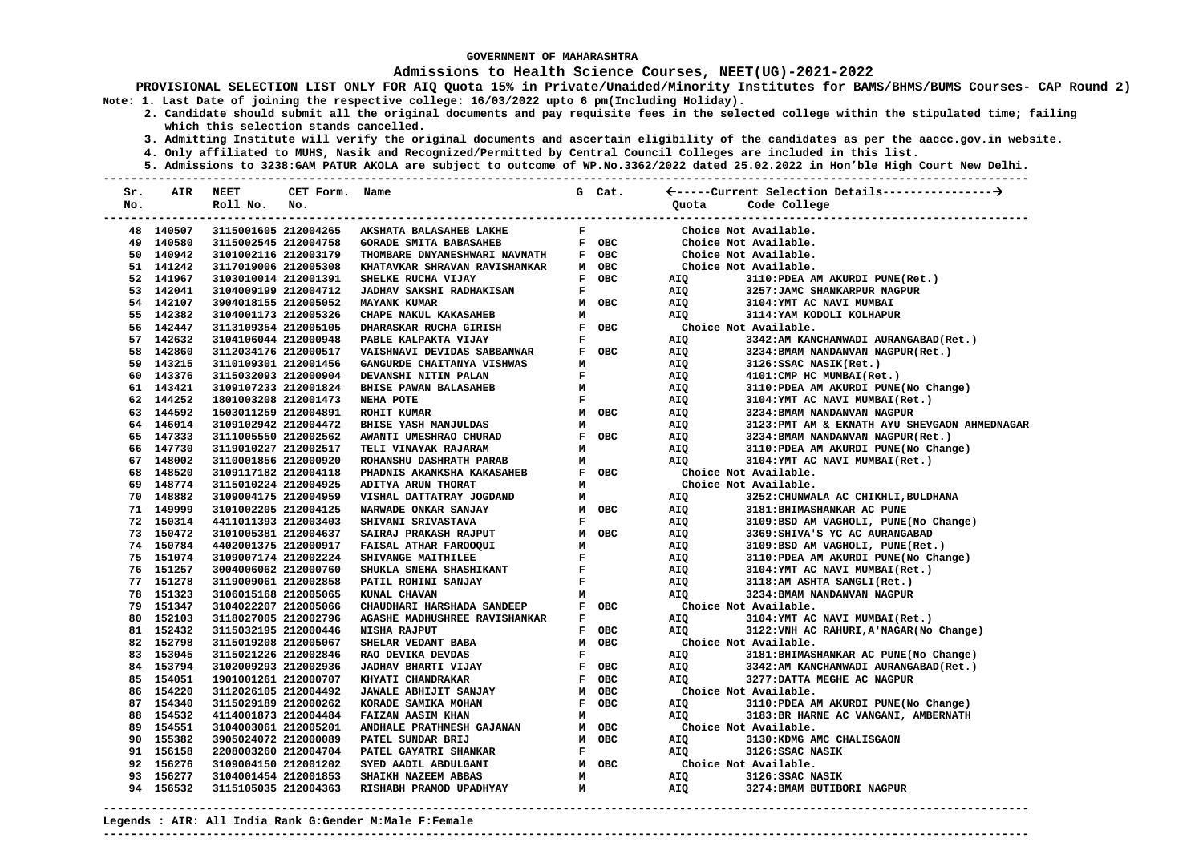GOVERNMENT OF MAHARASHTRA

**Admissions to Health Science Courses, NEET(UG)-2021-2022**

**PROVISIONAL SELECTION LIST ONLY FOR AIQ Quota 15% in Private/Unaided/Minority Institutes for BAMS/BHMS/BUMS Courses- CAP Round 2)**

Note: 1. Last Date of joining the respective college: 16/03/2022 upto 6 pm(Including Holiday).

2. Candidate should submit all the original documents and pay requisite fees in the selected college within the stipulated time; failing which this selection stands cancelled.

3. Admitting Institute will verify the original documents and ascertain eligibility of the candidates as per the aaccc.gov.in website.

4. Only affiliated to MUHS, Nasik and Recognized/Permitted by Central Council Colleges are included in this list.

5. Admissions to 3238:GAM PATUR AKOLA are subject to outcome of WP.No.3362/2022 dated 25.02.2022 in Hon'ble High Court New Delhi.

| Sr. No. | AIR | NEET Roll No. | CET Form. No. | Name | G | Cat. | Quota | Code College |
|---|---|---|---|---|---|---|---|---|
| 48 | 140507 | 3115001605 | 212004265 | AKSHATA BALASAHEB LAKHE | F | | | Choice Not Available. |
| 49 | 140580 | 3115002545 | 212004758 | GORADE SMITA BABASAHEB | F | OBC | | Choice Not Available. |
| 50 | 140942 | 3101002116 | 212003179 | THOMBARE DNYANESHWARI NAVNATH | F | OBC | | Choice Not Available. |
| 51 | 141242 | 3117019006 | 212005308 | KHATAVKAR SHRAVAN RAVISHANKAR | M | OBC | | Choice Not Available. |
| 52 | 141967 | 3103010014 | 212001391 | SHELKE RUCHA VIJAY | F | OBC | AIQ | 3110:PDEA AM AKURDI PUNE(Ret.) |
| 53 | 142041 | 3104009199 | 212004712 | JADHAV SAKSHI RADHAKISAN | F | | AIQ | 3257:JAMC SHANKARPUR NAGPUR |
| 54 | 142107 | 3904018155 | 212005052 | MAYANK KUMAR | M | OBC | AIQ | 3104:YMT AC NAVI MUMBAI |
| 55 | 142382 | 3104001173 | 212005326 | CHAPE NAKUL KAKASAHEB | M | | AIQ | 3114:YAM KODOLI KOLHAPUR |
| 56 | 142447 | 3113109354 | 212005105 | DHARASKAR RUCHA GIRISH | F | OBC | | Choice Not Available. |
| 57 | 142632 | 3104106044 | 212000948 | PABLE KALPAKTA VIJAY | F | | AIQ | 3342:AM KANCHANWADI AURANGABAD(Ret.) |
| 58 | 142860 | 3112034176 | 212000517 | VAISHNAVI DEVIDAS SABBANWAR | F | OBC | AIQ | 3234:BMAM NANDANVAN NAGPUR(Ret.) |
| 59 | 143215 | 3110109301 | 212001456 | GANGURDE CHAITANYA VISHWAS | M | | AIQ | 3126:SSAC NASIK(Ret.) |
| 60 | 143376 | 3115032093 | 212000904 | DEVANSHI NITIN PALAN | F | | AIQ | 4101:CMP HC MUMBAI(Ret.) |
| 61 | 143421 | 3109107233 | 212001824 | BHISE PAWAN BALASAHEB | M | | AIQ | 3110:PDEA AM AKURDI PUNE(No Change) |
| 62 | 144252 | 1801003208 | 212001473 | NEHA POTE | F | | AIQ | 3104:YMT AC NAVI MUMBAI(Ret.) |
| 63 | 144592 | 1503011259 | 212004891 | ROHIT KUMAR | M | OBC | AIQ | 3234:BMAM NANDANVAN NAGPUR |
| 64 | 146014 | 3109102942 | 212004472 | BHISE YASH MANJULDAS | M | | AIQ | 3123:PMT AM & EKNATH AYU SHEVGAON AHMEDNAGAR |
| 65 | 147333 | 3111005550 | 212002562 | AWANTI UMESHRAO CHURAD | F | OBC | AIQ | 3234:BMAM NANDANVAN NAGPUR(Ret.) |
| 66 | 147730 | 3119010227 | 212002517 | TELI VINAYAK RAJARAM | M | | AIQ | 3110:PDEA AM AKURDI PUNE(No Change) |
| 67 | 148002 | 3110001856 | 212000920 | ROHANSHU DASHRATH PARAB | M | | AIQ | 3104:YMT AC NAVI MUMBAI(Ret.) |
| 68 | 148520 | 3109117182 | 212004118 | PHADNIS AKANKSHA KAKASAHEB | F | OBC | | Choice Not Available. |
| 69 | 148774 | 3115010224 | 212004925 | ADITYA ARUN THORAT | M | | | Choice Not Available. |
| 70 | 148882 | 3109004175 | 212004959 | VISHAL DATTATRAY JOGDAND | M | | AIQ | 3252:CHUNWALA AC CHIKHLI,BULDHANA |
| 71 | 149999 | 3101002205 | 212004125 | NARWADE ONKAR SANJAY | M | OBC | AIQ | 3181:BHIMASHANKAR AC PUNE |
| 72 | 150314 | 4411011393 | 212003403 | SHIVANI SRIVASTAVA | F | | AIQ | 3109:BSD AM VAGHOLI, PUNE(No Change) |
| 73 | 150472 | 3101005381 | 212004637 | SAIRAJ PRAKASH RAJPUT | M | OBC | AIQ | 3369:SHIVA'S YC AC AURANGABAD |
| 74 | 150784 | 4402001375 | 212000917 | FAISAL ATHAR FAROOQUI | M | | AIQ | 3109:BSD AM VAGHOLI, PUNE(Ret.) |
| 75 | 151074 | 3109007174 | 212002224 | SHIVANGE MAITHILEE | F | | AIQ | 3110:PDEA AM AKURDI PUNE(No Change) |
| 76 | 151257 | 3004006062 | 212000760 | SHUKLA SNEHA SHASHIKANT | F | | AIQ | 3104:YMT AC NAVI MUMBAI(Ret.) |
| 77 | 151278 | 3119009061 | 212002858 | PATIL ROHINI SANJAY | F | | AIQ | 3118:AM ASHTA SANGLI(Ret.) |
| 78 | 151323 | 3106015168 | 212005065 | KUNAL CHAVAN | M | | AIQ | 3234:BMAM NANDANVAN NAGPUR |
| 79 | 151347 | 3104022207 | 212005066 | CHAUDHARI HARSHADA SANDEEP | F | OBC | | Choice Not Available. |
| 80 | 152103 | 3118027005 | 212002796 | AGASHE MADHUSHREE RAVISHANKAR | F | | AIQ | 3104:YMT AC NAVI MUMBAI(Ret.) |
| 81 | 152432 | 3115032195 | 212000446 | NISHA RAJPUT | F | OBC | AIQ | 3122:VNH AC RAHURI,A'NAGAR(No Change) |
| 82 | 152798 | 3115019208 | 212005067 | SHELAR VEDANT BABA | M | OBC | | Choice Not Available. |
| 83 | 153045 | 3115021226 | 212002846 | RAO DEVIKA DEVDAS | F | | AIQ | 3181:BHIMASHANKAR AC PUNE(No Change) |
| 84 | 153794 | 3102009293 | 212002936 | JADHAV BHARTI VIJAY | F | OBC | AIQ | 3342:AM KANCHANWADI AURANGABAD(Ret.) |
| 85 | 154051 | 1901001261 | 212000707 | KHYATI CHANDRAKAR | F | OBC | AIQ | 3277:DATTA MEGHE AC NAGPUR |
| 86 | 154220 | 3112026105 | 212004492 | JAWALE ABHIJIT SANJAY | M | OBC | | Choice Not Available. |
| 87 | 154340 | 3115029189 | 212000262 | KORADE SAMIKA MOHAN | F | OBC | AIQ | 3110:PDEA AM AKURDI PUNE(No Change) |
| 88 | 154532 | 4114001873 | 212004484 | FAIZAN AASIM KHAN | M | | AIQ | 3183:BR HARNE AC VANGANI, AMBERNATH |
| 89 | 154551 | 3104003061 | 212005201 | ANDHALE PRATHMESH GAJANAN | M | OBC | | Choice Not Available. |
| 90 | 155382 | 3905024072 | 212000089 | PATEL SUNDAR BRIJ | M | OBC | AIQ | 3130:KDMG AMC CHALISGAON |
| 91 | 156158 | 2208003260 | 212004704 | PATEL GAYATRI SHANKAR | F | | AIQ | 3126:SSAC NASIK |
| 92 | 156276 | 3109004150 | 212001202 | SYED AADIL ABDULGANI | M | OBC | | Choice Not Available. |
| 93 | 156277 | 3104001454 | 212001853 | SHAIKH NAZEEM ABBAS | M | | AIQ | 3126:SSAC NASIK |
| 94 | 156532 | 3115105035 | 212004363 | RISHABH PRAMOD UPADHYAY | M | | AIQ | 3274:BMAM BUTIBORI NAGPUR |

Legends : AIR: All India Rank G:Gender M:Male F:Female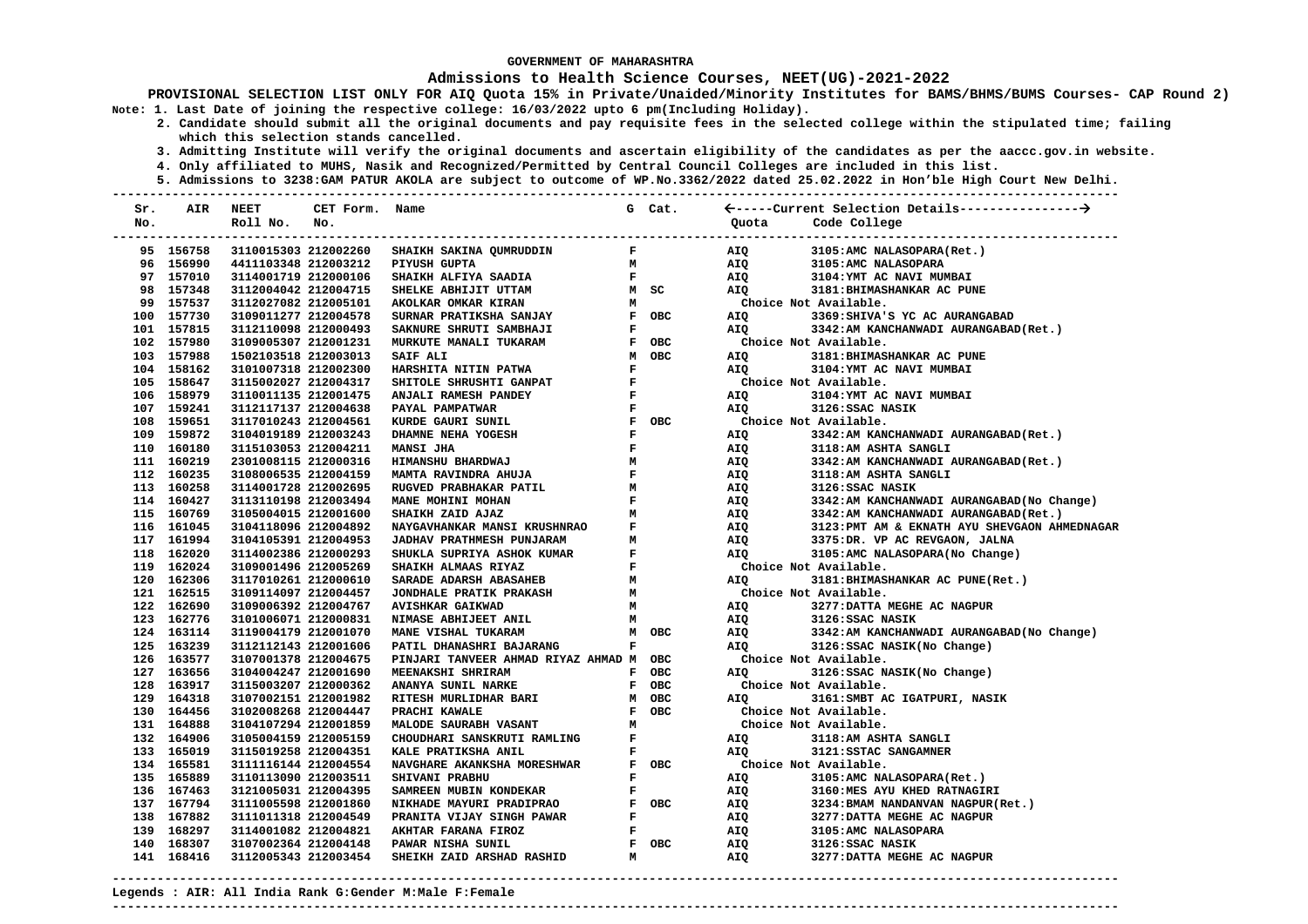GOVERNMENT OF MAHARASHTRA

## Admissions to Health Science Courses, NEET(UG)-2021-2022

**PROVISIONAL SELECTION LIST ONLY FOR AIQ Quota 15% in Private/Unaided/Minority Institutes for BAMS/BHMS/BUMS Courses- CAP Round 2)**

**Note: 1. Last Date of joining the respective college: 16/03/2022 upto 6 pm(Including Holiday).**

2. Candidate should submit all the original documents and pay requisite fees in the selected college within the stipulated time; failing which this selection stands cancelled.

3. Admitting Institute will verify the original documents and ascertain eligibility of the candidates as per the aaccc.gov.in website.

4. Only affiliated to MUHS, Nasik and Recognized/Permitted by Central Council Colleges are included in this list.

5. Admissions to 3238:GAM PATUR AKOLA are subject to outcome of WP.No.3362/2022 dated 25.02.2022 in Hon'ble High Court New Delhi.

| Sr. No. | AIR | NEET Roll No. | CET Form. No. | Name | G | Cat. | Quota | Code College |
|---|---|---|---|---|---|---|---|---|
| 95 | 156758 | 3110015303 | 212002260 | SHAIKH SAKINA QUMRUDDIN | F | | AIQ | 3105:AMC NALASOPARA(Ret.) |
| 96 | 156990 | 4411103348 | 212003212 | PIYUSH GUPTA | M | | AIQ | 3105:AMC NALASOPARA |
| 97 | 157010 | 3114001719 | 212000106 | SHAIKH ALFIYA SAADIA | F | | AIQ | 3104:YMT AC NAVI MUMBAI |
| 98 | 157348 | 3112004042 | 212004715 | SHELKE ABHIJIT UTTAM | M | SC | AIQ | 3181:BHIMASHANKAR AC PUNE |
| 99 | 157537 | 3112027082 | 212005101 | AKOLKAR OMKAR KIRAN | M | | Choice Not Available. | |
| 100 | 157730 | 3109011277 | 212004578 | SURNAR PRATIKSHA SANJAY | F | OBC | AIQ | 3369:SHIVA'S YC AC AURANGABAD |
| 101 | 157815 | 3112110098 | 212000493 | SAKNURE SHRUTI SAMBHAJI | F | | AIQ | 3342:AM KANCHANWADI AURANGABAD(Ret.) |
| 102 | 157980 | 3109005307 | 212001231 | MURKUTE MANALI TUKARAM | F | OBC | Choice Not Available. | |
| 103 | 157988 | 1502103518 | 212003013 | SAIF ALI | M | OBC | AIQ | 3181:BHIMASHANKAR AC PUNE |
| 104 | 158162 | 3101007318 | 212002300 | HARSHITA NITIN PATWA | F | | AIQ | 3104:YMT AC NAVI MUMBAI |
| 105 | 158647 | 3115002027 | 212004317 | SHITOLE SHRUSHTI GANPAT | F | | Choice Not Available. | |
| 106 | 158979 | 3110011135 | 212001475 | ANJALI RAMESH PANDEY | F | | AIQ | 3104:YMT AC NAVI MUMBAI |
| 107 | 159241 | 3112117137 | 212004638 | PAYAL PAMPATWAR | F | | AIQ | 3126:SSAC NASIK |
| 108 | 159651 | 3117010243 | 212004561 | KURDE GAURI SUNIL | F | OBC | Choice Not Available. | |
| 109 | 159872 | 3104019189 | 212003243 | DHAMNE NEHA YOGESH | F | | AIQ | 3342:AM KANCHANWADI AURANGABAD(Ret.) |
| 110 | 160180 | 3115103053 | 212004211 | MANSI JHA | F | | AIQ | 3118:AM ASHTA SANGLI |
| 111 | 160219 | 2301008115 | 212000316 | HIMANSHU BHARDWAJ | M | | AIQ | 3342:AM KANCHANWADI AURANGABAD(Ret.) |
| 112 | 160235 | 3108006535 | 212004159 | MAMTA RAVINDRA AHUJA | F | | AIQ | 3118:AM ASHTA SANGLI |
| 113 | 160258 | 3114001728 | 212002695 | RUGVED PRABHAKAR PATIL | M | | AIQ | 3126:SSAC NASIK |
| 114 | 160427 | 3113110198 | 212003494 | MANE MOHINI MOHAN | F | | AIQ | 3342:AM KANCHANWADI AURANGABAD(No Change) |
| 115 | 160769 | 3105004015 | 212001600 | SHAIKH ZAID AJAZ | M | | AIQ | 3342:AM KANCHANWADI AURANGABAD(Ret.) |
| 116 | 161045 | 3104118096 | 212004892 | NAYGAVHANKAR MANSI KRUSHNRAO | F | | AIQ | 3123:PMT AM & EKNATH AYU SHEVGAON AHMEDNAGAR |
| 117 | 161994 | 3104105391 | 212004953 | JADHAV PRATHMESH PUNJARAM | M | | AIQ | 3375:DR. VP AC REVGAON, JALNA |
| 118 | 162020 | 3114002386 | 212000293 | SHUKLA SUPRIYA ASHOK KUMAR | F | | AIQ | 3105:AMC NALASOPARA(No Change) |
| 119 | 162024 | 3109001496 | 212005269 | SHAIKH ALMAAS RIYAZ | F | | Choice Not Available. | |
| 120 | 162306 | 3117010261 | 212000610 | SARADE ADARSH ABASAHEB | M | | AIQ | 3181:BHIMASHANKAR AC PUNE(Ret.) |
| 121 | 162515 | 3109114097 | 212004457 | JONDHALE PRATIK PRAKASH | M | | Choice Not Available. | |
| 122 | 162690 | 3109006392 | 212004767 | AVISHKAR GAIKWAD | M | | AIQ | 3277:DATTA MEGHE AC NAGPUR |
| 123 | 162776 | 3101006071 | 212000831 | NIMASE ABHIJEET ANIL | M | | AIQ | 3126:SSAC NASIK |
| 124 | 163114 | 3119004179 | 212001070 | MANE VISHAL TUKARAM | M | OBC | AIQ | 3342:AM KANCHANWADI AURANGABAD(No Change) |
| 125 | 163239 | 3112112143 | 212001606 | PATIL DHANASHRI BAJARANG | F | | AIQ | 3126:SSAC NASIK(No Change) |
| 126 | 163577 | 3107001378 | 212004675 | PINJARI TANVEER AHMAD RIYAZ AHMAD | M | OBC | Choice Not Available. | |
| 127 | 163656 | 3104004247 | 212001690 | MEENAKSHI SHRIRAM | F | OBC | AIQ | 3126:SSAC NASIK(No Change) |
| 128 | 163917 | 3115003207 | 212000362 | ANANYA SUNIL NARKE | F | OBC | Choice Not Available. | |
| 129 | 164318 | 3107002151 | 212001982 | RITESH MURLIDHAR BARI | M | OBC | AIQ | 3161:SMBT AC IGATPURI, NASIK |
| 130 | 164456 | 3102008268 | 212004447 | PRACHI KAWALE | F | OBC | Choice Not Available. | |
| 131 | 164888 | 3104107294 | 212001859 | MALODE SAURABH VASANT | M | | Choice Not Available. | |
| 132 | 164906 | 3105004159 | 212005159 | CHOUDHARI SANSKRUTI RAMLING | F | | AIQ | 3118:AM ASHTA SANGLI |
| 133 | 165019 | 3115019258 | 212004351 | KALE PRATIKSHA ANIL | F | | AIQ | 3121:SSTAC SANGAMNER |
| 134 | 165581 | 3111116144 | 212004554 | NAVGHARE AKANKSHA MORESHWAR | F | OBC | Choice Not Available. | |
| 135 | 165889 | 3110113090 | 212003511 | SHIVANI PRABHU | F | | AIQ | 3105:AMC NALASOPARA(Ret.) |
| 136 | 167463 | 3121005031 | 212004395 | SAMREEN MUBIN KONDEKAR | F | | AIQ | 3160:MES AYU KHED RATNAGIRI |
| 137 | 167794 | 3111005598 | 212001860 | NIKHADE MAYURI PRADIPRAO | F | OBC | AIQ | 3234:BMAM NANDANVAN NAGPUR(Ret.) |
| 138 | 167882 | 3111011318 | 212004549 | PRANITA VIJAY SINGH PAWAR | F | | AIQ | 3277:DATTA MEGHE AC NAGPUR |
| 139 | 168297 | 3114001082 | 212004821 | AKHTAR FARANA FIROZ | F | | AIQ | 3105:AMC NALASOPARA |
| 140 | 168307 | 3107002364 | 212004148 | PAWAR NISHA SUNIL | F | OBC | AIQ | 3126:SSAC NASIK |
| 141 | 168416 | 3112005343 | 212003454 | SHEIKH ZAID ARSHAD RASHID | M | | AIQ | 3277:DATTA MEGHE AC NAGPUR |

**Legends : AIR: All India Rank G:Gender M:Male F:Female**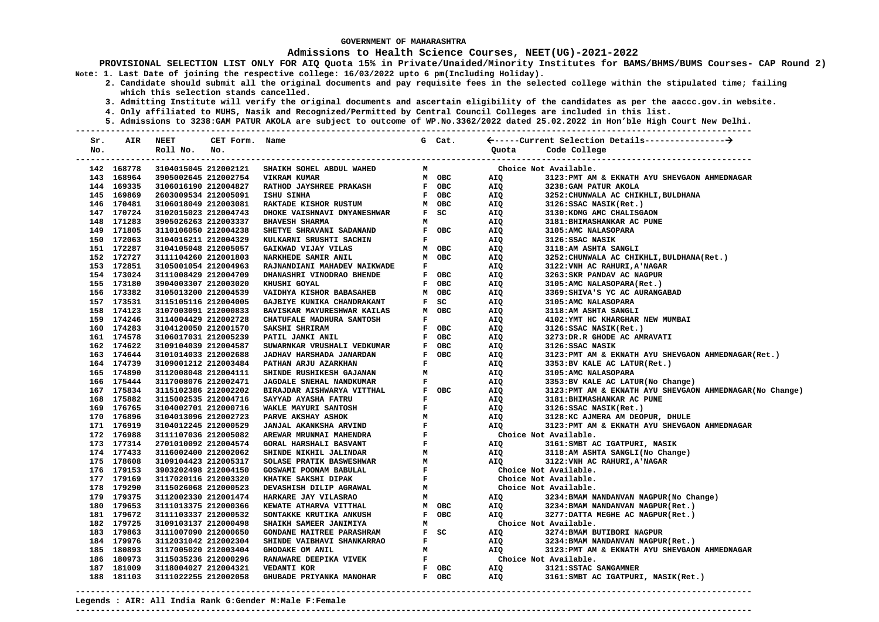GOVERNMENT OF MAHARASHTRA

## Admissions to Health Science Courses, NEET(UG)-2021-2022

**PROVISIONAL SELECTION LIST ONLY FOR AIQ Quota 15% in Private/Unaided/Minority Institutes for BAMS/BHMS/BUMS Courses- CAP Round 2)**

**Note: 1. Last Date of joining the respective college: 16/03/2022 upto 6 pm(Including Holiday).**

**2. Candidate should submit all the original documents and pay requisite fees in the selected college within the stipulated time; failing which this selection stands cancelled.**

**3. Admitting Institute will verify the original documents and ascertain eligibility of the candidates as per the aaccc.gov.in website.**

**4. Only affiliated to MUHS, Nasik and Recognized/Permitted by Central Council Colleges are included in this list.**

**5. Admissions to 3238:GAM PATUR AKOLA are subject to outcome of WP.No.3362/2022 dated 25.02.2022 in Hon'ble High Court New Delhi.**

| Sr. No. | AIR | NEET Roll No. | CET Form. No. | Name | G | Cat. | Quota | Code College |
|---|---|---|---|---|---|---|---|---|
| 142 | 168778 | 3104015045 | 212002121 | SHAIKH SOHEL ABDUL WAHED | M | | Choice Not Available. | |
| 143 | 168964 | 3905002645 | 212002754 | VIKRAM KUMAR | M | OBC | AIQ | 3123:PMT AM & EKNATH AYU SHEVGAON AHMEDNAGAR |
| 144 | 169335 | 3106016190 | 212004827 | RATHOD JAYSHREE PRAKASH | F | OBC | AIQ | 3238:GAM PATUR AKOLA |
| 145 | 169869 | 2603009534 | 212005091 | ISHU SINHA | F | OBC | AIQ | 3252:CHUNWALA AC CHIKHLI,BULDHANA |
| 146 | 170481 | 3106018049 | 212003081 | RAKTADE KISHOR RUSTUM | M | OBC | AIQ | 3126:SSAC NASIK(Ret.) |
| 147 | 170724 | 3102015023 | 212004743 | DHOKE VAISHNAVI DNYANESHWAR | F | SC | AIQ | 3130:KDMG AMC CHALISGAON |
| 148 | 171283 | 3905026263 | 212003337 | BHAVESH SHARMA | M | | AIQ | 3181:BHIMASHANKAR AC PUNE |
| 149 | 171805 | 3110106050 | 212004238 | SHETYE SHRAVANI SADANAND | F | OBC | AIQ | 3105:AMC NALASOPARA |
| 150 | 172063 | 3104016211 | 212004329 | KULKARNI SRUSHTI SACHIN | F | | AIQ | 3126:SSAC NASIK |
| 151 | 172287 | 3104105048 | 212005057 | GAIKWAD VIJAY VILAS | M | OBC | AIQ | 3118:AM ASHTA SANGLI |
| 152 | 172727 | 3111104260 | 212001803 | NARKHEDE SAMIR ANIL | M | OBC | AIQ | 3252:CHUNWALA AC CHIKHLI,BULDHANA(Ret.) |
| 153 | 172851 | 3105001054 | 212004963 | RAJNANDIANI MAHADEV NAIKWADE | F | | AIQ | 3122:VNH AC RAHURI,A'NAGAR |
| 154 | 173024 | 3111008429 | 212004709 | DHANASHRI VINODRAO BHENDE | F | OBC | AIQ | 3263:SKR PANDAV AC NAGPUR |
| 155 | 173180 | 3904003307 | 212003020 | KHUSHI GOYAL | F | OBC | AIQ | 3105:AMC NALASOPARA(Ret.) |
| 156 | 173382 | 3105013200 | 212004539 | VAIDHYA KISHOR BABASAHEB | M | OBC | AIQ | 3369:SHIVA'S YC AC AURANGABAD |
| 157 | 173531 | 3115105116 | 212004005 | GAJBIYE KUNIKA CHANDRAKANT | F | SC | AIQ | 3105:AMC NALASOPARA |
| 158 | 174123 | 3107003091 | 212000833 | BAVISKAR MAYURESHWAR KAILAS | M | OBC | AIQ | 3118:AM ASHTA SANGLI |
| 159 | 174246 | 3114004429 | 212002728 | CHATUFALE MADHURA SANTOSH | F | | AIQ | 4102:YMT HC KHARGHAR NEW MUMBAI |
| 160 | 174283 | 3104120050 | 212001570 | SAKSHI SHRIRAM | F | OBC | AIQ | 3126:SSAC NASIK(Ret.) |
| 161 | 174578 | 3106017031 | 212005239 | PATIL JANKI ANIL | F | OBC | AIQ | 3273:DR.R GHODE AC AMRAVATI |
| 162 | 174622 | 3109104039 | 212004587 | SUWARNKAR VRUSHALI VEDKUMAR | F | OBC | AIQ | 3126:SSAC NASIK |
| 163 | 174644 | 3101014033 | 212002688 | JADHAV HARSHADA JANARDAN | F | OBC | AIQ | 3123:PMT AM & EKNATH AYU SHEVGAON AHMEDNAGAR(Ret.) |
| 164 | 174739 | 3109001212 | 212003484 | PATHAN ARJU AZARKHAN | F | | AIQ | 3353:BV KALE AC LATUR(Ret.) |
| 165 | 174890 | 3112008048 | 212004111 | SHINDE RUSHIKESH GAJANAN | M | | AIQ | 3105:AMC NALASOPARA |
| 166 | 175444 | 3117008076 | 212002471 | JAGDALE SNEHAL NANDKUMAR | F | | AIQ | 3353:BV KALE AC LATUR(No Change) |
| 167 | 175834 | 3115102386 | 212002202 | BIRAJDAR AISHWARYA VITTHAL | F | OBC | AIQ | 3123:PMT AM & EKNATH AYU SHEVGAON AHMEDNAGAR(No Change) |
| 168 | 175882 | 3115002535 | 212004716 | SAYYAD AYASHA FATRU | F | | AIQ | 3181:BHIMASHANKAR AC PUNE |
| 169 | 176765 | 3104002701 | 212000716 | WAKLE MAYURI SANTOSH | F | | AIQ | 3126:SSAC NASIK(Ret.) |
| 170 | 176896 | 3104013096 | 212002723 | PARVE AKSHAY ASHOK | M | | AIQ | 3128:KC AJMERA AM DEOPUR, DHULE |
| 171 | 176919 | 3104012245 | 212000529 | JANJAL AKANKSHA ARVIND | F | | AIQ | 3123:PMT AM & EKNATH AYU SHEVGAON AHMEDNAGAR |
| 172 | 176988 | 3111107036 | 212005082 | AREWAR MRUNMAI MAHENDRA | F | | Choice Not Available. | |
| 173 | 177314 | 2701010092 | 212004574 | GORAL HARSHALI BASVANT | F | | AIQ | 3161:SMBT AC IGATPURI, NASIK |
| 174 | 177433 | 3116002400 | 212002062 | SHINDE NIKHIL JALINDAR | M | | AIQ | 3118:AM ASHTA SANGLI(No Change) |
| 175 | 178608 | 3109104423 | 212005317 | SOLASE PRATIK BASWESHWAR | M | | AIQ | 3122:VNH AC RAHURI,A'NAGAR |
| 176 | 179153 | 3903202498 | 212004150 | GOSWAMI POONAM BABULAL | F | | Choice Not Available. | |
| 177 | 179169 | 3117020116 | 212003320 | KHATKE SAKSHI DIPAK | F | | Choice Not Available. | |
| 178 | 179290 | 3115026068 | 212000523 | DEVASHISH DILIP AGRAWAL | M | | Choice Not Available. | |
| 179 | 179375 | 3112002330 | 212001474 | HARKARE JAY VILASRAO | M | | AIQ | 3234:BMAM NANDANVAN NAGPUR(No Change) |
| 180 | 179653 | 3111013375 | 212000366 | KEWATE ATHARVA VITTHAL | M | OBC | AIQ | 3234:BMAM NANDANVAN NAGPUR(Ret.) |
| 181 | 179672 | 3111103337 | 212000532 | SONTAKKE KRUTIKA ANKUSH | F | OBC | AIQ | 3277:DATTA MEGHE AC NAGPUR(Ret.) |
| 182 | 179725 | 3109103137 | 212000498 | SHAIKH SAMEER JANIMIYA | M | | Choice Not Available. | |
| 183 | 179863 | 3111007090 | 212000650 | GONDANE MAITREE PARASHRAM | F | SC | AIQ | 3274:BMAM BUTIBORI NAGPUR |
| 184 | 179976 | 3112031042 | 212002304 | SHINDE VAIBHAVI SHANKARRAO | F | | AIQ | 3234:BMAM NANDANVAN NAGPUR(Ret.) |
| 185 | 180893 | 3117005020 | 212003404 | GHODAKE OM ANIL | M | | AIQ | 3123:PMT AM & EKNATH AYU SHEVGAON AHMEDNAGAR |
| 186 | 180973 | 3115035236 | 212000296 | RANAWARE DEEPIKA VIVEK | F | | Choice Not Available. | |
| 187 | 181009 | 3118004027 | 212004321 | VEDANTI KOR | F | OBC | AIQ | 3121:SSTAC SANGAMNER |
| 188 | 181103 | 3111022255 | 212002058 | GHUBADE PRIYANKA MANOHAR | F | OBC | AIQ | 3161:SMBT AC IGATPURI, NASIK(Ret.) |

**Legends : AIR: All India Rank G:Gender M:Male F:Female**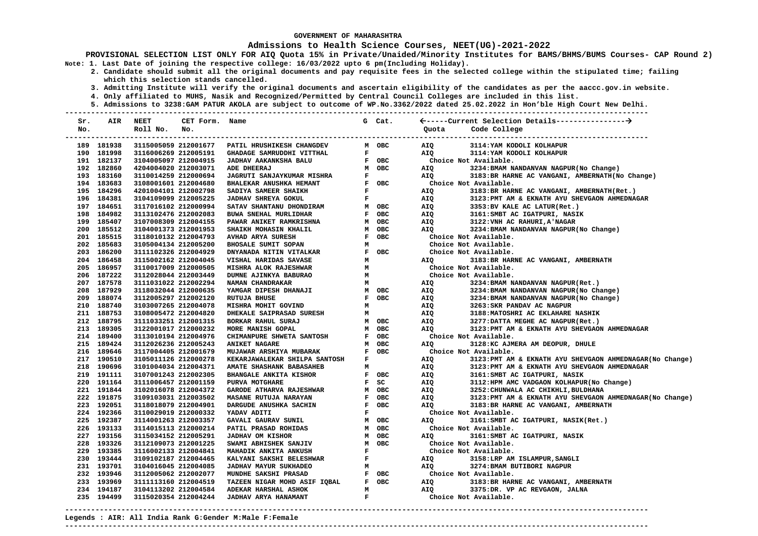GOVERNMENT OF MAHARASHTRA

**Admissions to Health Science Courses, NEET(UG)-2021-2022**

**PROVISIONAL SELECTION LIST ONLY FOR AIQ Quota 15% in Private/Unaided/Minority Institutes for BAMS/BHMS/BUMS Courses- CAP Round 2)**

Note: 1. Last Date of joining the respective college: 16/03/2022 upto 6 pm(Including Holiday).
2. Candidate should submit all the original documents and pay requisite fees in the selected college within the stipulated time; failing which this selection stands cancelled.
3. Admitting Institute will verify the original documents and ascertain eligibility of the candidates as per the aaccc.gov.in website.
4. Only affiliated to MUHS, Nasik and Recognized/Permitted by Central Council Colleges are included in this list.
5. Admissions to 3238:GAM PATUR AKOLA are subject to outcome of WP.No.3362/2022 dated 25.02.2022 in Hon'ble High Court New Delhi.

| Sr. No. | AIR | NEET Roll No. | CET Form. No. | Name | G | Cat. | Quota | Code College |
|---|---|---|---|---|---|---|---|---|
| 189 | 181938 | 3115005059 | 212001677 | PATIL HRUSHIKESH CHANGDEV | M | OBC | AIQ | 3114:YAM KODOLI KOLHAPUR |
| 190 | 181998 | 3116006269 | 212005191 | GHADAGE SAMRUDDHI VITTHAL | F | | AIQ | 3114:YAM KODOLI KOLHAPUR |
| 191 | 182137 | 3104005097 | 212004915 | JADHAV AAKANKSHA BALU | F | OBC | Choice Not Available. | |
| 192 | 182860 | 4204004020 | 212003071 | ADE DHEERAJ | M | OBC | AIQ | 3234:BMAM NANDANVAN NAGPUR(No Change) |
| 193 | 183160 | 3110014259 | 212000694 | JAGRUTI SANJAYKUMAR MISHRA | F | | AIQ | 3183:BR HARNE AC VANGANI, AMBERNATH(No Change) |
| 194 | 183683 | 3108001601 | 212004680 | BHALEKAR ANUSHKA HEMANT | F | OBC | Choice Not Available. | |
| 195 | 184296 | 4201004101 | 212002798 | SADIYA SAMEER SHAIKH | F | | AIQ | 3183:BR HARNE AC VANGANI, AMBERNATH(Ret.) |
| 196 | 184381 | 3104109099 | 212005225 | JADHAV SHREYA GOKUL | F | | AIQ | 3123:PMT AM & EKNATH AYU SHEVGAON AHMEDNAGAR |
| 197 | 184651 | 3117016102 | 212000994 | SATAV SHANTANU DHONDIRAM | M | OBC | AIQ | 3353:BV KALE AC LATUR(Ret.) |
| 198 | 184982 | 3113102476 | 212002083 | BUWA SNEHAL MURLIDHAR | F | OBC | AIQ | 3161:SMBT AC IGATPURI, NASIK |
| 199 | 185407 | 3107008309 | 212004155 | PAWAR ANIKET RAMKRISHNA | M | OBC | AIQ | 3122:VNH AC RAHURI,A'NAGAR |
| 200 | 185512 | 3104001373 | 212001953 | SHAIKH MOHASIN KHALIL | M | OBC | AIQ | 3234:BMAM NANDANVAN NAGPUR(No Change) |
| 201 | 185515 | 3118010132 | 212004793 | AVHAD ARYA SURESH | F | OBC | Choice Not Available. | |
| 202 | 185683 | 3105004134 | 212005200 | BHOSALE SUMIT SOPAN | M | | Choice Not Available. | |
| 203 | 186200 | 3111102326 | 212004929 | DNYANADA NITIN VITALKAR | F | OBC | Choice Not Available. | |
| 204 | 186458 | 3115002162 | 212004045 | VISHAL HARIDAS SAVASE | M | | AIQ | 3183:BR HARNE AC VANGANI, AMBERNATH |
| 205 | 186957 | 3110017009 | 212000505 | MISHRA ALOK RAJESHWAR | M | | Choice Not Available. | |
| 206 | 187222 | 3112028044 | 212003449 | DUMNE AJINKYA BABURAO | M | | Choice Not Available. | |
| 207 | 187578 | 3111031022 | 212002294 | NAMAN CHANDRAKAR | M | | AIQ | 3234:BMAM NANDANVAN NAGPUR(Ret.) |
| 208 | 187929 | 3118032044 | 212000635 | YAMGAR DIPESH DHANAJI | M | OBC | AIQ | 3234:BMAM NANDANVAN NAGPUR(No Change) |
| 209 | 188074 | 3112005297 | 212002120 | RUTUJA BHUSE | F | OBC | AIQ | 3234:BMAM NANDANVAN NAGPUR(No Change) |
| 210 | 188740 | 3103007265 | 212004078 | MISHRA MOHIT GOVIND | M | | AIQ | 3263:SKR PANDAV AC NAGPUR |
| 211 | 188753 | 3108005472 | 212004820 | DHEKALE SAIPRASAD SURESH | M | | AIQ | 3188:MATOSHRI AC EKLAHARE NASHIK |
| 212 | 188795 | 3111033251 | 212001315 | BORKAR RAHUL SURAJ | M | OBC | AIQ | 3277:DATTA MEGHE AC NAGPUR(Ret.) |
| 213 | 189305 | 3122001017 | 212000232 | MORE MANISH GOPAL | M | OBC | AIQ | 3123:PMT AM & EKNATH AYU SHEVGAON AHMEDNAGAR |
| 214 | 189400 | 3113010194 | 212004976 | CHIMANPURE SHWETA SANTOSH | F | OBC | Choice Not Available. | |
| 215 | 189424 | 3112026236 | 212005243 | ANIKET NAGARE | M | OBC | AIQ | 3128:KC AJMERA AM DEOPUR, DHULE |
| 216 | 189646 | 3117004405 | 212001679 | MUJAWAR ARSHIYA MUBARAK | F | OBC | Choice Not Available. | |
| 217 | 190510 | 3105011126 | 212000278 | KEKARJAWALEKAR SHILPA SANTOSH | F | | AIQ | 3123:PMT AM & EKNATH AYU SHEVGAON AHMEDNAGAR(No Change) |
| 218 | 190696 | 3101004034 | 212004371 | AMATE SHASHANK BABASAHEB | M | | AIQ | 3123:PMT AM & EKNATH AYU SHEVGAON AHMEDNAGAR |
| 219 | 191111 | 3107001243 | 212002305 | BHANGALE ANKITA KISHOR | F | OBC | AIQ | 3161:SMBT AC IGATPURI, NASIK |
| 220 | 191164 | 3111006457 | 212001159 | PURVA MOTGHARE | F | SC | AIQ | 3112:HPM AMC VADGAON KOLHAPUR(No Change) |
| 221 | 191844 | 3102016078 | 212004372 | GARODE ATHARVA RAJESHWAR | M | OBC | AIQ | 3252:CHUNWALA AC CHIKHLI,BULDHANA |
| 222 | 191875 | 3109103031 | 212003502 | MASANE RUTUJA NARAYAN | F | OBC | AIQ | 3123:PMT AM & EKNATH AYU SHEVGAON AHMEDNAGAR(No Change) |
| 223 | 192051 | 3118018079 | 212004901 | DARGUDE ANUSHKA SACHIN | F | OBC | AIQ | 3183:BR HARNE AC VANGANI, AMBERNATH |
| 224 | 192366 | 3110029019 | 212000332 | YADAV ADITI | F | | Choice Not Available. | |
| 225 | 192387 | 3114001263 | 212003357 | GAVALI GAURAV SUNIL | M | OBC | AIQ | 3161:SMBT AC IGATPURI, NASIK(Ret.) |
| 226 | 193133 | 3114015113 | 212000214 | PATIL PRASAD ROHIDAS | M | OBC | Choice Not Available. | |
| 227 | 193156 | 3115034152 | 212005291 | JADHAV OM KISHOR | M | OBC | AIQ | 3161:SMBT AC IGATPURI, NASIK |
| 228 | 193326 | 3112109073 | 212001225 | SWAMI ABHISHEK SANJIV | M | OBC | Choice Not Available. | |
| 229 | 193385 | 3116002133 | 212004841 | MAHADIK ANKITA ANKUSH | F | | Choice Not Available. | |
| 230 | 193444 | 3109102187 | 212004465 | KALYANI SAKSHI BELESHWAR | F | | AIQ | 3158:LRP AM ISLAMPUR,SANGLI |
| 231 | 193701 | 3104016045 | 212004085 | JADHAV MAYUR SUKHADEO | M | | AIQ | 3274:BMAM BUTIBORI NAGPUR |
| 232 | 193946 | 3112005062 | 212002077 | MUNDHE SAKSHI PRASAD | F | OBC | Choice Not Available. | |
| 233 | 193969 | 3111113160 | 212004519 | TAZEEN NIGAR MOHD ASIF IQBAL | F | OBC | AIQ | 3183:BR HARNE AC VANGANI, AMBERNATH |
| 234 | 194187 | 3104113202 | 212004584 | ADEKAR HARSHAL ASHOK | M | | AIQ | 3375:DR. VP AC REVGAON, JALNA |
| 235 | 194499 | 3115020354 | 212004244 | JADHAV ARYA HANAMANT | F | | Choice Not Available. | |

Legends : AIR: All India Rank G:Gender M:Male F:Female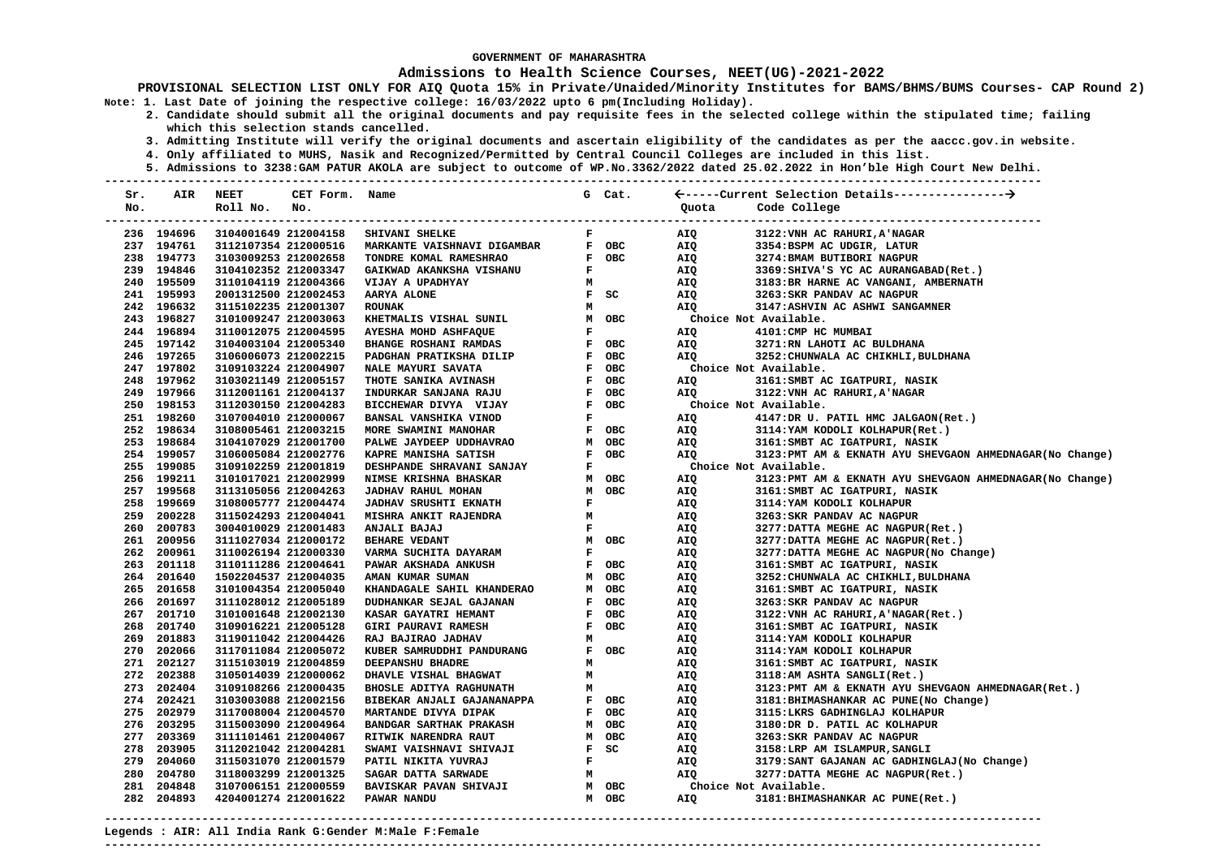GOVERNMENT OF MAHARASHTRA

**Admissions to Health Science Courses, NEET(UG)-2021-2022**

**PROVISIONAL SELECTION LIST ONLY FOR AIQ Quota 15% in Private/Unaided/Minority Institutes for BAMS/BHMS/BUMS Courses- CAP Round 2)**

Note: 1. Last Date of joining the respective college: 16/03/2022 upto 6 pm(Including Holiday).

2. Candidate should submit all the original documents and pay requisite fees in the selected college within the stipulated time; failing which this selection stands cancelled.

3. Admitting Institute will verify the original documents and ascertain eligibility of the candidates as per the aaccc.gov.in website.

4. Only affiliated to MUHS, Nasik and Recognized/Permitted by Central Council Colleges are included in this list.

5. Admissions to 3238:GAM PATUR AKOLA are subject to outcome of WP.No.3362/2022 dated 25.02.2022 in Hon'ble High Court New Delhi.

| Sr. No. | AIR | NEET Roll No. | CET Form. No. | Name | G | Cat. | Quota | Code College |
|---|---|---|---|---|---|---|---|---|
| 236 | 194696 | 3104001649 | 212004158 | SHIVANI SHELKE | F | | AIQ | 3122:VNH AC RAHURI,A'NAGAR |
| 237 | 194761 | 3112107354 | 212000516 | MARKANTE VAISHNAVI DIGAMBAR | F | OBC | AIQ | 3354:BSPM AC UDGIR, LATUR |
| 238 | 194773 | 3103009253 | 212002658 | TONDRE KOMAL RAMESHRAO | F | OBC | AIQ | 3274:BMAM BUTIBORI NAGPUR |
| 239 | 194846 | 3104102352 | 212003347 | GAIKWAD AKANKSHA VISHANU | F | | AIQ | 3369:SHIVA'S YC AC AURANGABAD(Ret.) |
| 240 | 195509 | 3110104119 | 212004366 | VIJAY A UPADHYAY | M | | AIQ | 3183:BR HARNE AC VANGANI, AMBERNATH |
| 241 | 195993 | 2001312500 | 212002453 | AARYA ALONE | F | SC | AIQ | 3263:SKR PANDAV AC NAGPUR |
| 242 | 196632 | 3115102235 | 212001307 | ROUNAK | M | | AIQ | 3147:ASHVIN AC ASHWI SANGAMNER |
| 243 | 196827 | 3101009247 | 212003063 | KHETMALIS VISHAL SUNIL | M | OBC | Choice Not Available. | |
| 244 | 196894 | 3110012075 | 212004595 | AYESHA MOHD ASHFAQUE | F | | AIQ | 4101:CMP HC MUMBAI |
| 245 | 197142 | 3104003104 | 212005340 | BHANGE ROSHANI RAMDAS | F | OBC | AIQ | 3271:RN LAHOTI AC BULDHANA |
| 246 | 197265 | 3106006073 | 212002215 | PADGHAN PRATIKSHA DILIP | F | OBC | AIQ | 3252:CHUNWALA AC CHIKHLI,BULDHANA |
| 247 | 197802 | 3109103224 | 212004907 | NALE MAYURI SAVATA | F | OBC | Choice Not Available. | |
| 248 | 197962 | 3103021149 | 212005157 | THOTE SANIKA AVINASH | F | OBC | AIQ | 3161:SMBT AC IGATPURI, NASIK |
| 249 | 197966 | 3112001161 | 212004137 | INDURKAR SANJANA RAJU | F | OBC | AIQ | 3122:VNH AC RAHURI,A'NAGAR |
| 250 | 198153 | 3112030150 | 212004283 | BICCHEWAR DIVYA VIJAY | F | OBC | Choice Not Available. | |
| 251 | 198260 | 3107004010 | 212000067 | BANSAL VANSHIKA VINOD | F | | AIQ | 4147:DR U. PATIL HMC JALGAON(Ret.) |
| 252 | 198634 | 3108005461 | 212003215 | MORE SWAMINI MANOHAR | F | OBC | AIQ | 3114:YAM KODOLI KOLHAPUR(Ret.) |
| 253 | 198684 | 3104107029 | 212001700 | PALWE JAYDEEP UDDHAVRAO | M | OBC | AIQ | 3161:SMBT AC IGATPURI, NASIK |
| 254 | 199057 | 3106005084 | 212002776 | KAPRE MANISHA SATISH | F | OBC | AIQ | 3123:PMT AM & EKNATH AYU SHEVGAON AHMEDNAGAR(No Change) |
| 255 | 199085 | 3109102259 | 212001819 | DESHPANDE SHRAVANI SANJAY | F | | Choice Not Available. | |
| 256 | 199211 | 3101017021 | 212002999 | NIMSE KRISHNA BHASKAR | M | OBC | AIQ | 3123:PMT AM & EKNATH AYU SHEVGAON AHMEDNAGAR(No Change) |
| 257 | 199568 | 3113105056 | 212004263 | JADHAV RAHUL MOHAN | M | OBC | AIQ | 3161:SMBT AC IGATPURI, NASIK |
| 258 | 199669 | 3108005777 | 212004474 | JADHAV SRUSHTI EKNATH | F | | AIQ | 3114:YAM KODOLI KOLHAPUR |
| 259 | 200228 | 3115024293 | 212004041 | MISHRA ANKIT RAJENDRA | M | | AIQ | 3263:SKR PANDAV AC NAGPUR |
| 260 | 200783 | 3004010029 | 212001483 | ANJALI BAJAJ | F | | AIQ | 3277:DATTA MEGHE AC NAGPUR(Ret.) |
| 261 | 200956 | 3111027034 | 212000172 | BEHARE VEDANT | M | OBC | AIQ | 3277:DATTA MEGHE AC NAGPUR(Ret.) |
| 262 | 200961 | 3110026194 | 212000330 | VARMA SUCHITA DAYARAM | F | | AIQ | 3277:DATTA MEGHE AC NAGPUR(No Change) |
| 263 | 201118 | 3110111286 | 212004641 | PAWAR AKSHADA ANKUSH | F | OBC | AIQ | 3161:SMBT AC IGATPURI, NASIK |
| 264 | 201640 | 1502204537 | 212004035 | AMAN KUMAR SUMAN | M | OBC | AIQ | 3252:CHUNWALA AC CHIKHLI,BULDHANA |
| 265 | 201658 | 3101004354 | 212005040 | KHANDAGALE SAHIL KHANDERAO | M | OBC | AIQ | 3161:SMBT AC IGATPURI, NASIK |
| 266 | 201697 | 3111028012 | 212005189 | DUDHANKAR SEJAL GAJANAN | F | OBC | AIQ | 3263:SKR PANDAV AC NAGPUR |
| 267 | 201710 | 3101001648 | 212002130 | KASAR GAYATRI HEMANT | F | OBC | AIQ | 3122:VNH AC RAHURI,A'NAGAR(Ret.) |
| 268 | 201740 | 3109016221 | 212005128 | GIRI PAURAVI RAMESH | F | OBC | AIQ | 3161:SMBT AC IGATPURI, NASIK |
| 269 | 201883 | 3119011042 | 212004426 | RAJ BAJIRAO JADHAV | M | | AIQ | 3114:YAM KODOLI KOLHAPUR |
| 270 | 202066 | 3117011084 | 212005072 | KUBER SAMRUDDHI PANDURANG | F | OBC | AIQ | 3114:YAM KODOLI KOLHAPUR |
| 271 | 202127 | 3115103019 | 212004859 | DEEPANSHU BHADRE | M | | AIQ | 3161:SMBT AC IGATPURI, NASIK |
| 272 | 202388 | 3105014039 | 212000062 | DHAVLE VISHAL BHAGWAT | M | | AIQ | 3118:AM ASHTA SANGLI(Ret.) |
| 273 | 202404 | 3109108266 | 212000435 | BHOSLE ADITYA RAGHUNATH | M | | AIQ | 3123:PMT AM & EKNATH AYU SHEVGAON AHMEDNAGAR(Ret.) |
| 274 | 202421 | 3103003088 | 212002156 | BIBEKAR ANJALI GAJANANAPPA | F | OBC | AIQ | 3181:BHIMASHANKAR AC PUNE(No Change) |
| 275 | 202979 | 3117008004 | 212004570 | MARTANDE DIVYA DIPAK | F | OBC | AIQ | 3115:LKRS GADHINGLAJ KOLHAPUR |
| 276 | 203295 | 3115003090 | 212004964 | BANDGAR SARTHAK PRAKASH | M | OBC | AIQ | 3180:DR D. PATIL AC KOLHAPUR |
| 277 | 203369 | 3111101461 | 212004067 | RITWIK NARENDRA RAUT | M | OBC | AIQ | 3263:SKR PANDAV AC NAGPUR |
| 278 | 203905 | 3112021042 | 212004281 | SWAMI VAISHNAVI SHIVAJI | F | SC | AIQ | 3158:LRP AM ISLAMPUR,SANGLI |
| 279 | 204060 | 3115031070 | 212001579 | PATIL NIKITA YUVRAJ | F | | AIQ | 3179:SANT GAJANAN AC GADHINGLAJ(No Change) |
| 280 | 204780 | 3118003299 | 212001325 | SAGAR DATTA SARWADE | M | | AIQ | 3277:DATTA MEGHE AC NAGPUR(Ret.) |
| 281 | 204848 | 3107006151 | 212000559 | BAVISKAR PAVAN SHIVAJI | M | OBC | Choice Not Available. | |
| 282 | 204893 | 4204001274 | 212001622 | PAWAR NANDU | M | OBC | AIQ | 3181:BHIMASHANKAR AC PUNE(Ret.) |

Legends : AIR: All India Rank G:Gender M:Male F:Female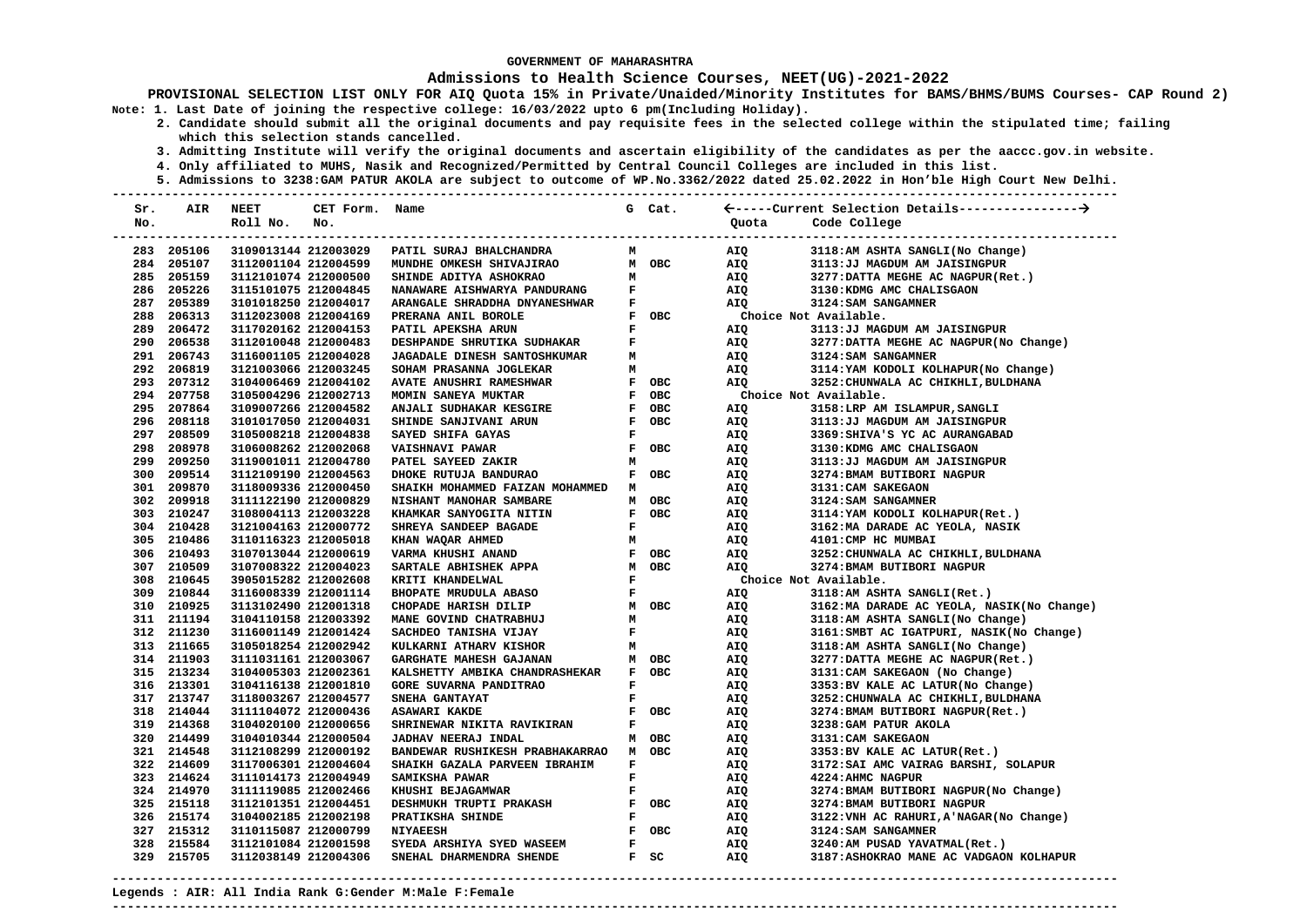GOVERNMENT OF MAHARASHTRA

**Admissions to Health Science Courses, NEET(UG)-2021-2022**

**PROVISIONAL SELECTION LIST ONLY FOR AIQ Quota 15% in Private/Unaided/Minority Institutes for BAMS/BHMS/BUMS Courses- CAP Round 2)**

Note: 1. Last Date of joining the respective college: 16/03/2022 upto 6 pm(Including Holiday).
2. Candidate should submit all the original documents and pay requisite fees in the selected college within the stipulated time; failing which this selection stands cancelled.
3. Admitting Institute will verify the original documents and ascertain eligibility of the candidates as per the aaccc.gov.in website.
4. Only affiliated to MUHS, Nasik and Recognized/Permitted by Central Council Colleges are included in this list.
5. Admissions to 3238:GAM PATUR AKOLA are subject to outcome of WP.No.3362/2022 dated 25.02.2022 in Hon'ble High Court New Delhi.

| Sr. No. | AIR | NEET Roll No. | CET Form. No. | Name | G | Cat. | Quota | Code College |
|---|---|---|---|---|---|---|---|---|
| 283 | 205106 | 3109013144 | 212003029 | PATIL SURAJ BHALCHANDRA | M | | AIQ | 3118:AM ASHTA SANGLI(No Change) |
| 284 | 205107 | 3112001104 | 212004599 | MUNDHE OMKESH SHIVAJIRAO | M | OBC | AIQ | 3113:JJ MAGDUM AM JAISINGPUR |
| 285 | 205159 | 3112101074 | 212000500 | SHINDE ADITYA ASHOKRAO | M | | AIQ | 3277:DATTA MEGHE AC NAGPUR(Ret.) |
| 286 | 205226 | 3115101075 | 212004845 | NANAWARE AISHWARYA PANDURANG | F | | AIQ | 3130:KDMG AMC CHALISGAON |
| 287 | 205389 | 3101018250 | 212004017 | ARANGALE SHRADDHA DNYANESHWAR | F | | AIQ | 3124:SAM SANGAMNER |
| 288 | 206313 | 3112023008 | 212004169 | PRERANA ANIL BOROLE | F | OBC | Choice Not Available. | |
| 289 | 206472 | 3117020162 | 212004153 | PATIL APEKSHA ARUN | F | | AIQ | 3113:JJ MAGDUM AM JAISINGPUR |
| 290 | 206538 | 3112010048 | 212000483 | DESHPANDE SHRUTIKA SUDHAKAR | F | | AIQ | 3277:DATTA MEGHE AC NAGPUR(No Change) |
| 291 | 206743 | 3116001105 | 212004028 | JAGADALE DINESH SANTOSHKUMAR | M | | AIQ | 3124:SAM SANGAMNER |
| 292 | 206819 | 3121003066 | 212003245 | SOHAM PRASANNA JOGLEKAR | M | | AIQ | 3114:YAM KODOLI KOLHAPUR(No Change) |
| 293 | 207312 | 3104006469 | 212004102 | AVATE ANUSHRI RAMESHWAR | F | OBC | AIQ | 3252:CHUNWALA AC CHIKHLI,BULDHANA |
| 294 | 207758 | 3105004296 | 212002713 | MOMIN SANEYA MUKTAR | F | OBC | Choice Not Available. | |
| 295 | 207864 | 3109007266 | 212004582 | ANJALI SUDHAKAR KESGIRE | F | OBC | AIQ | 3158:LRP AM ISLAMPUR,SANGLI |
| 296 | 208118 | 3101017050 | 212004031 | SHINDE SANJIVANI ARUN | F | OBC | AIQ | 3113:JJ MAGDUM AM JAISINGPUR |
| 297 | 208509 | 3105008218 | 212004838 | SAYED SHIFA GAYAS | F | | AIQ | 3369:SHIVA'S YC AC AURANGABAD |
| 298 | 208978 | 3106008262 | 212002068 | VAISHNAVI PAWAR | F | OBC | AIQ | 3130:KDMG AMC CHALISGAON |
| 299 | 209250 | 3119001011 | 212004780 | PATEL SAYEED ZAKIR | M | | AIQ | 3113:JJ MAGDUM AM JAISINGPUR |
| 300 | 209514 | 3112109190 | 212004563 | DHOKE RUTUJA BANDURAO | F | OBC | AIQ | 3274:BMAM BUTIBORI NAGPUR |
| 301 | 209870 | 3118009336 | 212000450 | SHAIKH MOHAMMED FAIZAN MOHAMMED | M | | AIQ | 3131:CAM SAKEGAON |
| 302 | 209918 | 3111122190 | 212000829 | NISHANT MANOHAR SAMBARE | M | OBC | AIQ | 3124:SAM SANGAMNER |
| 303 | 210247 | 3108004113 | 212003228 | KHAMKAR SANYOGITA NITIN | F | OBC | AIQ | 3114:YAM KODOLI KOLHAPUR(Ret.) |
| 304 | 210428 | 3121004163 | 212000772 | SHREYA SANDEEP BAGADE | F | | AIQ | 3162:MA DARADE AC YEOLA, NASIK |
| 305 | 210486 | 3110116323 | 212005018 | KHAN WAQAR AHMED | M | | AIQ | 4101:CMP HC MUMBAI |
| 306 | 210493 | 3107013044 | 212000619 | VARMA KHUSHI ANAND | F | OBC | AIQ | 3252:CHUNWALA AC CHIKHLI,BULDHANA |
| 307 | 210509 | 3107008322 | 212004023 | SARTALE ABHISHEK APPA | M | OBC | AIQ | 3274:BMAM BUTIBORI NAGPUR |
| 308 | 210645 | 3905015282 | 212002608 | KRITI KHANDELWAL | F | | Choice Not Available. | |
| 309 | 210844 | 3116008339 | 212001114 | BHOPATE MRUDULA ABASO | F | | AIQ | 3118:AM ASHTA SANGLI(Ret.) |
| 310 | 210925 | 3113102490 | 212001318 | CHOPADE HARISH DILIP | M | OBC | AIQ | 3162:MA DARADE AC YEOLA, NASIK(No Change) |
| 311 | 211194 | 3104110158 | 212003392 | MANE GOVIND CHATRABHUJ | M | | AIQ | 3118:AM ASHTA SANGLI(No Change) |
| 312 | 211230 | 3116001149 | 212001424 | SACHDEO TANISHA VIJAY | F | | AIQ | 3161:SMBT AC IGATPURI, NASIK(No Change) |
| 313 | 211665 | 3105018254 | 212002942 | KULKARNI ATHARV KISHOR | M | | AIQ | 3118:AM ASHTA SANGLI(No Change) |
| 314 | 211903 | 3111031161 | 212003067 | GARGHATE MAHESH GAJANAN | M | OBC | AIQ | 3277:DATTA MEGHE AC NAGPUR(Ret.) |
| 315 | 213234 | 3104005303 | 212002361 | KALSHETTY AMBIKA CHANDRASHEKAR | F | OBC | AIQ | 3131:CAM SAKEGAON (No Change) |
| 316 | 213301 | 3104116138 | 212001810 | GORE SUVARNA PANDITRAO | F | | AIQ | 3353:BV KALE AC LATUR(No Change) |
| 317 | 213747 | 3118003267 | 212004577 | SNEHA GANTAYAT | F | | AIQ | 3252:CHUNWALA AC CHIKHLI,BULDHANA |
| 318 | 214044 | 3111104072 | 212000436 | ASAWARI KAKDE | F | OBC | AIQ | 3274:BMAM BUTIBORI NAGPUR(Ret.) |
| 319 | 214368 | 3104020100 | 212000656 | SHRINEWAR NIKITA RAVIKIRAN | F | | AIQ | 3238:GAM PATUR AKOLA |
| 320 | 214499 | 3104010344 | 212000504 | JADHAV NEERAJ INDAL | M | OBC | AIQ | 3131:CAM SAKEGAON |
| 321 | 214548 | 3112108299 | 212000192 | BANDEWAR RUSHIKESH PRABHAKARRAO | M | OBC | AIQ | 3353:BV KALE AC LATUR(Ret.) |
| 322 | 214609 | 3117006301 | 212004604 | SHAIKH GAZALA PARVEEN IBRAHIM | F | | AIQ | 3172:SAI AMC VAIRAG BARSHI, SOLAPUR |
| 323 | 214624 | 3111014173 | 212004949 | SAMIKSHA PAWAR | F | | AIQ | 4224:AHMC NAGPUR |
| 324 | 214970 | 3111119085 | 212002466 | KHUSHI BEJAGAMWAR | F | | AIQ | 3274:BMAM BUTIBORI NAGPUR(No Change) |
| 325 | 215118 | 3112101351 | 212004451 | DESHMUKH TRUPTI PRAKASH | F | OBC | AIQ | 3274:BMAM BUTIBORI NAGPUR |
| 326 | 215174 | 3104002185 | 212002198 | PRATIKSHA SHINDE | F | | AIQ | 3122:VNH AC RAHURI,A'NAGAR(No Change) |
| 327 | 215312 | 3110115087 | 212000799 | NIYAEESH | F | OBC | AIQ | 3124:SAM SANGAMNER |
| 328 | 215584 | 3112101084 | 212001598 | SYEDA ARSHIYA SYED WASEEM | F | | AIQ | 3240:AM PUSAD YAVATMAL(Ret.) |
| 329 | 215705 | 3112038149 | 212004306 | SNEHAL DHARMENDRA SHENDE | F | SC | AIQ | 3187:ASHOKRAO MANE AC VADGAON KOLHAPUR |

Legends : AIR: All India Rank G:Gender M:Male F:Female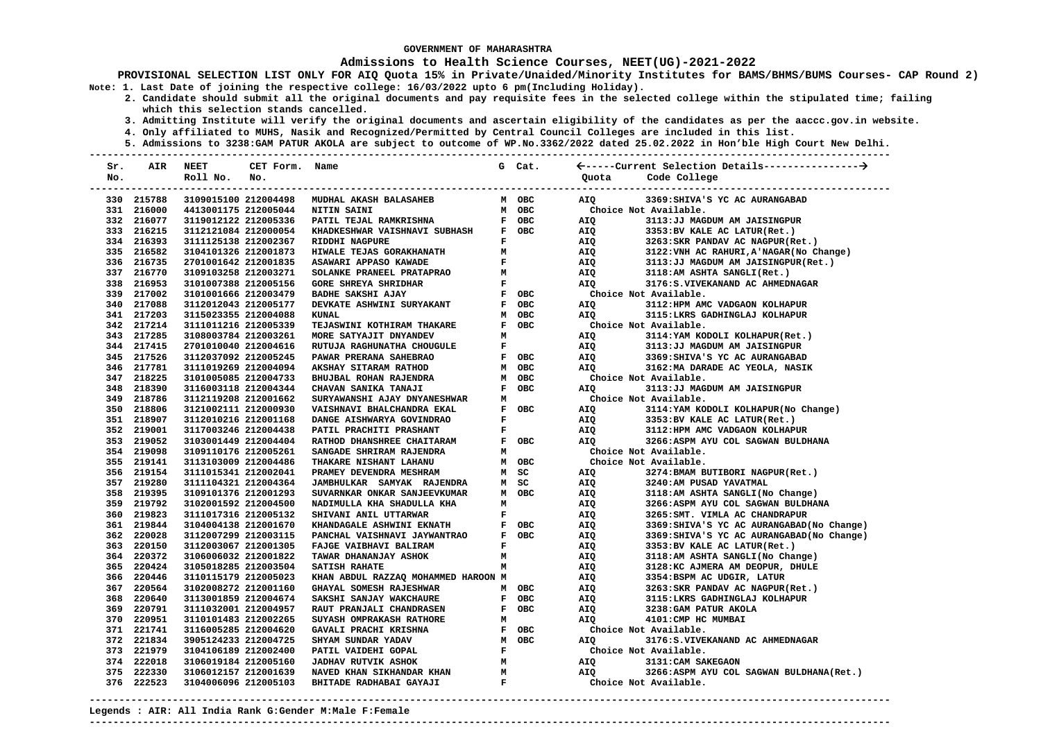GOVERNMENT OF MAHARASHTRA

# Admissions to Health Science Courses, NEET(UG)-2021-2022

**PROVISIONAL SELECTION LIST ONLY FOR AIQ Quota 15% in Private/Unaided/Minority Institutes for BAMS/BHMS/BUMS Courses- CAP Round 2)**

**Note:** 1. Last Date of joining the respective college: 16/03/2022 upto 6 pm(Including Holiday).
2. Candidate should submit all the original documents and pay requisite fees in the selected college within the stipulated time; failing which this selection stands cancelled.
3. Admitting Institute will verify the original documents and ascertain eligibility of the candidates as per the aaccc.gov.in website.
4. Only affiliated to MUHS, Nasik and Recognized/Permitted by Central Council Colleges are included in this list.
5. Admissions to 3238:GAM PATUR AKOLA are subject to outcome of WP.No.3362/2022 dated 25.02.2022 in Hon'ble High Court New Delhi.

| Sr. No. | AIR | NEET Roll No. | CET Form. No. | Name | G | Cat. | Quota | Code College |
|---|---|---|---|---|---|---|---|---|
| 330 | 215788 | 3109015100 | 212004498 | MUDHAL AKASH BALASAHEB | M | OBC | AIQ | 3369:SHIVA'S YC AC AURANGABAD |
| 331 | 216000 | 4413001175 | 212005044 | NITIN SAINI | M | OBC | | Choice Not Available. |
| 332 | 216077 | 3119012122 | 212005336 | PATIL TEJAL RAMKRISHNA | F | OBC | AIQ | 3113:JJ MAGDUM AM JAISINGPUR |
| 333 | 216215 | 3112121084 | 212000054 | KHADKESHWAR VAISHNAVI SUBHASH | F | OBC | AIQ | 3353:BV KALE AC LATUR(Ret.) |
| 334 | 216393 | 3111125138 | 212002367 | RIDDHI NAGPURE | F | | AIQ | 3263:SKR PANDAV AC NAGPUR(Ret.) |
| 335 | 216582 | 3104101326 | 212001873 | HIWALE TEJAS GORAKHANATH | M | | AIQ | 3122:VNH AC RAHURI,A'NAGAR(No Change) |
| 336 | 216735 | 2701001642 | 212001835 | ASAWARI APPASO KAWADE | F | | AIQ | 3113:JJ MAGDUM AM JAISINGPUR(Ret.) |
| 337 | 216770 | 3109103258 | 212003271 | SOLANKE PRANEEL PRATAPRAO | M | | AIQ | 3118:AM ASHTA SANGLI(Ret.) |
| 338 | 216953 | 3101007388 | 212005156 | GORE SHREYA SHRIDHAR | F | | AIQ | 3176:S.VIVEKANAND AC AHMEDNAGAR |
| 339 | 217002 | 3101001666 | 212003479 | BADHE SAKSHI AJAY | F | OBC | | Choice Not Available. |
| 340 | 217088 | 3112012043 | 212005177 | DEVKATE ASHWINI SURYAKANT | F | OBC | AIQ | 3112:HPM AMC VADGAON KOLHAPUR |
| 341 | 217203 | 3115023355 | 212004088 | KUNAL | M | OBC | AIQ | 3115:LKRS GADHINGLAJ KOLHAPUR |
| 342 | 217214 | 3111011216 | 212005339 | TEJASWINI KOTHIRAM THAKARE | F | OBC | | Choice Not Available. |
| 343 | 217285 | 3108003784 | 212003261 | MORE SATYAJIT DNYANDEV | M | | AIQ | 3114:YAM KODOLI KOLHAPUR(Ret.) |
| 344 | 217415 | 2701010040 | 212004616 | RUTUJA RAGHUNATHA CHOUGULE | F | | AIQ | 3113:JJ MAGDUM AM JAISINGPUR |
| 345 | 217526 | 3112037092 | 212005245 | PAWAR PRERANA SAHEBRAO | F | OBC | AIQ | 3369:SHIVA'S YC AC AURANGABAD |
| 346 | 217781 | 3111019269 | 212004094 | AKSHAY SITARAM RATHOD | M | OBC | AIQ | 3162:MA DARADE AC YEOLA, NASIK |
| 347 | 218225 | 3101005085 | 212004733 | BHUJBAL ROHAN RAJENDRA | M | OBC | | Choice Not Available. |
| 348 | 218390 | 3116003118 | 212004344 | CHAVAN SANIKA TANAJI | F | OBC | AIQ | 3113:JJ MAGDUM AM JAISINGPUR |
| 349 | 218786 | 3112119208 | 212001662 | SURYAWANSHI AJAY DNYANESHWAR | M | | | Choice Not Available. |
| 350 | 218806 | 3121002111 | 212000930 | VAISHNAVI BHALCHANDRA EKAL | F | OBC | AIQ | 3114:YAM KODOLI KOLHAPUR(No Change) |
| 351 | 218907 | 3112010216 | 212001168 | DANGE AISHWARYA GOVINDRAO | F | | AIQ | 3353:BV KALE AC LATUR(Ret.) |
| 352 | 219001 | 3117003246 | 212004438 | PATIL PRACHITI PRASHANT | F | | AIQ | 3112:HPM AMC VADGAON KOLHAPUR |
| 353 | 219052 | 3103001449 | 212004404 | RATHOD DHANSHREE CHAITARAM | F | OBC | AIQ | 3266:ASPM AYU COL SAGWAN BULDHANA |
| 354 | 219098 | 3109110176 | 212005261 | SANGADE SHRIRAM RAJENDRA | M | | | Choice Not Available. |
| 355 | 219141 | 3113103009 | 212004486 | THAKARE NISHANT LAHANU | M | OBC | | Choice Not Available. |
| 356 | 219154 | 3111015341 | 212002041 | PRAMEY DEVENDRA MESHRAM | M | SC | AIQ | 3274:BMAM BUTIBORI NAGPUR(Ret.) |
| 357 | 219280 | 3111104321 | 212004364 | JAMBHULKAR SAMYAK RAJENDRA | M | SC | AIQ | 3240:AM PUSAD YAVATMAL |
| 358 | 219395 | 3109101376 | 212001293 | SUVARNKAR ONKAR SANJEEVKUMAR | M | OBC | AIQ | 3118:AM ASHTA SANGLI(No Change) |
| 359 | 219792 | 3102001592 | 212004500 | NADIMULLA KHA SHADULLA KHA | M | | AIQ | 3266:ASPM AYU COL SAGWAN BULDHANA |
| 360 | 219823 | 3111017316 | 212005132 | SHIVANI ANIL UTTARWAR | F | | AIQ | 3265:SMT. VIMLA AC CHANDRAPUR |
| 361 | 219844 | 3104004138 | 212001670 | KHANDAGALE ASHWINI EKNATH | F | OBC | AIQ | 3369:SHIVA'S YC AC AURANGABAD(No Change) |
| 362 | 220028 | 3112007299 | 212003115 | PANCHAL VAISHNAVI JAYWANTRAO | F | OBC | AIQ | 3369:SHIVA'S YC AC AURANGABAD(No Change) |
| 363 | 220150 | 3112003067 | 212001305 | FAJGE VAIBHAVI BALIRAM | F | | AIQ | 3353:BV KALE AC LATUR(Ret.) |
| 364 | 220372 | 3106006032 | 212001822 | TAWAR DHANANJAY ASHOK | M | | AIQ | 3118:AM ASHTA SANGLI(No Change) |
| 365 | 220424 | 3105018285 | 212003504 | SATISH RAHATE | M | | AIQ | 3128:KC AJMERA AM DEOPUR, DHULE |
| 366 | 220446 | 3110115179 | 212005023 | KHAN ABDUL RAZZAQ MOHAMMED HAROON | M | | AIQ | 3354:BSPM AC UDGIR, LATUR |
| 367 | 220564 | 3102008272 | 212001160 | GHAYAL SOMESH RAJESHWAR | M | OBC | AIQ | 3263:SKR PANDAV AC NAGPUR(Ret.) |
| 368 | 220640 | 3113001859 | 212004674 | SAKSHI SANJAY WAKCHAURE | F | OBC | AIQ | 3115:LKRS GADHINGLAJ KOLHAPUR |
| 369 | 220791 | 3111032001 | 212004957 | RAUT PRANJALI CHANDRASEN | F | OBC | AIQ | 3238:GAM PATUR AKOLA |
| 370 | 220951 | 3110101483 | 212002265 | SUYASH OMPRAKASH RATHORE | M | | AIQ | 4101:CMP HC MUMBAI |
| 371 | 221741 | 3116005285 | 212004620 | GAVALI PRACHI KRISHNA | F | OBC | | Choice Not Available. |
| 372 | 221834 | 3905124233 | 212004725 | SHYAM SUNDAR YADAV | M | OBC | AIQ | 3176:S.VIVEKANAND AC AHMEDNAGAR |
| 373 | 221979 | 3104106189 | 212002400 | PATIL VAIDEHI GOPAL | F | | | Choice Not Available. |
| 374 | 222018 | 3106019184 | 212005160 | JADHAV RUTVIK ASHOK | M | | AIQ | 3131:CAM SAKEGAON |
| 375 | 222330 | 3106012157 | 212001639 | NAVED KHAN SIKHANDAR KHAN | M | | AIQ | 3266:ASPM AYU COL SAGWAN BULDHANA(Ret.) |
| 376 | 222523 | 3104006096 | 212005103 | BHITADE RADHABAI GAYAJI | F | | | Choice Not Available. |

Legends : AIR: All India Rank G:Gender M:Male F:Female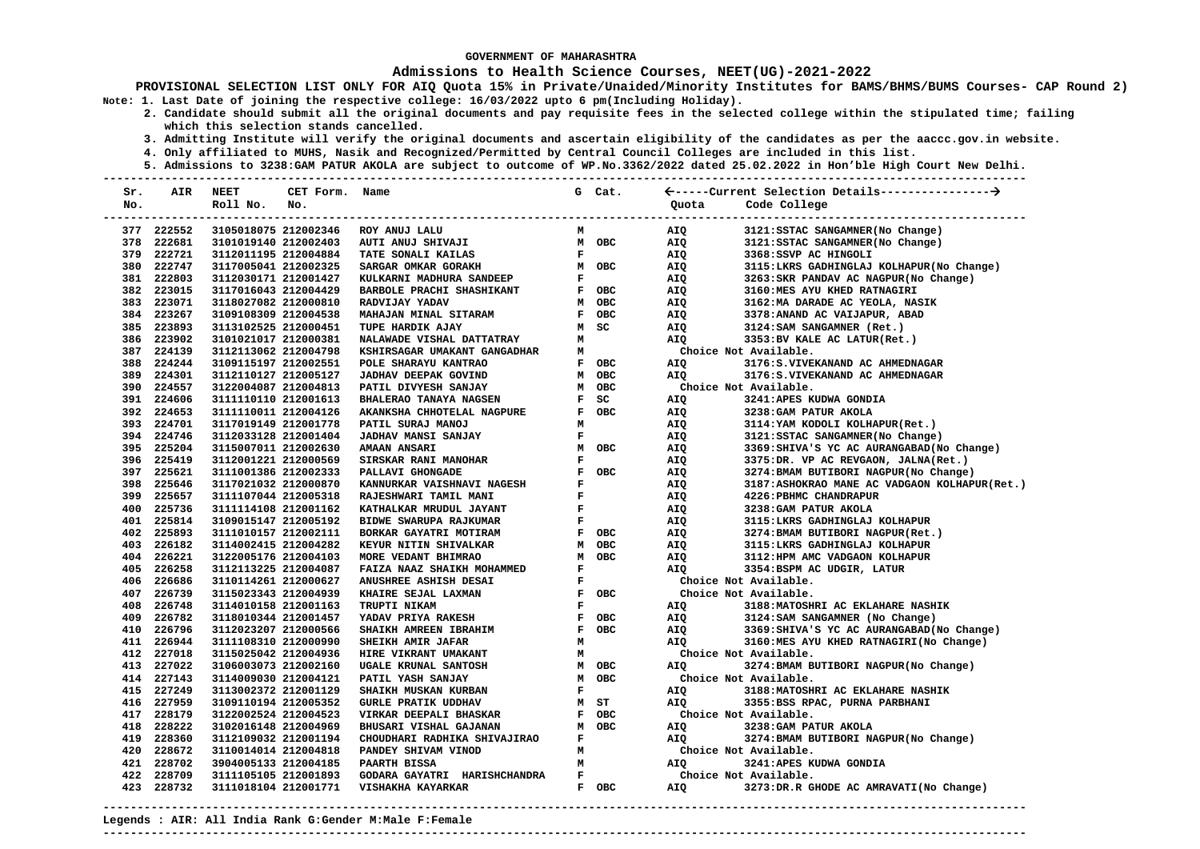**GOVERNMENT OF MAHARASHTRA**

**Admissions to Health Science Courses, NEET(UG)-2021-2022**

**PROVISIONAL SELECTION LIST ONLY FOR AIQ Quota 15% in Private/Unaided/Minority Institutes for BAMS/BHMS/BUMS Courses- CAP Round 2)**

**Note: 1. Last Date of joining the respective college: 16/03/2022 upto 6 pm(Including Holiday).**

**2. Candidate should submit all the original documents and pay requisite fees in the selected college within the stipulated time; failing which this selection stands cancelled.**

**3. Admitting Institute will verify the original documents and ascertain eligibility of the candidates as per the aaccc.gov.in website.**

**4. Only affiliated to MUHS, Nasik and Recognized/Permitted by Central Council Colleges are included in this list.**

**5. Admissions to 3238:GAM PATUR AKOLA are subject to outcome of WP.No.3362/2022 dated 25.02.2022 in Hon'ble High Court New Delhi.**

| Sr. No. | AIR | NEET Roll No. | CET Form. No. | Name | G | Cat. | Quota | Code College |
|---|---|---|---|---|---|---|---|---|
| 377 | 222552 | 3105018075 | 212002346 | ROY ANUJ LALU | M | | AIQ | 3121:SSTAC SANGAMNER(No Change) |
| 378 | 222681 | 3101019140 | 212002403 | AUTI ANUJ SHIVAJI | M | OBC | AIQ | 3121:SSTAC SANGAMNER(No Change) |
| 379 | 222721 | 3112011195 | 212004884 | TATE SONALI KAILAS | F | | AIQ | 3368:SSVP AC HINGOLI |
| 380 | 222747 | 3117005041 | 212002325 | SARGAR OMKAR GORAKH | M | OBC | AIQ | 3115:LKRS GADHINGLAJ KOLHAPUR(No Change) |
| 381 | 222803 | 3112030171 | 212001427 | KULKARNI MADHURA SANDEEP | F | | AIQ | 3263:SKR PANDAV AC NAGPUR(No Change) |
| 382 | 223015 | 3117016043 | 212004429 | BARBOLE PRACHI SHASHIKANT | F | OBC | AIQ | 3160:MES AYU KHED RATNAGIRI |
| 383 | 223071 | 3118027082 | 212000810 | RADVIJAY YADAV | M | OBC | AIQ | 3162:MA DARADE AC YEOLA, NASIK |
| 384 | 223267 | 3109108309 | 212004538 | MAHAJAN MINAL SITARAM | F | OBC | AIQ | 3378:ANAND AC VAIJAPUR, ABAD |
| 385 | 223893 | 3113102525 | 212000451 | TUPE HARDIK AJAY | M | SC | AIQ | 3124:SAM SANGAMNER (Ret.) |
| 386 | 223902 | 3101021017 | 212000381 | NALAWADE VISHAL DATTATRAY | M | | AIQ | 3353:BV KALE AC LATUR(Ret.) |
| 387 | 224139 | 3112113062 | 212004798 | KSHIRSAGAR UMAKANT GANGADHAR | M | | Choice Not Available. | |
| 388 | 224244 | 3109115197 | 212002551 | POLE SHARAYU KANTRAO | F | OBC | AIQ | 3176:S.VIVEKANAND AC AHMEDNAGAR |
| 389 | 224301 | 3112110127 | 212005127 | JADHAV DEEPAK GOVIND | M | OBC | AIQ | 3176:S.VIVEKANAND AC AHMEDNAGAR |
| 390 | 224557 | 3122004087 | 212004813 | PATIL DIVYESH SANJAY | M | OBC | Choice Not Available. | |
| 391 | 224606 | 3111110110 | 212001613 | BHALERAO TANAYA NAGSEN | F | SC | AIQ | 3241:APES KUDWA GONDIA |
| 392 | 224653 | 3111110011 | 212004126 | AKANKSHA CHHOTELAL NAGPURE | F | OBC | AIQ | 3238:GAM PATUR AKOLA |
| 393 | 224701 | 3117019149 | 212001778 | PATIL SURAJ MANOJ | M | | AIQ | 3114:YAM KODOLI KOLHAPUR(Ret.) |
| 394 | 224746 | 3112033128 | 212001404 | JADHAV MANSI SANJAY | F | | AIQ | 3121:SSTAC SANGAMNER(No Change) |
| 395 | 225204 | 3115007011 | 212002630 | AMAAN ANSARI | M | OBC | AIQ | 3369:SHIVA'S YC AC AURANGABAD(No Change) |
| 396 | 225419 | 3112001221 | 212000569 | SIRSKAR RANI MANOHAR | F | | AIQ | 3375:DR. VP AC REVGAON, JALNA(Ret.) |
| 397 | 225621 | 3111001386 | 212002333 | PALLAVI GHONGADE | F | OBC | AIQ | 3274:BMAM BUTIBORI NAGPUR(No Change) |
| 398 | 225646 | 3117021032 | 212000870 | KANNURKAR VAISHNAVI NAGESH | F | | AIQ | 3187:ASHOKRAO MANE AC VADGAON KOLHAPUR(Ret.) |
| 399 | 225657 | 3111107044 | 212005318 | RAJESHWARI TAMIL MANI | F | | AIQ | 4226:PBHMC CHANDRAPUR |
| 400 | 225736 | 3111114108 | 212001162 | KATHALKAR MRUDUL JAYANT | F | | AIQ | 3238:GAM PATUR AKOLA |
| 401 | 225814 | 3109015147 | 212005192 | BIDWE SWARUPA RAJKUMAR | F | | AIQ | 3115:LKRS GADHINGLAJ KOLHAPUR |
| 402 | 225893 | 3111010157 | 212002111 | BORKAR GAYATRI MOTIRAM | F | OBC | AIQ | 3274:BMAM BUTIBORI NAGPUR(Ret.) |
| 403 | 226182 | 3114002415 | 212004282 | KEYUR NITIN SHIVALKAR | M | OBC | AIQ | 3115:LKRS GADHINGLAJ KOLHAPUR |
| 404 | 226221 | 3122005176 | 212004103 | MORE VEDANT BHIMRAO | M | OBC | AIQ | 3112:HPM AMC VADGAON KOLHAPUR |
| 405 | 226258 | 3112113225 | 212004087 | FAIZA NAAZ SHAIKH MOHAMMED | F | | AIQ | 3354:BSPM AC UDGIR, LATUR |
| 406 | 226686 | 3110114261 | 212000627 | ANUSHREE ASHISH DESAI | F | | Choice Not Available. | |
| 407 | 226739 | 3115023343 | 212004939 | KHAIRE SEJAL LAXMAN | F | OBC | Choice Not Available. | |
| 408 | 226748 | 3114010158 | 212001163 | TRUPTI NIKAM | F | | AIQ | 3188:MATOSHRI AC EKLAHARE NASHIK |
| 409 | 226782 | 3118010344 | 212001457 | YADAV PRIYA RAKESH | F | OBC | AIQ | 3124:SAM SANGAMNER (No Change) |
| 410 | 226796 | 3112023207 | 212000566 | SHAIKH AMREEN IBRAHIM | F | OBC | AIQ | 3369:SHIVA'S YC AC AURANGABAD(No Change) |
| 411 | 226944 | 3111108310 | 212000990 | SHEIKH AMIR JAFAR | M | | AIQ | 3160:MES AYU KHED RATNAGIRI(No Change) |
| 412 | 227018 | 3115025042 | 212004936 | HIRE VIKRANT UMAKANT | M | | Choice Not Available. | |
| 413 | 227022 | 3106003073 | 212002160 | UGALE KRUNAL SANTOSH | M | OBC | AIQ | 3274:BMAM BUTIBORI NAGPUR(No Change) |
| 414 | 227143 | 3114009030 | 212004121 | PATIL YASH SANJAY | M | OBC | Choice Not Available. | |
| 415 | 227249 | 3113002372 | 212001129 | SHAIKH MUSKAN KURBAN | F | | AIQ | 3188:MATOSHRI AC EKLAHARE NASHIK |
| 416 | 227959 | 3109110194 | 212005352 | GURLE PRATIK UDDHAV | M | ST | AIQ | 3355:BSS RPAC, PURNA PARBHANI |
| 417 | 228179 | 3122002524 | 212004523 | VIRKAR DEEPALI BHASKAR | F | OBC | Choice Not Available. | |
| 418 | 228222 | 3102016148 | 212004969 | BHUSARI VISHAL GAJANAN | M | OBC | AIQ | 3238:GAM PATUR AKOLA |
| 419 | 228360 | 3112109032 | 212001194 | CHOUDHARI RADHIKA SHIVAJIRAO | F | | AIQ | 3274:BMAM BUTIBORI NAGPUR(No Change) |
| 420 | 228672 | 3110014014 | 212004818 | PANDEY SHIVAM VINOD | M | | Choice Not Available. | |
| 421 | 228702 | 3904005133 | 212004185 | PAARTH BISSA | M | | AIQ | 3241:APES KUDWA GONDIA |
| 422 | 228709 | 3111105105 | 212001893 | GODARA GAYATRI HARISHCHANDRA | F | | Choice Not Available. | |
| 423 | 228732 | 3111018104 | 212001771 | VISHAKHA KAYARKAR | F | OBC | AIQ | 3273:DR.R GHODE AC AMRAVATI(No Change) |

**Legends : AIR: All India Rank G:Gender M:Male F:Female**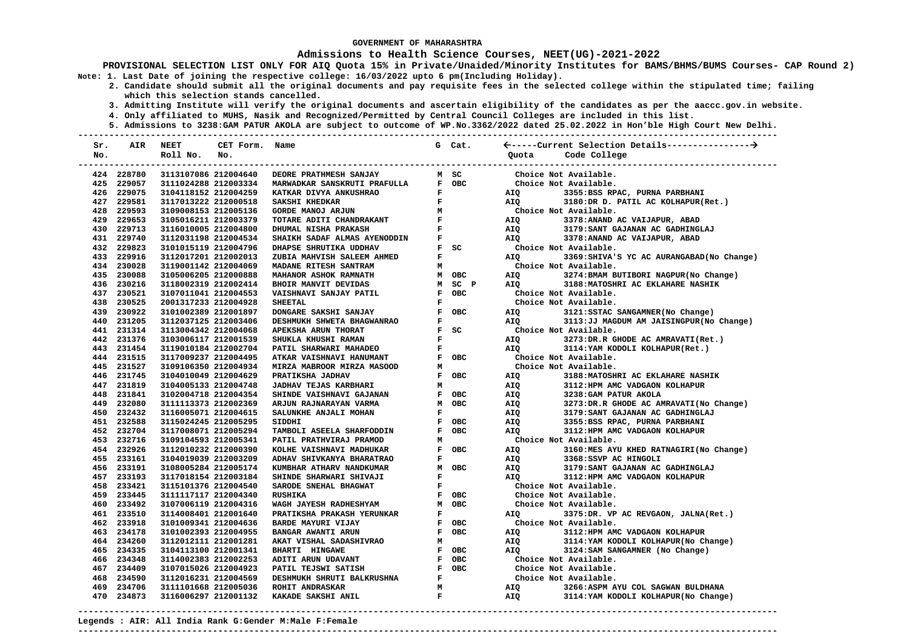GOVERNMENT OF MAHARASHTRA

**Admissions to Health Science Courses, NEET(UG)-2021-2022**

**PROVISIONAL SELECTION LIST ONLY FOR AIQ Quota 15% in Private/Unaided/Minority Institutes for BAMS/BHMS/BUMS Courses- CAP Round 2)**

Note: 1. Last Date of joining the respective college: 16/03/2022 upto 6 pm(Including Holiday).

2. Candidate should submit all the original documents and pay requisite fees in the selected college within the stipulated time; failing which this selection stands cancelled.

3. Admitting Institute will verify the original documents and ascertain eligibility of the candidates as per the aaccc.gov.in website.

4. Only affiliated to MUHS, Nasik and Recognized/Permitted by Central Council Colleges are included in this list.

5. Admissions to 3238:GAM PATUR AKOLA are subject to outcome of WP.No.3362/2022 dated 25.02.2022 in Hon'ble High Court New Delhi.

| Sr. No. | AIR | NEET Roll No. | CET Form. No. | Name | G | Cat. | Quota | Code College |
|---|---|---|---|---|---|---|---|---|
| 424 | 228780 | 3113107086 | 212004640 | DEORE PRATHMESH SANJAY | M | SC | | Choice Not Available. |
| 425 | 229057 | 3111024288 | 212003334 | MARWADKAR SANSKRUTI PRAFULLA | F | OBC | | Choice Not Available. |
| 426 | 229075 | 3104118152 | 212004259 | KATKAR DIVYA ANKUSHRAO | F | | AIQ | 3355:BSS RPAC, PURNA PARBHANI |
| 427 | 229581 | 3117013222 | 212000518 | SAKSHI KHEDKAR | F | | AIQ | 3180:DR D. PATIL AC KOLHAPUR(Ret.) |
| 428 | 229593 | 3109008153 | 212005136 | GORDE MANOJ ARJUN | M | | | Choice Not Available. |
| 429 | 229653 | 3105016211 | 212003379 | TOTARE ADITI CHANDRAKANT | F | | AIQ | 3378:ANAND AC VAIJAPUR, ABAD |
| 430 | 229713 | 3116010005 | 212004800 | DHUMAL NISHA PRAKASH | F | | AIQ | 3179:SANT GAJANAN AC GADHINGLAJ |
| 431 | 229740 | 3112031198 | 212004534 | SHAIKH SADAF ALMAS AYENODDIN | F | | AIQ | 3378:ANAND AC VAIJAPUR, ABAD |
| 432 | 229823 | 3101015119 | 212004796 | DHAPSE SHRUTIKA UDDHAV | F | SC | | Choice Not Available. |
| 433 | 229916 | 3112017201 | 212002013 | ZUBIA MAHVISH SALEEM AHMED | F | | AIQ | 3369:SHIVA'S YC AC AURANGABAD(No Change) |
| 434 | 230028 | 3119001142 | 212004069 | MADANE RITESH SANTRAM | M | | | Choice Not Available. |
| 435 | 230088 | 3105006205 | 212000888 | MAHANOR ASHOK RAMNATH | M | OBC | AIQ | 3274:BMAM BUTIBORI NAGPUR(No Change) |
| 436 | 230216 | 3118002319 | 212002414 | BHOIR MANVIT DEVIDAS | M | SC P | AIQ | 3188:MATOSHRI AC EKLAHARE NASHIK |
| 437 | 230521 | 3107011041 | 212004553 | VAISHNAVI SANJAY PATIL | F | OBC | | Choice Not Available. |
| 438 | 230525 | 2001317233 | 212004928 | SHEETAL | F | | | Choice Not Available. |
| 439 | 230922 | 3101002389 | 212001897 | DONGARE SAKSHI SANJAY | F | OBC | AIQ | 3121:SSTAC SANGAMNER(No Change) |
| 440 | 231205 | 3112037125 | 212003406 | DESHMUKH SHWETA BHAGWANRAO | F | | AIQ | 3113:JJ MAGDUM AM JAISINGPUR(No Change) |
| 441 | 231314 | 3113004342 | 212004068 | APEKSHA ARUN THORAT | F | SC | | Choice Not Available. |
| 442 | 231376 | 3103006117 | 212001539 | SHUKLA KHUSHI RAMAN | F | | AIQ | 3273:DR.R GHODE AC AMRAVATI(Ret.) |
| 443 | 231454 | 3119010184 | 212002704 | PATIL SHARWARI MAHADEO | F | | AIQ | 3114:YAM KODOLI KOLHAPUR(Ret.) |
| 444 | 231515 | 3117009237 | 212004495 | ATKAR VAISHNAVI HANUMANT | F | OBC | | Choice Not Available. |
| 445 | 231527 | 3109106350 | 212004934 | MIRZA MABROOR MIRZA MASOOD | M | | | Choice Not Available. |
| 446 | 231745 | 3104010049 | 212004629 | PRATIKSHA JADHAV | F | OBC | AIQ | 3188:MATOSHRI AC EKLAHARE NASHIK |
| 447 | 231819 | 3104005133 | 212004748 | JADHAV TEJAS KARBHARI | M | | AIQ | 3112:HPM AMC VADGAON KOLHAPUR |
| 448 | 231841 | 3102004718 | 212004354 | SHINDE VAISHNAVI GAJANAN | F | OBC | AIQ | 3238:GAM PATUR AKOLA |
| 449 | 232080 | 3111113373 | 212002369 | ARJUN RAJNARAYAN VARMA | M | OBC | AIQ | 3273:DR.R GHODE AC AMRAVATI(No Change) |
| 450 | 232432 | 3116005071 | 212004615 | SALUNKHE ANJALI MOHAN | F | | AIQ | 3179:SANT GAJANAN AC GADHINGLAJ |
| 451 | 232588 | 3115024245 | 212005295 | SIDDHI | F | OBC | AIQ | 3355:BSS RPAC, PURNA PARBHANI |
| 452 | 232704 | 3117008071 | 212005294 | TAMBOLI ASEELA SHARFODDIN | F | OBC | AIQ | 3112:HPM AMC VADGAON KOLHAPUR |
| 453 | 232716 | 3109104593 | 212005341 | PATIL PRATHVIRAJ PRAMOD | M | | | Choice Not Available. |
| 454 | 232926 | 3112010232 | 212000390 | KOLHE VAISHNAVI MADHUKAR | F | OBC | AIQ | 3160:MES AYU KHED RATNAGIRI(No Change) |
| 455 | 233161 | 3104019039 | 212003209 | ADHAV SHIVKANYA BHARATRAO | F | | AIQ | 3368:SSVP AC HINGOLI |
| 456 | 233191 | 3108005284 | 212005174 | KUMBHAR ATHARV NANDKUMAR | M | OBC | AIQ | 3179:SANT GAJANAN AC GADHINGLAJ |
| 457 | 233193 | 3117018154 | 212003184 | SHINDE SHARWARI SHIVAJI | F | | AIQ | 3112:HPM AMC VADGAON KOLHAPUR |
| 458 | 233421 | 3115101376 | 212004540 | SARODE SNEHAL BHAGWAT | F | | | Choice Not Available. |
| 459 | 233445 | 3111117117 | 212004340 | RUSHIKA | F | OBC | | Choice Not Available. |
| 460 | 233492 | 3107006119 | 212004316 | WAGH JAYESH RADHESHYAM | M | OBC | | Choice Not Available. |
| 461 | 233510 | 3114008401 | 212001640 | PRATIKSHA PRAKASH YERUNKAR | F | | AIQ | 3375:DR. VP AC REVGAON, JALNA(Ret.) |
| 462 | 233918 | 3101009341 | 212004636 | BARDE MAYURI VIJAY | F | OBC | | Choice Not Available. |
| 463 | 234178 | 3101002393 | 212004955 | BANGAR AWANTI ARUN | F | OBC | AIQ | 3112:HPM AMC VADGAON KOLHAPUR |
| 464 | 234260 | 3112012111 | 212001281 | AKAT VISHAL SADASHIVRAO | M | | AIQ | 3114:YAM KODOLI KOLHAPUR(No Change) |
| 465 | 234335 | 3104113100 | 212001341 | BHARTI HINGAWE | F | OBC | AIQ | 3124:SAM SANGAMNER (No Change) |
| 466 | 234348 | 3114002383 | 212002253 | ADITI ARUN UDAVANT | F | OBC | | Choice Not Available. |
| 467 | 234409 | 3107015026 | 212004923 | PATIL TEJSWI SATISH | F | OBC | | Choice Not Available. |
| 468 | 234590 | 3112016231 | 212004569 | DESHMUKH SHRUTI BALKRUSHNA | F | | | Choice Not Available. |
| 469 | 234706 | 3111101668 | 212005036 | ROHIT ANDRASKAR | M | | AIQ | 3266:ASPM AYU COL SAGWAN BULDHANA |
| 470 | 234873 | 3116006297 | 212001132 | KAKADE SAKSHI ANIL | F | | AIQ | 3114:YAM KODOLI KOLHAPUR(No Change) |

Legends : AIR: All India Rank G:Gender M:Male F:Female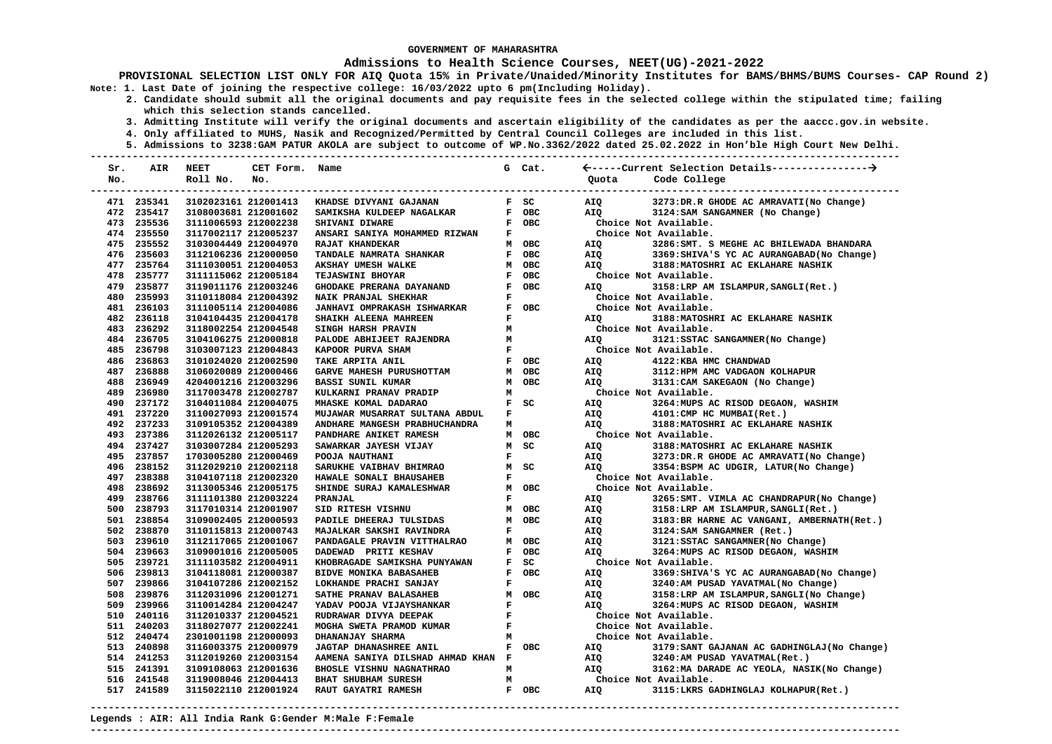GOVERNMENT OF MAHARASHTRA

# Admissions to Health Science Courses, NEET(UG)-2021-2022

**PROVISIONAL SELECTION LIST ONLY FOR AIQ Quota 15% in Private/Unaided/Minority Institutes for BAMS/BHMS/BUMS Courses- CAP Round 2)**

**Note: 1. Last Date of joining the respective college: 16/03/2022 upto 6 pm(Including Holiday).**
**2. Candidate should submit all the original documents and pay requisite fees in the selected college within the stipulated time; failing which this selection stands cancelled.**
**3. Admitting Institute will verify the original documents and ascertain eligibility of the candidates as per the aaccc.gov.in website.**
**4. Only affiliated to MUHS, Nasik and Recognized/Permitted by Central Council Colleges are included in this list.**
**5. Admissions to 3238:GAM PATUR AKOLA are subject to outcome of WP.No.3362/2022 dated 25.02.2022 in Hon'ble High Court New Delhi.**

| Sr. No. | AIR | NEET Roll No. | CET Form. No. | Name | G | Cat. | Quota | Code College |
|---|---|---|---|---|---|---|---|---|
| 471 | 235341 | 3102023161 | 212001413 | KHADSE DIVYANI GAJANAN | F | SC | AIQ | 3273:DR.R GHODE AC AMRAVATI(No Change) |
| 472 | 235417 | 3108003681 | 212001602 | SAMIKSHA KULDEEP NAGALKAR | F | OBC | AIQ | 3124:SAM SANGAMNER (No Change) |
| 473 | 235536 | 3111006593 | 212002238 | SHIVANI DIWARE | F | OBC | | Choice Not Available. |
| 474 | 235550 | 3117002117 | 212005237 | ANSARI SANIYA MOHAMMED RIZWAN | F | | | Choice Not Available. |
| 475 | 235552 | 3103004449 | 212004970 | RAJAT KHANDEKAR | M | OBC | AIQ | 3286:SMT. S MEGHE AC BHILEWADA BHANDARA |
| 476 | 235603 | 3112106236 | 212000050 | TANDALE NAMRATA SHANKAR | F | OBC | AIQ | 3369:SHIVA'S YC AC AURANGABAD(No Change) |
| 477 | 235764 | 3111030051 | 212004053 | AKSHAY UMESH WALKE | M | OBC | AIQ | 3188:MATOSHRI AC EKLAHARE NASHIK |
| 478 | 235777 | 3111115062 | 212005184 | TEJASWINI BHOYAR | F | OBC | | Choice Not Available. |
| 479 | 235877 | 3119011176 | 212003246 | GHODAKE PRERANA DAYANAND | F | OBC | AIQ | 3158:LRP AM ISLAMPUR,SANGLI(Ret.) |
| 480 | 235993 | 3110118084 | 212004392 | NAIK PRANJAL SHEKHAR | F | | | Choice Not Available. |
| 481 | 236103 | 3111005114 | 212004086 | JANHAVI OMPRAKASH ISHWARKAR | F | OBC | | Choice Not Available. |
| 482 | 236118 | 3104104435 | 212004178 | SHAIKH ALEENA MAHREEN | F | | AIQ | 3188:MATOSHRI AC EKLAHARE NASHIK |
| 483 | 236292 | 3118002254 | 212004548 | SINGH HARSH PRAVIN | M | | | Choice Not Available. |
| 484 | 236705 | 3104106275 | 212000818 | PALODE ABHIJEET RAJENDRA | M | | AIQ | 3121:SSTAC SANGAMNER(No Change) |
| 485 | 236798 | 3103007123 | 212004843 | KAPOOR PURVA SHAM | F | | | Choice Not Available. |
| 486 | 236863 | 3101024020 | 212002590 | TAKE ARPITA ANIL | F | OBC | AIQ | 4122:KBA HMC CHANDWAD |
| 487 | 236888 | 3106020089 | 212000466 | GARVE MAHESH PURUSHOTTAM | M | OBC | AIQ | 3112:HPM AMC VADGAON KOLHAPUR |
| 488 | 236949 | 4204001216 | 212003296 | BASSI SUNIL KUMAR | M | OBC | AIQ | 3131:CAM SAKEGAON (No Change) |
| 489 | 236980 | 3117003478 | 212002787 | KULKARNI PRANAV PRADIP | M | | | Choice Not Available. |
| 490 | 237172 | 3104011084 | 212004075 | MHASKE KOMAL DADARAO | F | SC | AIQ | 3264:MUPS AC RISOD DEGAON, WASHIM |
| 491 | 237220 | 3110027093 | 212001574 | MUJAWAR MUSARRAT SULTANA ABDUL | F | | AIQ | 4101:CMP HC MUMBAI(Ret.) |
| 492 | 237233 | 3109105352 | 212004389 | ANDHARE MANGESH PRABHUCHANDRA | M | | AIQ | 3188:MATOSHRI AC EKLAHARE NASHIK |
| 493 | 237386 | 3112026132 | 212005117 | PANDHARE ANIKET RAMESH | M | OBC | | Choice Not Available. |
| 494 | 237427 | 3103007284 | 212005293 | SAWARKAR JAYESH VIJAY | M | SC | AIQ | 3188:MATOSHRI AC EKLAHARE NASHIK |
| 495 | 237857 | 1703005280 | 212000469 | POOJA NAUTHANI | F | | AIQ | 3273:DR.R GHODE AC AMRAVATI(No Change) |
| 496 | 238152 | 3112029210 | 212002118 | SARUKHE VAIBHAV BHIMRAO | M | SC | AIQ | 3354:BSPM AC UDGIR, LATUR(No Change) |
| 497 | 238388 | 3104107118 | 212002320 | HAWALE SONALI BHAUSAHEB | F | | | Choice Not Available. |
| 498 | 238692 | 3113005346 | 212005175 | SHINDE SURAJ KAMALESHWAR | M | OBC | | Choice Not Available. |
| 499 | 238766 | 3111101380 | 212003224 | PRANJAL | F | | AIQ | 3265:SMT. VIMLA AC CHANDRAPUR(No Change) |
| 500 | 238793 | 3117010314 | 212001907 | SID RITESH VISHNU | M | OBC | AIQ | 3158:LRP AM ISLAMPUR,SANGLI(Ret.) |
| 501 | 238854 | 3109002405 | 212000593 | PADILE DHEERAJ TULSIDAS | M | OBC | AIQ | 3183:BR HARNE AC VANGANI, AMBERNATH(Ret.) |
| 502 | 238870 | 3110115813 | 212000743 | MAJALKAR SAKSHI RAVINDRA | F | | AIQ | 3124:SAM SANGAMNER (Ret.) |
| 503 | 239610 | 3112117065 | 212001067 | PANDAGALE PRAVIN VITTHALRAO | M | OBC | AIQ | 3121:SSTAC SANGAMNER(No Change) |
| 504 | 239663 | 3109001016 | 212005005 | DADEWAD PRITI KESHAV | F | OBC | AIQ | 3264:MUPS AC RISOD DEGAON, WASHIM |
| 505 | 239721 | 3111103582 | 212004911 | KHOBRAGADE SAMIKSHA PUNYAWAN | F | SC | | Choice Not Available. |
| 506 | 239813 | 3104118081 | 212000387 | BIDVE MONIKA BABASAHEB | F | OBC | AIQ | 3369:SHIVA'S YC AC AURANGABAD(No Change) |
| 507 | 239866 | 3104107286 | 212002152 | LOKHANDE PRACHI SANJAY | F | | AIQ | 3240:AM PUSAD YAVATMAL(No Change) |
| 508 | 239876 | 3112031096 | 212001271 | SATHE PRANAV BALASAHEB | M | OBC | AIQ | 3158:LRP AM ISLAMPUR,SANGLI(No Change) |
| 509 | 239966 | 3110014284 | 212004247 | YADAV POOJA VIJAYSHANKAR | F | | AIQ | 3264:MUPS AC RISOD DEGAON, WASHIM |
| 510 | 240116 | 3112010337 | 212004521 | RUDRAWAR DIVYA DEEPAK | F | | | Choice Not Available. |
| 511 | 240203 | 3118027077 | 212002241 | MOGHA SWETA PRAMOD KUMAR | F | | | Choice Not Available. |
| 512 | 240474 | 2301001198 | 212000093 | DHANANJAY SHARMA | M | | | Choice Not Available. |
| 513 | 240898 | 3116003375 | 212000979 | JAGTAP DHANASHREE ANIL | F | OBC | AIQ | 3179:SANT GAJANAN AC GADHINGLAJ(No Change) |
| 514 | 241253 | 3112019260 | 212003154 | AAMENA SANIYA DILSHAD AHMAD KHAN | F | | AIQ | 3240:AM PUSAD YAVATMAL(Ret.) |
| 515 | 241391 | 3109108063 | 212001636 | BHOSLE VISHNU NAGNATHRAO | M | | AIQ | 3162:MA DARADE AC YEOLA, NASIK(No Change) |
| 516 | 241548 | 3119008046 | 212004413 | BHAT SHUBHAM SURESH | M | | | Choice Not Available. |
| 517 | 241589 | 3115022110 | 212001924 | RAUT GAYATRI RAMESH | F | OBC | AIQ | 3115:LKRS GADHINGLAJ KOLHAPUR(Ret.) |

**Legends : AIR: All India Rank G:Gender M:Male F:Female**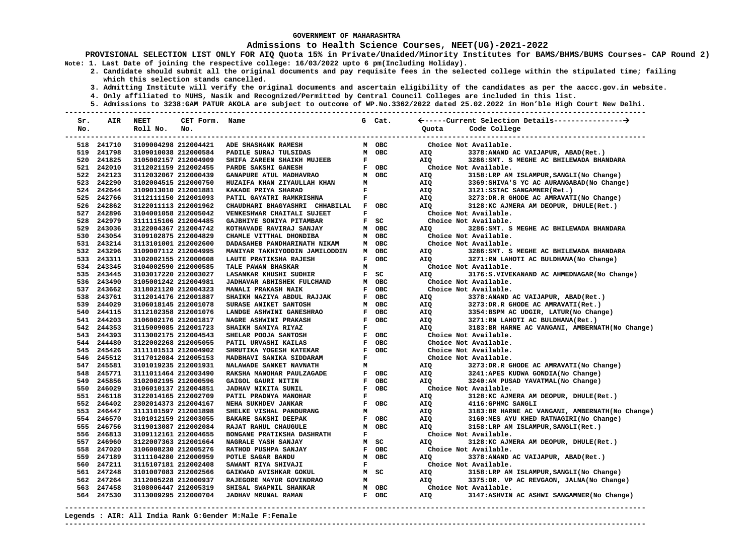GOVERNMENT OF MAHARASHTRA

# Admissions to Health Science Courses, NEET(UG)-2021-2022

**PROVISIONAL SELECTION LIST ONLY FOR AIQ Quota 15% in Private/Unaided/Minority Institutes for BAMS/BHMS/BUMS Courses- CAP Round 2)**

**Note: 1. Last Date of joining the respective college: 16/03/2022 upto 6 pm(Including Holiday).**

**2. Candidate should submit all the original documents and pay requisite fees in the selected college within the stipulated time; failing which this selection stands cancelled.**

**3. Admitting Institute will verify the original documents and ascertain eligibility of the candidates as per the aaccc.gov.in website.**

**4. Only affiliated to MUHS, Nasik and Recognized/Permitted by Central Council Colleges are included in this list.**

**5. Admissions to 3238:GAM PATUR AKOLA are subject to outcome of WP.No.3362/2022 dated 25.02.2022 in Hon'ble High Court New Delhi.**

| Sr. No. | AIR | NEET Roll No. | CET Form. No. | Name | G | Cat. | Quota | Code College |
|---|---|---|---|---|---|---|---|---|
| 518 | 241710 | 3109004298 | 212004421 | ADE SHASHANK RAMESH | M | OBC | | Choice Not Available. |
| 519 | 241798 | 3109010038 | 212000584 | PADILE SURAJ TULSIDAS | M | OBC | AIQ | 3378:ANAND AC VAIJAPUR, ABAD(Ret.) |
| 520 | 241825 | 3105002157 | 212004909 | SHIFA ZAREEN SHAIKH MUJEEB | F | | AIQ | 3286:SMT. S MEGHE AC BHILEWADA BHANDARA |
| 521 | 242010 | 3112021159 | 212002455 | PARDE SAKSHI GANESH | F | OBC | | Choice Not Available. |
| 522 | 242123 | 3112032067 | 212000439 | GANAPURE ATUL MADHAVRAO | M | OBC | AIQ | 3158:LRP AM ISLAMPUR,SANGLI(No Change) |
| 523 | 242290 | 3102004515 | 212000750 | HUZAIFA KHAN ZIYAULLAH KHAN | M | | AIQ | 3369:SHIVA'S YC AC AURANGABAD(No Change) |
| 524 | 242644 | 3109013010 | 212001881 | KAKADE PRIYA SHARAD | F | | AIQ | 3121:SSTAC SANGAMNER(Ret.) |
| 525 | 242766 | 3112111150 | 212001093 | PATIL GAYATRI RAMKRISHNA | F | | AIQ | 3273:DR.R GHODE AC AMRAVATI(No Change) |
| 526 | 242862 | 3122011113 | 212001962 | CHAUDHARI BHAGYASHRI CHHABILAL | F | OBC | AIQ | 3128:KC AJMERA AM DEOPUR, DHULE(Ret.) |
| 527 | 242896 | 3104001058 | 212005042 | VENKESHWAR CHAITALI SUJEET | F | | | Choice Not Available. |
| 528 | 242979 | 3111115106 | 212004485 | GAJBHIYE SONIYA PITAMBAR | F | SC | | Choice Not Available. |
| 529 | 243036 | 3122004367 | 212004742 | KOTHAVADE RAVIRAJ SANJAY | M | OBC | AIQ | 3286:SMT. S MEGHE AC BHILEWADA BHANDARA |
| 530 | 243054 | 3109102875 | 212004829 | CHAMLE VITTHAL DHONDIBA | M | OBC | | Choice Not Available. |
| 531 | 243214 | 3113101001 | 212002600 | DADASAHEB PANDHARINATH NIKAM | M | OBC | | Choice Not Available. |
| 532 | 243296 | 3109007112 | 212004995 | MANIYAR TAKHIYODDIN JAMILODDIN | M | OBC | AIQ | 3286:SMT. S MEGHE AC BHILEWADA BHANDARA |
| 533 | 243311 | 3102002155 | 212000608 | LAUTE PRATIKSHA RAJESH | F | OBC | AIQ | 3271:RN LAHOTI AC BULDHANA(No Change) |
| 534 | 243345 | 3104002590 | 212000585 | TALE PAWAN BHASKAR | M | | | Choice Not Available. |
| 535 | 243445 | 3103017220 | 212003027 | LASANKAR KHUSHI SUDHIR | F | SC | AIQ | 3176:S.VIVEKANAND AC AHMEDNAGAR(No Change) |
| 536 | 243490 | 3105001242 | 212004981 | JADHAVAR ABHISHEK FULCHAND | M | OBC | | Choice Not Available. |
| 537 | 243662 | 3118021120 | 212004323 | MANALI PRAKASH NAIK | F | OBC | | Choice Not Available. |
| 538 | 243761 | 3112014176 | 212001887 | SHAIKH NAZIYA ABDUL RAJJAK | F | OBC | AIQ | 3378:ANAND AC VAIJAPUR, ABAD(Ret.) |
| 539 | 244029 | 3106018145 | 212001078 | SURASE ANIKET SANTOSH | M | OBC | AIQ | 3273:DR.R GHODE AC AMRAVATI(Ret.) |
| 540 | 244115 | 3112102358 | 212001076 | LANDGE ASHWINI GANESHRAO | F | OBC | AIQ | 3354:BSPM AC UDGIR, LATUR(No Change) |
| 541 | 244203 | 3106002176 | 212001817 | NAGRE ASHWINI PRAKASH | F | OBC | AIQ | 3271:RN LAHOTI AC BULDHANA(Ret.) |
| 542 | 244353 | 3115009085 | 212001723 | SHAIKH SAMIYA RIYAZ | F | | AIQ | 3183:BR HARNE AC VANGANI, AMBERNATH(No Change) |
| 543 | 244393 | 3113002175 | 212004543 | SHELAR POOJA SANTOSH | F | OBC | | Choice Not Available. |
| 544 | 244480 | 3122002268 | 212005055 | PATIL URVASHI KAILAS | F | OBC | | Choice Not Available. |
| 545 | 245426 | 3111101513 | 212004902 | SHRUTIKA YOGESH KATEKAR | F | OBC | | Choice Not Available. |
| 546 | 245512 | 3117012084 | 212005153 | MADBHAVI SANIKA SIDDARAM | F | | | Choice Not Available. |
| 547 | 245581 | 3101019235 | 212001931 | NALAWADE SANKET NAVNATH | M | | AIQ | 3273:DR.R GHODE AC AMRAVATI(No Change) |
| 548 | 245771 | 3111011464 | 212003490 | RAKSHA MANOHAR PAULZAGADE | F | OBC | AIQ | 3241:APES KUDWA GONDIA(No Change) |
| 549 | 245856 | 3102002195 | 212000596 | GAIGOL GAURI NITIN | F | OBC | AIQ | 3240:AM PUSAD YAVATMAL(No Change) |
| 550 | 246029 | 3106010137 | 212004851 | JADHAV NIKITA SUNIL | F | OBC | | Choice Not Available. |
| 551 | 246118 | 3122014165 | 212002709 | PATIL PRADNYA MANOHAR | F | | AIQ | 3128:KC AJMERA AM DEOPUR, DHULE(Ret.) |
| 552 | 246402 | 2302014373 | 212004167 | NEHA SUKHDEV JANKAR | F | OBC | AIQ | 4116:GPHMC SANGLI |
| 553 | 246447 | 3113101597 | 212001898 | SHELKE VISHAL PANDURANG | M | | AIQ | 3183:BR HARNE AC VANGANI, AMBERNATH(No Change) |
| 554 | 246570 | 3101012159 | 212003055 | BAKARE SAKSHI DEEPAK | F | OBC | AIQ | 3160:MES AYU KHED RATNAGIRI(No Change) |
| 555 | 246756 | 3119013087 | 212002084 | RAJAT RAHUL CHAUGULE | M | OBC | AIQ | 3158:LRP AM ISLAMPUR,SANGLI(Ret.) |
| 556 | 246813 | 3109112161 | 212004655 | BONGANE PRATIKSHA DASHRATH | F | | | Choice Not Available. |
| 557 | 246960 | 3122007363 | 212001664 | NAGRALE YASH SANJAY | M | SC | AIQ | 3128:KC AJMERA AM DEOPUR, DHULE(Ret.) |
| 558 | 247020 | 3106008230 | 212005276 | RATHOD PUSHPA SANJAY | F | OBC | | Choice Not Available. |
| 559 | 247189 | 3111104280 | 212000959 | POTLE SAGAR BANDU | M | OBC | AIQ | 3378:ANAND AC VAIJAPUR, ABAD(Ret.) |
| 560 | 247211 | 3115107181 | 212002408 | SAWANT RIYA SHIVAJI | F | | | Choice Not Available. |
| 561 | 247248 | 3101007083 | 212002566 | GAIKWAD AVISHKAR GOKUL | M | SC | AIQ | 3158:LRP AM ISLAMPUR,SANGLI(No Change) |
| 562 | 247264 | 3112005228 | 212000937 | RAGORE MAYUR GOVINDRAO | M | | AIQ | 3375:DR. VP AC REVGAON, JALNA(No Change) |
| 563 | 247458 | 3108006447 | 212005319 | SHISAL SWAPNIL SHANKAR | M | OBC | | Choice Not Available. |
| 564 | 247530 | 3113009295 | 212000704 | JADHAV MRUNAL RAMAN | F | OBC | AIQ | 3147:ASHVIN AC ASHWI SANGAMNER(No Change) |

**Legends : AIR: All India Rank G:Gender M:Male F:Female**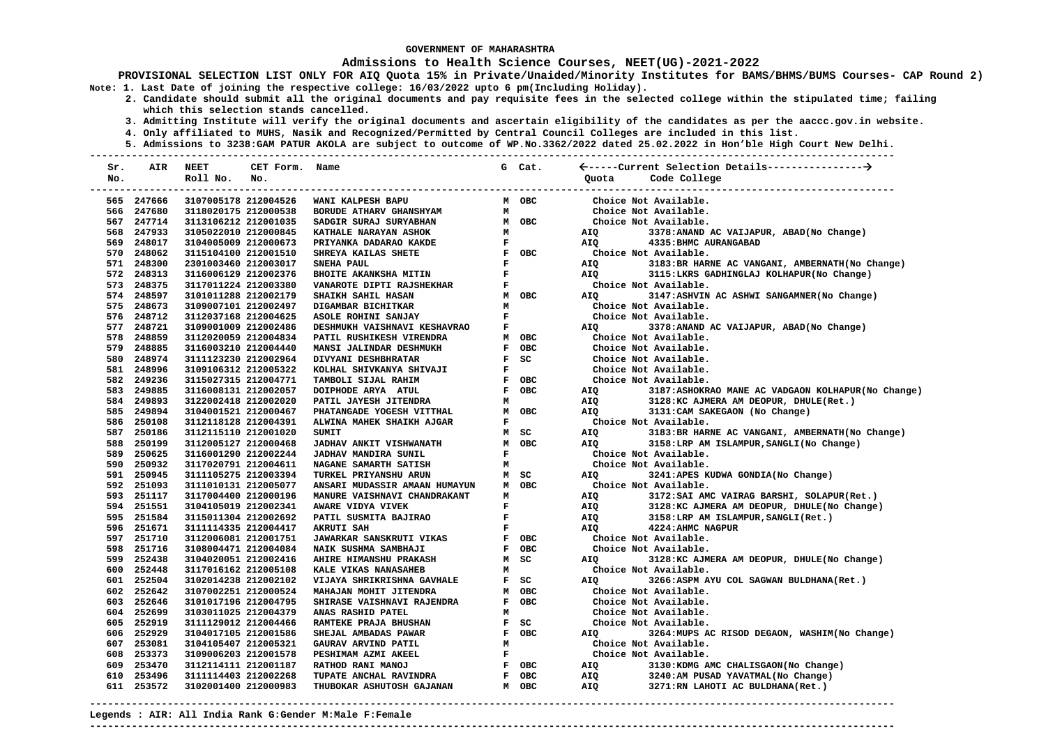GOVERNMENT OF MAHARASHTRA

**Admissions to Health Science Courses, NEET(UG)-2021-2022**

**PROVISIONAL SELECTION LIST ONLY FOR AIQ Quota 15% in Private/Unaided/Minority Institutes for BAMS/BHMS/BUMS Courses- CAP Round 2)**

Note: 1. Last Date of joining the respective college: 16/03/2022 upto 6 pm(Including Holiday).
2. Candidate should submit all the original documents and pay requisite fees in the selected college within the stipulated time; failing which this selection stands cancelled.
3. Admitting Institute will verify the original documents and ascertain eligibility of the candidates as per the aaccc.gov.in website.
4. Only affiliated to MUHS, Nasik and Recognized/Permitted by Central Council Colleges are included in this list.
5. Admissions to 3238:GAM PATUR AKOLA are subject to outcome of WP.No.3362/2022 dated 25.02.2022 in Hon'ble High Court New Delhi.

| Sr. No. | AIR | NEET Roll No. | CET Form. No. | Name | G | Cat. | Quota | Code College |
|---|---|---|---|---|---|---|---|---|
| 565 | 247666 | 3107005178 | 212004526 | WANI KALPESH BAPU | M | OBC | | Choice Not Available. |
| 566 | 247680 | 3118020175 | 212000538 | BORUDE ATHARV GHANSHYAM | M | | | Choice Not Available. |
| 567 | 247714 | 3113106212 | 212001035 | SADGIR SURAJ SURYABHAN | M | OBC | | Choice Not Available. |
| 568 | 247933 | 3105022010 | 212000845 | KATHALE NARAYAN ASHOK | M | | AIQ | 3378:ANAND AC VAIJAPUR, ABAD(No Change) |
| 569 | 248017 | 3104005009 | 212000673 | PRIYANKA DADARAO KAKDE | F | | AIQ | 4335:BHMC AURANGABAD |
| 570 | 248062 | 3115104100 | 212001510 | SHREYA KAILAS SHETE | F | OBC | | Choice Not Available. |
| 571 | 248300 | 2301003460 | 212003017 | SNEHA PAUL | F | | AIQ | 3183:BR HARNE AC VANGANI, AMBERNATH(No Change) |
| 572 | 248313 | 3116006129 | 212002376 | BHOITE AKANKSHA MITIN | F | | AIQ | 3115:LKRS GADHINGLAJ KOLHAPUR(No Change) |
| 573 | 248375 | 3117011224 | 212003380 | VANAROTE DIPTI RAJSHEKHAR | F | | | Choice Not Available. |
| 574 | 248597 | 3101011288 | 212002179 | SHAIKH SAHIL HASAN | M | OBC | AIQ | 3147:ASHVIN AC ASHWI SANGAMNER(No Change) |
| 575 | 248673 | 3109007101 | 212002497 | DIGAMBAR BICHITKAR | M | | | Choice Not Available. |
| 576 | 248712 | 3112037168 | 212004625 | ASOLE ROHINI SANJAY | F | | | Choice Not Available. |
| 577 | 248721 | 3109001009 | 212002486 | DESHMUKH VAISHNAVI KESHAVRAO | F | | AIQ | 3378:ANAND AC VAIJAPUR, ABAD(No Change) |
| 578 | 248859 | 3112020059 | 212004834 | PATIL RUSHIKESH VIRENDRA | M | OBC | | Choice Not Available. |
| 579 | 248885 | 3116003210 | 212004440 | MANSI JALINDAR DESHMUKH | F | OBC | | Choice Not Available. |
| 580 | 248974 | 3111123230 | 212002964 | DIVYANI DESHBHRATAR | F | SC | | Choice Not Available. |
| 581 | 248996 | 3109106312 | 212005322 | KOLHAL SHIVKANYA SHIVAJI | F | | | Choice Not Available. |
| 582 | 249236 | 3115027315 | 212004771 | TAMBOLI SIJAL RAHIM | F | OBC | | Choice Not Available. |
| 583 | 249885 | 3116008131 | 212002057 | DOIPHODE ARYA ATUL | F | OBC | AIQ | 3187:ASHOKRAO MANE AC VADGAON KOLHAPUR(No Change) |
| 584 | 249893 | 3122002418 | 212002020 | PATIL JAYESH JITENDRA | M | | AIQ | 3128:KC AJMERA AM DEOPUR, DHULE(Ret.) |
| 585 | 249894 | 3104001521 | 212000467 | PHATANGADE YOGESH VITTHAL | M | OBC | AIQ | 3131:CAM SAKEGAON (No Change) |
| 586 | 250108 | 3112118128 | 212004391 | ALWINA MAHEK SHAIKH AJGAR | F | | | Choice Not Available. |
| 587 | 250186 | 3112115110 | 212001020 | SUMIT | M | SC | AIQ | 3183:BR HARNE AC VANGANI, AMBERNATH(No Change) |
| 588 | 250199 | 3112005127 | 212000468 | JADHAV ANKIT VISHWANATH | M | OBC | AIQ | 3158:LRP AM ISLAMPUR,SANGLI(No Change) |
| 589 | 250625 | 3116001290 | 212002244 | JADHAV MANDIRA SUNIL | F | | | Choice Not Available. |
| 590 | 250932 | 3117020791 | 212004611 | NAGANE SAMARTH SATISH | M | | | Choice Not Available. |
| 591 | 250945 | 3111105275 | 212003394 | TURKEL PRIYANSHU ARUN | M | SC | AIQ | 3241:APES KUDWA GONDIA(No Change) |
| 592 | 251093 | 3111010131 | 212005077 | ANSARI MUDASSIR AMAAN HUMAYUN | M | OBC | | Choice Not Available. |
| 593 | 251117 | 3117004400 | 212000196 | MANURE VAISHNAVI CHANDRAKANT | M | | AIQ | 3172:SAI AMC VAIRAG BARSHI, SOLAPUR(Ret.) |
| 594 | 251551 | 3104105019 | 212002341 | AWARE VIDYA VIVEK | F | | AIQ | 3128:KC AJMERA AM DEOPUR, DHULE(No Change) |
| 595 | 251584 | 3115011304 | 212002692 | PATIL SUSMITA BAJIRAO | F | | AIQ | 3158:LRP AM ISLAMPUR,SANGLI(Ret.) |
| 596 | 251671 | 3111114335 | 212004417 | AKRUTI SAH | F | | AIQ | 4224:AHMC NAGPUR |
| 597 | 251710 | 3112006081 | 212001751 | JAWARKAR SANSKRUTI VIKAS | F | OBC | | Choice Not Available. |
| 598 | 251716 | 3108004471 | 212004084 | NAIK SUSHMA SAMBHAJI | F | OBC | | Choice Not Available. |
| 599 | 252438 | 3104020051 | 212002416 | AHIRE HIMANSHU PRAKASH | M | SC | AIQ | 3128:KC AJMERA AM DEOPUR, DHULE(No Change) |
| 600 | 252448 | 3117016162 | 212005108 | KALE VIKAS NANASAHEB | M | | | Choice Not Available. |
| 601 | 252504 | 3102014238 | 212002102 | VIJAYA SHRIKRISHNA GAVHALE | F | SC | AIQ | 3266:ASPM AYU COL SAGWAN BULDHANA(Ret.) |
| 602 | 252642 | 3107002251 | 212000524 | MAHAJAN MOHIT JITENDRA | M | OBC | | Choice Not Available. |
| 603 | 252646 | 3101017196 | 212004795 | SHIRASE VAISHNAVI RAJENDRA | F | OBC | | Choice Not Available. |
| 604 | 252699 | 3103011025 | 212004379 | ANAS RASHID PATEL | M | | | Choice Not Available. |
| 605 | 252919 | 3111129012 | 212004466 | RAMTEKE PRAJA BHUSHAN | F | SC | | Choice Not Available. |
| 606 | 252929 | 3104017105 | 212001586 | SHEJAL AMBADAS PAWAR | F | OBC | AIQ | 3264:MUPS AC RISOD DEGAON, WASHIM(No Change) |
| 607 | 253081 | 3104105407 | 212005321 | GAURAV ARVIND PATIL | M | | | Choice Not Available. |
| 608 | 253373 | 3109006203 | 212001578 | PESHIMAM AZMI AKEEL | F | | | Choice Not Available. |
| 609 | 253470 | 3112114111 | 212001187 | RATHOD RANI MANOJ | F | OBC | AIQ | 3130:KDMG AMC CHALISGAON(No Change) |
| 610 | 253496 | 3111114403 | 212002268 | TUPATE ANCHAL RAVINDRA | F | OBC | AIQ | 3240:AM PUSAD YAVATMAL(No Change) |
| 611 | 253572 | 3102001400 | 212000983 | THUBOKAR ASHUTOSH GAJANAN | M | OBC | AIQ | 3271:RN LAHOTI AC BULDHANA(Ret.) |

Legends : AIR: All India Rank G:Gender M:Male F:Female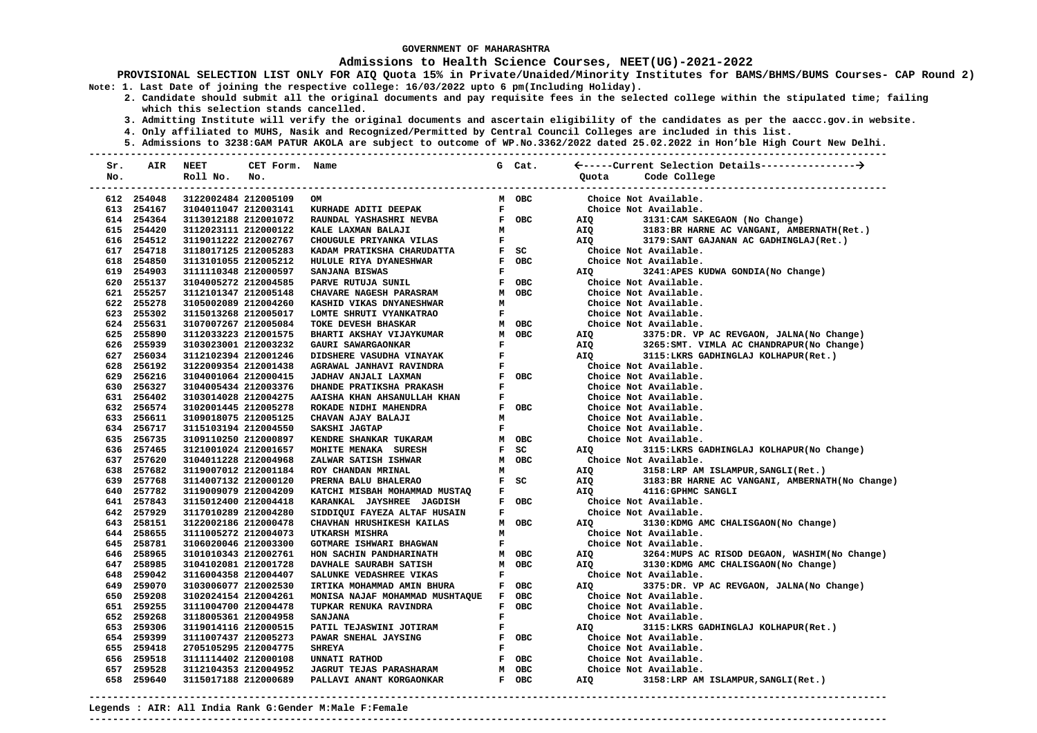GOVERNMENT OF MAHARASHTRA

**Admissions to Health Science Courses, NEET(UG)-2021-2022**

**PROVISIONAL SELECTION LIST ONLY FOR AIQ Quota 15% in Private/Unaided/Minority Institutes for BAMS/BHMS/BUMS Courses- CAP Round 2)**

**Note: 1. Last Date of joining the respective college: 16/03/2022 upto 6 pm(Including Holiday).**

**2. Candidate should submit all the original documents and pay requisite fees in the selected college within the stipulated time; failing which this selection stands cancelled.**

**3. Admitting Institute will verify the original documents and ascertain eligibility of the candidates as per the aaccc.gov.in website.**

**4. Only affiliated to MUHS, Nasik and Recognized/Permitted by Central Council Colleges are included in this list.**

**5. Admissions to 3238:GAM PATUR AKOLA are subject to outcome of WP.No.3362/2022 dated 25.02.2022 in Hon'ble High Court New Delhi.**

| Sr. No. | AIR | NEET Roll No. | CET Form. No. | Name | G | Cat. | Quota | Code College |
|---|---|---|---|---|---|---|---|---|
| 612 | 254048 | 3122002484 | 212005109 | OM | M | OBC | | Choice Not Available. |
| 613 | 254167 | 3104011047 | 212003141 | KURHADE ADITI DEEPAK | F | | | Choice Not Available. |
| 614 | 254364 | 3113012188 | 212001072 | RAUNDAL YASHASHRI NEVBA | F | OBC | AIQ | 3131:CAM SAKEGAON (No Change) |
| 615 | 254420 | 3112023111 | 212000122 | KALE LAXMAN BALAJI | M | | AIQ | 3183:BR HARNE AC VANGANI, AMBERNATH(Ret.) |
| 616 | 254512 | 3119011222 | 212002767 | CHOUGULE PRIYANKA VILAS | F | | AIQ | 3179:SANT GAJANAN AC GADHINGLAJ(Ret.) |
| 617 | 254718 | 3118017125 | 212005283 | KADAM PRATIKSHA CHARUDATTA | F | SC | | Choice Not Available. |
| 618 | 254850 | 3113101055 | 212005212 | HULULE RIYA DYANESHWAR | F | OBC | | Choice Not Available. |
| 619 | 254903 | 3111110348 | 212000597 | SANJANA BISWAS | F | | AIQ | 3241:APES KUDWA GONDIA(No Change) |
| 620 | 255137 | 3104005272 | 212004585 | PARVE RUTUJA SUNIL | F | OBC | | Choice Not Available. |
| 621 | 255257 | 3112101347 | 212005148 | CHAVARE NAGESH PARASRAM | M | OBC | | Choice Not Available. |
| 622 | 255278 | 3105002089 | 212004260 | KASHID VIKAS DNYANESHWAR | M | | | Choice Not Available. |
| 623 | 255302 | 3115013268 | 212005017 | LOMTE SHRUTI VYANKATRAO | F | | | Choice Not Available. |
| 624 | 255631 | 3107007267 | 212005084 | TOKE DEVESH BHASKAR | M | OBC | | Choice Not Available. |
| 625 | 255890 | 3112033223 | 212001575 | BHARTI AKSHAY VIJAYKUMAR | M | OBC | AIQ | 3375:DR. VP AC REVGAON, JALNA(No Change) |
| 626 | 255939 | 3103023001 | 212003232 | GAURI SAWARGAONKAR | F | | AIQ | 3265:SMT. VIMLA AC CHANDRAPUR(No Change) |
| 627 | 256034 | 3112102394 | 212001246 | DIDSHERE VASUDHA VINAYAK | F | | AIQ | 3115:LKRS GADHINGLAJ KOLHAPUR(Ret.) |
| 628 | 256192 | 3122009354 | 212001438 | AGRAWAL JANHAVI RAVINDRA | F | | | Choice Not Available. |
| 629 | 256216 | 3104001064 | 212000415 | JADHAV ANJALI LAXMAN | F | OBC | | Choice Not Available. |
| 630 | 256327 | 3104005434 | 212003376 | DHANDE PRATIKSHA PRAKASH | F | | | Choice Not Available. |
| 631 | 256402 | 3103014028 | 212004275 | AAISHA KHAN AHSANULLAH KHAN | F | | | Choice Not Available. |
| 632 | 256574 | 3102001445 | 212005278 | ROKADE NIDHI MAHENDRA | F | OBC | | Choice Not Available. |
| 633 | 256611 | 3109018075 | 212005125 | CHAVAN AJAY BALAJI | M | | | Choice Not Available. |
| 634 | 256717 | 3115103194 | 212004550 | SAKSHI JAGTAP | F | | | Choice Not Available. |
| 635 | 256735 | 3109110250 | 212000897 | KENDRE SHANKAR TUKARAM | M | OBC | | Choice Not Available. |
| 636 | 257465 | 3121001024 | 212001657 | MOHITE MENAKA SURESH | F | SC | AIQ | 3115:LKRS GADHINGLAJ KOLHAPUR(No Change) |
| 637 | 257620 | 3104011228 | 212004968 | ZALWAR SATISH ISHWAR | M | OBC | | Choice Not Available. |
| 638 | 257682 | 3119007012 | 212001184 | ROY CHANDAN MRINAL | M | | AIQ | 3158:LRP AM ISLAMPUR,SANGLI(Ret.) |
| 639 | 257768 | 3114007132 | 212000120 | PRERNA BALU BHALERAO | F | SC | AIQ | 3183:BR HARNE AC VANGANI, AMBERNATH(No Change) |
| 640 | 257782 | 3119009079 | 212004209 | KATCHI MISBAH MOHAMMAD MUSTAQ | F | | AIQ | 4116:GPHMC SANGLI |
| 641 | 257843 | 3115012400 | 212004418 | KARANKAL JAYSHREE JAGDISH | F | OBC | | Choice Not Available. |
| 642 | 257929 | 3117010289 | 212004280 | SIDDIQUI FAYEZA ALTAF HUSAIN | F | | | Choice Not Available. |
| 643 | 258151 | 3122002186 | 212000478 | CHAVHAN HRUSHIKESH KAILAS | M | OBC | AIQ | 3130:KDMG AMC CHALISGAON(No Change) |
| 644 | 258655 | 3111005272 | 212004073 | UTKARSH MISHRA | M | | | Choice Not Available. |
| 645 | 258781 | 3106020046 | 212003300 | GOTMARE ISHWARI BHAGWAN | F | | | Choice Not Available. |
| 646 | 258965 | 3101010343 | 212002761 | HON SACHIN PANDHARINATH | M | OBC | AIQ | 3264:MUPS AC RISOD DEGAON, WASHIM(No Change) |
| 647 | 258985 | 3104102081 | 212001728 | DAVHALE SAURABH SATISH | M | OBC | AIQ | 3130:KDMG AMC CHALISGAON(No Change) |
| 648 | 259042 | 3116004358 | 212004407 | SALUNKE VEDASHREE VIKAS | F | | | Choice Not Available. |
| 649 | 259070 | 3103006077 | 212002530 | IRTIKA MOHAMMAD AMIN BHURA | F | OBC | AIQ | 3375:DR. VP AC REVGAON, JALNA(No Change) |
| 650 | 259208 | 3102024154 | 212004261 | MONISA NAJAF MOHAMMAD MUSHTAQUE | F | OBC | | Choice Not Available. |
| 651 | 259255 | 3111004700 | 212004478 | TUPKAR RENUKA RAVINDRA | F | OBC | | Choice Not Available. |
| 652 | 259268 | 3118005361 | 212004958 | SANJANA | F | | | Choice Not Available. |
| 653 | 259306 | 3119014116 | 212000515 | PATIL TEJASWINI JOTIRAM | F | | AIQ | 3115:LKRS GADHINGLAJ KOLHAPUR(Ret.) |
| 654 | 259399 | 3111007437 | 212005273 | PAWAR SNEHAL JAYSING | F | OBC | | Choice Not Available. |
| 655 | 259418 | 2705105295 | 212004775 | SHREYA | F | | | Choice Not Available. |
| 656 | 259518 | 3111114402 | 212000108 | UNNATI RATHOD | F | OBC | | Choice Not Available. |
| 657 | 259528 | 3112104353 | 212004952 | JAGRUT TEJAS PARASHARAM | M | OBC | | Choice Not Available. |
| 658 | 259640 | 3115017188 | 212000689 | PALLAVI ANANT KORGAONKAR | F | OBC | AIQ | 3158:LRP AM ISLAMPUR,SANGLI(Ret.) |

**Legends : AIR: All India Rank G:Gender M:Male F:Female**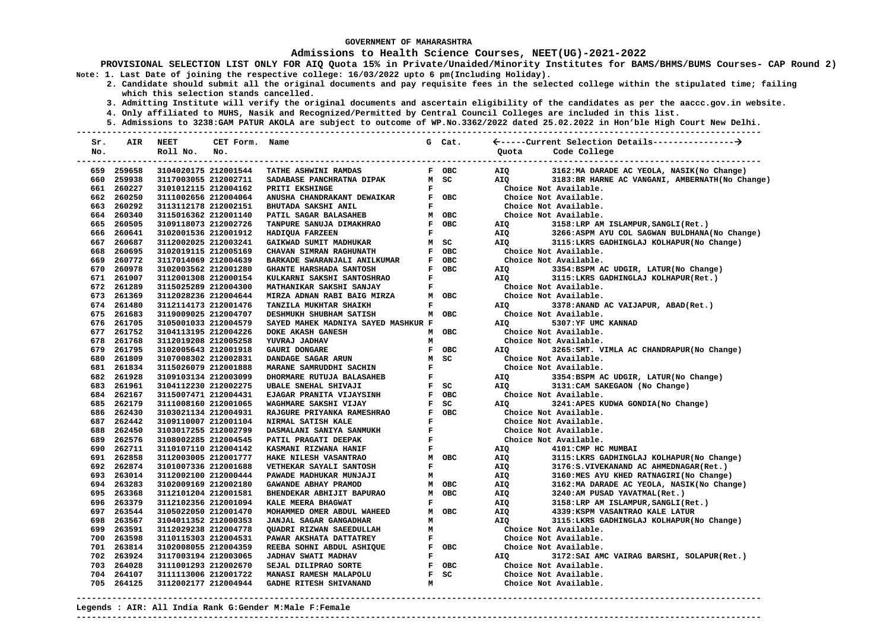GOVERNMENT OF MAHARASHTRA

**Admissions to Health Science Courses, NEET(UG)-2021-2022**

**PROVISIONAL SELECTION LIST ONLY FOR AIQ Quota 15% in Private/Unaided/Minority Institutes for BAMS/BHMS/BUMS Courses- CAP Round 2)**

Note: 1. Last Date of joining the respective college: 16/03/2022 upto 6 pm(Including Holiday).
2. Candidate should submit all the original documents and pay requisite fees in the selected college within the stipulated time; failing which this selection stands cancelled.
3. Admitting Institute will verify the original documents and ascertain eligibility of the candidates as per the aaccc.gov.in website.
4. Only affiliated to MUHS, Nasik and Recognized/Permitted by Central Council Colleges are included in this list.
5. Admissions to 3238:GAM PATUR AKOLA are subject to outcome of WP.No.3362/2022 dated 25.02.2022 in Hon'ble High Court New Delhi.

| Sr. No. | AIR | NEET Roll No. | CET Form. No. | Name | G | Cat. | Quota | Code College |
|---|---|---|---|---|---|---|---|---|
| 659 | 259658 | 3104020175 | 212001544 | TATHE ASHWINI RAMDAS | F | OBC | AIQ | 3162:MA DARADE AC YEOLA, NASIK(No Change) |
| 660 | 259938 | 3117003055 | 212002711 | SADABASE PANCHRATNA DIPAK | M | SC | AIQ | 3183:BR HARNE AC VANGANI, AMBERNATH(No Change) |
| 661 | 260227 | 3101012115 | 212004162 | PRITI EKSHINGE | F | | | Choice Not Available. |
| 662 | 260250 | 3111002656 | 212004064 | ANUSHA CHANDRAKANT DEWAIKAR | F | OBC | | Choice Not Available. |
| 663 | 260292 | 3113112178 | 212002151 | BHUTADA SAKSHI ANIL | F | | | Choice Not Available. |
| 664 | 260340 | 3115016362 | 212001140 | PATIL SAGAR BALASAHEB | M | OBC | | Choice Not Available. |
| 665 | 260505 | 3109118073 | 212002726 | TANPURE SANUJA DIMAKHRAO | F | OBC | AIQ | 3158:LRP AM ISLAMPUR,SANGLI(Ret.) |
| 666 | 260641 | 3102001536 | 212001912 | HADIQUA FARZEEN | F | | AIQ | 3266:ASPM AYU COL SAGWAN BULDHANA(No Change) |
| 667 | 260687 | 3112002025 | 212003241 | GAIKWAD SUMIT MADHUKAR | M | SC | AIQ | 3115:LKRS GADHINGLAJ KOLHAPUR(No Change) |
| 668 | 260695 | 3102019115 | 212005169 | CHAVAN SIMRAN RAGHUNATH | F | OBC | | Choice Not Available. |
| 669 | 260772 | 3117014069 | 212004639 | BARKADE SWARANJALI ANILKUMAR | F | OBC | | Choice Not Available. |
| 670 | 260978 | 3102003562 | 212001280 | GHANTE HARSHADA SANTOSH | F | OBC | AIQ | 3354:BSPM AC UDGIR, LATUR(No Change) |
| 671 | 261007 | 3112001308 | 212000154 | KULKARNI SAKSHI SANTOSHRAO | F | | AIQ | 3115:LKRS GADHINGLAJ KOLHAPUR(Ret.) |
| 672 | 261289 | 3115025289 | 212004300 | MATHANIKAR SAKSHI SANJAY | F | | | Choice Not Available. |
| 673 | 261369 | 3112028236 | 212004644 | MIRZA ADNAN RABI BAIG MIRZA | M | OBC | | Choice Not Available. |
| 674 | 261480 | 3112114173 | 212001476 | TANZILA MUKHTAR SHAIKH | F | | AIQ | 3378:ANAND AC VAIJAPUR, ABAD(Ret.) |
| 675 | 261683 | 3119009025 | 212004707 | DESHMUKH SHUBHAM SATISH | M | OBC | | Choice Not Available. |
| 676 | 261705 | 3105001033 | 212004579 | SAYED MAHEK MADNIYA SAYED MASHKUR | F | | AIQ | 5307:YF UMC KANNAD |
| 677 | 261752 | 3104113195 | 212004226 | DOKE AKASH GANESH | M | OBC | | Choice Not Available. |
| 678 | 261768 | 3112019208 | 212005258 | YUVRAJ JADHAV | M | | | Choice Not Available. |
| 679 | 261795 | 3102005643 | 212001918 | GAURI DONGARE | F | OBC | AIQ | 3265:SMT. VIMLA AC CHANDRAPUR(No Change) |
| 680 | 261809 | 3107008302 | 212002831 | DANDAGE SAGAR ARUN | M | SC | | Choice Not Available. |
| 681 | 261834 | 3115026079 | 212001888 | MARANE SAMRUDDHI SACHIN | F | | | Choice Not Available. |
| 682 | 261928 | 3109103134 | 212003099 | DHORMARE RUTUJA BALASAHEB | F | | AIQ | 3354:BSPM AC UDGIR, LATUR(No Change) |
| 683 | 261961 | 3104112230 | 212002275 | UBALE SNEHAL SHIVAJI | F | SC | AIQ | 3131:CAM SAKEGAON (No Change) |
| 684 | 262167 | 3115007471 | 212004431 | EJAGAR PRANITA VIJAYSINH | F | OBC | | Choice Not Available. |
| 685 | 262179 | 3111008160 | 212001065 | WAGHMARE SAKSHI VIJAY | F | SC | AIQ | 3241:APES KUDWA GONDIA(No Change) |
| 686 | 262430 | 3103021134 | 212004931 | RAJGURE PRIYANKA RAMESHRAO | F | OBC | | Choice Not Available. |
| 687 | 262442 | 3109110007 | 212001104 | NIRMAL SATISH KALE | F | | | Choice Not Available. |
| 688 | 262450 | 3103017255 | 212002799 | DASMALANI SANIYA SANMUKH | F | | | Choice Not Available. |
| 689 | 262576 | 3108002285 | 212004545 | PATIL PRAGATI DEEPAK | F | | | Choice Not Available. |
| 690 | 262711 | 3110107110 | 212004142 | KASMANI RIZWANA HANIF | F | | AIQ | 4101:CMP HC MUMBAI |
| 691 | 262858 | 3112003005 | 212001777 | HAKE NILESH VASANTRAO | M | OBC | AIQ | 3115:LKRS GADHINGLAJ KOLHAPUR(No Change) |
| 692 | 262874 | 3101007336 | 212001688 | VETHEKAR SAYALI SANTOSH | F | | AIQ | 3176:S.VIVEKANAND AC AHMEDNAGAR(Ret.) |
| 693 | 263014 | 3112002100 | 212000444 | PAWADE MADHUKAR MUNJAJI | M | | AIQ | 3160:MES AYU KHED RATNAGIRI(No Change) |
| 694 | 263283 | 3102009169 | 212002180 | GAWANDE ABHAY PRAMOD | M | OBC | AIQ | 3162:MA DARADE AC YEOLA, NASIK(No Change) |
| 695 | 263368 | 3112101204 | 212001581 | BHENDEKAR ABHIJIT BAPURAO | M | OBC | AIQ | 3240:AM PUSAD YAVATMAL(Ret.) |
| 696 | 263379 | 3112102356 | 212001094 | KALE MEERA BHAGWAT | F | | AIQ | 3158:LRP AM ISLAMPUR,SANGLI(Ret.) |
| 697 | 263544 | 3105022050 | 212001470 | MOHAMMED OMER ABDUL WAHEED | M | OBC | AIQ | 4339:KSPM VASANTRAO KALE LATUR |
| 698 | 263567 | 3104011352 | 212000353 | JANJAL SAGAR GANGADHAR | M | | AIQ | 3115:LKRS GADHINGLAJ KOLHAPUR(No Change) |
| 699 | 263591 | 3112029238 | 212004778 | QUADRI RIZWAN SAEEDULLAH | M | | | Choice Not Available. |
| 700 | 263598 | 3110115303 | 212004531 | PAWAR AKSHATA DATTATREY | F | | | Choice Not Available. |
| 701 | 263814 | 3102008055 | 212004359 | REEBA SOHNI ABDUL ASHIQUE | F | OBC | | Choice Not Available. |
| 702 | 263924 | 3117003194 | 212003065 | JADHAV SWATI MADHAV | F | | AIQ | 3172:SAI AMC VAIRAG BARSHI, SOLAPUR(Ret.) |
| 703 | 264028 | 3111001293 | 212002670 | SEJAL DILIPRAO SORTE | F | OBC | | Choice Not Available. |
| 704 | 264107 | 3111113006 | 212001722 | MANASI RAMESH MALAPOLU | F | SC | | Choice Not Available. |
| 705 | 264125 | 3112002177 | 212004944 | GADHE RITESH SHIVANAND | M | | | Choice Not Available. |

Legends : AIR: All India Rank G:Gender M:Male F:Female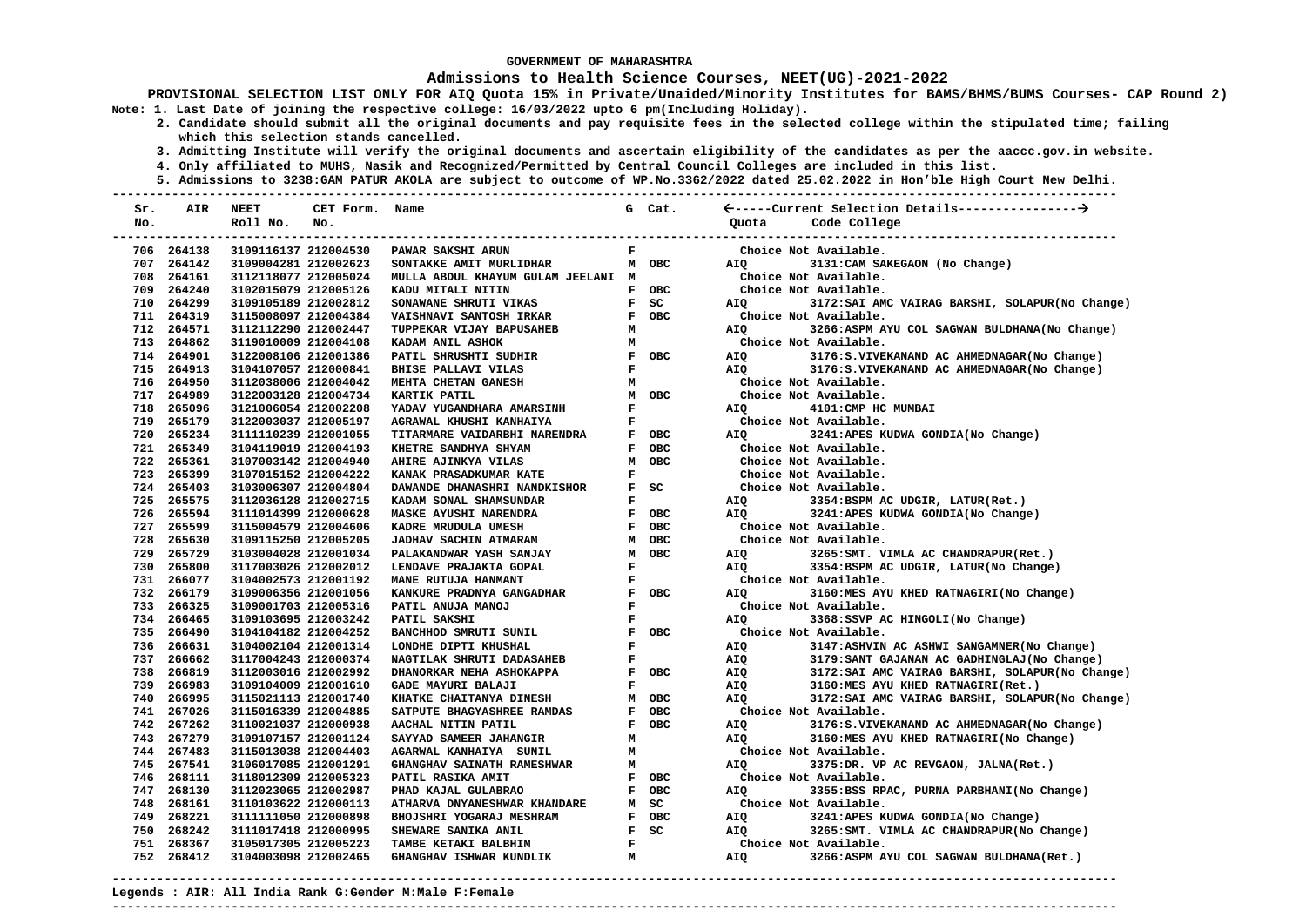GOVERNMENT OF MAHARASHTRA

# Admissions to Health Science Courses, NEET(UG)-2021-2022

**PROVISIONAL SELECTION LIST ONLY FOR AIQ Quota 15% in Private/Unaided/Minority Institutes for BAMS/BHMS/BUMS Courses- CAP Round 2)**

**Note: 1. Last Date of joining the respective college: 16/03/2022 upto 6 pm(Including Holiday).**
**2. Candidate should submit all the original documents and pay requisite fees in the selected college within the stipulated time; failing which this selection stands cancelled.**
**3. Admitting Institute will verify the original documents and ascertain eligibility of the candidates as per the aaccc.gov.in website.**
**4. Only affiliated to MUHS, Nasik and Recognized/Permitted by Central Council Colleges are included in this list.**
**5. Admissions to 3238:GAM PATUR AKOLA are subject to outcome of WP.No.3362/2022 dated 25.02.2022 in Hon'ble High Court New Delhi.**

| Sr. No. | AIR | NEET Roll No. | CET Form. No. | Name | G | Cat. | Quota | Code College |
|---|---|---|---|---|---|---|---|---|
| 706 | 264138 | 3109116137 | 212004530 | PAWAR SAKSHI ARUN | F | | | Choice Not Available. |
| 707 | 264142 | 3109004281 | 212002623 | SONTAKKE AMIT MURLIDHAR | M | OBC | AIQ | 3131:CAM SAKEGAON (No Change) |
| 708 | 264161 | 3112118077 | 212005024 | MULLA ABDUL KHAYUM GULAM JEELANI | M | | | Choice Not Available. |
| 709 | 264240 | 3102015079 | 212005126 | KADU MITALI NITIN | F | OBC | | Choice Not Available. |
| 710 | 264299 | 3109105189 | 212002812 | SONAWANE SHRUTI VIKAS | F | SC | AIQ | 3172:SAI AMC VAIRAG BARSHI, SOLAPUR(No Change) |
| 711 | 264319 | 3115008097 | 212004384 | VAISHNAVI SANTOSH IRKAR | F | OBC | | Choice Not Available. |
| 712 | 264571 | 3112112290 | 212002447 | TUPPEKAR VIJAY BAPUSAHEB | M | | AIQ | 3266:ASPM AYU COL SAGWAN BULDHANA(No Change) |
| 713 | 264862 | 3119010009 | 212004108 | KADAM ANIL ASHOK | M | | | Choice Not Available. |
| 714 | 264901 | 3122008106 | 212001386 | PATIL SHRUSHTI SUDHIR | F | OBC | AIQ | 3176:S.VIVEKANAND AC AHMEDNAGAR(No Change) |
| 715 | 264913 | 3104107057 | 212000841 | BHISE PALLAVI VILAS | F | | AIQ | 3176:S.VIVEKANAND AC AHMEDNAGAR(No Change) |
| 716 | 264950 | 3112038006 | 212004042 | MEHTA CHETAN GANESH | M | | | Choice Not Available. |
| 717 | 264989 | 3122003128 | 212004734 | KARTIK PATIL | M | OBC | | Choice Not Available. |
| 718 | 265096 | 3121006054 | 212002208 | YADAV YUGANDHARA AMARSINH | F | | AIQ | 4101:CMP HC MUMBAI |
| 719 | 265179 | 3122003037 | 212005197 | AGRAWAL KHUSHI KANHAIYA | F | | | Choice Not Available. |
| 720 | 265234 | 3111110239 | 212001055 | TITARMARE VAIDARBHI NARENDRA | F | OBC | AIQ | 3241:APES KUDWA GONDIA(No Change) |
| 721 | 265349 | 3104119019 | 212004193 | KHETRE SANDHYA SHYAM | F | OBC | | Choice Not Available. |
| 722 | 265361 | 3107003142 | 212004940 | AHIRE AJINKYA VILAS | M | OBC | | Choice Not Available. |
| 723 | 265399 | 3107015152 | 212004222 | KANAK PRASADKUMAR KATE | F | | | Choice Not Available. |
| 724 | 265403 | 3103006307 | 212004804 | DAWANDE DHANASHRI NANDKISHOR | F | SC | | Choice Not Available. |
| 725 | 265575 | 3112036128 | 212002715 | KADAM SONAL SHAMSUNDAR | F | | AIQ | 3354:BSPM AC UDGIR, LATUR(Ret.) |
| 726 | 265594 | 3111014399 | 212000628 | MASKE AYUSHI NARENDRA | F | OBC | AIQ | 3241:APES KUDWA GONDIA(No Change) |
| 727 | 265599 | 3115004579 | 212004606 | KADRE MRUDULA UMESH | F | OBC | | Choice Not Available. |
| 728 | 265630 | 3109115250 | 212005205 | JADHAV SACHIN ATMARAM | M | OBC | | Choice Not Available. |
| 729 | 265729 | 3103004028 | 212001034 | PALAKANDWAR YASH SANJAY | M | OBC | AIQ | 3265:SMT. VIMLA AC CHANDRAPUR(Ret.) |
| 730 | 265800 | 3117003026 | 212002012 | LENDAVE PRAJAKTA GOPAL | F | | AIQ | 3354:BSPM AC UDGIR, LATUR(No Change) |
| 731 | 266077 | 3104002573 | 212001192 | MANE RUTUJA HANMANT | F | | | Choice Not Available. |
| 732 | 266179 | 3109006356 | 212001056 | KANKURE PRADNYA GANGADHAR | F | OBC | AIQ | 3160:MES AYU KHED RATNAGIRI(No Change) |
| 733 | 266325 | 3109001703 | 212005316 | PATIL ANUJA MANOJ | F | | | Choice Not Available. |
| 734 | 266465 | 3109103695 | 212003242 | PATIL SAKSHI | F | | AIQ | 3368:SSVP AC HINGOLI(No Change) |
| 735 | 266490 | 3104104182 | 212004252 | BANCHHOD SMRUTI SUNIL | F | OBC | | Choice Not Available. |
| 736 | 266631 | 3104002104 | 212001314 | LONDHE DIPTI KHUSHAL | F | | AIQ | 3147:ASHVIN AC ASHWI SANGAMNER(No Change) |
| 737 | 266662 | 3117004243 | 212000374 | NAGTILAK SHRUTI DADASAHEB | F | | AIQ | 3179:SANT GAJANAN AC GADHINGLAJ(No Change) |
| 738 | 266819 | 3112003016 | 212002992 | DHANORKAR NEHA ASHOKAPPA | F | OBC | AIQ | 3172:SAI AMC VAIRAG BARSHI, SOLAPUR(No Change) |
| 739 | 266983 | 3109104009 | 212001610 | GADE MAYURI BALAJI | F | | AIQ | 3160:MES AYU KHED RATNAGIRI(Ret.) |
| 740 | 266995 | 3115021113 | 212001740 | KHATKE CHAITANYA DINESH | M | OBC | AIQ | 3172:SAI AMC VAIRAG BARSHI, SOLAPUR(No Change) |
| 741 | 267026 | 3115016339 | 212004885 | SATPUTE BHAGYASHREE RAMDAS | F | OBC | | Choice Not Available. |
| 742 | 267262 | 3110021037 | 212000938 | AACHAL NITIN PATIL | F | OBC | AIQ | 3176:S.VIVEKANAND AC AHMEDNAGAR(No Change) |
| 743 | 267279 | 3109107157 | 212001124 | SAYYAD SAMEER JAHANGIR | M | | AIQ | 3160:MES AYU KHED RATNAGIRI(No Change) |
| 744 | 267483 | 3115013038 | 212004403 | AGARWAL KANHAIYA SUNIL | M | | | Choice Not Available. |
| 745 | 267541 | 3106017085 | 212001291 | GHANGHAV SAINATH RAMESHWAR | M | | AIQ | 3375:DR. VP AC REVGAON, JALNA(Ret.) |
| 746 | 268111 | 3118012309 | 212005323 | PATIL RASIKA AMIT | F | OBC | | Choice Not Available. |
| 747 | 268130 | 3112023065 | 212002987 | PHAD KAJAL GULABRAO | F | OBC | AIQ | 3355:BSS RPAC, PURNA PARBHANI(No Change) |
| 748 | 268161 | 3110103622 | 212000113 | ATHARVA DNYANESHWAR KHANDARE | M | SC | | Choice Not Available. |
| 749 | 268221 | 3111111050 | 212000898 | BHOJSHRI YOGARAJ MESHRAM | F | OBC | AIQ | 3241:APES KUDWA GONDIA(No Change) |
| 750 | 268242 | 3111017418 | 212000995 | SHEWARE SANIKA ANIL | F | SC | AIQ | 3265:SMT. VIMLA AC CHANDRAPUR(No Change) |
| 751 | 268367 | 3105017305 | 212005223 | TAMBE KETAKI BALBHIM | F | | | Choice Not Available. |
| 752 | 268412 | 3104003098 | 212002465 | GHANGHAV ISHWAR KUNDLIK | M | | AIQ | 3266:ASPM AYU COL SAGWAN BULDHANA(Ret.) |

**Legends : AIR: All India Rank G:Gender M:Male F:Female**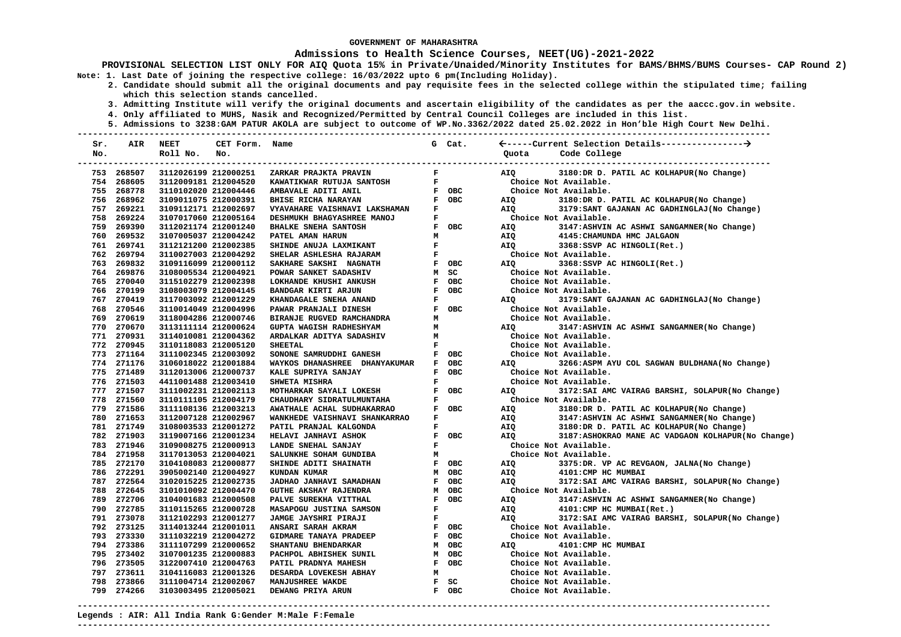**GOVERNMENT OF MAHARASHTRA**

**Admissions to Health Science Courses, NEET(UG)-2021-2022**

**PROVISIONAL SELECTION LIST ONLY FOR AIQ Quota 15% in Private/Unaided/Minority Institutes for BAMS/BHMS/BUMS Courses- CAP Round 2)**

**Note: 1. Last Date of joining the respective college: 16/03/2022 upto 6 pm(Including Holiday).**

**2. Candidate should submit all the original documents and pay requisite fees in the selected college within the stipulated time; failing which this selection stands cancelled.**

**3. Admitting Institute will verify the original documents and ascertain eligibility of the candidates as per the aaccc.gov.in website.**

**4. Only affiliated to MUHS, Nasik and Recognized/Permitted by Central Council Colleges are included in this list.**

**5. Admissions to 3238:GAM PATUR AKOLA are subject to outcome of WP.No.3362/2022 dated 25.02.2022 in Hon'ble High Court New Delhi.**

| Sr. No. | AIR | NEET Roll No. | CET Form. No. | Name | G | Cat. | Quota | Code College |
|---|---|---|---|---|---|---|---|---|
| 753 | 268507 | 3112026199 | 212000251 | ZARKAR PRAJKTA PRAVIN | F | | AIQ | 3180:DR D. PATIL AC KOLHAPUR(No Change) |
| 754 | 268605 | 3112009181 | 212004520 | KAWATIKWAR RUTUJA SANTOSH | F | | | Choice Not Available. |
| 755 | 268778 | 3110102020 | 212004446 | AMBAVALE ADITI ANIL | F | OBC | | Choice Not Available. |
| 756 | 268962 | 3109011075 | 212000391 | BHISE RICHA NARAYAN | F | OBC | AIQ | 3180:DR D. PATIL AC KOLHAPUR(No Change) |
| 757 | 269221 | 3109112171 | 212002697 | VYAVAHARE VAISHNAVI LAKSHAMAN | F | | AIQ | 3179:SANT GAJANAN AC GADHINGLAJ(No Change) |
| 758 | 269224 | 3107017060 | 212005164 | DESHMUKH BHAGYASHREE MANOJ | F | | | Choice Not Available. |
| 759 | 269390 | 3112021174 | 212001240 | BHALKE SNEHA SANTOSH | F | OBC | AIQ | 3147:ASHVIN AC ASHWI SANGAMNER(No Change) |
| 760 | 269532 | 3107005037 | 212004242 | PATEL AMAN HARUN | M | | AIQ | 4145:CHAMUNDA HMC JALGAON |
| 761 | 269741 | 3112121200 | 212002385 | SHINDE ANUJA LAXMIKANT | F | | AIQ | 3368:SSVP AC HINGOLI(Ret.) |
| 762 | 269794 | 3110027003 | 212004292 | SHELAR ASHLESHA RAJARAM | F | | | Choice Not Available. |
| 763 | 269832 | 3109116099 | 212000112 | SAKHARE SAKSHI NAGNATH | F | OBC | AIQ | 3368:SSVP AC HINGOLI(Ret.) |
| 764 | 269876 | 3108005534 | 212004921 | POWAR SANKET SADASHIV | M | SC | | Choice Not Available. |
| 765 | 270040 | 3115102279 | 212002398 | LOKHANDE KHUSHI ANKUSH | F | OBC | | Choice Not Available. |
| 766 | 270199 | 3108003079 | 212004145 | BANDGAR KIRTI ARJUN | F | OBC | | Choice Not Available. |
| 767 | 270419 | 3117003092 | 212001229 | KHANDAGALE SNEHA ANAND | F | | AIQ | 3179:SANT GAJANAN AC GADHINGLAJ(No Change) |
| 768 | 270546 | 3110014049 | 212004996 | PAWAR PRANJALI DINESH | F | OBC | | Choice Not Available. |
| 769 | 270619 | 3118004286 | 212000746 | BIRANJE RUGVED RAMCHANDRA | M | | | Choice Not Available. |
| 770 | 270670 | 3113111114 | 212000624 | GUPTA WAGISH RADHESHYAM | M | | AIQ | 3147:ASHVIN AC ASHWI SANGAMNER(No Change) |
| 771 | 270931 | 3114010081 | 212004362 | ARDALKAR ADITYA SADASHIV | M | | | Choice Not Available. |
| 772 | 270945 | 3110118083 | 212005120 | SHEETAL | F | | | Choice Not Available. |
| 773 | 271164 | 3111002345 | 212003092 | SONONE SAMRUDDHI GANESH | F | OBC | | Choice Not Available. |
| 774 | 271176 | 3106018022 | 212001884 | WAYKOS DHANASHREE DHANYAKUMAR | F | OBC | AIQ | 3266:ASPM AYU COL SAGWAN BULDHANA(No Change) |
| 775 | 271489 | 3112013006 | 212000737 | KALE SUPRIYA SANJAY | F | OBC | | Choice Not Available. |
| 776 | 271503 | 4411001488 | 212003410 | SHWETA MISHRA | F | | | Choice Not Available. |
| 777 | 271507 | 3111002231 | 212002113 | MOTHARKAR SAYALI LOKESH | F | OBC | AIQ | 3172:SAI AMC VAIRAG BARSHI, SOLAPUR(No Change) |
| 778 | 271560 | 3110111105 | 212004179 | CHAUDHARY SIDRATULMUNTAHA | F | | | Choice Not Available. |
| 779 | 271586 | 3111108136 | 212003213 | AWATHALE ACHAL SUDHAKARRAO | F | OBC | AIQ | 3180:DR D. PATIL AC KOLHAPUR(No Change) |
| 780 | 271653 | 3112007128 | 212002967 | WANKHEDE VAISHNAVI SHANKARRAO | F | | AIQ | 3147:ASHVIN AC ASHWI SANGAMNER(No Change) |
| 781 | 271749 | 3108003533 | 212001272 | PATIL PRANJAL KALGONDA | F | | AIQ | 3180:DR D. PATIL AC KOLHAPUR(No Change) |
| 782 | 271903 | 3119007166 | 212001234 | HELAVI JANHAVI ASHOK | F | OBC | AIQ | 3187:ASHOKRAO MANE AC VADGAON KOLHAPUR(No Change) |
| 783 | 271946 | 3109008275 | 212000913 | LANDE SNEHAL SANJAY | F | | | Choice Not Available. |
| 784 | 271958 | 3117013053 | 212004021 | SALUNKHE SOHAM GUNDIBA | M | | | Choice Not Available. |
| 785 | 272170 | 3104108083 | 212000877 | SHINDE ADITI SHAINATH | F | OBC | AIQ | 3375:DR. VP AC REVGAON, JALNA(No Change) |
| 786 | 272291 | 3905002140 | 212004927 | KUNDAN KUMAR | M | OBC | AIQ | 4101:CMP HC MUMBAI |
| 787 | 272564 | 3102015225 | 212002735 | JADHAO JANHAVI SAMADHAN | F | OBC | AIQ | 3172:SAI AMC VAIRAG BARSHI, SOLAPUR(No Change) |
| 788 | 272645 | 3101010092 | 212004470 | GUTHE AKSHAY RAJENDRA | M | OBC | | Choice Not Available. |
| 789 | 272706 | 3104001683 | 212000508 | PALVE SUREKHA VITTHAL | F | OBC | AIQ | 3147:ASHVIN AC ASHWI SANGAMNER(No Change) |
| 790 | 272785 | 3110115265 | 212000728 | MASAPOGU JUSTINA SAMSON | F | | AIQ | 4101:CMP HC MUMBAI(Ret.) |
| 791 | 273078 | 3112102293 | 212001277 | JAMGE JAYSHRI PIRAJI | F | | AIQ | 3172:SAI AMC VAIRAG BARSHI, SOLAPUR(No Change) |
| 792 | 273125 | 3114013244 | 212001011 | ANSARI SARAH AKRAM | F | OBC | | Choice Not Available. |
| 793 | 273330 | 3111032219 | 212004272 | GIDMARE TANAYA PRADEEP | F | OBC | | Choice Not Available. |
| 794 | 273386 | 3111107299 | 212000652 | SHANTANU BHENDARKAR | M | OBC | AIQ | 4101:CMP HC MUMBAI |
| 795 | 273402 | 3107001235 | 212000883 | PACHPOL ABHISHEK SUNIL | M | OBC | | Choice Not Available. |
| 796 | 273505 | 3122007410 | 212004763 | PATIL PRADNYA MAHESH | F | OBC | | Choice Not Available. |
| 797 | 273611 | 3104116083 | 212001326 | DESARDA LOVEKESH ABHAY | M | | | Choice Not Available. |
| 798 | 273866 | 3111004714 | 212002067 | MANJUSHREE WAKDE | F | SC | | Choice Not Available. |
| 799 | 274266 | 3103003495 | 212005021 | DEWANG PRIYA ARUN | F | OBC | | Choice Not Available. |

**Legends : AIR: All India Rank G:Gender M:Male F:Female**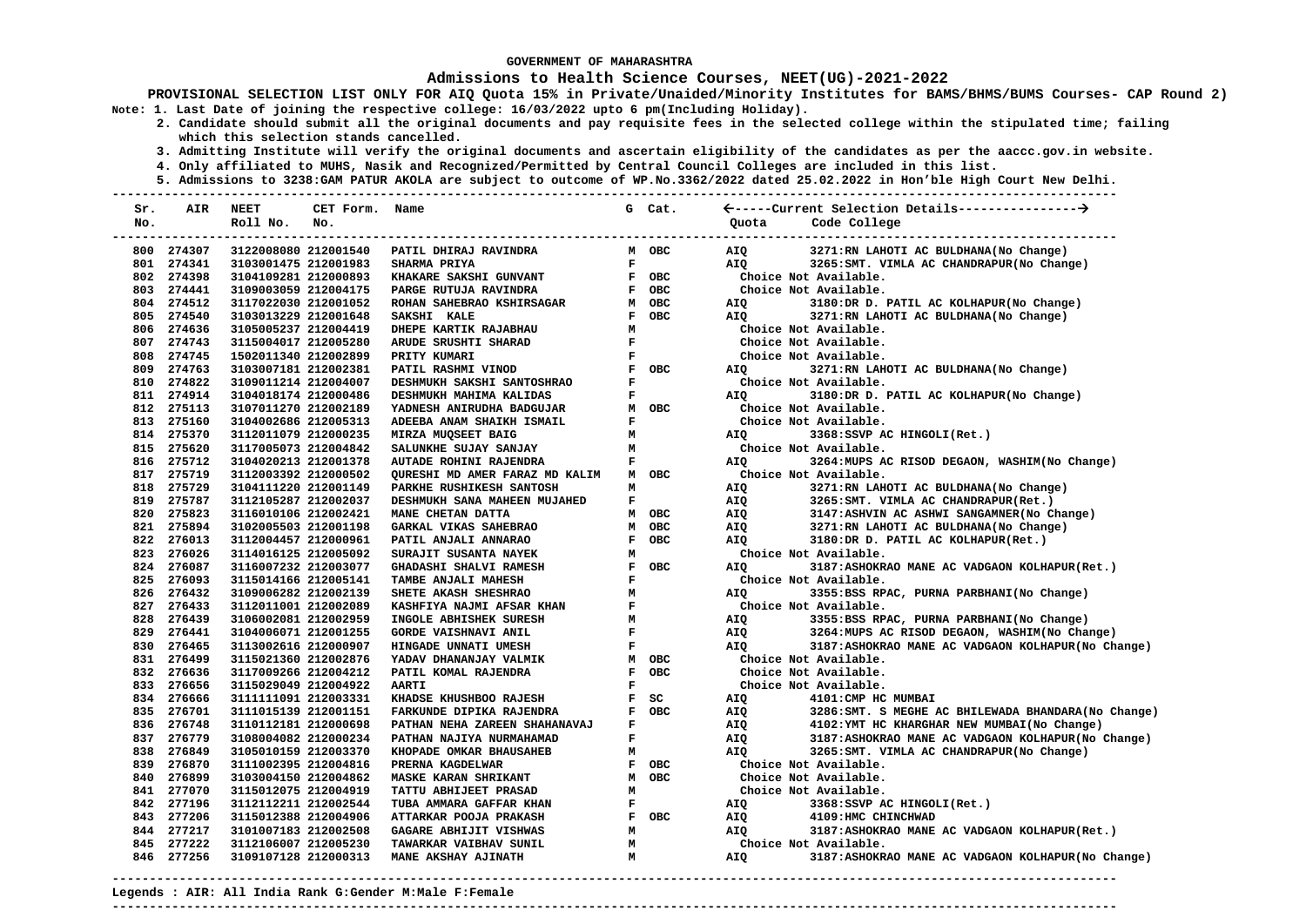GOVERNMENT OF MAHARASHTRA

# Admissions to Health Science Courses, NEET(UG)-2021-2022

**PROVISIONAL SELECTION LIST ONLY FOR AIQ Quota 15% in Private/Unaided/Minority Institutes for BAMS/BHMS/BUMS Courses- CAP Round 2)**

Note: 1. Last Date of joining the respective college: 16/03/2022 upto 6 pm(Including Holiday).
2. Candidate should submit all the original documents and pay requisite fees in the selected college within the stipulated time; failing which this selection stands cancelled.
3. Admitting Institute will verify the original documents and ascertain eligibility of the candidates as per the aaccc.gov.in website.
4. Only affiliated to MUHS, Nasik and Recognized/Permitted by Central Council Colleges are included in this list.
5. Admissions to 3238:GAM PATUR AKOLA are subject to outcome of WP.No.3362/2022 dated 25.02.2022 in Hon'ble High Court New Delhi.

| Sr. No. | AIR | NEET Roll No. | CET Form. No. | Name | G | Cat. | Quota | Code College |
|---|---|---|---|---|---|---|---|---|
| 800 | 274307 | 3122008080 | 212001540 | PATIL DHIRAJ RAVINDRA | M | OBC | AIQ | 3271:RN LAHOTI AC BULDHANA(No Change) |
| 801 | 274341 | 3103001475 | 212001983 | SHARMA PRIYA | F | | AIQ | 3265:SMT. VIMLA AC CHANDRAPUR(No Change) |
| 802 | 274398 | 3104109281 | 212000893 | KHAKARE SAKSHI GUNVANT | F | OBC | | Choice Not Available. |
| 803 | 274441 | 3109003059 | 212004175 | PARGE RUTUJA RAVINDRA | F | OBC | | Choice Not Available. |
| 804 | 274512 | 3117022030 | 212001052 | ROHAN SAHEBRAO KSHIRSAGAR | M | OBC | AIQ | 3180:DR D. PATIL AC KOLHAPUR(No Change) |
| 805 | 274540 | 3103013229 | 212001648 | SAKSHI KALE | F | OBC | AIQ | 3271:RN LAHOTI AC BULDHANA(No Change) |
| 806 | 274636 | 3105005237 | 212004419 | DHEPE KARTIK RAJABHAU | M | | | Choice Not Available. |
| 807 | 274743 | 3115004017 | 212005280 | ARUDE SRUSHTI SHARAD | F | | | Choice Not Available. |
| 808 | 274745 | 1502011340 | 212002899 | PRITY KUMARI | F | | | Choice Not Available. |
| 809 | 274763 | 3103007181 | 212002381 | PATIL RASHMI VINOD | F | OBC | AIQ | 3271:RN LAHOTI AC BULDHANA(No Change) |
| 810 | 274822 | 3109011214 | 212004007 | DESHMUKH SAKSHI SANTOSHRAO | F | | | Choice Not Available. |
| 811 | 274914 | 3104018174 | 212000486 | DESHMUKH MAHIMA KALIDAS | F | | AIQ | 3180:DR D. PATIL AC KOLHAPUR(No Change) |
| 812 | 275113 | 3107011270 | 212002189 | YADNESH ANIRUDHA BADGUJAR | M | OBC | | Choice Not Available. |
| 813 | 275160 | 3104002686 | 212005313 | ADEEBA ANAM SHAIKH ISMAIL | F | | | Choice Not Available. |
| 814 | 275370 | 3112011079 | 212000235 | MIRZA MUQSEET BAIG | M | | AIQ | 3368:SSVP AC HINGOLI(Ret.) |
| 815 | 275620 | 3117005073 | 212004842 | SALUNKHE SUJAY SANJAY | M | | | Choice Not Available. |
| 816 | 275712 | 3104020213 | 212001378 | AUTADE ROHINI RAJENDRA | F | | AIQ | 3264:MUPS AC RISOD DEGAON, WASHIM(No Change) |
| 817 | 275719 | 3112003392 | 212000502 | QURESHI MD AMER FARAZ MD KALIM | M | OBC | | Choice Not Available. |
| 818 | 275729 | 3104111220 | 212001149 | PARKHE RUSHIKESH SANTOSH | M | | AIQ | 3271:RN LAHOTI AC BULDHANA(No Change) |
| 819 | 275787 | 3112105287 | 212002037 | DESHMUKH SANA MAHEEN MUJAHED | F | | AIQ | 3265:SMT. VIMLA AC CHANDRAPUR(Ret.) |
| 820 | 275823 | 3116010106 | 212002421 | MANE CHETAN DATTA | M | OBC | AIQ | 3147:ASHVIN AC ASHWI SANGAMNER(No Change) |
| 821 | 275894 | 3102005503 | 212001198 | GARKAL VIKAS SAHEBRAO | M | OBC | AIQ | 3271:RN LAHOTI AC BULDHANA(No Change) |
| 822 | 276013 | 3112004457 | 212000961 | PATIL ANJALI ANNARAO | F | OBC | AIQ | 3180:DR D. PATIL AC KOLHAPUR(Ret.) |
| 823 | 276026 | 3114016125 | 212005092 | SURAJIT SUSANTA NAYEK | M | | | Choice Not Available. |
| 824 | 276087 | 3116007232 | 212003077 | GHADASHI SHALVI RAMESH | F | OBC | AIQ | 3187:ASHOKRAO MANE AC VADGAON KOLHAPUR(Ret.) |
| 825 | 276093 | 3115014166 | 212005141 | TAMBE ANJALI MAHESH | F | | | Choice Not Available. |
| 826 | 276432 | 3109006282 | 212002139 | SHETE AKASH SHESHRAO | M | | AIQ | 3355:BSS RPAC, PURNA PARBHANI(No Change) |
| 827 | 276433 | 3112011001 | 212002089 | KASHFIYA NAJMI AFSAR KHAN | F | | | Choice Not Available. |
| 828 | 276439 | 3106002081 | 212002959 | INGOLE ABHISHEK SURESH | M | | AIQ | 3355:BSS RPAC, PURNA PARBHANI(No Change) |
| 829 | 276441 | 3104006071 | 212001255 | GORDE VAISHNAVI ANIL | F | | AIQ | 3264:MUPS AC RISOD DEGAON, WASHIM(No Change) |
| 830 | 276465 | 3113002616 | 212000907 | HINGADE UNNATI UMESH | F | | AIQ | 3187:ASHOKRAO MANE AC VADGAON KOLHAPUR(No Change) |
| 831 | 276499 | 3115021360 | 212002876 | YADAV DHANANJAY VALMIK | M | OBC | | Choice Not Available. |
| 832 | 276636 | 3117009266 | 212004212 | PATIL KOMAL RAJENDRA | F | OBC | | Choice Not Available. |
| 833 | 276656 | 3115029049 | 212004922 | AARTI | F | | | Choice Not Available. |
| 834 | 276666 | 3111111091 | 212003331 | KHADSE KHUSHBOO RAJESH | F | SC | AIQ | 4101:CMP HC MUMBAI |
| 835 | 276701 | 3111015139 | 212001151 | FARKUNDE DIPIKA RAJENDRA | F | OBC | AIQ | 3286:SMT. S MEGHE AC BHILEWADA BHANDARA(No Change) |
| 836 | 276748 | 3110112181 | 212000698 | PATHAN NEHA ZAREEN SHAHANAVAJ | F | | AIQ | 4102:YMT HC KHARGHAR NEW MUMBAI(No Change) |
| 837 | 276779 | 3108004082 | 212000234 | PATHAN NAJIYA NURMAHAMAD | F | | AIQ | 3187:ASHOKRAO MANE AC VADGAON KOLHAPUR(No Change) |
| 838 | 276849 | 3105010159 | 212003370 | KHOPADE OMKAR BHAUSAHEB | M | | AIQ | 3265:SMT. VIMLA AC CHANDRAPUR(No Change) |
| 839 | 276870 | 3111002395 | 212004816 | PRERNA KAGDELWAR | F | OBC | | Choice Not Available. |
| 840 | 276899 | 3103004150 | 212004862 | MASKE KARAN SHRIKANT | M | OBC | | Choice Not Available. |
| 841 | 277070 | 3115012075 | 212004919 | TATTU ABHIJEET PRASAD | M | | | Choice Not Available. |
| 842 | 277196 | 3112112211 | 212002544 | TUBA AMMARA GAFFAR KHAN | F | | AIQ | 3368:SSVP AC HINGOLI(Ret.) |
| 843 | 277206 | 3115012388 | 212004906 | ATTARKAR POOJA PRAKASH | F | OBC | AIQ | 4109:HMC CHINCHWAD |
| 844 | 277217 | 3101007183 | 212002508 | GAGARE ABHIJIT VISHWAS | M | | AIQ | 3187:ASHOKRAO MANE AC VADGAON KOLHAPUR(Ret.) |
| 845 | 277222 | 3112106007 | 212005230 | TAWARKAR VAIBHAV SUNIL | M | | | Choice Not Available. |
| 846 | 277256 | 3109107128 | 212000313 | MANE AKSHAY AJINATH | M | | AIQ | 3187:ASHOKRAO MANE AC VADGAON KOLHAPUR(No Change) |

Legends : AIR: All India Rank G:Gender M:Male F:Female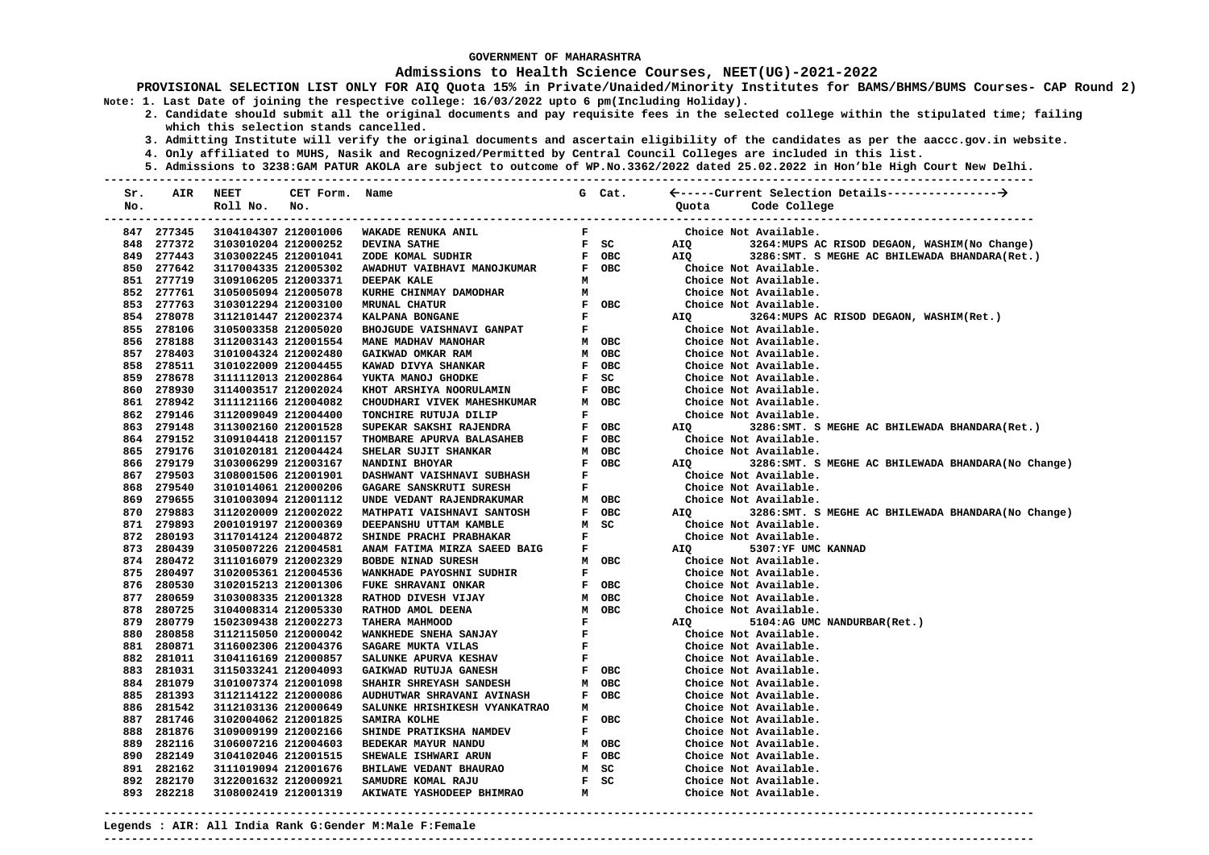**GOVERNMENT OF MAHARASHTRA**

**Admissions to Health Science Courses, NEET(UG)-2021-2022**

**PROVISIONAL SELECTION LIST ONLY FOR AIQ Quota 15% in Private/Unaided/Minority Institutes for BAMS/BHMS/BUMS Courses- CAP Round 2)**

**Note: 1. Last Date of joining the respective college: 16/03/2022 upto 6 pm(Including Holiday).**

**2. Candidate should submit all the original documents and pay requisite fees in the selected college within the stipulated time; failing which this selection stands cancelled.**

**3. Admitting Institute will verify the original documents and ascertain eligibility of the candidates as per the aaccc.gov.in website.**

**4. Only affiliated to MUHS, Nasik and Recognized/Permitted by Central Council Colleges are included in this list.**

**5. Admissions to 3238:GAM PATUR AKOLA are subject to outcome of WP.No.3362/2022 dated 25.02.2022 in Hon'ble High Court New Delhi.**

| Sr. No. | AIR | NEET Roll No. | CET Form. No. | Name | G | Cat. | Quota | Code College |
|---|---|---|---|---|---|---|---|---|
| 847 | 277345 | 3104104307 | 212001006 | WAKADE RENUKA ANIL | F | | | Choice Not Available. |
| 848 | 277372 | 3103010204 | 212000252 | DEVINA SATHE | F | SC | AIQ | 3264:MUPS AC RISOD DEGAON, WASHIM(No Change) |
| 849 | 277443 | 3103002245 | 212001041 | ZODE KOMAL SUDHIR | F | OBC | AIQ | 3286:SMT. S MEGHE AC BHILEWADA BHANDARA(Ret.) |
| 850 | 277642 | 3117004335 | 212005302 | AWADHUT VAIBHAVI MANOJKUMAR | F | OBC | | Choice Not Available. |
| 851 | 277719 | 3109106205 | 212003371 | DEEPAK KALE | M | | | Choice Not Available. |
| 852 | 277761 | 3105005094 | 212005078 | KURHE CHINMAY DAMODHAR | M | | | Choice Not Available. |
| 853 | 277763 | 3103012294 | 212003100 | MRUNAL CHATUR | F | OBC | | Choice Not Available. |
| 854 | 278078 | 3112101447 | 212002374 | KALPANA BONGANE | F | | AIQ | 3264:MUPS AC RISOD DEGAON, WASHIM(Ret.) |
| 855 | 278106 | 3105003358 | 212005020 | BHOJGUDE VAISHNAVI GANPAT | F | | | Choice Not Available. |
| 856 | 278188 | 3112003143 | 212001554 | MANE MADHAV MANOHAR | M | OBC | | Choice Not Available. |
| 857 | 278403 | 3101004324 | 212002480 | GAIKWAD OMKAR RAM | M | OBC | | Choice Not Available. |
| 858 | 278511 | 3101022009 | 212004455 | KAWAD DIVYA SHANKAR | F | OBC | | Choice Not Available. |
| 859 | 278678 | 3111112013 | 212002864 | YUKTA MANOJ GHODKE | F | SC | | Choice Not Available. |
| 860 | 278930 | 3114003517 | 212002024 | KHOT ARSHIYA NOORULAMIN | F | OBC | | Choice Not Available. |
| 861 | 278942 | 3111121166 | 212004082 | CHOUDHARI VIVEK MAHESHKUMAR | M | OBC | | Choice Not Available. |
| 862 | 279146 | 3112009049 | 212004400 | TONCHIRE RUTUJA DILIP | F | | | Choice Not Available. |
| 863 | 279148 | 3113002160 | 212001528 | SUPEKAR SAKSHI RAJENDRA | F | OBC | AIQ | 3286:SMT. S MEGHE AC BHILEWADA BHANDARA(Ret.) |
| 864 | 279152 | 3109104418 | 212001157 | THOMBARE APURVA BALASAHEB | F | OBC | | Choice Not Available. |
| 865 | 279176 | 3101020181 | 212004424 | SHELAR SUJIT SHANKAR | M | OBC | | Choice Not Available. |
| 866 | 279179 | 3103006299 | 212003167 | NANDINI BHOYAR | F | OBC | AIQ | 3286:SMT. S MEGHE AC BHILEWADA BHANDARA(No Change) |
| 867 | 279503 | 3108001506 | 212001901 | DASHWANT VAISHNAVI SUBHASH | F | | | Choice Not Available. |
| 868 | 279540 | 3101014061 | 212000206 | GAGARE SANSKRUTI SURESH | F | | | Choice Not Available. |
| 869 | 279655 | 3101003094 | 212001112 | UNDE VEDANT RAJENDRAKUMAR | M | OBC | | Choice Not Available. |
| 870 | 279883 | 3112020009 | 212002022 | MATHPATI VAISHNAVI SANTOSH | F | OBC | AIQ | 3286:SMT. S MEGHE AC BHILEWADA BHANDARA(No Change) |
| 871 | 279893 | 2001019197 | 212000369 | DEEPANSHU UTTAM KAMBLE | M | SC | | Choice Not Available. |
| 872 | 280193 | 3117014124 | 212004872 | SHINDE PRACHI PRABHAKAR | F | | | Choice Not Available. |
| 873 | 280439 | 3105007226 | 212004581 | ANAM FATIMA MIRZA SAEED BAIG | F | | AIQ | 5307:YF UMC KANNAD |
| 874 | 280472 | 3111016079 | 212002329 | BOBDE NINAD SURESH | M | OBC | | Choice Not Available. |
| 875 | 280497 | 3102005361 | 212004536 | WANKHADE PAYOSHNI SUDHIR | F | | | Choice Not Available. |
| 876 | 280530 | 3102015213 | 212001306 | FUKE SHRAVANI ONKAR | F | OBC | | Choice Not Available. |
| 877 | 280659 | 3103008335 | 212001328 | RATHOD DIVESH VIJAY | M | OBC | | Choice Not Available. |
| 878 | 280725 | 3104008314 | 212005330 | RATHOD AMOL DEENA | M | OBC | | Choice Not Available. |
| 879 | 280779 | 1502309438 | 212002273 | TAHERA MAHMOOD | F | | AIQ | 5104:AG UMC NANDURBAR(Ret.) |
| 880 | 280858 | 3112115050 | 212000042 | WANKHEDE SNEHA SANJAY | F | | | Choice Not Available. |
| 881 | 280871 | 3116002306 | 212004376 | SAGARE MUKTA VILAS | F | | | Choice Not Available. |
| 882 | 281011 | 3104116169 | 212000857 | SALUNKE APURVA KESHAV | F | | | Choice Not Available. |
| 883 | 281031 | 3115033241 | 212004093 | GAIKWAD RUTUJA GANESH | F | OBC | | Choice Not Available. |
| 884 | 281079 | 3101007374 | 212001098 | SHAHIR SHREYASH SANDESH | M | OBC | | Choice Not Available. |
| 885 | 281393 | 3112114122 | 212000086 | AUDHUTWAR SHRAVANI AVINASH | F | OBC | | Choice Not Available. |
| 886 | 281542 | 3112103136 | 212000649 | SALUNKE HRISHIKESH VYANKATRAO | M | | | Choice Not Available. |
| 887 | 281746 | 3102004062 | 212001825 | SAMIRA KOLHE | F | OBC | | Choice Not Available. |
| 888 | 281876 | 3109009199 | 212002166 | SHINDE PRATIKSHA NAMDEV | F | | | Choice Not Available. |
| 889 | 282116 | 3106007216 | 212004603 | BEDEKAR MAYUR NANDU | M | OBC | | Choice Not Available. |
| 890 | 282149 | 3104102046 | 212001515 | SHEWALE ISHWARI ARUN | F | OBC | | Choice Not Available. |
| 891 | 282162 | 3111019094 | 212001676 | BHILAWE VEDANT BHAURAO | M | SC | | Choice Not Available. |
| 892 | 282170 | 3122001632 | 212000921 | SAMUDRE KOMAL RAJU | F | SC | | Choice Not Available. |
| 893 | 282218 | 3108002419 | 212001319 | AKIWATE YASHODEEP BHIMRAO | M | | | Choice Not Available. |

**Legends : AIR: All India Rank G:Gender M:Male F:Female**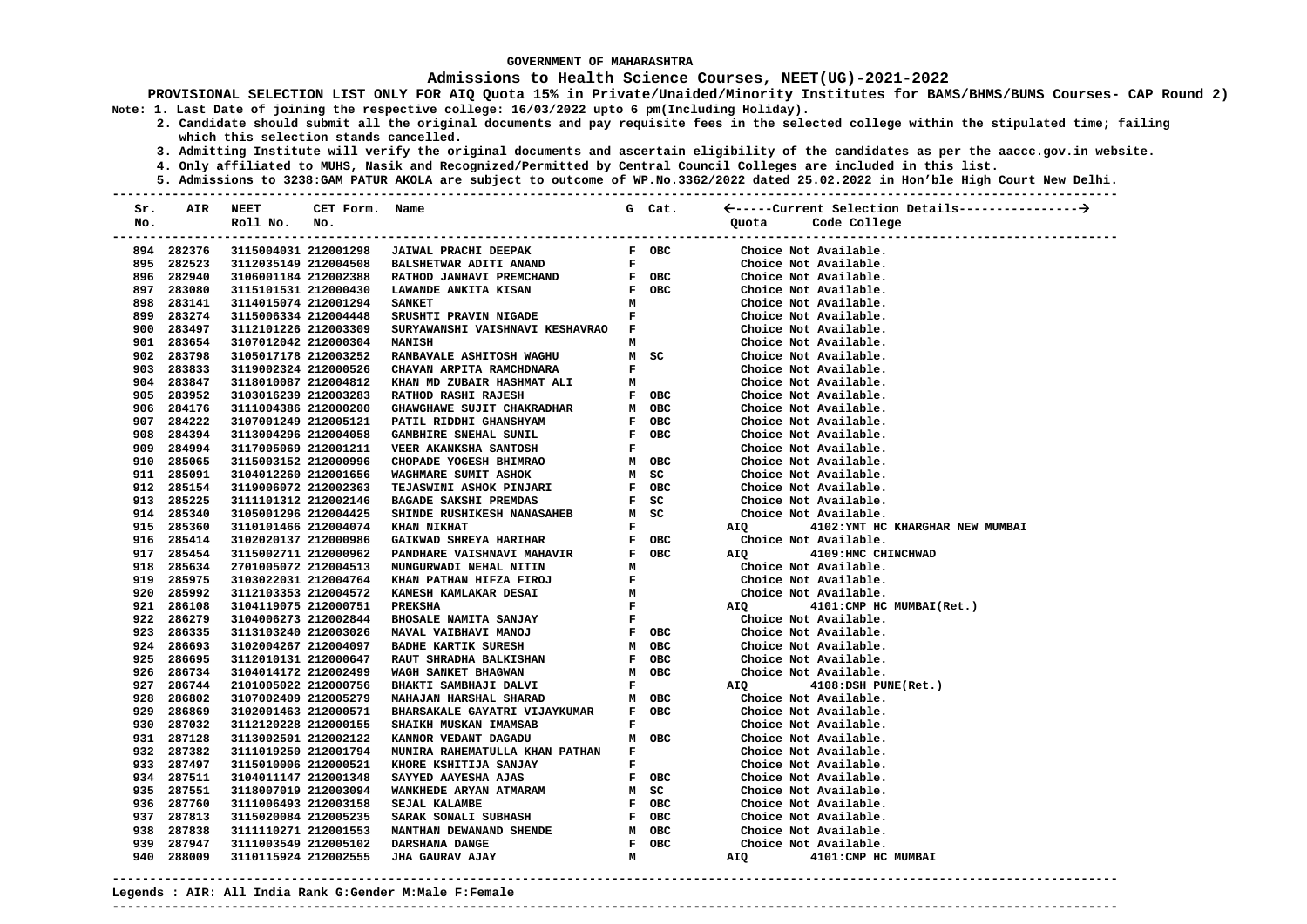GOVERNMENT OF MAHARASHTRA

# Admissions to Health Science Courses, NEET(UG)-2021-2022

**PROVISIONAL SELECTION LIST ONLY FOR AIQ Quota 15% in Private/Unaided/Minority Institutes for BAMS/BHMS/BUMS Courses- CAP Round 2)**

**Note: 1. Last Date of joining the respective college: 16/03/2022 upto 6 pm(Including Holiday).**

**2. Candidate should submit all the original documents and pay requisite fees in the selected college within the stipulated time; failing which this selection stands cancelled.**

**3. Admitting Institute will verify the original documents and ascertain eligibility of the candidates as per the aaccc.gov.in website.**

**4. Only affiliated to MUHS, Nasik and Recognized/Permitted by Central Council Colleges are included in this list.**

**5. Admissions to 3238:GAM PATUR AKOLA are subject to outcome of WP.No.3362/2022 dated 25.02.2022 in Hon'ble High Court New Delhi.**

| Sr. No. | AIR | NEET Roll No. | CET Form. No. | Name | G | Cat. | Quota | Code College |
|---|---|---|---|---|---|---|---|---|
| 894 | 282376 | 3115004031 | 212001298 | JAIWAL PRACHI DEEPAK | F | OBC | | Choice Not Available. |
| 895 | 282523 | 3112035149 | 212004508 | BALSHETWAR ADITI ANAND | F | | | Choice Not Available. |
| 896 | 282940 | 3106001184 | 212002388 | RATHOD JANHAVI PREMCHAND | F | OBC | | Choice Not Available. |
| 897 | 283080 | 3115101531 | 212000430 | LAWANDE ANKITA KISAN | F | OBC | | Choice Not Available. |
| 898 | 283141 | 3114015074 | 212001294 | SANKET | M | | | Choice Not Available. |
| 899 | 283274 | 3115006334 | 212004448 | SRUSHTI PRAVIN NIGADE | F | | | Choice Not Available. |
| 900 | 283497 | 3112101226 | 212003309 | SURYAWANSHI VAISHNAVI KESHAVRAO | F | | | Choice Not Available. |
| 901 | 283654 | 3107012042 | 212000304 | MANISH | M | | | Choice Not Available. |
| 902 | 283798 | 3105017178 | 212003252 | RANBAVALE ASHITOSH WAGHU | M | SC | | Choice Not Available. |
| 903 | 283833 | 3119002324 | 212000526 | CHAVAN ARPITA RAMCHDNARA | F | | | Choice Not Available. |
| 904 | 283847 | 3118010087 | 212004812 | KHAN MD ZUBAIR HASHMAT ALI | M | | | Choice Not Available. |
| 905 | 283952 | 3103016239 | 212003283 | RATHOD RASHI RAJESH | F | OBC | | Choice Not Available. |
| 906 | 284176 | 3111004386 | 212000200 | GHAWGHAWE SUJIT CHAKRADHAR | M | OBC | | Choice Not Available. |
| 907 | 284222 | 3107001249 | 212005121 | PATIL RIDDHI GHANSHYAM | F | OBC | | Choice Not Available. |
| 908 | 284394 | 3113004296 | 212004058 | GAMBHIRE SNEHAL SUNIL | F | OBC | | Choice Not Available. |
| 909 | 284994 | 3117005069 | 212001211 | VEER AKANKSHA SANTOSH | F | | | Choice Not Available. |
| 910 | 285065 | 3115003152 | 212000996 | CHOPADE YOGESH BHIMRAO | M | OBC | | Choice Not Available. |
| 911 | 285091 | 3104012260 | 212001656 | WAGHMARE SUMIT ASHOK | M | SC | | Choice Not Available. |
| 912 | 285154 | 3119006072 | 212002363 | TEJASWINI ASHOK PINJARI | F | OBC | | Choice Not Available. |
| 913 | 285225 | 3111101312 | 212002146 | BAGADE SAKSHI PREMDAS | F | SC | | Choice Not Available. |
| 914 | 285340 | 3105001296 | 212004425 | SHINDE RUSHIKESH NANASAHEB | M | SC | | Choice Not Available. |
| 915 | 285360 | 3110101466 | 212004074 | KHAN NIKHAT | F | | AIQ | 4102:YMT HC KHARGHAR NEW MUMBAI |
| 916 | 285414 | 3102020137 | 212000986 | GAIKWAD SHREYA HARIHAR | F | OBC | | Choice Not Available. |
| 917 | 285454 | 3115002711 | 212000962 | PANDHARE VAISHNAVI MAHAVIR | F | OBC | AIQ | 4109:HMC CHINCHWAD |
| 918 | 285634 | 2701005072 | 212004513 | MUNGURWADI NEHAL NITIN | M | | | Choice Not Available. |
| 919 | 285975 | 3103022031 | 212004764 | KHAN PATHAN HIFZA FIROJ | F | | | Choice Not Available. |
| 920 | 285992 | 3112103353 | 212004572 | KAMESH KAMLAKAR DESAI | M | | | Choice Not Available. |
| 921 | 286108 | 3104119075 | 212000751 | PREKSHA | F | | AIQ | 4101:CMP HC MUMBAI(Ret.) |
| 922 | 286279 | 3104006273 | 212002844 | BHOSALE NAMITA SANJAY | F | | | Choice Not Available. |
| 923 | 286335 | 3113103240 | 212003026 | MAVAL VAIBHAVI MANOJ | F | OBC | | Choice Not Available. |
| 924 | 286693 | 3102004267 | 212004097 | BADHE KARTIK SURESH | M | OBC | | Choice Not Available. |
| 925 | 286695 | 3112010131 | 212000647 | RAUT SHRADHA BALKISHAN | F | OBC | | Choice Not Available. |
| 926 | 286734 | 3104014172 | 212002499 | WAGH SANKET BHAGWAN | M | OBC | | Choice Not Available. |
| 927 | 286744 | 2101005022 | 212000756 | BHAKTI SAMBHAJI DALVI | F | | AIQ | 4108:DSH PUNE(Ret.) |
| 928 | 286802 | 3107002409 | 212005279 | MAHAJAN HARSHAL SHARAD | M | OBC | | Choice Not Available. |
| 929 | 286869 | 3102001463 | 212000571 | BHARSAKALE GAYATRI VIJAYKUMAR | F | OBC | | Choice Not Available. |
| 930 | 287032 | 3112120228 | 212000155 | SHAIKH MUSKAN IMAMSAB | F | | | Choice Not Available. |
| 931 | 287128 | 3113002501 | 212002122 | KANNOR VEDANT DAGADU | M | OBC | | Choice Not Available. |
| 932 | 287382 | 3111019250 | 212001794 | MUNIRA RAHEMATULLA KHAN PATHAN | F | | | Choice Not Available. |
| 933 | 287497 | 3115010006 | 212000521 | KHORE KSHITIJA SANJAY | F | | | Choice Not Available. |
| 934 | 287511 | 3104011147 | 212001348 | SAYYED AAYESHA AJAS | F | OBC | | Choice Not Available. |
| 935 | 287551 | 3118007019 | 212003094 | WANKHEDE ARYAN ATMARAM | M | SC | | Choice Not Available. |
| 936 | 287760 | 3111006493 | 212003158 | SEJAL KALAMBE | F | OBC | | Choice Not Available. |
| 937 | 287813 | 3115020084 | 212005235 | SARAK SONALI SUBHASH | F | OBC | | Choice Not Available. |
| 938 | 287838 | 3111110271 | 212001553 | MANTHAN DEWANAND SHENDE | M | OBC | | Choice Not Available. |
| 939 | 287947 | 3111003549 | 212005102 | DARSHANA DANGE | F | OBC | | Choice Not Available. |
| 940 | 288009 | 3110115924 | 212002555 | JHA GAURAV AJAY | M | | AIQ | 4101:CMP HC MUMBAI |

**Legends : AIR: All India Rank G:Gender M:Male F:Female**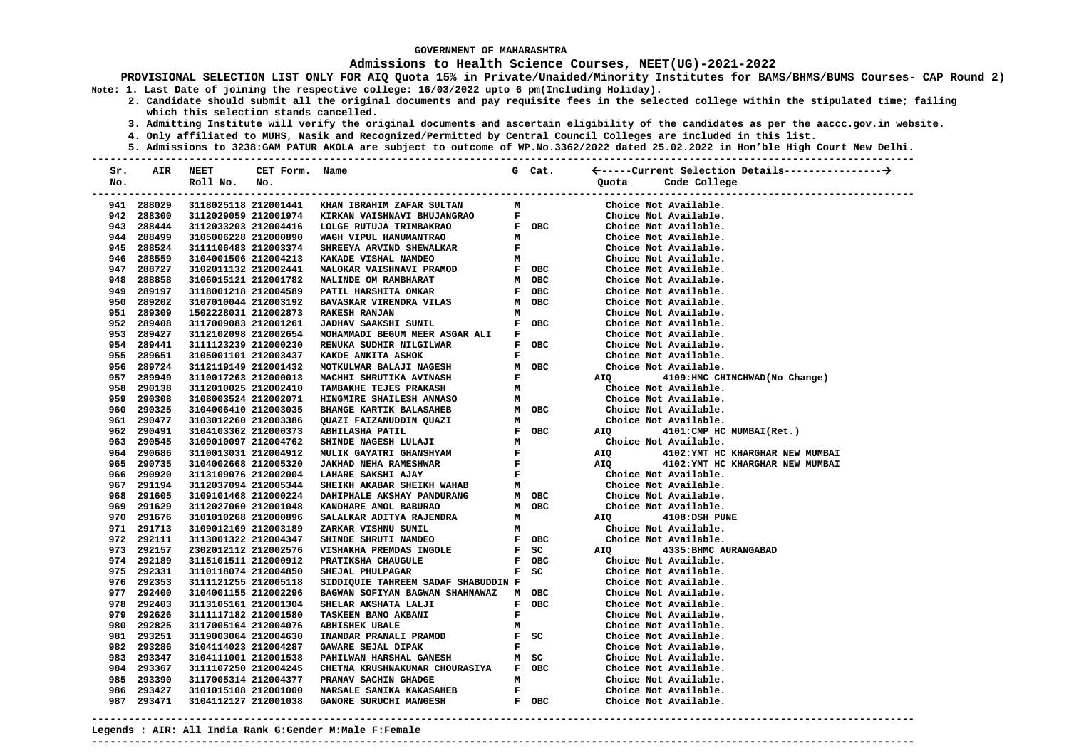GOVERNMENT OF MAHARASHTRA

# Admissions to Health Science Courses, NEET(UG)-2021-2022

**PROVISIONAL SELECTION LIST ONLY FOR AIQ Quota 15% in Private/Unaided/Minority Institutes for BAMS/BHMS/BUMS Courses- CAP Round 2)**

**Note: 1. Last Date of joining the respective college: 16/03/2022 upto 6 pm(Including Holiday).**

**2. Candidate should submit all the original documents and pay requisite fees in the selected college within the stipulated time; failing which this selection stands cancelled.**

**3. Admitting Institute will verify the original documents and ascertain eligibility of the candidates as per the aaccc.gov.in website.**

**4. Only affiliated to MUHS, Nasik and Recognized/Permitted by Central Council Colleges are included in this list.**

**5. Admissions to 3238:GAM PATUR AKOLA are subject to outcome of WP.No.3362/2022 dated 25.02.2022 in Hon'ble High Court New Delhi.**

| Sr. No. | AIR | NEET Roll No. | CET Form. No. | Name | G | Cat. | Quota | Code College |
|---|---|---|---|---|---|---|---|---|
| 941 | 288029 | 3118025118 | 212001441 | KHAN IBRAHIM ZAFAR SULTAN | M | | | Choice Not Available. |
| 942 | 288300 | 3112029059 | 212001974 | KIRKAN VAISHNAVI BHUJANGRAO | F | | | Choice Not Available. |
| 943 | 288444 | 3112033203 | 212004416 | LOLGE RUTUJA TRIMBAKRAO | F | OBC | | Choice Not Available. |
| 944 | 288499 | 3105006228 | 212000890 | WAGH VIPUL HANUMANTRAO | M | | | Choice Not Available. |
| 945 | 288524 | 3111106483 | 212003374 | SHREEYA ARVIND SHEWALKAR | F | | | Choice Not Available. |
| 946 | 288559 | 3104001506 | 212004213 | KAKADE VISHAL NAMDEO | M | | | Choice Not Available. |
| 947 | 288727 | 3102011132 | 212002441 | MALOKAR VAISHNAVI PRAMOD | F | OBC | | Choice Not Available. |
| 948 | 288858 | 3106015121 | 212001782 | NALINDE OM RAMBHARAT | M | OBC | | Choice Not Available. |
| 949 | 289197 | 3118001218 | 212004589 | PATIL HARSHITA OMKAR | F | OBC | | Choice Not Available. |
| 950 | 289202 | 3107010044 | 212003192 | BAVASKAR VIRENDRA VILAS | M | OBC | | Choice Not Available. |
| 951 | 289309 | 1502228031 | 212002873 | RAKESH RANJAN | M | | | Choice Not Available. |
| 952 | 289408 | 3117009083 | 212001261 | JADHAV SAAKSHI SUNIL | F | OBC | | Choice Not Available. |
| 953 | 289427 | 3112102098 | 212002654 | MOHAMMADI BEGUM MEER ASGAR ALI | F | | | Choice Not Available. |
| 954 | 289441 | 3111123239 | 212000230 | RENUKA SUDHIR NILGILWAR | F | OBC | | Choice Not Available. |
| 955 | 289651 | 3105001101 | 212003437 | KAKDE ANKITA ASHOK | F | | | Choice Not Available. |
| 956 | 289724 | 3112119149 | 212001432 | MOTKULWAR BALAJI NAGESH | M | OBC | | Choice Not Available. |
| 957 | 289949 | 3110017263 | 212000013 | MACHHI SHRUTIKA AVINASH | F | | AIQ | 4109:HMC CHINCHWAD(No Change) |
| 958 | 290138 | 3112010025 | 212002410 | TAMBAKHE TEJES PRAKASH | M | | | Choice Not Available. |
| 959 | 290308 | 3108003524 | 212002071 | HINGMIRE SHAILESH ANNASO | M | | | Choice Not Available. |
| 960 | 290325 | 3104006410 | 212003035 | BHANGE KARTIK BALASAHEB | M | OBC | | Choice Not Available. |
| 961 | 290477 | 3103012260 | 212003386 | QUAZI FAIZANUDDIN QUAZI | M | | | Choice Not Available. |
| 962 | 290491 | 3104103362 | 212000373 | ABHILASHA PATIL | F | OBC | AIQ | 4101:CMP HC MUMBAI(Ret.) |
| 963 | 290545 | 3109010097 | 212004762 | SHINDE NAGESH LULAJI | M | | | Choice Not Available. |
| 964 | 290686 | 3110013031 | 212004912 | MULIK GAYATRI GHANSHYAM | F | | AIQ | 4102:YMT HC KHARGHAR NEW MUMBAI |
| 965 | 290735 | 3104002668 | 212005320 | JAKHAD NEHA RAMESHWAR | F | | AIQ | 4102:YMT HC KHARGHAR NEW MUMBAI |
| 966 | 290920 | 3113109076 | 212002004 | LAHARE SAKSHI AJAY | F | | | Choice Not Available. |
| 967 | 291194 | 3112037094 | 212005344 | SHEIKH AKABAR SHEIKH WAHAB | M | | | Choice Not Available. |
| 968 | 291605 | 3109101468 | 212000224 | DAHIPHALE AKSHAY PANDURANG | M | OBC | | Choice Not Available. |
| 969 | 291629 | 3112027060 | 212001048 | KANDHARE AMOL BABURAO | M | OBC | | Choice Not Available. |
| 970 | 291676 | 3101010268 | 212000896 | SALALKAR ADITYA RAJENDRA | M | | AIQ | 4108:DSH PUNE |
| 971 | 291713 | 3109012169 | 212003189 | ZARKAR VISHNU SUNIL | M | | | Choice Not Available. |
| 972 | 292111 | 3113001322 | 212004347 | SHINDE SHRUTI NAMDEO | F | OBC | | Choice Not Available. |
| 973 | 292157 | 2302012112 | 212002576 | VISHAKHA PREMDAS INGOLE | F | SC | AIQ | 4335:BHMC AURANGABAD |
| 974 | 292189 | 3115101511 | 212000912 | PRATIKSHA CHAUGULE | F | OBC | | Choice Not Available. |
| 975 | 292331 | 3110118074 | 212004850 | SHEJAL PHULPAGAR | F | SC | | Choice Not Available. |
| 976 | 292353 | 3111121255 | 212005118 | SIDDIQUIE TAHREEM SADAF SHABUDDIN | F | | | Choice Not Available. |
| 977 | 292400 | 3104001155 | 212002296 | BAGWAN SOFIYAN BAGWAN SHAHNAWAZ | M | OBC | | Choice Not Available. |
| 978 | 292403 | 3113105161 | 212001304 | SHELAR AKSHATA LALJI | F | OBC | | Choice Not Available. |
| 979 | 292626 | 3111117182 | 212001580 | TASKEEN BANO AKBANI | F | | | Choice Not Available. |
| 980 | 292825 | 3117005164 | 212004076 | ABHISHEK UBALE | M | | | Choice Not Available. |
| 981 | 293251 | 3119003064 | 212004630 | INAMDAR PRANALI PRAMOD | F | SC | | Choice Not Available. |
| 982 | 293286 | 3104114023 | 212004287 | GAWARE SEJAL DIPAK | F | | | Choice Not Available. |
| 983 | 293347 | 3104111001 | 212001538 | PAHILWAN HARSHAL GANESH | M | SC | | Choice Not Available. |
| 984 | 293367 | 3111107250 | 212004245 | CHETNA KRUSHNAKUMAR CHOURASIYA | F | OBC | | Choice Not Available. |
| 985 | 293390 | 3117005314 | 212004377 | PRANAV SACHIN GHADGE | M | | | Choice Not Available. |
| 986 | 293427 | 3101015108 | 212001000 | NARSALE SANIKA KAKASAHEB | F | | | Choice Not Available. |
| 987 | 293471 | 3104112127 | 212001038 | GANORE SURUCHI MANGESH | F | OBC | | Choice Not Available. |

**Legends : AIR: All India Rank G:Gender M:Male F:Female**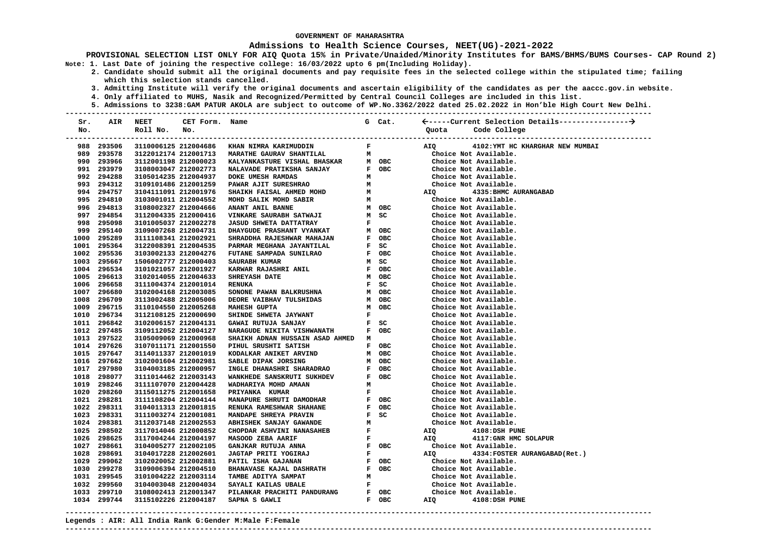GOVERNMENT OF MAHARASHTRA

Admissions to Health Science Courses, NEET(UG)-2021-2022

**PROVISIONAL SELECTION LIST ONLY FOR AIQ Quota 15% in Private/Unaided/Minority Institutes for BAMS/BHMS/BUMS Courses- CAP Round 2)**

**Note: 1. Last Date of joining the respective college: 16/03/2022 upto 6 pm(Including Holiday).**

**2. Candidate should submit all the original documents and pay requisite fees in the selected college within the stipulated time; failing which this selection stands cancelled.**

**3. Admitting Institute will verify the original documents and ascertain eligibility of the candidates as per the aaccc.gov.in website.**

**4. Only affiliated to MUHS, Nasik and Recognized/Permitted by Central Council Colleges are included in this list.**

**5. Admissions to 3238:GAM PATUR AKOLA are subject to outcome of WP.No.3362/2022 dated 25.02.2022 in Hon'ble High Court New Delhi.**

| Sr. No. | AIR | NEET Roll No. | CET Form. No. | Name | G | Cat. | Quota | Code College |
|---|---|---|---|---|---|---|---|---|
| 988 | 293506 | 3110006125 | 212004686 | KHAN NIMRA KARIMUDDIN | F | | AIQ | 4102:YMT HC KHARGHAR NEW MUMBAI |
| 989 | 293578 | 3122012174 | 212001713 | MARATHE GAURAV SHANTILAL | M | | | Choice Not Available. |
| 990 | 293966 | 3112001198 | 212000023 | KALYANKASTURE VISHAL BHASKAR | M | OBC | | Choice Not Available. |
| 991 | 293979 | 3108003047 | 212002773 | NALAVADE PRATIKSHA SANJAY | F | OBC | | Choice Not Available. |
| 992 | 294288 | 3105014235 | 212004937 | DOKE UMESH RAMDAS | M | | | Choice Not Available. |
| 993 | 294312 | 3109101486 | 212001259 | PAWAR AJIT SURESHRAO | M | | | Choice Not Available. |
| 994 | 294757 | 3104111091 | 212001976 | SHAIKH FAISAL AHMED MOHD | M | | AIQ | 4335:BHMC AURANGABAD |
| 995 | 294810 | 3103001011 | 212004552 | MOHD SALIK MOHD SABIR | M | | | Choice Not Available. |
| 996 | 294813 | 3108002327 | 212004666 | ANANT ANIL BANNE | M | OBC | | Choice Not Available. |
| 997 | 294854 | 3112004335 | 212000416 | VINKARE SAURABH SATWAJI | M | SC | | Choice Not Available. |
| 998 | 295098 | 3101005037 | 212002278 | JASUD SHWETA DATTATRAY | F | | | Choice Not Available. |
| 999 | 295140 | 3109007268 | 212004731 | DHAYGUDE PRASHANT VYANKAT | M | OBC | | Choice Not Available. |
| 1000 | 295289 | 3111108341 | 212002921 | SHRADDHA RAJESHWAR MAHAJAN | F | OBC | | Choice Not Available. |
| 1001 | 295364 | 3122008391 | 212004535 | PARMAR MEGHANA JAYANTILAL | F | SC | | Choice Not Available. |
| 1002 | 295536 | 3103002133 | 212004276 | FUTANE SAMPADA SUNILRAO | F | OBC | | Choice Not Available. |
| 1003 | 295667 | 1506002777 | 212000403 | SAURABH KUMAR | M | SC | | Choice Not Available. |
| 1004 | 296534 | 3101021057 | 212001927 | KARWAR RAJASHRI ANIL | F | OBC | | Choice Not Available. |
| 1005 | 296613 | 3102014055 | 212004633 | SHREYASH DATE | M | OBC | | Choice Not Available. |
| 1006 | 296658 | 3111004374 | 212001014 | RENUKA | F | SC | | Choice Not Available. |
| 1007 | 296680 | 3102004168 | 212003085 | SONONE PAWAN BALKRUSHNA | M | OBC | | Choice Not Available. |
| 1008 | 296709 | 3113002488 | 212005006 | DEORE VAIBHAV TULSHIDAS | M | OBC | | Choice Not Available. |
| 1009 | 296715 | 3110104550 | 212005268 | MAHESH GUPTA | M | OBC | | Choice Not Available. |
| 1010 | 296734 | 3112108125 | 212000690 | SHINDE SHWETA JAYWANT | F | | | Choice Not Available. |
| 1011 | 296842 | 3102006157 | 212004131 | GAWAI RUTUJA SANJAY | F | SC | | Choice Not Available. |
| 1012 | 297485 | 3109112052 | 212004127 | NARAGUDE NIKITA VISHWANATH | F | OBC | | Choice Not Available. |
| 1013 | 297522 | 3105009069 | 212000968 | SHAIKH ADNAN HUSSAIN ASAD AHMED | M | | | Choice Not Available. |
| 1014 | 297626 | 3107011171 | 212001550 | PIHUL SRUSHTI SATISH | F | OBC | | Choice Not Available. |
| 1015 | 297647 | 3114011337 | 212001019 | KODALKAR ANIKET ARVIND | M | OBC | | Choice Not Available. |
| 1016 | 297662 | 3102001604 | 212002981 | SABLE DIPAK JORSING | M | OBC | | Choice Not Available. |
| 1017 | 297980 | 3104003185 | 212000957 | INGLE DHANASHRI SHARADRAO | F | OBC | | Choice Not Available. |
| 1018 | 298077 | 3111014462 | 212003143 | WANKHEDE SANSKRUTI SUKHDEV | F | OBC | | Choice Not Available. |
| 1019 | 298246 | 3111107070 | 212004428 | WADHARIYA MOHD AMAAN | M | | | Choice Not Available. |
| 1020 | 298260 | 3115011275 | 212001658 | PRIYANKA KUMAR | F | | | Choice Not Available. |
| 1021 | 298281 | 3111108204 | 212004144 | MANAPURE SHRUTI DAMODHAR | F | OBC | | Choice Not Available. |
| 1022 | 298311 | 3104011313 | 212001815 | RENUKA RAMESHWAR SHAHANE | F | OBC | | Choice Not Available. |
| 1023 | 298331 | 3111003274 | 212001081 | MANDAPE SHREYA PRAVIN | F | SC | | Choice Not Available. |
| 1024 | 298381 | 3112037148 | 212002553 | ABHISHEK SANJAY GAWANDE | M | | | Choice Not Available. |
| 1025 | 298502 | 3117014046 | 212000852 | CHOPDAR ASHVINI NANASAHEB | F | | AIQ | 4108:DSH PUNE |
| 1026 | 298625 | 3117004244 | 212004197 | MASOOD ZEBA AARIF | F | | AIQ | 4117:GNR HMC SOLAPUR |
| 1027 | 298661 | 3104005277 | 212002105 | GANJKAR RUTUJA ANNA | F | OBC | | Choice Not Available. |
| 1028 | 298691 | 3104017228 | 212002601 | JAGTAP PRITI YOGIRAJ | F | | AIQ | 4334:FOSTER AURANGABAD(Ret.) |
| 1029 | 299062 | 3102020052 | 212002881 | PATIL ISHA GAJANAN | F | OBC | | Choice Not Available. |
| 1030 | 299278 | 3109006394 | 212004510 | BHANAVASE KAJAL DASHRATH | F | OBC | | Choice Not Available. |
| 1031 | 299545 | 3101004222 | 212003114 | TAMBE ADITYA SAMPAT | M | | | Choice Not Available. |
| 1032 | 299560 | 3104003048 | 212004034 | SAYALI KAILAS UBALE | F | | | Choice Not Available. |
| 1033 | 299710 | 3108002413 | 212001347 | PILANKAR PRACHITI PANDURANG | F | OBC | | Choice Not Available. |
| 1034 | 299744 | 3115102226 | 212004187 | SAPNA S GAWLI | F | OBC | AIQ | 4108:DSH PUNE |

**Legends : AIR: All India Rank G:Gender M:Male F:Female**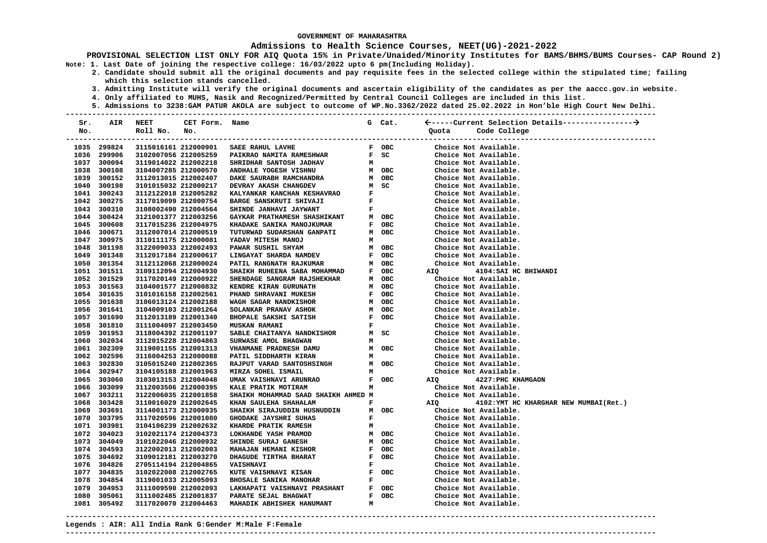GOVERNMENT OF MAHARASHTRA

**Admissions to Health Science Courses, NEET(UG)-2021-2022**

**PROVISIONAL SELECTION LIST ONLY FOR AIQ Quota 15% in Private/Unaided/Minority Institutes for BAMS/BHMS/BUMS Courses- CAP Round 2)**

**Note: 1. Last Date of joining the respective college: 16/03/2022 upto 6 pm(Including Holiday).**

**2. Candidate should submit all the original documents and pay requisite fees in the selected college within the stipulated time; failing which this selection stands cancelled.**

**3. Admitting Institute will verify the original documents and ascertain eligibility of the candidates as per the aaccc.gov.in website.**

**4. Only affiliated to MUHS, Nasik and Recognized/Permitted by Central Council Colleges are included in this list.**

**5. Admissions to 3238:GAM PATUR AKOLA are subject to outcome of WP.No.3362/2022 dated 25.02.2022 in Hon'ble High Court New Delhi.**

| Sr. No. | AIR | NEET Roll No. | CET Form. No. | Name | G | Cat. | Quota | Code College |
|---|---|---|---|---|---|---|---|---|
| 1035 | 299824 | 3115016161 | 212000901 | SAEE RAHUL LAVHE | F | OBC | | Choice Not Available. |
| 1036 | 299906 | 3102007056 | 212005259 | PAIKRAO NAMITA RAMESHWAR | F | SC | | Choice Not Available. |
| 1037 | 300094 | 3119014022 | 212002218 | SHRIDHAR SANTOSH JADHAV | M | | | Choice Not Available. |
| 1038 | 300108 | 3104007285 | 212000570 | ANDHALE YOGESH VISHNU | M | OBC | | Choice Not Available. |
| 1039 | 300152 | 3112013015 | 212002407 | DAKE SAURABH RAMCHANDRA | M | OBC | | Choice Not Available. |
| 1040 | 300198 | 3101015032 | 212000217 | DEVRAY AKASH CHANGDEV | M | SC | | Choice Not Available. |
| 1041 | 300243 | 3112122018 | 212005282 | KALYANKAR KANCHAN KESHAVRAO | F | | | Choice Not Available. |
| 1042 | 300275 | 3117019099 | 212000754 | BARGE SANSKRUTI SHIVAJI | F | | | Choice Not Available. |
| 1043 | 300310 | 3108002490 | 212004564 | SHINDE JANHAVI JAYWANT | F | | | Choice Not Available. |
| 1044 | 300424 | 3121001377 | 212003256 | GAYKAR PRATHAMESH SHASHIKANT | M | OBC | | Choice Not Available. |
| 1045 | 300608 | 3117015236 | 212004975 | KHADAKE SANIKA MANOJKUMAR | F | OBC | | Choice Not Available. |
| 1046 | 300671 | 3112007014 | 212000519 | TUTURWAD SUDARSHAN GANPATI | M | OBC | | Choice Not Available. |
| 1047 | 300975 | 3110111175 | 212000081 | YADAV MITESH MANOJ | M | | | Choice Not Available. |
| 1048 | 301198 | 3122009033 | 212002493 | PAWAR SUSHIL SHYAM | M | OBC | | Choice Not Available. |
| 1049 | 301348 | 3112017184 | 212000617 | LINGAYAT SHARDA NAMDEV | F | OBC | | Choice Not Available. |
| 1050 | 301354 | 3112112068 | 212000024 | PATIL RANGNATH RAJKUMAR | M | OBC | | Choice Not Available. |
| 1051 | 301511 | 3109112094 | 212004930 | SHAIKH RUHEENA SABA MOHAMMAD | F | OBC | AIQ | 4104:SAI HC BHIWANDI |
| 1052 | 301529 | 3117020149 | 212000922 | SHENDAGE SANGRAM RAJSHEKHAR | M | OBC | | Choice Not Available. |
| 1053 | 301563 | 3104001577 | 212000832 | KENDRE KIRAN GURUNATH | M | OBC | | Choice Not Available. |
| 1054 | 301635 | 3101016158 | 212002561 | PHAND SHRAVANI MUKESH | F | OBC | | Choice Not Available. |
| 1055 | 301638 | 3106013124 | 212002188 | WAGH SAGAR NANDKISHOR | M | OBC | | Choice Not Available. |
| 1056 | 301641 | 3104009103 | 212001264 | SOLANKAR PRANAV ASHOK | M | OBC | | Choice Not Available. |
| 1057 | 301690 | 3112013189 | 212001340 | BHOPALE SAKSHI SATISH | F | OBC | | Choice Not Available. |
| 1058 | 301810 | 3111004097 | 212003450 | MUSKAN RAMANI | F | | | Choice Not Available. |
| 1059 | 301953 | 3118004392 | 212001197 | SABLE CHAITANYA NANDKISHOR | M | SC | | Choice Not Available. |
| 1060 | 302034 | 3112015228 | 212004863 | SURWASE AMOL BHAGWAN | M | | | Choice Not Available. |
| 1061 | 302309 | 3119001155 | 212001313 | VHANMANE PRADNESH DAMU | M | OBC | | Choice Not Available. |
| 1062 | 302596 | 3116004253 | 212000088 | PATIL SIDDHARTH KIRAN | M | | | Choice Not Available. |
| 1063 | 302830 | 3105015240 | 212002365 | RAJPUT VARAD SANTOSHSINGH | M | OBC | | Choice Not Available. |
| 1064 | 302947 | 3104105188 | 212001963 | MIRZA SOHEL ISMAIL | M | | | Choice Not Available. |
| 1065 | 303060 | 3103013153 | 212004048 | UMAK VAISHNAVI ARUNRAO | F | OBC | AIQ | 4227:PHC KHAMGAON |
| 1066 | 303099 | 3112003506 | 212000395 | KALE PRATIK MOTIRAM | M | | | Choice Not Available. |
| 1067 | 303211 | 3122006035 | 212001858 | SHAIKH MOHAMMAD SAAD SHAIKH AHMED | M | | | Choice Not Available. |
| 1068 | 303428 | 3110016029 | 212002645 | KHAN SAULEHA SHAHALAM | F | | AIQ | 4102:YMT HC KHARGHAR NEW MUMBAI(Ret.) |
| 1069 | 303691 | 3114001173 | 212000935 | SHAIKH SIRAJUDDIN HUSNUDDIN | M | OBC | | Choice Not Available. |
| 1070 | 303795 | 3117020596 | 212001080 | GHODAKE JAYSHRI SUHAS | F | | | Choice Not Available. |
| 1071 | 303981 | 3104106239 | 212002632 | KHARDE PRATIK RAMESH | M | | | Choice Not Available. |
| 1072 | 304023 | 3102021174 | 212004373 | LOKHANDE YASH PRAMOD | M | OBC | | Choice Not Available. |
| 1073 | 304049 | 3101022046 | 212000932 | SHINDE SURAJ GANESH | M | OBC | | Choice Not Available. |
| 1074 | 304593 | 3122002013 | 212002003 | MAHAJAN HEMANI KISHOR | F | OBC | | Choice Not Available. |
| 1075 | 304692 | 3109012181 | 212003270 | DHAGUDE TIRTHA BHARAT | F | OBC | | Choice Not Available. |
| 1076 | 304826 | 2705114194 | 212004865 | VAISHNAVI | F | | | Choice Not Available. |
| 1077 | 304835 | 3102022008 | 212002765 | KUTE VAISHNAVI KISAN | F | OBC | | Choice Not Available. |
| 1078 | 304854 | 3119001033 | 212005093 | BHOSALE SANIKA MANOHAR | F | | | Choice Not Available. |
| 1079 | 304953 | 3111009590 | 212002093 | LAKHAPATI VAISHNAVI PRASHANT | F | OBC | | Choice Not Available. |
| 1080 | 305061 | 3111002485 | 212001837 | PARATE SEJAL BHAGWAT | F | OBC | | Choice Not Available. |
| 1081 | 305492 | 3117020070 | 212004463 | MAHADIK ABHISHEK HANUMANT | M | | | Choice Not Available. |

**Legends : AIR: All India Rank G:Gender M:Male F:Female**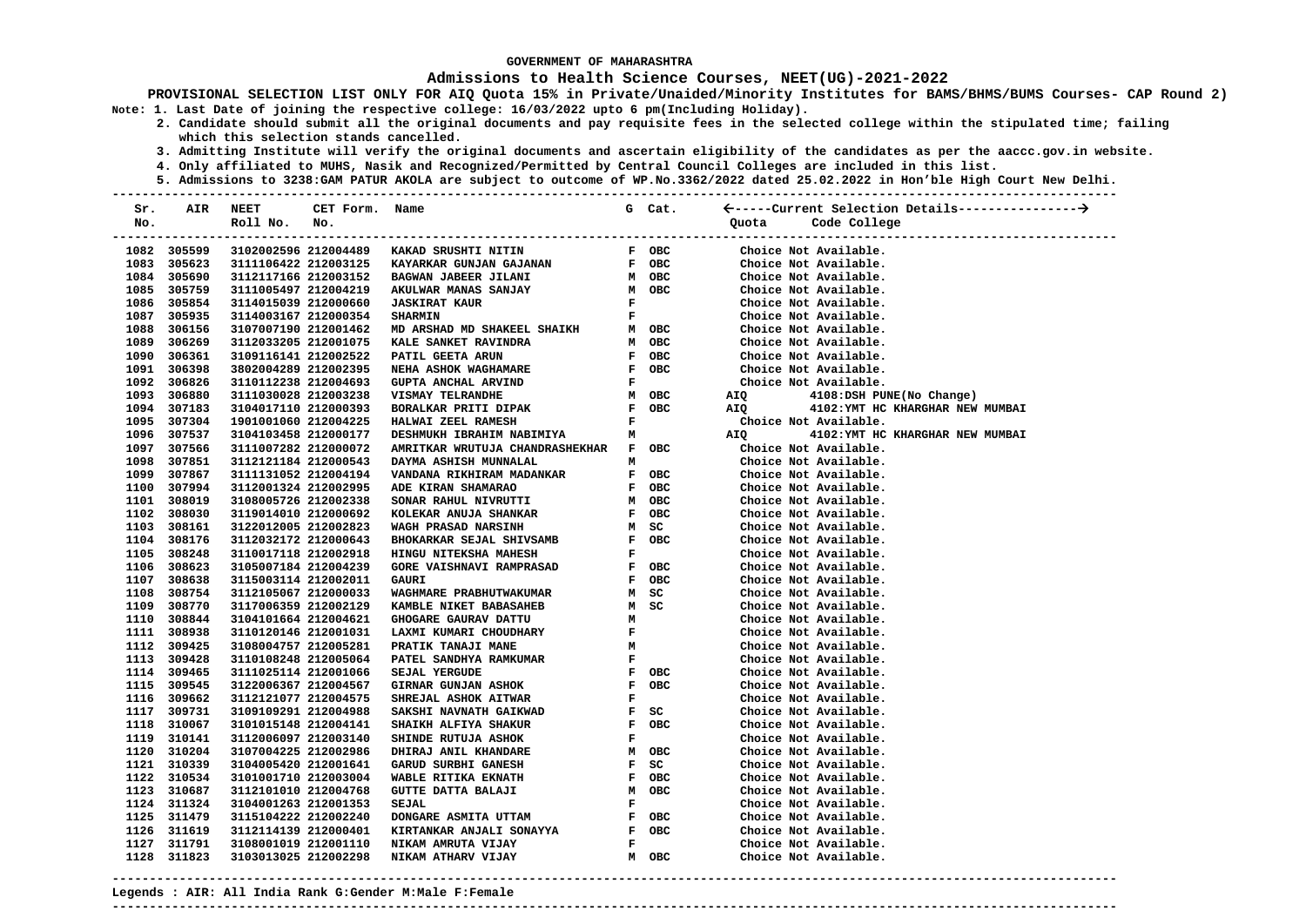GOVERNMENT OF MAHARASHTRA

**Admissions to Health Science Courses, NEET(UG)-2021-2022**

**PROVISIONAL SELECTION LIST ONLY FOR AIQ Quota 15% in Private/Unaided/Minority Institutes for BAMS/BHMS/BUMS Courses- CAP Round 2)**

Note: 1. Last Date of joining the respective college: 16/03/2022 upto 6 pm(Including Holiday).
2. Candidate should submit all the original documents and pay requisite fees in the selected college within the stipulated time; failing which this selection stands cancelled.
3. Admitting Institute will verify the original documents and ascertain eligibility of the candidates as per the aaccc.gov.in website.
4. Only affiliated to MUHS, Nasik and Recognized/Permitted by Central Council Colleges are included in this list.
5. Admissions to 3238:GAM PATUR AKOLA are subject to outcome of WP.No.3362/2022 dated 25.02.2022 in Hon'ble High Court New Delhi.

| Sr. No. | AIR | NEET Roll No. | CET Form. No. | Name | G | Cat. | Quota | Code College |
|---|---|---|---|---|---|---|---|---|
| 1082 | 305599 | 3102002596 | 212004489 | KAKAD SRUSHTI NITIN | F | OBC | | Choice Not Available. |
| 1083 | 305623 | 3111106422 | 212003125 | KAYARKAR GUNJAN GAJANAN | F | OBC | | Choice Not Available. |
| 1084 | 305690 | 3112117166 | 212003152 | BAGWAN JABEER JILANI | M | OBC | | Choice Not Available. |
| 1085 | 305759 | 3111005497 | 212004219 | AKULWAR MANAS SANJAY | M | OBC | | Choice Not Available. |
| 1086 | 305854 | 3114015039 | 212000660 | JASKIRAT KAUR | F | | | Choice Not Available. |
| 1087 | 305935 | 3114003167 | 212000354 | SHARMIN | F | | | Choice Not Available. |
| 1088 | 306156 | 3107007190 | 212001462 | MD ARSHAD MD SHAKEEL SHAIKH | M | OBC | | Choice Not Available. |
| 1089 | 306269 | 3112033205 | 212001075 | KALE SANKET RAVINDRA | M | OBC | | Choice Not Available. |
| 1090 | 306361 | 3109116141 | 212002522 | PATIL GEETA ARUN | F | OBC | | Choice Not Available. |
| 1091 | 306398 | 3802004289 | 212002395 | NEHA ASHOK WAGHAMARE | F | OBC | | Choice Not Available. |
| 1092 | 306826 | 3110112238 | 212004693 | GUPTA ANCHAL ARVIND | F | | | Choice Not Available. |
| 1093 | 306880 | 3111030028 | 212003238 | VISMAY TELRANDHE | M | OBC | AIQ | 4108:DSH PUNE(No Change) |
| 1094 | 307183 | 3104017110 | 212000393 | BORALKAR PRITI DIPAK | F | OBC | AIQ | 4102:YMT HC KHARGHAR NEW MUMBAI |
| 1095 | 307304 | 1901001060 | 212004225 | HALWAI ZEEL RAMESH | F | | | Choice Not Available. |
| 1096 | 307537 | 3104103458 | 212000177 | DESHMUKH IBRAHIM NABIMIYA | M | | AIQ | 4102:YMT HC KHARGHAR NEW MUMBAI |
| 1097 | 307566 | 3111007282 | 212000072 | AMRITKAR WRUTUJA CHANDRASHEKHAR | F | OBC | | Choice Not Available. |
| 1098 | 307851 | 3112121184 | 212000543 | DAYMA ASHISH MUNNALAL | M | | | Choice Not Available. |
| 1099 | 307867 | 3111131052 | 212004194 | VANDANA RIKHIRAM MADANKAR | F | OBC | | Choice Not Available. |
| 1100 | 307994 | 3112001324 | 212002995 | ADE KIRAN SHAMARAO | F | OBC | | Choice Not Available. |
| 1101 | 308019 | 3108005726 | 212002338 | SONAR RAHUL NIVRUTTI | M | OBC | | Choice Not Available. |
| 1102 | 308030 | 3119014010 | 212000692 | KOLEKAR ANUJA SHANKAR | F | OBC | | Choice Not Available. |
| 1103 | 308161 | 3122012005 | 212002823 | WAGH PRASAD NARSINH | M | SC | | Choice Not Available. |
| 1104 | 308176 | 3112032172 | 212000643 | BHOKARKAR SEJAL SHIVSAMB | F | OBC | | Choice Not Available. |
| 1105 | 308248 | 3110017118 | 212002918 | HINGU NITEKSHA MAHESH | F | | | Choice Not Available. |
| 1106 | 308623 | 3105007184 | 212004239 | GORE VAISHNAVI RAMPRASAD | F | OBC | | Choice Not Available. |
| 1107 | 308638 | 3115003114 | 212002011 | GAURI | F | OBC | | Choice Not Available. |
| 1108 | 308754 | 3112105067 | 212000033 | WAGHMARE PRABHUTWAKUMAR | M | SC | | Choice Not Available. |
| 1109 | 308770 | 3117006359 | 212002129 | KAMBLE NIKET BABASAHEB | M | SC | | Choice Not Available. |
| 1110 | 308844 | 3104101664 | 212004621 | GHOGARE GAURAV DATTU | M | | | Choice Not Available. |
| 1111 | 308938 | 3110120146 | 212001031 | LAXMI KUMARI CHOUDHARY | F | | | Choice Not Available. |
| 1112 | 309425 | 3108004757 | 212005281 | PRATIK TANAJI MANE | M | | | Choice Not Available. |
| 1113 | 309428 | 3110108248 | 212005064 | PATEL SANDHYA RAMKUMAR | F | | | Choice Not Available. |
| 1114 | 309465 | 3111025114 | 212001066 | SEJAL YERGUDE | F | OBC | | Choice Not Available. |
| 1115 | 309545 | 3122006367 | 212004567 | GIRNAR GUNJAN ASHOK | F | OBC | | Choice Not Available. |
| 1116 | 309662 | 3112121077 | 212004575 | SHREJAL ASHOK AITWAR | F | | | Choice Not Available. |
| 1117 | 309731 | 3109109291 | 212004988 | SAKSHI NAVNATH GAIKWAD | F | SC | | Choice Not Available. |
| 1118 | 310067 | 3101015148 | 212004141 | SHAIKH ALFIYA SHAKUR | F | OBC | | Choice Not Available. |
| 1119 | 310141 | 3112006097 | 212003140 | SHINDE RUTUJA ASHOK | F | | | Choice Not Available. |
| 1120 | 310204 | 3107004225 | 212002986 | DHIRAJ ANIL KHANDARE | M | OBC | | Choice Not Available. |
| 1121 | 310339 | 3104005420 | 212001641 | GARUD SURBHI GANESH | F | SC | | Choice Not Available. |
| 1122 | 310534 | 3101001710 | 212003004 | WABLE RITIKA EKNATH | F | OBC | | Choice Not Available. |
| 1123 | 310687 | 3112101010 | 212004768 | GUTTE DATTA BALAJI | M | OBC | | Choice Not Available. |
| 1124 | 311324 | 3104001263 | 212001353 | SEJAL | F | | | Choice Not Available. |
| 1125 | 311479 | 3115104222 | 212002240 | DONGARE ASMITA UTTAM | F | OBC | | Choice Not Available. |
| 1126 | 311619 | 3112114139 | 212000401 | KIRTANKAR ANJALI SONAYYA | F | OBC | | Choice Not Available. |
| 1127 | 311791 | 3108001019 | 212001110 | NIKAM AMRUTA VIJAY | F | | | Choice Not Available. |
| 1128 | 311823 | 3103013025 | 212002298 | NIKAM ATHARV VIJAY | M | OBC | | Choice Not Available. |

Legends : AIR: All India Rank G:Gender M:Male F:Female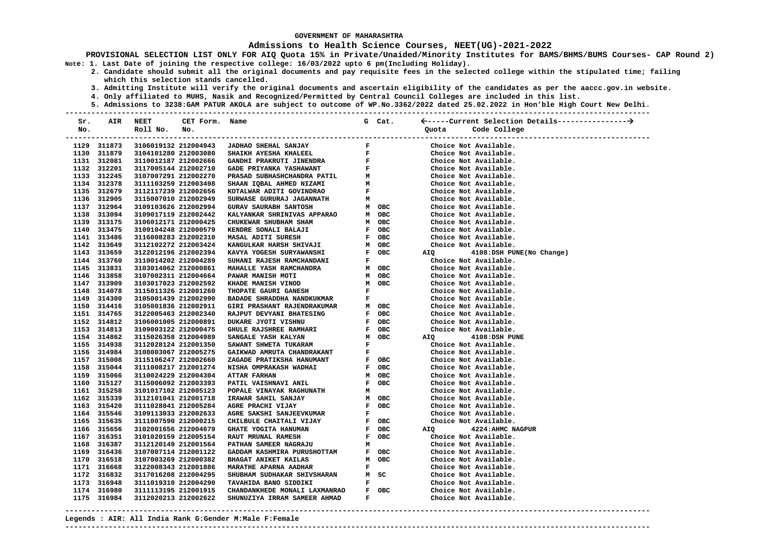GOVERNMENT OF MAHARASHTRA

**Admissions to Health Science Courses, NEET(UG)-2021-2022**

**PROVISIONAL SELECTION LIST ONLY FOR AIQ Quota 15% in Private/Unaided/Minority Institutes for BAMS/BHMS/BUMS Courses- CAP Round 2)**

Note: 1. Last Date of joining the respective college: 16/03/2022 upto 6 pm(Including Holiday).

2. Candidate should submit all the original documents and pay requisite fees in the selected college within the stipulated time; failing which this selection stands cancelled.

3. Admitting Institute will verify the original documents and ascertain eligibility of the candidates as per the aaccc.gov.in website.

4. Only affiliated to MUHS, Nasik and Recognized/Permitted by Central Council Colleges are included in this list.

5. Admissions to 3238:GAM PATUR AKOLA are subject to outcome of WP.No.3362/2022 dated 25.02.2022 in Hon'ble High Court New Delhi.

| Sr. No. | AIR | NEET Roll No. | CET Form. No. | Name | G | Cat. | Current Selection Details: Quota | Code College |
|---|---|---|---|---|---|---|---|---|
| 1129 | 311873 | 3106019132 | 212004943 | JADHAO SHEHAL SANJAY | F | | Choice Not Available. | |
| 1130 | 311879 | 3104101280 | 212003080 | SHAIKH AYESHA KHALEEL | F | | Choice Not Available. | |
| 1131 | 312081 | 3110012187 | 212002666 | GANDHI PRAKRUTI JINENDRA | F | | Choice Not Available. | |
| 1132 | 312201 | 3117005144 | 212002710 | GADE PRIYANKA YASHAWANT | F | | Choice Not Available. | |
| 1133 | 312245 | 3107007291 | 212002270 | PRASAD SUBHASHCHANDRA PATIL | M | | Choice Not Available. | |
| 1134 | 312378 | 3111103259 | 212003498 | SHAAN IQBAL AHMED NIZAMI | M | | Choice Not Available. | |
| 1135 | 312679 | 3112117239 | 212002656 | KOTALWAR ADITI GOVINDRAO | F | | Choice Not Available. | |
| 1136 | 312905 | 3115007010 | 212002949 | SURWASE GURURAJ JAGANNATH | M | | Choice Not Available. | |
| 1137 | 312964 | 3109103626 | 212002994 | GURAV SAURABH SANTOSH | M | OBC | Choice Not Available. | |
| 1138 | 313094 | 3109017119 | 212002442 | KALYANKAR SHRINIVAS APPARAO | M | OBC | Choice Not Available. | |
| 1139 | 313175 | 3106012171 | 212000425 | CHUKEWAR SHUBHAM SHAM | M | OBC | Choice Not Available. | |
| 1140 | 313475 | 3109104248 | 212000579 | KENDRE SONALI BALAJI | F | OBC | Choice Not Available. | |
| 1141 | 313486 | 3116008283 | 212002310 | MASAL ADITI SURESH | F | OBC | Choice Not Available. | |
| 1142 | 313649 | 3112102272 | 212003424 | KANGULKAR HARSH SHIVAJI | M | OBC | Choice Not Available. | |
| 1143 | 313659 | 3122012196 | 212002394 | KAVYA YOGESH SURYAWANSHI | F | OBC | AIQ | 4108:DSH PUNE(No Change) |
| 1144 | 313760 | 3110014202 | 212004289 | SUHANI RAJESH RAMCHANDANI | F | | Choice Not Available. | |
| 1145 | 313831 | 3103014062 | 212000861 | MAHALLE YASH RAMCHANDRA | M | OBC | Choice Not Available. | |
| 1146 | 313858 | 3107002311 | 212004664 | PAWAR MANISH MOTI | M | OBC | Choice Not Available. | |
| 1147 | 313909 | 3103017023 | 212002592 | KHADE MANISH VINOD | M | OBC | Choice Not Available. | |
| 1148 | 314078 | 3115011326 | 212001260 | THOPATE GAURI GANESH | F | | Choice Not Available. | |
| 1149 | 314300 | 3105001439 | 212002990 | BADADE SHRADDHA NANDKUKMAR | F | | Choice Not Available. | |
| 1150 | 314416 | 3105001836 | 212002911 | GIRI PRASHANT RAJENDRAKUMAR | M | OBC | Choice Not Available. | |
| 1151 | 314765 | 3122005463 | 212002340 | RAJPUT DEVYANI BHATESING | F | OBC | Choice Not Available. | |
| 1152 | 314812 | 3106001005 | 212000891 | DUKARE JYOTI VISHNU | F | OBC | Choice Not Available. | |
| 1153 | 314813 | 3109003122 | 212000475 | GHULE RAJSHREE RAMHARI | F | OBC | Choice Not Available. | |
| 1154 | 314862 | 3115026358 | 212004989 | SANGALE YASH KALYAN | M | OBC | AIQ | 4108:DSH PUNE |
| 1155 | 314938 | 3112028124 | 212001350 | SAWANT SHWETA TUKARAM | F | | Choice Not Available. | |
| 1156 | 314984 | 3108003067 | 212005275 | GAIKWAD AMRUTA CHANDRAKANT | F | | Choice Not Available. | |
| 1157 | 315008 | 3115106247 | 212002660 | ZAGADE PRATIKSHA HANUMANT | F | OBC | Choice Not Available. | |
| 1158 | 315044 | 3111008217 | 212001274 | NISHA OMPRAKASH WADHAI | F | OBC | Choice Not Available. | |
| 1159 | 315066 | 3110024229 | 212004304 | ATTAR FARHAN | M | OBC | Choice Not Available. | |
| 1160 | 315127 | 3115006092 | 212003393 | PATIL VAISHNAVI ANIL | F | OBC | Choice Not Available. | |
| 1161 | 315258 | 3101017102 | 212005123 | POPALE VINAYAK RAGHUNATH | M | | Choice Not Available. | |
| 1162 | 315339 | 3112101041 | 212001718 | IRAWAR SAHIL SANJAY | M | OBC | Choice Not Available. | |
| 1163 | 315420 | 3111028041 | 212005284 | AGRE PRACHI VIJAY | F | OBC | Choice Not Available. | |
| 1164 | 315546 | 3109113033 | 212002633 | AGRE SAKSHI SANJEEVKUMAR | F | | Choice Not Available. | |
| 1165 | 315635 | 3111007590 | 212000215 | CHILBULE CHAITALI VIJAY | F | OBC | Choice Not Available. | |
| 1166 | 315656 | 3102001656 | 212004679 | GHATE YOGITA HANUMAN | F | OBC | AIQ | 4224:AHMC NAGPUR |
| 1167 | 316351 | 3101020159 | 212005154 | RAUT MRUNAL RAMESH | F | OBC | Choice Not Available. | |
| 1168 | 316387 | 3112120149 | 212001564 | PATHAN SAMEER NAGRAJU | M | | Choice Not Available. | |
| 1169 | 316436 | 3107007114 | 212001122 | GADDAM KASHMIRA PURUSHOTTAM | F | OBC | Choice Not Available. | |
| 1170 | 316518 | 3107003269 | 212000382 | BHAGAT ANIKET KAILAS | M | OBC | Choice Not Available. | |
| 1171 | 316668 | 3122008343 | 212001886 | MARATHE APARNA AADHAR | F | | Choice Not Available. | |
| 1172 | 316832 | 3117016208 | 212004295 | SHUBHAM SUDHAKAR SHIVSHARAN | M | SC | Choice Not Available. | |
| 1173 | 316948 | 3111019310 | 212004290 | TAVAHIDA BANO SIDDIKI | F | | Choice Not Available. | |
| 1174 | 316980 | 3111113195 | 212001915 | CHANDANKHEDE MONALI LAXMANRAO | F | OBC | Choice Not Available. | |
| 1175 | 316984 | 3112020213 | 212002622 | SHUNUZIYA IRRAM SAMEER AHMAD | F | | Choice Not Available. | |

Legends : AIR: All India Rank G:Gender M:Male F:Female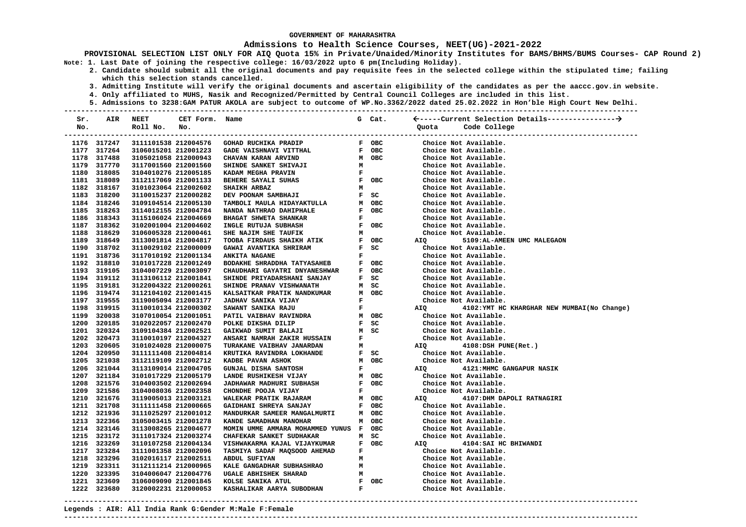GOVERNMENT OF MAHARASHTRA

# Admissions to Health Science Courses, NEET(UG)-2021-2022

**PROVISIONAL SELECTION LIST ONLY FOR AIQ Quota 15% in Private/Unaided/Minority Institutes for BAMS/BHMS/BUMS Courses- CAP Round 2)**

Note: 1. Last Date of joining the respective college: 16/03/2022 upto 6 pm(Including Holiday).

2. Candidate should submit all the original documents and pay requisite fees in the selected college within the stipulated time; failing which this selection stands cancelled.

3. Admitting Institute will verify the original documents and ascertain eligibility of the candidates as per the aaccc.gov.in website.

4. Only affiliated to MUHS, Nasik and Recognized/Permitted by Central Council Colleges are included in this list.

5. Admissions to 3238:GAM PATUR AKOLA are subject to outcome of WP.No.3362/2022 dated 25.02.2022 in Hon'ble High Court New Delhi.

| Sr. No. | AIR | NEET Roll No. | CET Form. No. | Name | G | Cat. | Quota | Code College |
|---|---|---|---|---|---|---|---|---|
| 1176 | 317247 | 3111101538 | 212004576 | GOHAD RUCHIKA PRADIP | F | OBC | | Choice Not Available. |
| 1177 | 317264 | 3106015201 | 212001223 | GADE VAISHNAVI VITTHAL | F | OBC | | Choice Not Available. |
| 1178 | 317488 | 3105021058 | 212000943 | CHAVAN KARAN ARVIND | M | OBC | | Choice Not Available. |
| 1179 | 317770 | 3117001560 | 212001560 | SHINDE SANKET SHIVAJI | M | | | Choice Not Available. |
| 1180 | 318085 | 3104010276 | 212005185 | KADAM MEGHA PRAVIN | F | | | Choice Not Available. |
| 1181 | 318089 | 3112117069 | 212001133 | BEHERE SAYALI SUHAS | F | OBC | | Choice Not Available. |
| 1182 | 318167 | 3101023064 | 212002602 | SHAIKH ARBAZ | M | | | Choice Not Available. |
| 1183 | 318200 | 3110015237 | 212000282 | DEV POONAM SAMBHAJI | F | SC | | Choice Not Available. |
| 1184 | 318246 | 3109104514 | 212005130 | TAMBOLI MAULA HIDAYAKTULLA | M | OBC | | Choice Not Available. |
| 1185 | 318263 | 3114012155 | 212004784 | NANDA NATHRAO DAHIPHALE | F | OBC | | Choice Not Available. |
| 1186 | 318343 | 3115106024 | 212004669 | BHAGAT SHWETA SHANKAR | F | | | Choice Not Available. |
| 1187 | 318362 | 3102001004 | 212004602 | INGLE RUTUJA SUBHASH | F | OBC | | Choice Not Available. |
| 1188 | 318629 | 3106005328 | 212000461 | SHE NAJIM SHE TAUFIK | M | | | Choice Not Available. |
| 1189 | 318649 | 3113001814 | 212004817 | TOOBA FIRDAUS SHAIKH ATIK | F | OBC | AIQ | 5109:AL-AMEEN UMC MALEGAON |
| 1190 | 318702 | 3110029102 | 212000009 | GAWAI AVANTIKA SHRIRAM | F | SC | | Choice Not Available. |
| 1191 | 318736 | 3117010192 | 212001134 | ANKITA NAGANE | F | | | Choice Not Available. |
| 1192 | 318810 | 3101017228 | 212001249 | BODAKHE SHRADDHA TATYASAHEB | F | OBC | | Choice Not Available. |
| 1193 | 319105 | 3104007229 | 212003097 | CHAUDHARI GAYATRI DNYANESHWAR | F | OBC | | Choice Not Available. |
| 1194 | 319112 | 3113106112 | 212001841 | SHINDE PRIYADARSHANI SANJAY | F | SC | | Choice Not Available. |
| 1195 | 319181 | 3122004322 | 212000261 | SHINDE PRANAV VISHWANATH | M | SC | | Choice Not Available. |
| 1196 | 319474 | 3112104102 | 212001415 | KALSAITKAR PRATIK NANDKUMAR | M | OBC | | Choice Not Available. |
| 1197 | 319555 | 3119005094 | 212003177 | JADHAV SANIKA VIJAY | F | | | Choice Not Available. |
| 1198 | 319915 | 3110010134 | 212000302 | SAWANT SANIKA RAJU | F | | AIQ | 4102:YMT HC KHARGHAR NEW MUMBAI(No Change) |
| 1199 | 320038 | 3107010054 | 212001051 | PATIL VAIBHAV RAVINDRA | M | OBC | | Choice Not Available. |
| 1200 | 320185 | 3102022057 | 212002470 | POLKE DIKSHA DILIP | F | SC | | Choice Not Available. |
| 1201 | 320324 | 3109104384 | 212002521 | GAIKWAD SUMIT BALAJI | M | SC | | Choice Not Available. |
| 1202 | 320473 | 3110010197 | 212004327 | ANSARI NAMRAH ZAKIR HUSSAIN | F | | | Choice Not Available. |
| 1203 | 320605 | 3101024028 | 212000075 | TURAKANE VAIBHAV JANARDAN | M | | AIQ | 4108:DSH PUNE(Ret.) |
| 1204 | 320950 | 3111111408 | 212004814 | KRUTIKA RAVINDRA LOKHANDE | F | SC | | Choice Not Available. |
| 1205 | 321038 | 3112119109 | 212002712 | KADBE PAVAN ASHOK | M | OBC | | Choice Not Available. |
| 1206 | 321044 | 3113109014 | 212004705 | GUNJAL DISHA SANTOSH | F | | AIQ | 4121:MHMC GANGAPUR NASIK |
| 1207 | 321184 | 3101017229 | 212005179 | LANDE RUSHIKESH VIJAY | M | OBC | | Choice Not Available. |
| 1208 | 321576 | 3104003502 | 212002694 | JADHAWAR MADHURI SUBHASH | F | OBC | | Choice Not Available. |
| 1209 | 321586 | 3104008036 | 212002358 | CHONDHE POOJA VIJAY | F | | | Choice Not Available. |
| 1210 | 321676 | 3119005013 | 212003121 | WALEKAR PRATIK RAJARAM | M | OBC | AIQ | 4107:DHM DAPOLI RATNAGIRI |
| 1211 | 321708 | 3111111458 | 212000665 | GAIDHANI SHREYA SANJAY | F | OBC | | Choice Not Available. |
| 1212 | 321936 | 3111025297 | 212001012 | MANDURKAR SAMEER MANGALMURTI | M | OBC | | Choice Not Available. |
| 1213 | 322366 | 3105003415 | 212001278 | KANDE SAMADHAN MANOHAR | M | OBC | | Choice Not Available. |
| 1214 | 323146 | 3113008265 | 212004677 | MOMIN UMME AMMARA MOHAMMED YUNUS | F | OBC | | Choice Not Available. |
| 1215 | 323172 | 3111017324 | 212003274 | CHAFEKAR SANKET SUDHAKAR | M | SC | | Choice Not Available. |
| 1216 | 323269 | 3110107258 | 212004134 | VISHWAKARMA KAJAL VIJAYKUMAR | F | OBC | AIQ | 4104:SAI HC BHIWANDI |
| 1217 | 323284 | 3111001358 | 212002096 | TASMIYA SADAF MAQSOOD AHEMAD | F | | | Choice Not Available. |
| 1218 | 323296 | 3102016117 | 212002511 | ABDUL SUFIYAN | M | | | Choice Not Available. |
| 1219 | 323311 | 3112111214 | 212000965 | KALE GANGADHAR SUBHASHRAO | M | | | Choice Not Available. |
| 1220 | 323395 | 3104006047 | 212004776 | UGALE ABHISHEK SHARAD | M | | | Choice Not Available. |
| 1221 | 323609 | 3106009090 | 212001845 | KOLSE SANIKA ATUL | F | OBC | | Choice Not Available. |
| 1222 | 323680 | 3120002231 | 212000053 | KASHALIKAR AARYA SUBODHAN | F | | | Choice Not Available. |

Legends : AIR: All India Rank G:Gender M:Male F:Female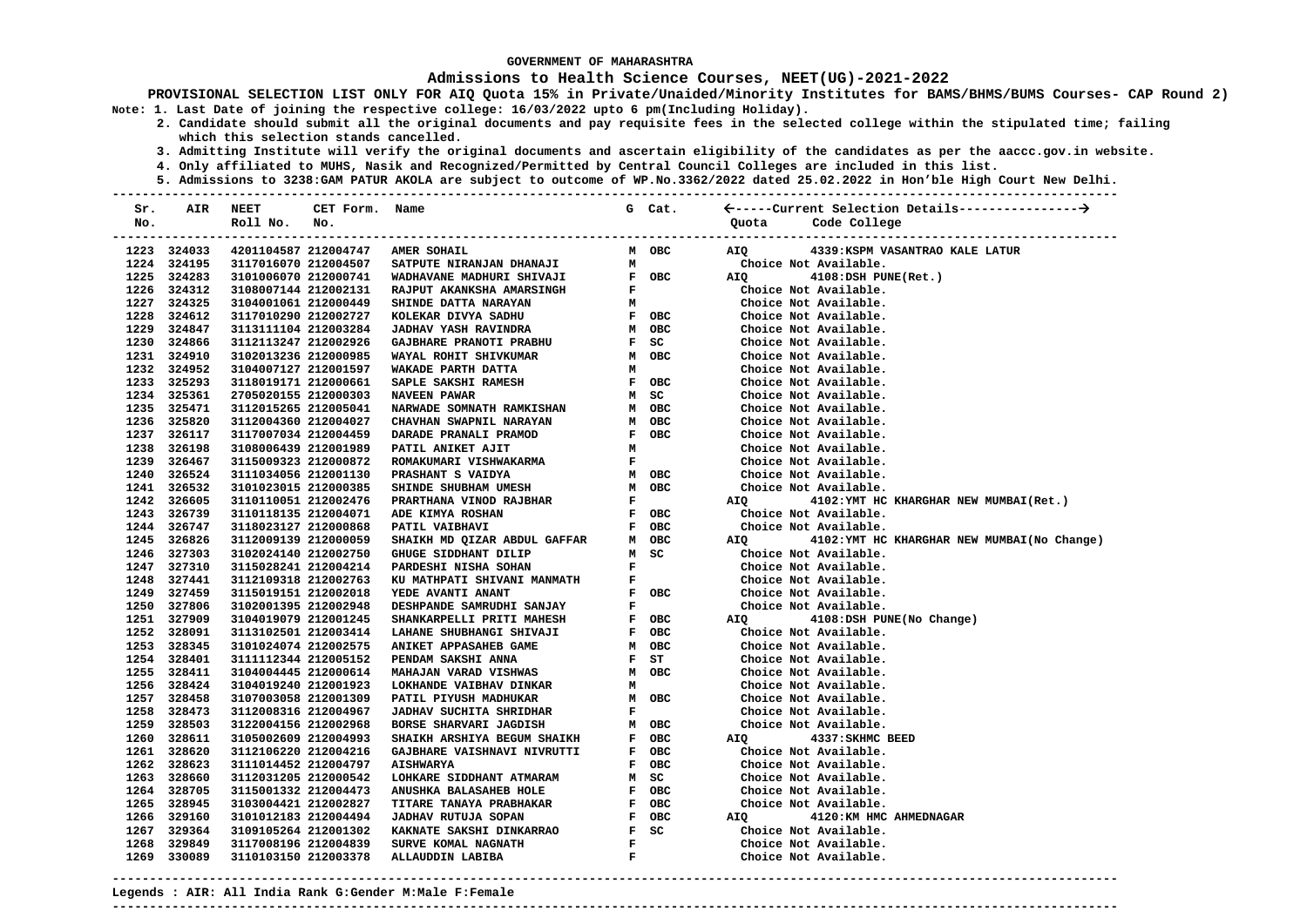GOVERNMENT OF MAHARASHTRA

## Admissions to Health Science Courses, NEET(UG)-2021-2022

**PROVISIONAL SELECTION LIST ONLY FOR AIQ Quota 15% in Private/Unaided/Minority Institutes for BAMS/BHMS/BUMS Courses- CAP Round 2)**

**Note:**
1. Last Date of joining the respective college: 16/03/2022 upto 6 pm(Including Holiday).
2. Candidate should submit all the original documents and pay requisite fees in the selected college within the stipulated time; failing which this selection stands cancelled.
3. Admitting Institute will verify the original documents and ascertain eligibility of the candidates as per the aaccc.gov.in website.
4. Only affiliated to MUHS, Nasik and Recognized/Permitted by Central Council Colleges are included in this list.
5. Admissions to 3238:GAM PATUR AKOLA are subject to outcome of WP.No.3362/2022 dated 25.02.2022 in Hon'ble High Court New Delhi.

| Sr. No. | AIR | NEET Roll No. | CET Form. No. | Name | G | Cat. | Quota | Code College |
|---|---|---|---|---|---|---|---|---|
| 1223 | 324033 | 4201104587 | 212004747 | AMER SOHAIL | M | OBC | AIQ | 4339:KSPM VASANTRAO KALE LATUR |
| 1224 | 324195 | 3117016070 | 212004507 | SATPUTE NIRANJAN DHANAJI | M | | | Choice Not Available. |
| 1225 | 324283 | 3101006070 | 212000741 | WADHAVANE MADHURI SHIVAJI | F | OBC | AIQ | 4108:DSH PUNE(Ret.) |
| 1226 | 324312 | 3108007144 | 212002131 | RAJPUT AKANKSHA AMARSINGH | F | | | Choice Not Available. |
| 1227 | 324325 | 3104001061 | 212000449 | SHINDE DATTA NARAYAN | M | | | Choice Not Available. |
| 1228 | 324612 | 3117010290 | 212002727 | KOLEKAR DIVYA SADHU | F | OBC | | Choice Not Available. |
| 1229 | 324847 | 3113111104 | 212003284 | JADHAV YASH RAVINDRA | M | OBC | | Choice Not Available. |
| 1230 | 324866 | 3112113247 | 212002926 | GAJBHARE PRANOTI PRABHU | F | SC | | Choice Not Available. |
| 1231 | 324910 | 3102013236 | 212000985 | WAYAL ROHIT SHIVKUMAR | M | OBC | | Choice Not Available. |
| 1232 | 324952 | 3104007127 | 212001597 | WAKADE PARTH DATTA | M | | | Choice Not Available. |
| 1233 | 325293 | 3118019171 | 212000661 | SAPLE SAKSHI RAMESH | F | OBC | | Choice Not Available. |
| 1234 | 325361 | 2705020155 | 212000303 | NAVEEN PAWAR | M | SC | | Choice Not Available. |
| 1235 | 325471 | 3112015265 | 212005041 | NARWADE SOMNATH RAMKISHAN | M | OBC | | Choice Not Available. |
| 1236 | 325820 | 3112004360 | 212004027 | CHAVHAN SWAPNIL NARAYAN | M | OBC | | Choice Not Available. |
| 1237 | 326117 | 3117007034 | 212004459 | DARADE PRANALI PRAMOD | F | OBC | | Choice Not Available. |
| 1238 | 326198 | 3108006439 | 212001989 | PATIL ANIKET AJIT | M | | | Choice Not Available. |
| 1239 | 326467 | 3115009323 | 212000872 | ROMAKUMARI VISHWAKARMA | F | | | Choice Not Available. |
| 1240 | 326524 | 3111034056 | 212001130 | PRASHANT S VAIDYA | M | OBC | | Choice Not Available. |
| 1241 | 326532 | 3101023015 | 212000385 | SHINDE SHUBHAM UMESH | M | OBC | | Choice Not Available. |
| 1242 | 326605 | 3110110051 | 212002476 | PRARTHANA VINOD RAJBHAR | F | | AIQ | 4102:YMT HC KHARGHAR NEW MUMBAI(Ret.) |
| 1243 | 326739 | 3110118135 | 212004071 | ADE KIMYA ROSHAN | F | OBC | | Choice Not Available. |
| 1244 | 326747 | 3118023127 | 212000868 | PATIL VAIBHAVI | F | OBC | | Choice Not Available. |
| 1245 | 326826 | 3112009139 | 212000059 | SHAIKH MD QIZAR ABDUL GAFFAR | M | OBC | AIQ | 4102:YMT HC KHARGHAR NEW MUMBAI(No Change) |
| 1246 | 327303 | 3102024140 | 212002750 | GHUGE SIDDHANT DILIP | M | SC | | Choice Not Available. |
| 1247 | 327310 | 3115028241 | 212004214 | PARDESHI NISHA SOHAN | F | | | Choice Not Available. |
| 1248 | 327441 | 3112109318 | 212002763 | KU MATHPATI SHIVANI MANMATH | F | | | Choice Not Available. |
| 1249 | 327459 | 3115019151 | 212002018 | YEDE AVANTI ANANT | F | OBC | | Choice Not Available. |
| 1250 | 327806 | 3102001395 | 212002948 | DESHPANDE SAMRUDHI SANJAY | F | | | Choice Not Available. |
| 1251 | 327909 | 3104019079 | 212001245 | SHANKARPELLI PRITI MAHESH | F | OBC | AIQ | 4108:DSH PUNE(No Change) |
| 1252 | 328091 | 3113102501 | 212003414 | LAHANE SHUBHANGI SHIVAJI | F | OBC | | Choice Not Available. |
| 1253 | 328345 | 3101024074 | 212002575 | ANIKET APPASAHEB GAME | M | OBC | | Choice Not Available. |
| 1254 | 328401 | 3111112344 | 212005152 | PENDAM SAKSHI ANNA | F | ST | | Choice Not Available. |
| 1255 | 328411 | 3104004445 | 212000614 | MAHAJAN VARAD VISHWAS | M | OBC | | Choice Not Available. |
| 1256 | 328424 | 3104019240 | 212001923 | LOKHANDE VAIBHAV DINKAR | M | | | Choice Not Available. |
| 1257 | 328458 | 3107003058 | 212001309 | PATIL PIYUSH MADHUKAR | M | OBC | | Choice Not Available. |
| 1258 | 328473 | 3112008316 | 212004967 | JADHAV SUCHITA SHRIDHAR | F | | | Choice Not Available. |
| 1259 | 328503 | 3122004156 | 212002968 | BORSE SHARVARI JAGDISH | M | OBC | | Choice Not Available. |
| 1260 | 328611 | 3105002609 | 212004993 | SHAIKH ARSHIYA BEGUM SHAIKH | F | OBC | AIQ | 4337:SKHMC BEED |
| 1261 | 328620 | 3112106220 | 212004216 | GAJBHARE VAISHNAVI NIVRUTTI | F | OBC | | Choice Not Available. |
| 1262 | 328623 | 3111014452 | 212004797 | AISHWARYA | F | OBC | | Choice Not Available. |
| 1263 | 328660 | 3112031205 | 212000542 | LOHKARE SIDDHANT ATMARAM | M | SC | | Choice Not Available. |
| 1264 | 328705 | 3115001332 | 212004473 | ANUSHKA BALASAHEB HOLE | F | OBC | | Choice Not Available. |
| 1265 | 328945 | 3103004421 | 212002827 | TITARE TANAYA PRABHAKAR | F | OBC | | Choice Not Available. |
| 1266 | 329160 | 3101012183 | 212004494 | JADHAV RUTUJA SOPAN | F | OBC | AIQ | 4120:KM HMC AHMEDNAGAR |
| 1267 | 329364 | 3109105264 | 212001302 | KAKNATE SAKSHI DINKARRAO | F | SC | | Choice Not Available. |
| 1268 | 329849 | 3117008196 | 212004839 | SURVE KOMAL NAGNATH | F | | | Choice Not Available. |
| 1269 | 330089 | 3110103150 | 212003378 | ALLAUDDIN LABIBA | F | | | Choice Not Available. |

Legends : AIR: All India Rank G:Gender M:Male F:Female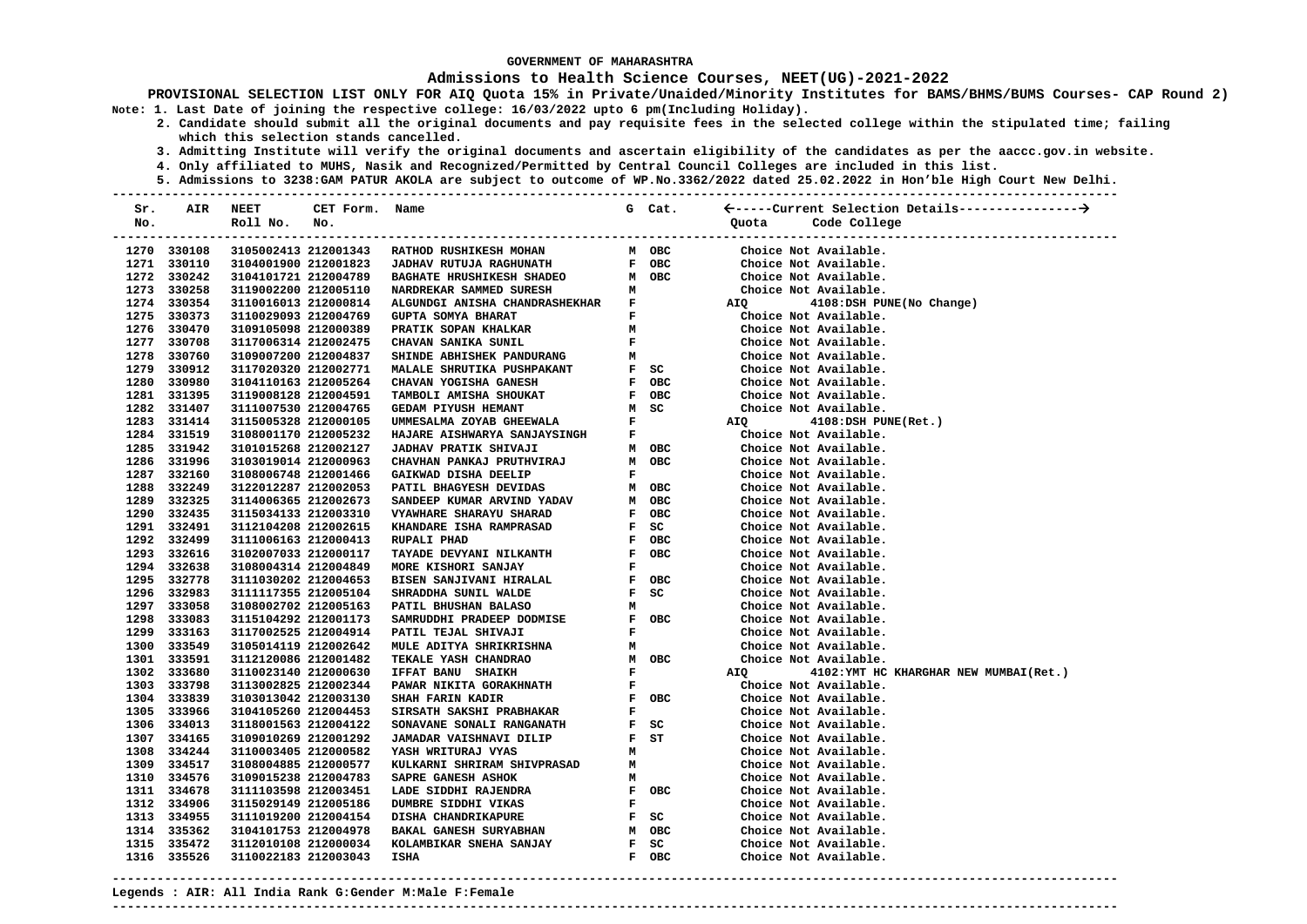GOVERNMENT OF MAHARASHTRA

**Admissions to Health Science Courses, NEET(UG)-2021-2022**

**PROVISIONAL SELECTION LIST ONLY FOR AIQ Quota 15% in Private/Unaided/Minority Institutes for BAMS/BHMS/BUMS Courses- CAP Round 2)**

**Note: 1. Last Date of joining the respective college: 16/03/2022 upto 6 pm(Including Holiday).**

**2. Candidate should submit all the original documents and pay requisite fees in the selected college within the stipulated time; failing which this selection stands cancelled.**

**3. Admitting Institute will verify the original documents and ascertain eligibility of the candidates as per the aaccc.gov.in website.**

**4. Only affiliated to MUHS, Nasik and Recognized/Permitted by Central Council Colleges are included in this list.**

**5. Admissions to 3238:GAM PATUR AKOLA are subject to outcome of WP.No.3362/2022 dated 25.02.2022 in Hon'ble High Court New Delhi.**

| Sr. No. | AIR | NEET Roll No. | CET Form. No. | Name | G | Cat. | Quota | Code College |
|---|---|---|---|---|---|---|---|---|
| 1270 | 330108 | 3105002413 | 212001343 | RATHOD RUSHIKESH MOHAN | M | OBC | | Choice Not Available. |
| 1271 | 330110 | 3104001900 | 212001823 | JADHAV RUTUJA RAGHUNATH | F | OBC | | Choice Not Available. |
| 1272 | 330242 | 3104101721 | 212004789 | BAGHATE HRUSHIKESH SHADEO | M | OBC | | Choice Not Available. |
| 1273 | 330258 | 3119002200 | 212005110 | NARDREKAR SAMMED SURESH | M | | | Choice Not Available. |
| 1274 | 330354 | 3110016013 | 212000814 | ALGUNDGI ANISHA CHANDRASHEKHAR | F | | AIQ | 4108:DSH PUNE(No Change) |
| 1275 | 330373 | 3110029093 | 212004769 | GUPTA SOMYA BHARAT | F | | | Choice Not Available. |
| 1276 | 330470 | 3109105098 | 212000389 | PRATIK SOPAN KHALKAR | M | | | Choice Not Available. |
| 1277 | 330708 | 3117006314 | 212002475 | CHAVAN SANIKA SUNIL | F | | | Choice Not Available. |
| 1278 | 330760 | 3109007200 | 212004837 | SHINDE ABHISHEK PANDURANG | M | | | Choice Not Available. |
| 1279 | 330912 | 3117020320 | 212002771 | MALALE SHRUTIKA PUSHPAKANT | F | SC | | Choice Not Available. |
| 1280 | 330980 | 3104110163 | 212005264 | CHAVAN YOGISHA GANESH | F | OBC | | Choice Not Available. |
| 1281 | 331395 | 3119008128 | 212004591 | TAMBOLI AMISHA SHOUKAT | F | OBC | | Choice Not Available. |
| 1282 | 331407 | 3111007530 | 212004765 | GEDAM PIYUSH HEMANT | M | SC | | Choice Not Available. |
| 1283 | 331414 | 3115005328 | 212000105 | UMMESALMA ZOYAB GHEEWALA | F | | AIQ | 4108:DSH PUNE(Ret.) |
| 1284 | 331519 | 3108001170 | 212005232 | HAJARE AISHWARYA SANJAYSINGH | F | | | Choice Not Available. |
| 1285 | 331942 | 3101015268 | 212002127 | JADHAV PRATIK SHIVAJI | M | OBC | | Choice Not Available. |
| 1286 | 331996 | 3103019014 | 212000963 | CHAVHAN PANKAJ PRUTHVIRAJ | M | OBC | | Choice Not Available. |
| 1287 | 332160 | 3108006748 | 212001466 | GAIKWAD DISHA DEELIP | F | | | Choice Not Available. |
| 1288 | 332249 | 3122012287 | 212002053 | PATIL BHAGYESH DEVIDAS | M | OBC | | Choice Not Available. |
| 1289 | 332325 | 3114006365 | 212002673 | SANDEEP KUMAR ARVIND YADAV | M | OBC | | Choice Not Available. |
| 1290 | 332435 | 3115034133 | 212003310 | VYAWHARE SHARAYU SHARAD | F | OBC | | Choice Not Available. |
| 1291 | 332491 | 3112104208 | 212002615 | KHANDARE ISHA RAMPRASAD | F | SC | | Choice Not Available. |
| 1292 | 332499 | 3111006163 | 212000413 | RUPALI PHAD | F | OBC | | Choice Not Available. |
| 1293 | 332616 | 3102007033 | 212000117 | TAYADE DEVYANI NILKANTH | F | OBC | | Choice Not Available. |
| 1294 | 332638 | 3108004314 | 212004849 | MORE KISHORI SANJAY | F | | | Choice Not Available. |
| 1295 | 332778 | 3111030202 | 212004653 | BISEN SANJIVANI HIRALAL | F | OBC | | Choice Not Available. |
| 1296 | 332983 | 3111117355 | 212005104 | SHRADDHA SUNIL WALDE | F | SC | | Choice Not Available. |
| 1297 | 333058 | 3108002702 | 212005163 | PATIL BHUSHAN BALASO | M | | | Choice Not Available. |
| 1298 | 333083 | 3115104292 | 212001173 | SAMRUDDHI PRADEEP DODMISE | F | OBC | | Choice Not Available. |
| 1299 | 333163 | 3117002525 | 212004914 | PATIL TEJAL SHIVAJI | F | | | Choice Not Available. |
| 1300 | 333549 | 3105014119 | 212002642 | MULE ADITYA SHRIKRISHNA | M | | | Choice Not Available. |
| 1301 | 333591 | 3112120086 | 212001482 | TEKALE YASH CHANDRAO | M | OBC | | Choice Not Available. |
| 1302 | 333680 | 3110023140 | 212000630 | IFFAT BANU SHAIKH | F | | AIQ | 4102:YMT HC KHARGHAR NEW MUMBAI(Ret.) |
| 1303 | 333798 | 3113002825 | 212002344 | PAWAR NIKITA GORAKHNATH | F | | | Choice Not Available. |
| 1304 | 333839 | 3103013042 | 212003130 | SHAH FARIN KADIR | F | OBC | | Choice Not Available. |
| 1305 | 333966 | 3104105260 | 212004453 | SIRSATH SAKSHI PRABHAKAR | F | | | Choice Not Available. |
| 1306 | 334013 | 3118001563 | 212004122 | SONAVANE SONALI RANGANATH | F | SC | | Choice Not Available. |
| 1307 | 334165 | 3109010269 | 212001292 | JAMADAR VAISHNAVI DILIP | F | ST | | Choice Not Available. |
| 1308 | 334244 | 3110003405 | 212000582 | YASH WRITURAJ VYAS | M | | | Choice Not Available. |
| 1309 | 334517 | 3108004885 | 212000577 | KULKARNI SHRIRAM SHIVPRASAD | M | | | Choice Not Available. |
| 1310 | 334576 | 3109015238 | 212004783 | SAPRE GANESH ASHOK | M | | | Choice Not Available. |
| 1311 | 334678 | 3111103598 | 212003451 | LADE SIDDHI RAJENDRA | F | OBC | | Choice Not Available. |
| 1312 | 334906 | 3115029149 | 212005186 | DUMBRE SIDDHI VIKAS | F | | | Choice Not Available. |
| 1313 | 334955 | 3111019200 | 212004154 | DISHA CHANDRIKAPURE | F | SC | | Choice Not Available. |
| 1314 | 335362 | 3104101753 | 212004978 | BAKAL GANESH SURYABHAN | M | OBC | | Choice Not Available. |
| 1315 | 335472 | 3112010108 | 212000034 | KOLAMBIKAR SNEHA SANJAY | F | SC | | Choice Not Available. |
| 1316 | 335526 | 3110022183 | 212003043 | ISHA | F | OBC | | Choice Not Available. |

**Legends : AIR: All India Rank G:Gender M:Male F:Female**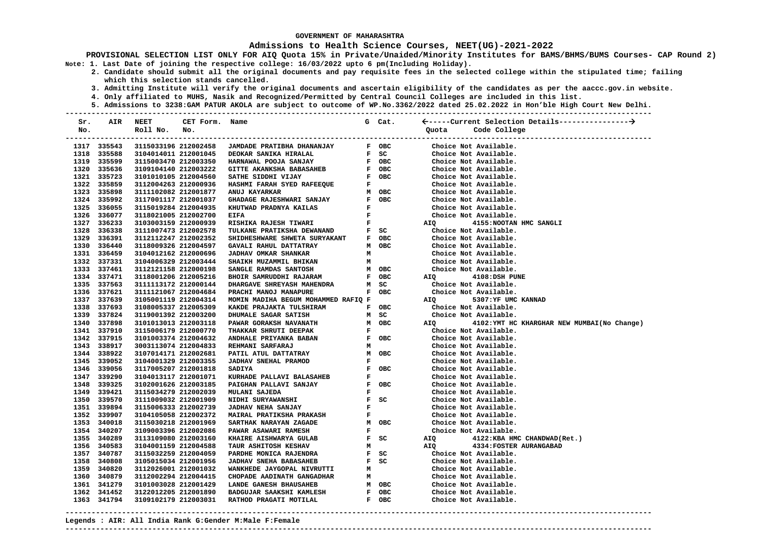GOVERNMENT OF MAHARASHTRA

# Admissions to Health Science Courses, NEET(UG)-2021-2022

**PROVISIONAL SELECTION LIST ONLY FOR AIQ Quota 15% in Private/Unaided/Minority Institutes for BAMS/BHMS/BUMS Courses- CAP Round 2)**

**Note: 1. Last Date of joining the respective college: 16/03/2022 upto 6 pm(Including Holiday).**

**2. Candidate should submit all the original documents and pay requisite fees in the selected college within the stipulated time; failing which this selection stands cancelled.**

**3. Admitting Institute will verify the original documents and ascertain eligibility of the candidates as per the aaccc.gov.in website.**

**4. Only affiliated to MUHS, Nasik and Recognized/Permitted by Central Council Colleges are included in this list.**

**5. Admissions to 3238:GAM PATUR AKOLA are subject to outcome of WP.No.3362/2022 dated 25.02.2022 in Hon'ble High Court New Delhi.**

| Sr. No. | AIR | NEET Roll No. | CET Form. No. | Name | G | Cat. | Quota | Code College |
|---|---|---|---|---|---|---|---|---|
| 1317 | 335543 | 3115033196 | 212002458 | JAMDADE PRATIBHA DHANANJAY | F | OBC | | Choice Not Available. |
| 1318 | 335588 | 3104014011 | 212001045 | DEOKAR SANIKA HIRALAL | F | SC | | Choice Not Available. |
| 1319 | 335599 | 3115003470 | 212003350 | HARNAWAL POOJA SANJAY | F | OBC | | Choice Not Available. |
| 1320 | 335636 | 3109104140 | 212003222 | GITTE AKANKSHA BABASAHEB | F | OBC | | Choice Not Available. |
| 1321 | 335723 | 3101010105 | 212004560 | SATHE SIDDHI VIJAY | F | OBC | | Choice Not Available. |
| 1322 | 335859 | 3112004263 | 212000936 | HASHMI FARAH SYED RAFEEQUE | F | | | Choice Not Available. |
| 1323 | 335898 | 3111102082 | 212001877 | ANUJ KAYARKAR | M | OBC | | Choice Not Available. |
| 1324 | 335992 | 3117001117 | 212001037 | GHADAGE RAJESHWARI SANJAY | F | OBC | | Choice Not Available. |
| 1325 | 336055 | 3115019284 | 212004935 | KHUTWAD PRADNYA KAILAS | F | | | Choice Not Available. |
| 1326 | 336077 | 3118021005 | 212002700 | EIFA | F | | | Choice Not Available. |
| 1327 | 336233 | 3103003159 | 212000939 | RISHIKA RAJESH TIWARI | F | | AIQ | 4155:NOOTAN HMC SANGLI |
| 1328 | 336338 | 3111007473 | 212002578 | TULKANE PRATIKSHA DEWANAND | F | SC | | Choice Not Available. |
| 1329 | 336391 | 3112112247 | 212002352 | SHIDHESHWARE SHWETA SURYAKANT | F | OBC | | Choice Not Available. |
| 1330 | 336440 | 3118009326 | 212004597 | GAVALI RAHUL DATTATRAY | M | OBC | | Choice Not Available. |
| 1331 | 336459 | 3104012162 | 212000696 | JADHAV OMKAR SHANKAR | M | | | Choice Not Available. |
| 1332 | 337331 | 3104006329 | 212003444 | SHAIKH MUZAMMIL BHIKAN | M | | | Choice Not Available. |
| 1333 | 337461 | 3112121158 | 212000198 | SANGLE RAMDAS SANTOSH | M | OBC | | Choice Not Available. |
| 1334 | 337471 | 3118001206 | 212005216 | BHOIR SAMRUDDHI RAJARAM | F | OBC | AIQ | 4108:DSH PUNE |
| 1335 | 337563 | 3111113172 | 212000144 | DHARGAVE SHREYASH MAHENDRA | M | SC | | Choice Not Available. |
| 1336 | 337621 | 3111121067 | 212004684 | PRACHI MANOJ MANAPURE | F | OBC | | Choice Not Available. |
| 1337 | 337639 | 3105001119 | 212004314 | MOMIN MADIHA BEGUM MOHAMMED RAFIQ | F | | AIQ | 5307:YF UMC KANNAD |
| 1338 | 337693 | 3108005337 | 212005309 | KAKDE PRAJAKTA TULSHIRAM | F | OBC | | Choice Not Available. |
| 1339 | 337824 | 3119001392 | 212003200 | DHUMALE SAGAR SATISH | M | SC | | Choice Not Available. |
| 1340 | 337898 | 3101013013 | 212003118 | PAWAR GORAKSH NAVANATH | M | OBC | AIQ | 4102:YMT HC KHARGHAR NEW MUMBAI(No Change) |
| 1341 | 337910 | 3115006179 | 212000770 | THAKKAR SHRUTI DEEPAK | F | | | Choice Not Available. |
| 1342 | 337915 | 3101003374 | 212004632 | ANDHALE PRIYANKA BABAN | F | OBC | | Choice Not Available. |
| 1343 | 338917 | 3003113074 | 212004833 | REHMANI SARFARAJ | M | | | Choice Not Available. |
| 1344 | 338922 | 3107014171 | 212002681 | PATIL ATUL DATTATRAY | M | OBC | | Choice Not Available. |
| 1345 | 339052 | 3104001329 | 212003355 | JADHAV SNEHAL PRAMOD | F | | | Choice Not Available. |
| 1346 | 339056 | 3117005207 | 212001818 | SADIYA | F | OBC | | Choice Not Available. |
| 1347 | 339290 | 3104013117 | 212001071 | KURHADE PALLAVI BALASAHEB | F | | | Choice Not Available. |
| 1348 | 339325 | 3102001626 | 212003185 | PAIGHAN PALLAVI SANJAY | F | OBC | | Choice Not Available. |
| 1349 | 339421 | 3115034279 | 212002039 | MULANI SAJEDA | F | | | Choice Not Available. |
| 1350 | 339570 | 3111009032 | 212001909 | NIDHI SURYAWANSHI | F | SC | | Choice Not Available. |
| 1351 | 339894 | 3115006333 | 212002739 | JADHAV NEHA SANJAY | F | | | Choice Not Available. |
| 1352 | 339907 | 3104105058 | 212002372 | MAIRAL PRATIKSHA PRAKASH | F | | | Choice Not Available. |
| 1353 | 340018 | 3115030218 | 212001969 | SARTHAK NARAYAN ZAGADE | M | OBC | | Choice Not Available. |
| 1354 | 340207 | 3109003396 | 212002086 | PAWAR ASAWARI RAMESH | F | | | Choice Not Available. |
| 1355 | 340289 | 3113109080 | 212003160 | KHAIRE AISHWARYA GULAB | F | SC | AIQ | 4122:KBA HMC CHANDWAD(Ret.) |
| 1356 | 340583 | 3104001159 | 212004588 | TAUR ASHITOSH KESHAV | M | | AIQ | 4334:FOSTER AURANGABAD |
| 1357 | 340787 | 3115032259 | 212004059 | PARDHE MONICA RAJENDRA | F | SC | | Choice Not Available. |
| 1358 | 340808 | 3105015034 | 212001956 | JADHAV SNEHA BABASAHEB | F | SC | | Choice Not Available. |
| 1359 | 340820 | 3112026001 | 212001032 | WANKHEDE JAYGOPAL NIVRUTTI | M | | | Choice Not Available. |
| 1360 | 340879 | 3112002294 | 212004415 | CHOPADE AADINATH GANGADHAR | M | | | Choice Not Available. |
| 1361 | 341279 | 3101003028 | 212001429 | LANDE GANESH BHAUSAHEB | M | OBC | | Choice Not Available. |
| 1362 | 341452 | 3122012205 | 212001890 | BADGUJAR SAAKSHI KAMLESH | F | OBC | | Choice Not Available. |
| 1363 | 341794 | 3109102179 | 212003031 | RATHOD PRAGATI MOTILAL | F | OBC | | Choice Not Available. |

**Legends : AIR: All India Rank G:Gender M:Male F:Female**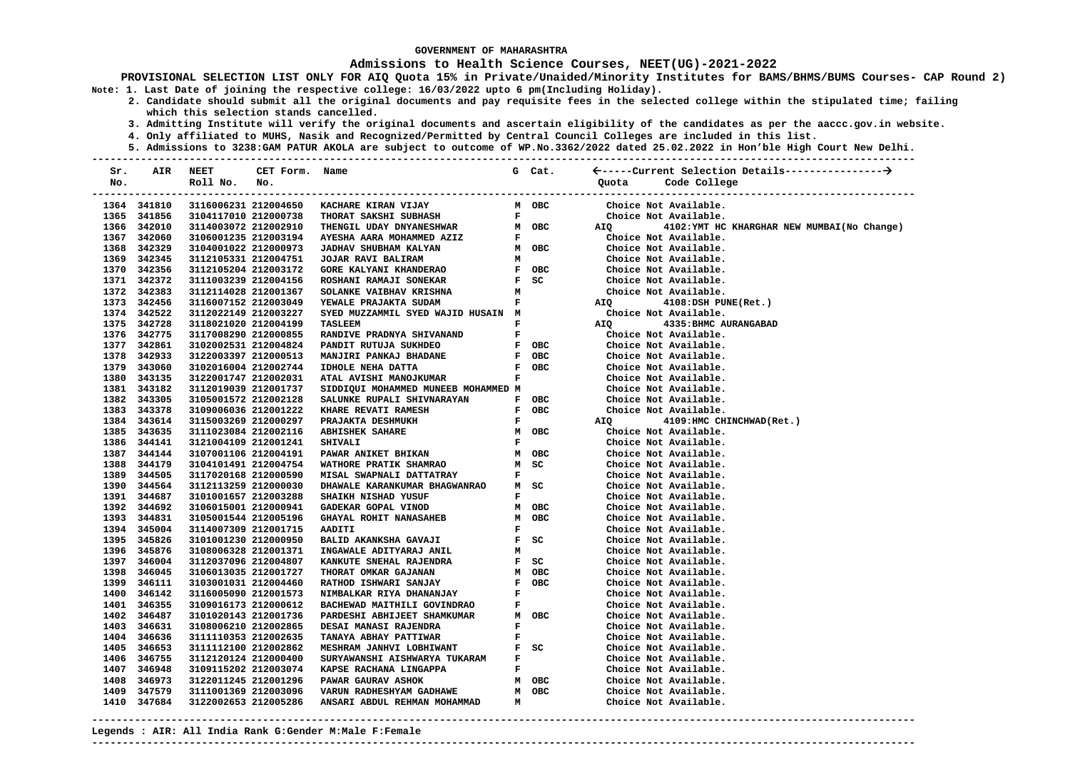GOVERNMENT OF MAHARASHTRA

**Admissions to Health Science Courses, NEET(UG)-2021-2022**

**PROVISIONAL SELECTION LIST ONLY FOR AIQ Quota 15% in Private/Unaided/Minority Institutes for BAMS/BHMS/BUMS Courses- CAP Round 2)**

**Note: 1. Last Date of joining the respective college: 16/03/2022 upto 6 pm(Including Holiday).**

**2. Candidate should submit all the original documents and pay requisite fees in the selected college within the stipulated time; failing which this selection stands cancelled.**

**3. Admitting Institute will verify the original documents and ascertain eligibility of the candidates as per the aaccc.gov.in website.**

**4. Only affiliated to MUHS, Nasik and Recognized/Permitted by Central Council Colleges are included in this list.**

**5. Admissions to 3238:GAM PATUR AKOLA are subject to outcome of WP.No.3362/2022 dated 25.02.2022 in Hon'ble High Court New Delhi.**

| Sr. No. | AIR | NEET Roll No. | CET Form. No. | Name | G | Cat. | Quota | Code College |
|---|---|---|---|---|---|---|---|---|
| 1364 | 341810 | 3116006231 | 212004650 | KACHARE KIRAN VIJAY | M | OBC | | Choice Not Available. |
| 1365 | 341856 | 3104117010 | 212000738 | THORAT SAKSHI SUBHASH | F | | | Choice Not Available. |
| 1366 | 342010 | 3114003072 | 212002910 | THENGIL UDAY DNYANESHWAR | M | OBC | AIQ | 4102:YMT HC KHARGHAR NEW MUMBAI(No Change) |
| 1367 | 342060 | 3106001235 | 212003194 | AYESHA AARA MOHAMMED AZIZ | F | | | Choice Not Available. |
| 1368 | 342329 | 3104001022 | 212000973 | JADHAV SHUBHAM KALYAN | M | OBC | | Choice Not Available. |
| 1369 | 342345 | 3112105331 | 212004751 | JOJAR RAVI BALIRAM | M | | | Choice Not Available. |
| 1370 | 342356 | 3112105204 | 212003172 | GORE KALYANI KHANDERAO | F | OBC | | Choice Not Available. |
| 1371 | 342372 | 3111003239 | 212004156 | ROSHANI RAMAJI SONEKAR | F | SC | | Choice Not Available. |
| 1372 | 342383 | 3112114028 | 212001367 | SOLANKE VAIBHAV KRISHNA | M | | | Choice Not Available. |
| 1373 | 342456 | 3116007152 | 212003049 | YEWALE PRAJAKTA SUDAM | F | | AIQ | 4108:DSH PUNE(Ret.) |
| 1374 | 342522 | 3112022149 | 212003227 | SYED MUZZAMMIL SYED WAJID HUSAIN | M | | | Choice Not Available. |
| 1375 | 342728 | 3118021020 | 212004199 | TASLEEM | F | | AIQ | 4335:BHMC AURANGABAD |
| 1376 | 342775 | 3117008290 | 212000855 | RANDIVE PRADNYA SHIVANAND | F | | | Choice Not Available. |
| 1377 | 342861 | 3102002531 | 212004824 | PANDIT RUTUJA SUKHDEO | F | OBC | | Choice Not Available. |
| 1378 | 342933 | 3122003397 | 212000513 | MANJIRI PANKAJ BHADANE | F | OBC | | Choice Not Available. |
| 1379 | 343060 | 3102016004 | 212002744 | IDHOLE NEHA DATTA | F | OBC | | Choice Not Available. |
| 1380 | 343135 | 3122001747 | 212002031 | ATAL AVISHI MANOJKUMAR | F | | | Choice Not Available. |
| 1381 | 343182 | 3112019039 | 212001737 | SIDDIQUI MOHAMMED MUNEEB MOHAMMED | M | | | Choice Not Available. |
| 1382 | 343305 | 3105001572 | 212002128 | SALUNKE RUPALI SHIVNARAYAN | F | OBC | | Choice Not Available. |
| 1383 | 343378 | 3109006036 | 212001222 | KHARE REVATI RAMESH | F | OBC | | Choice Not Available. |
| 1384 | 343614 | 3115003269 | 212000297 | PRAJAKTA DESHMUKH | F | | AIQ | 4109:HMC CHINCHWAD(Ret.) |
| 1385 | 343635 | 3111023084 | 212002116 | ABHISHEK SAHARE | M | OBC | | Choice Not Available. |
| 1386 | 344141 | 3121004109 | 212001241 | SHIVALI | F | | | Choice Not Available. |
| 1387 | 344144 | 3107001106 | 212004191 | PAWAR ANIKET BHIKAN | M | OBC | | Choice Not Available. |
| 1388 | 344179 | 3104101491 | 212004754 | WATHORE PRATIK SHAMRAO | M | SC | | Choice Not Available. |
| 1389 | 344505 | 3117020168 | 212000590 | MISAL SWAPNALI DATTATRAY | F | | | Choice Not Available. |
| 1390 | 344564 | 3112113259 | 212000030 | DHAWALE KARANKUMAR BHAGWANRAO | M | SC | | Choice Not Available. |
| 1391 | 344687 | 3101001657 | 212003288 | SHAIKH NISHAD YUSUF | F | | | Choice Not Available. |
| 1392 | 344692 | 3106015001 | 212000941 | GADEKAR GOPAL VINOD | M | OBC | | Choice Not Available. |
| 1393 | 344831 | 3105001544 | 212005196 | GHAYAL ROHIT NANASAHEB | M | OBC | | Choice Not Available. |
| 1394 | 345004 | 3114007309 | 212001715 | AADITI | F | | | Choice Not Available. |
| 1395 | 345826 | 3101001230 | 212000950 | BALID AKANKSHA GAVAJI | F | SC | | Choice Not Available. |
| 1396 | 345876 | 3108006328 | 212001371 | INGAWALE ADITYARAJ ANIL | M | | | Choice Not Available. |
| 1397 | 346004 | 3112037096 | 212004807 | KANKUTE SNEHAL RAJENDRA | F | SC | | Choice Not Available. |
| 1398 | 346045 | 3106013035 | 212001727 | THORAT OMKAR GAJANAN | M | OBC | | Choice Not Available. |
| 1399 | 346111 | 3103001031 | 212004460 | RATHOD ISHWARI SANJAY | F | OBC | | Choice Not Available. |
| 1400 | 346142 | 3116005090 | 212001573 | NIMBALKAR RIYA DHANANJAY | F | | | Choice Not Available. |
| 1401 | 346355 | 3109016173 | 212000612 | BACHEWAD MAITHILI GOVINDRAO | F | | | Choice Not Available. |
| 1402 | 346487 | 3101020143 | 212001736 | PARDESHI ABHIJEET SHAMKUMAR | M | OBC | | Choice Not Available. |
| 1403 | 346631 | 3108006210 | 212002865 | DESAI MANASI RAJENDRA | F | | | Choice Not Available. |
| 1404 | 346636 | 3111110353 | 212002635 | TANAYA ABHAY PATTIWAR | F | | | Choice Not Available. |
| 1405 | 346653 | 3111112100 | 212002862 | MESHRAM JANHVI LOBHIWANT | F | SC | | Choice Not Available. |
| 1406 | 346755 | 3112120124 | 212000400 | SURYAWANSHI AISHWARYA TUKARAM | F | | | Choice Not Available. |
| 1407 | 346948 | 3109115202 | 212003074 | KAPSE RACHANA LINGAPPA | F | | | Choice Not Available. |
| 1408 | 346973 | 3122011245 | 212001296 | PAWAR GAURAV ASHOK | M | OBC | | Choice Not Available. |
| 1409 | 347579 | 3111001369 | 212003096 | VARUN RADHESHYAM GADHAWE | M | OBC | | Choice Not Available. |
| 1410 | 347684 | 3122002653 | 212005286 | ANSARI ABDUL REHMAN MOHAMMAD | M | | | Choice Not Available. |

**Legends : AIR: All India Rank G:Gender M:Male F:Female**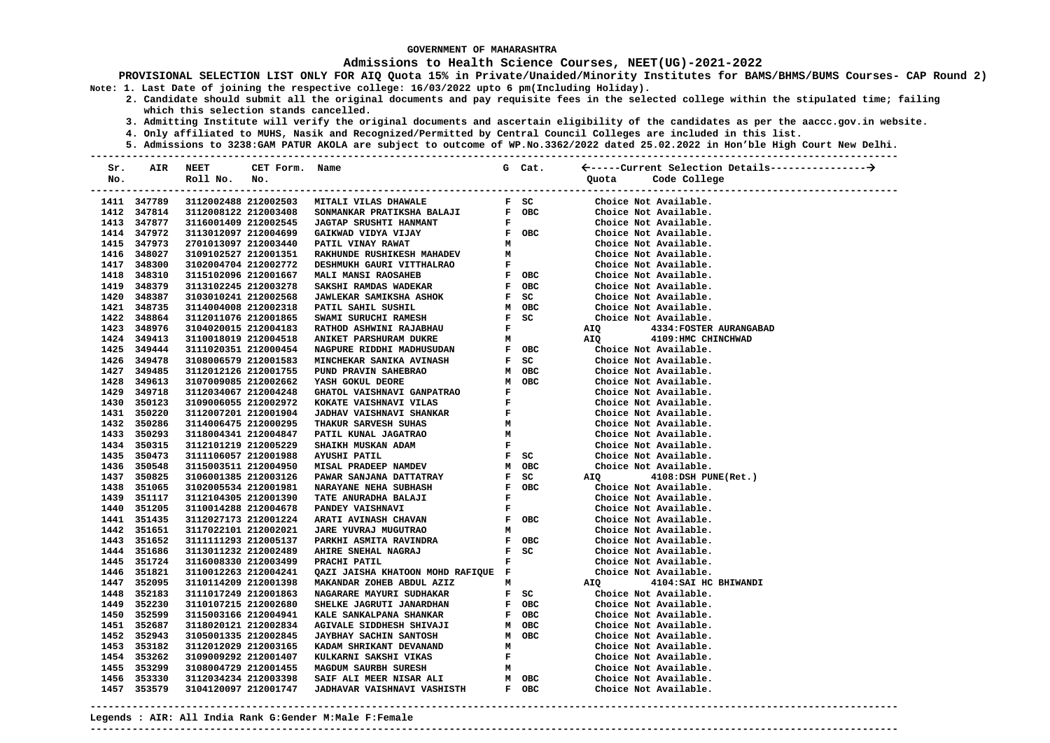GOVERNMENT OF MAHARASHTRA

**Admissions to Health Science Courses, NEET(UG)-2021-2022**

**PROVISIONAL SELECTION LIST ONLY FOR AIQ Quota 15% in Private/Unaided/Minority Institutes for BAMS/BHMS/BUMS Courses- CAP Round 2)**

**Note: 1. Last Date of joining the respective college: 16/03/2022 upto 6 pm(Including Holiday).**

**2. Candidate should submit all the original documents and pay requisite fees in the selected college within the stipulated time; failing which this selection stands cancelled.**

**3. Admitting Institute will verify the original documents and ascertain eligibility of the candidates as per the aaccc.gov.in website.**

**4. Only affiliated to MUHS, Nasik and Recognized/Permitted by Central Council Colleges are included in this list.**

**5. Admissions to 3238:GAM PATUR AKOLA are subject to outcome of WP.No.3362/2022 dated 25.02.2022 in Hon'ble High Court New Delhi.**

| Sr. No. | AIR | NEET Roll No. | CET Form. No. | Name | G | Cat. | Quota | Code College |
|---|---|---|---|---|---|---|---|---|
| 1411 | 347789 | 3112002488 | 212002503 | MITALI VILAS DHAWALE | F | SC | Choice Not Available. | |
| 1412 | 347814 | 3112008122 | 212003408 | SONMANKAR PRATIKSHA BALAJI | F | OBC | Choice Not Available. | |
| 1413 | 347877 | 3116001409 | 212002545 | JAGTAP SRUSHTI HANMANT | F | | Choice Not Available. | |
| 1414 | 347972 | 3113012097 | 212004699 | GAIKWAD VIDYA VIJAY | F | OBC | Choice Not Available. | |
| 1415 | 347973 | 2701013097 | 212003440 | PATIL VINAY RAWAT | M | | Choice Not Available. | |
| 1416 | 348027 | 3109102527 | 212001351 | RAKHUNDE RUSHIKESH MAHADEV | M | | Choice Not Available. | |
| 1417 | 348300 | 3102004704 | 212002772 | DESHMUKH GAURI VITTHALRAO | F | | Choice Not Available. | |
| 1418 | 348310 | 3115102096 | 212001667 | MALI MANSI RAOSAHEB | F | OBC | Choice Not Available. | |
| 1419 | 348379 | 3113102245 | 212003278 | SAKSHI RAMDAS WADEKAR | F | OBC | Choice Not Available. | |
| 1420 | 348387 | 3103010241 | 212002568 | JAWLEKAR SAMIKSHA ASHOK | F | SC | Choice Not Available. | |
| 1421 | 348735 | 3114004008 | 212002318 | PATIL SAHIL SUSHIL | M | OBC | Choice Not Available. | |
| 1422 | 348864 | 3112011076 | 212001865 | SWAMI SURUCHI RAMESH | F | SC | Choice Not Available. | |
| 1423 | 348976 | 3104020015 | 212004183 | RATHOD ASHWINI RAJABHAU | F | | AIQ | 4334:FOSTER AURANGABAD |
| 1424 | 349413 | 3110018019 | 212004518 | ANIKET PARSHURAM DUKRE | M | | AIQ | 4109:HMC CHINCHWAD |
| 1425 | 349444 | 3111020351 | 212000454 | NAGPURE RIDDHI MADHUSUDAN | F | OBC | Choice Not Available. | |
| 1426 | 349478 | 3108006579 | 212001583 | MINCHEKAR SANIKA AVINASH | F | SC | Choice Not Available. | |
| 1427 | 349485 | 3112012126 | 212001755 | PUND PRAVIN SAHEBRAO | M | OBC | Choice Not Available. | |
| 1428 | 349613 | 3107009085 | 212002662 | YASH GOKUL DEORE | M | OBC | Choice Not Available. | |
| 1429 | 349718 | 3112034067 | 212004248 | GHATOL VAISHNAVI GANPATRAO | F | | Choice Not Available. | |
| 1430 | 350123 | 3109006055 | 212002972 | KOKATE VAISHNAVI VILAS | F | | Choice Not Available. | |
| 1431 | 350220 | 3112007201 | 212001904 | JADHAV VAISHNAVI SHANKAR | F | | Choice Not Available. | |
| 1432 | 350286 | 3114006475 | 212000295 | THAKUR SARVESH SUHAS | M | | Choice Not Available. | |
| 1433 | 350293 | 3118004341 | 212004847 | PATIL KUNAL JAGATRAO | M | | Choice Not Available. | |
| 1434 | 350315 | 3112101219 | 212005229 | SHAIKH MUSKAN ADAM | F | | Choice Not Available. | |
| 1435 | 350473 | 3111106057 | 212001988 | AYUSHI PATIL | F | SC | Choice Not Available. | |
| 1436 | 350548 | 3115003511 | 212004950 | MISAL PRADEEP NAMDEV | M | OBC | Choice Not Available. | |
| 1437 | 350825 | 3106001385 | 212003126 | PAWAR SANJANA DATTATRAY | F | SC | AIQ | 4108:DSH PUNE(Ret.) |
| 1438 | 351065 | 3102005534 | 212001981 | NARAYANE NEHA SUBHASH | F | OBC | Choice Not Available. | |
| 1439 | 351117 | 3112104305 | 212001390 | TATE ANURADHA BALAJI | F | | Choice Not Available. | |
| 1440 | 351205 | 3110014288 | 212004678 | PANDEY VAISHNAVI | F | | Choice Not Available. | |
| 1441 | 351435 | 3112027173 | 212001224 | ARATI AVINASH CHAVAN | F | OBC | Choice Not Available. | |
| 1442 | 351651 | 3117022101 | 212002021 | JARE YUVRAJ MUGUTRAO | M | | Choice Not Available. | |
| 1443 | 351652 | 3111111293 | 212005137 | PARKHI ASMITA RAVINDRA | F | OBC | Choice Not Available. | |
| 1444 | 351686 | 3113011232 | 212002489 | AHIRE SNEHAL NAGRAJ | F | SC | Choice Not Available. | |
| 1445 | 351724 | 3116008330 | 212003499 | PRACHI PATIL | F | | Choice Not Available. | |
| 1446 | 351821 | 3110012263 | 212004241 | QAZI JAISHA KHATOON MOHD RAFIQUE | F | | Choice Not Available. | |
| 1447 | 352095 | 3110114209 | 212001398 | MAKANDAR ZOHEB ABDUL AZIZ | M | | AIQ | 4104:SAI HC BHIWANDI |
| 1448 | 352183 | 3111017249 | 212001863 | NAGARARE MAYURI SUDHAKAR | F | SC | Choice Not Available. | |
| 1449 | 352230 | 3110107215 | 212002680 | SHELKE JAGRUTI JANARDHAN | F | OBC | Choice Not Available. | |
| 1450 | 352599 | 3115003166 | 212004941 | KALE SANKALPANA SHANKAR | F | OBC | Choice Not Available. | |
| 1451 | 352687 | 3118020121 | 212002834 | AGIVALE SIDDHESH SHIVAJI | M | OBC | Choice Not Available. | |
| 1452 | 352943 | 3105001335 | 212002845 | JAYBHAY SACHIN SANTOSH | M | OBC | Choice Not Available. | |
| 1453 | 353182 | 3112012029 | 212003165 | KADAM SHRIKANT DEVANAND | M | | Choice Not Available. | |
| 1454 | 353262 | 3109009292 | 212001407 | KULKARNI SAKSHI VIKAS | F | | Choice Not Available. | |
| 1455 | 353299 | 3108004729 | 212001455 | MAGDUM SAURBH SURESH | M | | Choice Not Available. | |
| 1456 | 353330 | 3112034234 | 212003398 | SAIF ALI MEER NISAR ALI | M | OBC | Choice Not Available. | |
| 1457 | 353579 | 3104120097 | 212001747 | JADHAVAR VAISHNAVI VASHISTH | F | OBC | Choice Not Available. | |

**Legends : AIR: All India Rank G:Gender M:Male F:Female**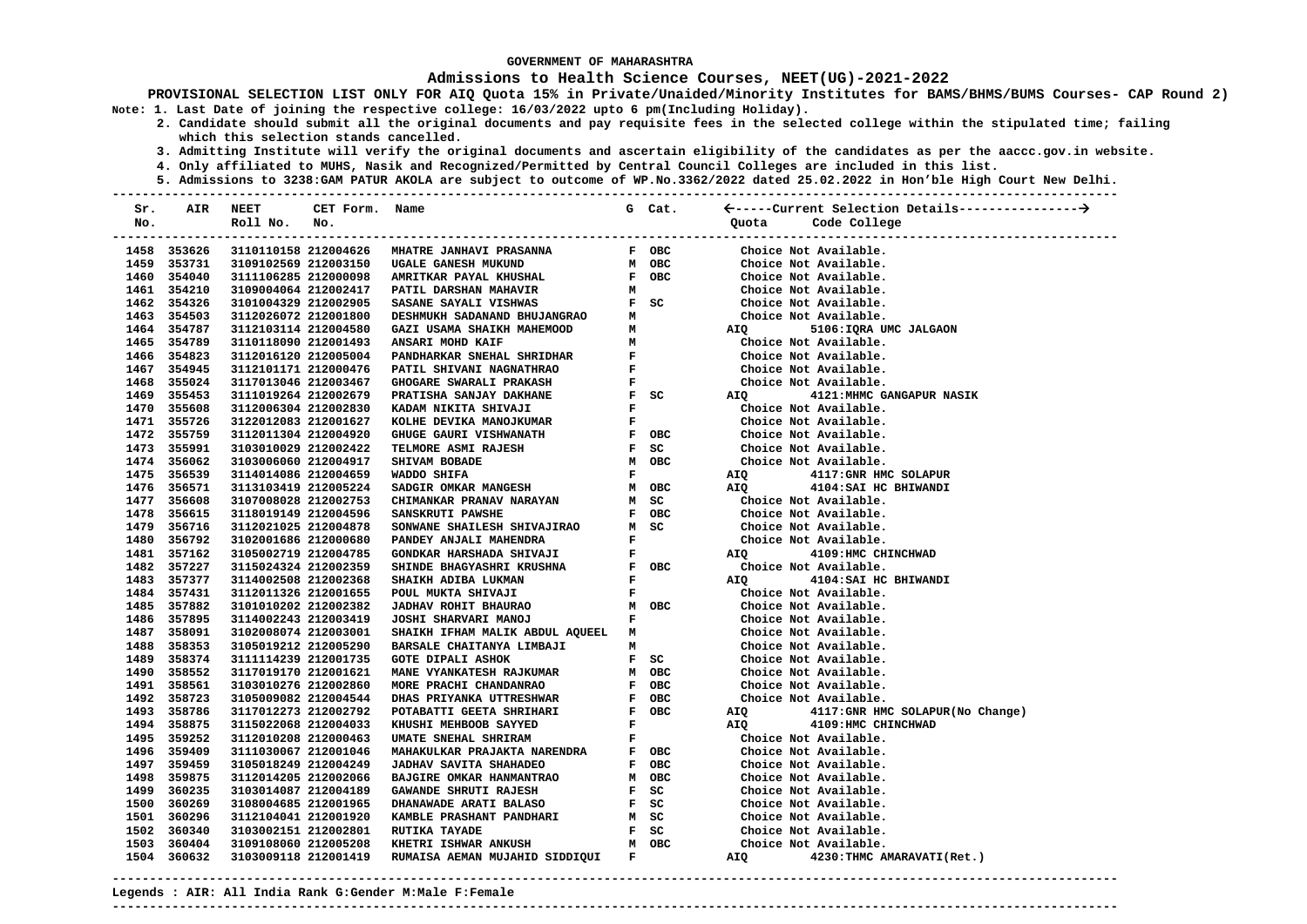GOVERNMENT OF MAHARASHTRA

## Admissions to Health Science Courses, NEET(UG)-2021-2022

**PROVISIONAL SELECTION LIST ONLY FOR AIQ Quota 15% in Private/Unaided/Minority Institutes for BAMS/BHMS/BUMS Courses- CAP Round 2)**

Note: 1. Last Date of joining the respective college: 16/03/2022 upto 6 pm(Including Holiday).

2. Candidate should submit all the original documents and pay requisite fees in the selected college within the stipulated time; failing which this selection stands cancelled.

3. Admitting Institute will verify the original documents and ascertain eligibility of the candidates as per the aaccc.gov.in website.

4. Only affiliated to MUHS, Nasik and Recognized/Permitted by Central Council Colleges are included in this list.

5. Admissions to 3238:GAM PATUR AKOLA are subject to outcome of WP.No.3362/2022 dated 25.02.2022 in Hon'ble High Court New Delhi.

| Sr. No. | AIR | NEET Roll No. | CET Form. No. | Name | G | Cat. | Quota | Code College |
|---|---|---|---|---|---|---|---|---|
| 1458 | 353626 | 3110110158 | 212004626 | MHATRE JANHAVI PRASANNA | F | OBC | | Choice Not Available. |
| 1459 | 353731 | 3109102569 | 212003150 | UGALE GANESH MUKUND | M | OBC | | Choice Not Available. |
| 1460 | 354040 | 3111106285 | 212000098 | AMRITKAR PAYAL KHUSHAL | F | OBC | | Choice Not Available. |
| 1461 | 354210 | 3109004064 | 212002417 | PATIL DARSHAN MAHAVIR | M | | | Choice Not Available. |
| 1462 | 354326 | 3101004329 | 212002905 | SASANE SAYALI VISHWAS | F | SC | | Choice Not Available. |
| 1463 | 354503 | 3112026072 | 212001800 | DESHMUKH SADANAND BHUJANGRAO | M | | | Choice Not Available. |
| 1464 | 354787 | 3112103114 | 212004580 | GAZI USAMA SHAIKH MAHEMOOD | M | | AIQ | 5106:IQRA UMC JALGAON |
| 1465 | 354789 | 3110118090 | 212001493 | ANSARI MOHD KAIF | M | | | Choice Not Available. |
| 1466 | 354823 | 3112016120 | 212005004 | PANDHARKAR SNEHAL SHRIDHAR | F | | | Choice Not Available. |
| 1467 | 354945 | 3112101171 | 212000476 | PATIL SHIVANI NAGNATHRAO | F | | | Choice Not Available. |
| 1468 | 355024 | 3117013046 | 212003467 | GHOGARE SWARALI PRAKASH | F | | | Choice Not Available. |
| 1469 | 355453 | 3111019264 | 212002679 | PRATISHA SANJAY DAKHANE | F | SC | AIQ | 4121:MHMC GANGAPUR NASIK |
| 1470 | 355608 | 3112006304 | 212002830 | KADAM NIKITA SHIVAJI | F | | | Choice Not Available. |
| 1471 | 355726 | 3122012083 | 212001627 | KOLHE DEVIKA MANOJKUMAR | F | | | Choice Not Available. |
| 1472 | 355759 | 3112011304 | 212004920 | GHUGE GAURI VISHWANATH | F | OBC | | Choice Not Available. |
| 1473 | 355991 | 3103010029 | 212002422 | TELMORE ASMI RAJESH | F | SC | | Choice Not Available. |
| 1474 | 356062 | 3103006060 | 212004917 | SHIVAM BOBADE | M | OBC | | Choice Not Available. |
| 1475 | 356539 | 3114014086 | 212004659 | WADDO SHIFA | F | | AIQ | 4117:GNR HMC SOLAPUR |
| 1476 | 356571 | 3113103419 | 212005224 | SADGIR OMKAR MANGESH | M | OBC | AIQ | 4104:SAI HC BHIWANDI |
| 1477 | 356608 | 3107008028 | 212002753 | CHIMANKAR PRANAV NARAYAN | M | SC | | Choice Not Available. |
| 1478 | 356615 | 3118019149 | 212004596 | SANSKRUTI PAWSHE | F | OBC | | Choice Not Available. |
| 1479 | 356716 | 3112021025 | 212004878 | SONWANE SHAILESH SHIVAJIRAO | M | SC | | Choice Not Available. |
| 1480 | 356792 | 3102001686 | 212000680 | PANDEY ANJALI MAHENDRA | F | | | Choice Not Available. |
| 1481 | 357162 | 3105002719 | 212004785 | GONDKAR HARSHADA SHIVAJI | F | | AIQ | 4109:HMC CHINCHWAD |
| 1482 | 357227 | 3115024324 | 212002359 | SHINDE BHAGYASHRI KRUSHNA | F | OBC | | Choice Not Available. |
| 1483 | 357377 | 3114002508 | 212002368 | SHAIKH ADIBA LUKMAN | F | | AIQ | 4104:SAI HC BHIWANDI |
| 1484 | 357431 | 3112011326 | 212001655 | POUL MUKTA SHIVAJI | F | | | Choice Not Available. |
| 1485 | 357882 | 3101010202 | 212002382 | JADHAV ROHIT BHAURAO | M | OBC | | Choice Not Available. |
| 1486 | 357895 | 3114002243 | 212003419 | JOSHI SHARVARI MANOJ | F | | | Choice Not Available. |
| 1487 | 358091 | 3102008074 | 212003001 | SHAIKH IFHAM MALIK ABDUL AQUEEL | M | | | Choice Not Available. |
| 1488 | 358353 | 3105019212 | 212005290 | BARSALE CHAITANYA LIMBAJI | M | | | Choice Not Available. |
| 1489 | 358374 | 3111114239 | 212001735 | GOTE DIPALI ASHOK | F | SC | | Choice Not Available. |
| 1490 | 358552 | 3117019170 | 212001621 | MANE VYANKATESH RAJKUMAR | M | OBC | | Choice Not Available. |
| 1491 | 358561 | 3103010276 | 212002860 | MORE PRACHI CHANDANRAO | F | OBC | | Choice Not Available. |
| 1492 | 358723 | 3105009082 | 212004544 | DHAS PRIYANKA UTTRESHWAR | F | OBC | | Choice Not Available. |
| 1493 | 358786 | 3117012273 | 212002792 | POTABATTI GEETA SHRIHARI | F | OBC | AIQ | 4117:GNR HMC SOLAPUR(No Change) |
| 1494 | 358875 | 3115022068 | 212004033 | KHUSHI MEHBOOB SAYYED | F | | AIQ | 4109:HMC CHINCHWAD |
| 1495 | 359252 | 3112010208 | 212000463 | UMATE SNEHAL SHRIRAM | F | | | Choice Not Available. |
| 1496 | 359409 | 3111030067 | 212001046 | MAHAKULKAR PRAJAKTA NARENDRA | F | OBC | | Choice Not Available. |
| 1497 | 359459 | 3105018249 | 212004249 | JADHAV SAVITA SHAHADEO | F | OBC | | Choice Not Available. |
| 1498 | 359875 | 3112014205 | 212002066 | BAJGIRE OMKAR HANMANTRAO | M | OBC | | Choice Not Available. |
| 1499 | 360235 | 3103014087 | 212004189 | GAWANDE SHRUTI RAJESH | F | SC | | Choice Not Available. |
| 1500 | 360269 | 3108004685 | 212001965 | DHANAWADE ARATI BALASO | F | SC | | Choice Not Available. |
| 1501 | 360296 | 3112104041 | 212001920 | KAMBLE PRASHANT PANDHARI | M | SC | | Choice Not Available. |
| 1502 | 360340 | 3103002151 | 212002801 | RUTIKA TAYADE | F | SC | | Choice Not Available. |
| 1503 | 360404 | 3109108060 | 212005208 | KHETRI ISHWAR ANKUSH | M | OBC | | Choice Not Available. |
| 1504 | 360632 | 3103009118 | 212001419 | RUMAISA AEMAN MUJAHID SIDDIQUI | F | | AIQ | 4230:THMC AMARAVATI(Ret.) |

Legends : AIR: All India Rank G:Gender M:Male F:Female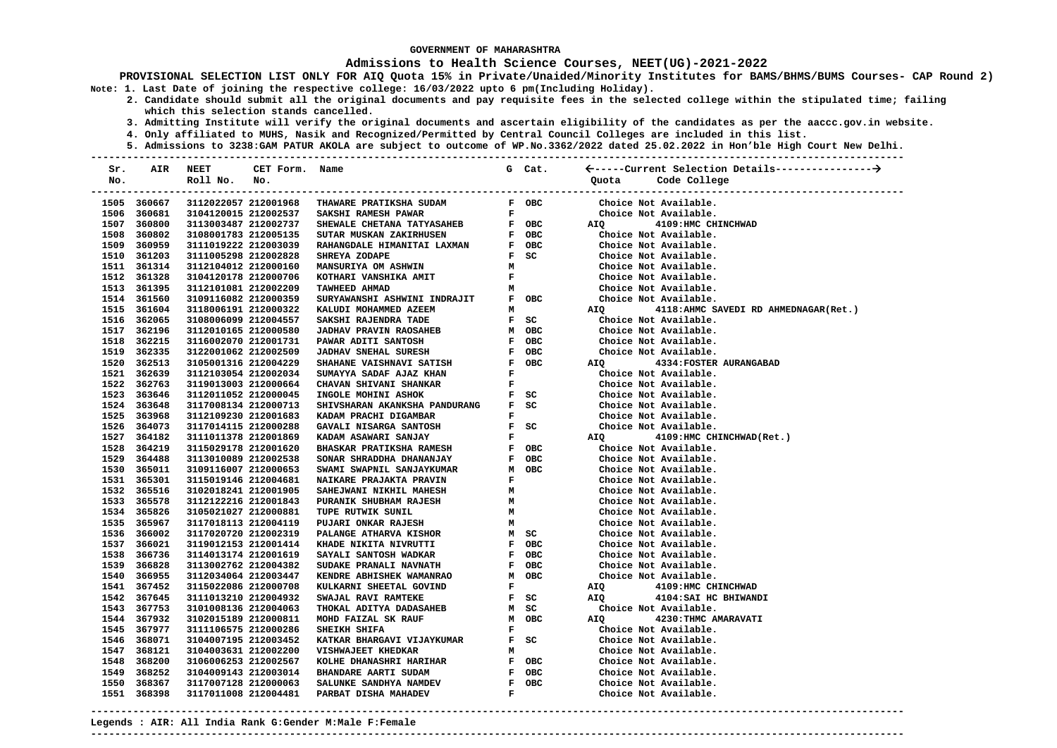GOVERNMENT OF MAHARASHTRA

**Admissions to Health Science Courses, NEET(UG)-2021-2022**

**PROVISIONAL SELECTION LIST ONLY FOR AIQ Quota 15% in Private/Unaided/Minority Institutes for BAMS/BHMS/BUMS Courses- CAP Round 2)**

Note: 1. Last Date of joining the respective college: 16/03/2022 upto 6 pm(Including Holiday).

2. Candidate should submit all the original documents and pay requisite fees in the selected college within the stipulated time; failing which this selection stands cancelled.

3. Admitting Institute will verify the original documents and ascertain eligibility of the candidates as per the aaccc.gov.in website.

4. Only affiliated to MUHS, Nasik and Recognized/Permitted by Central Council Colleges are included in this list.

5. Admissions to 3238:GAM PATUR AKOLA are subject to outcome of WP.No.3362/2022 dated 25.02.2022 in Hon'ble High Court New Delhi.

| Sr. No. | AIR | NEET Roll No. | CET Form. No. | Name | G | Cat. | Quota | Code College |
|---|---|---|---|---|---|---|---|---|
| 1505 | 360667 | 3112022057 | 212001968 | THAWARE PRATIKSHA SUDAM | F | OBC | | Choice Not Available. |
| 1506 | 360681 | 3104120015 | 212002537 | SAKSHI RAMESH PAWAR | F | | | Choice Not Available. |
| 1507 | 360800 | 3113003487 | 212002737 | SHEWALE CHETANA TATYASAHEB | F | OBC | AIQ | 4109:HMC CHINCHWAD |
| 1508 | 360802 | 3108001783 | 212005135 | SUTAR MUSKAN ZAKIRHUSEN | F | OBC | | Choice Not Available. |
| 1509 | 360959 | 3111019222 | 212003039 | RAHANGDALE HIMANITAI LAXMAN | F | OBC | | Choice Not Available. |
| 1510 | 361203 | 3111005298 | 212002828 | SHREYA ZODAPE | F | SC | | Choice Not Available. |
| 1511 | 361314 | 3112104012 | 212000160 | MANSURIYA OM ASHWIN | M | | | Choice Not Available. |
| 1512 | 361328 | 3104120178 | 212000706 | KOTHARI VANSHIKA AMIT | F | | | Choice Not Available. |
| 1513 | 361395 | 3112101081 | 212002209 | TAWHEED AHMAD | M | | | Choice Not Available. |
| 1514 | 361560 | 3109116082 | 212000359 | SURYAWANSHI ASHWINI INDRAJIT | F | OBC | | Choice Not Available. |
| 1515 | 361604 | 3118006191 | 212000322 | KALUDI MOHAMMED AZEEM | M | | AIQ | 4118:AHMC SAVEDI RD AHMEDNAGAR(Ret.) |
| 1516 | 362065 | 3108006099 | 212004557 | SAKSHI RAJENDRA TADE | F | SC | | Choice Not Available. |
| 1517 | 362196 | 3112010165 | 212000580 | JADHAV PRAVIN RAOSAHEB | M | OBC | | Choice Not Available. |
| 1518 | 362215 | 3116002070 | 212001731 | PAWAR ADITI SANTOSH | F | OBC | | Choice Not Available. |
| 1519 | 362335 | 3122001062 | 212002509 | JADHAV SNEHAL SURESH | F | OBC | | Choice Not Available. |
| 1520 | 362513 | 3105001316 | 212004229 | SHAHANE VAISHNAVI SATISH | F | OBC | AIQ | 4334:FOSTER AURANGABAD |
| 1521 | 362639 | 3112103054 | 212002034 | SUMAYYA SADAF AJAZ KHAN | F | | | Choice Not Available. |
| 1522 | 362763 | 3119013003 | 212000664 | CHAVAN SHIVANI SHANKAR | F | | | Choice Not Available. |
| 1523 | 363646 | 3112011052 | 212000045 | INGOLE MOHINI ASHOK | F | SC | | Choice Not Available. |
| 1524 | 363648 | 3117008134 | 212000713 | SHIVSHARAN AKANKSHA PANDURANG | F | SC | | Choice Not Available. |
| 1525 | 363968 | 3112109230 | 212001683 | KADAM PRACHI DIGAMBAR | F | | | Choice Not Available. |
| 1526 | 364073 | 3117014115 | 212000288 | GAVALI NISARGA SANTOSH | F | SC | | Choice Not Available. |
| 1527 | 364182 | 3111011378 | 212001869 | KADAM ASAWARI SANJAY | F | | AIQ | 4109:HMC CHINCHWAD(Ret.) |
| 1528 | 364219 | 3115029178 | 212001620 | BHASKAR PRATIKSHA RAMESH | F | OBC | | Choice Not Available. |
| 1529 | 364488 | 3113010089 | 212002538 | SONAR SHRADDHA DHANANJAY | F | OBC | | Choice Not Available. |
| 1530 | 365011 | 3109116007 | 212000653 | SWAMI SWAPNIL SANJAYKUMAR | M | OBC | | Choice Not Available. |
| 1531 | 365301 | 3115019146 | 212004681 | NAIKARE PRAJAKTA PRAVIN | F | | | Choice Not Available. |
| 1532 | 365516 | 3102018241 | 212001905 | SAHEJWANI NIKHIL MAHESH | M | | | Choice Not Available. |
| 1533 | 365578 | 3112122216 | 212001843 | PURANIK SHUBHAM RAJESH | M | | | Choice Not Available. |
| 1534 | 365826 | 3105021027 | 212000881 | TUPE RUTWIK SUNIL | M | | | Choice Not Available. |
| 1535 | 365967 | 3117018113 | 212004119 | PUJARI ONKAR RAJESH | M | | | Choice Not Available. |
| 1536 | 366002 | 3117020720 | 212002319 | PALANGE ATHARVA KISHOR | M | SC | | Choice Not Available. |
| 1537 | 366021 | 3119012153 | 212001414 | KHADE NIKITA NIVRUTTI | F | OBC | | Choice Not Available. |
| 1538 | 366736 | 3114013174 | 212001619 | SAYALI SANTOSH WADKAR | F | OBC | | Choice Not Available. |
| 1539 | 366828 | 3113002762 | 212004382 | SUDAKE PRANALI NAVNATH | F | OBC | | Choice Not Available. |
| 1540 | 366955 | 3112034064 | 212003447 | KENDRE ABHISHEK WAMANRAO | M | OBC | | Choice Not Available. |
| 1541 | 367452 | 3115022086 | 212000708 | KULKARNI SHEETAL GOVIND | F | | AIQ | 4109:HMC CHINCHWAD |
| 1542 | 367645 | 3111013210 | 212004932 | SWAJAL RAVI RAMTEKE | F | SC | AIQ | 4104:SAI HC BHIWANDI |
| 1543 | 367753 | 3101008136 | 212004063 | THOKAL ADITYA DADASAHEB | M | SC | | Choice Not Available. |
| 1544 | 367932 | 3102015189 | 212000811 | MOHD FAIZAL SK RAUF | M | OBC | AIQ | 4230:THMC AMARAVATI |
| 1545 | 367977 | 3111106575 | 212000286 | SHEIKH SHIFA | F | | | Choice Not Available. |
| 1546 | 368071 | 3104007195 | 212003452 | KATKAR BHARGAVI VIJAYKUMAR | F | SC | | Choice Not Available. |
| 1547 | 368121 | 3104003631 | 212002200 | VISHWAJEET KHEDKAR | M | | | Choice Not Available. |
| 1548 | 368200 | 3106006253 | 212002567 | KOLHE DHANASHRI HARIHAR | F | OBC | | Choice Not Available. |
| 1549 | 368252 | 3104009143 | 212003014 | BHANDARE AARTI SUDAM | F | OBC | | Choice Not Available. |
| 1550 | 368367 | 3117007128 | 212000063 | SALUNKE SANDHYA NAMDEV | F | OBC | | Choice Not Available. |
| 1551 | 368398 | 3117011008 | 212004481 | PARBAT DISHA MAHADEV | F | | | Choice Not Available. |

Legends : AIR: All India Rank G:Gender M:Male F:Female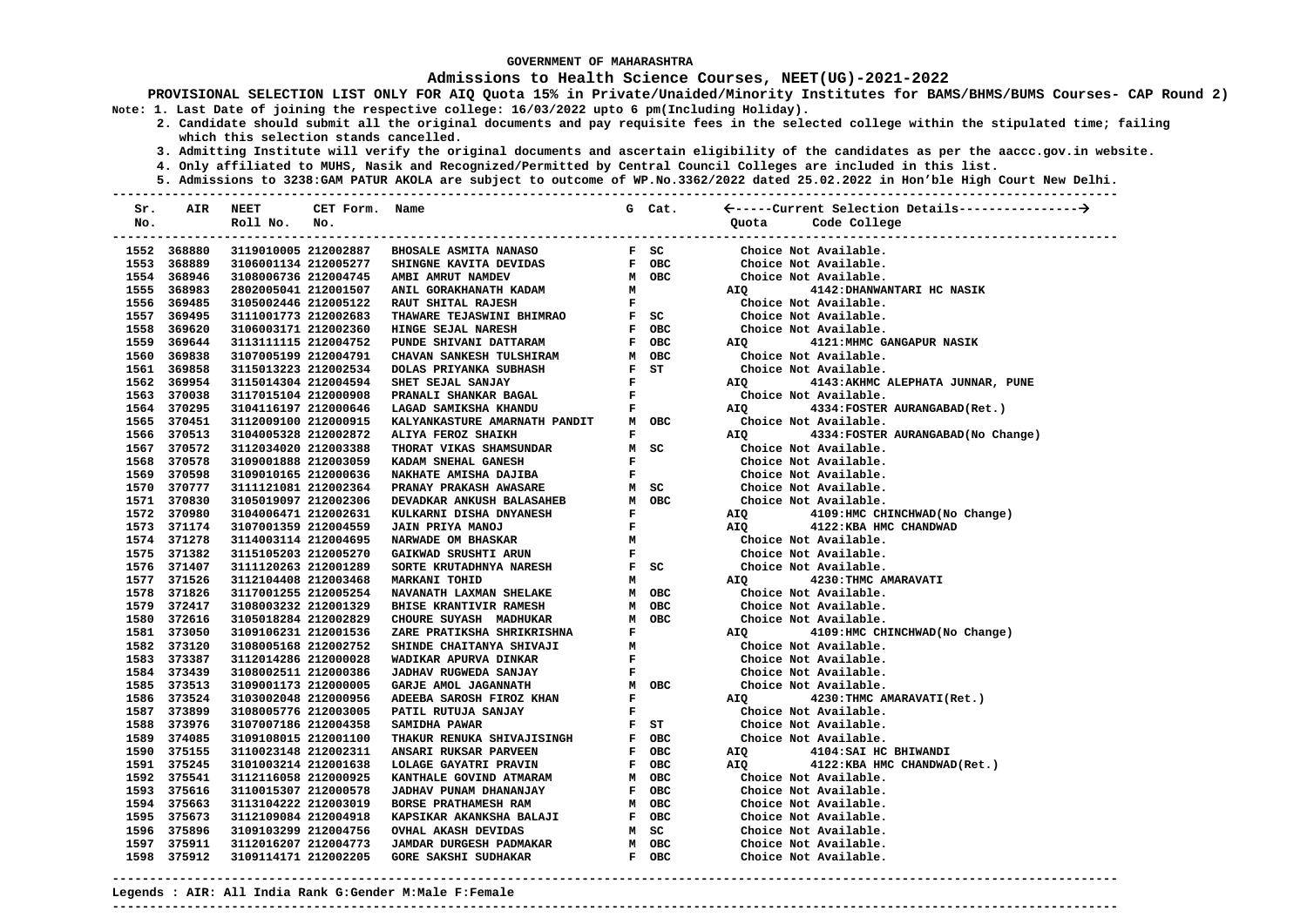GOVERNMENT OF MAHARASHTRA

**Admissions to Health Science Courses, NEET(UG)-2021-2022**

**PROVISIONAL SELECTION LIST ONLY FOR AIQ Quota 15% in Private/Unaided/Minority Institutes for BAMS/BHMS/BUMS Courses- CAP Round 2)**

**Note: 1. Last Date of joining the respective college: 16/03/2022 upto 6 pm(Including Holiday).**

**2. Candidate should submit all the original documents and pay requisite fees in the selected college within the stipulated time; failing which this selection stands cancelled.**

**3. Admitting Institute will verify the original documents and ascertain eligibility of the candidates as per the aaccc.gov.in website.**

**4. Only affiliated to MUHS, Nasik and Recognized/Permitted by Central Council Colleges are included in this list.**

**5. Admissions to 3238:GAM PATUR AKOLA are subject to outcome of WP.No.3362/2022 dated 25.02.2022 in Hon'ble High Court New Delhi.**

| Sr. No. | AIR | NEET Roll No. | CET Form. No. | Name | G | Cat. | Quota | Code College |
|---|---|---|---|---|---|---|---|---|
| 1552 | 368880 | 3119010005 | 212002887 | BHOSALE ASMITA NANASO | F | SC | | Choice Not Available. |
| 1553 | 368889 | 3106001134 | 212005277 | SHINGNE KAVITA DEVIDAS | F | OBC | | Choice Not Available. |
| 1554 | 368946 | 3108006736 | 212004745 | AMBI AMRUT NAMDEV | M | OBC | | Choice Not Available. |
| 1555 | 368983 | 2802005041 | 212001507 | ANIL GORAKHANATH KADAM | M | | AIQ | 4142:DHANWANTARI HC NASIK |
| 1556 | 369485 | 3105002446 | 212005122 | RAUT SHITAL RAJESH | F | | | Choice Not Available. |
| 1557 | 369495 | 3111001773 | 212002683 | THAWARE TEJASWINI BHIMRAO | F | SC | | Choice Not Available. |
| 1558 | 369620 | 3106003171 | 212002360 | HINGE SEJAL NARESH | F | OBC | | Choice Not Available. |
| 1559 | 369644 | 3113111115 | 212004752 | PUNDE SHIVANI DATTARAM | F | OBC | AIQ | 4121:MHMC GANGAPUR NASIK |
| 1560 | 369838 | 3107005199 | 212004791 | CHAVAN SANKESH TULSHIRAM | M | OBC | | Choice Not Available. |
| 1561 | 369858 | 3115013223 | 212002534 | DOLAS PRIYANKA SUBHASH | F | ST | | Choice Not Available. |
| 1562 | 369954 | 3115014304 | 212004594 | SHET SEJAL SANJAY | F | | AIQ | 4143:AKHMC ALEPHATA JUNNAR, PUNE |
| 1563 | 370038 | 3117015104 | 212000908 | PRANALI SHANKAR BAGAL | F | | | Choice Not Available. |
| 1564 | 370295 | 3104116197 | 212000646 | LAGAD SAMIKSHA KHANDU | F | | AIQ | 4334:FOSTER AURANGABAD(Ret.) |
| 1565 | 370451 | 3112009100 | 212000915 | KALYANKASTURE AMARNATH PANDIT | M | OBC | | Choice Not Available. |
| 1566 | 370513 | 3104005328 | 212002872 | ALIYA FEROZ SHAIKH | F | | AIQ | 4334:FOSTER AURANGABAD(No Change) |
| 1567 | 370572 | 3112034020 | 212003388 | THORAT VIKAS SHAMSUNDAR | M | SC | | Choice Not Available. |
| 1568 | 370578 | 3109001888 | 212003059 | KADAM SNEHAL GANESH | F | | | Choice Not Available. |
| 1569 | 370598 | 3109010165 | 212000636 | NAKHATE AMISHA DAJIBA | F | | | Choice Not Available. |
| 1570 | 370777 | 3111121081 | 212002364 | PRANAY PRAKASH AWASARE | M | SC | | Choice Not Available. |
| 1571 | 370830 | 3105019097 | 212002306 | DEVADKAR ANKUSH BALASAHEB | M | OBC | | Choice Not Available. |
| 1572 | 370980 | 3104006471 | 212002631 | KULKARNI DISHA DNYANESH | F | | AIQ | 4109:HMC CHINCHWAD(No Change) |
| 1573 | 371174 | 3107001359 | 212004559 | JAIN PRIYA MANOJ | F | | AIQ | 4122:KBA HMC CHANDWAD |
| 1574 | 371278 | 3114003114 | 212004695 | NARWADE OM BHASKAR | M | | | Choice Not Available. |
| 1575 | 371382 | 3115105203 | 212005270 | GAIKWAD SRUSHTI ARUN | F | | | Choice Not Available. |
| 1576 | 371407 | 3111120263 | 212001289 | SORTE KRUTADHNYA NARESH | F | SC | | Choice Not Available. |
| 1577 | 371526 | 3112104408 | 212003468 | MARKANI TOHID | M | | AIQ | 4230:THMC AMARAVATI |
| 1578 | 371826 | 3117001255 | 212005254 | NAVANATH LAXMAN SHELAKE | M | OBC | | Choice Not Available. |
| 1579 | 372417 | 3108003232 | 212001329 | BHISE KRANTIVIR RAMESH | M | OBC | | Choice Not Available. |
| 1580 | 372616 | 3105018284 | 212002829 | CHOURE SUYASH MADHUKAR | M | OBC | | Choice Not Available. |
| 1581 | 373050 | 3109106231 | 212001536 | ZARE PRATIKSHA SHRIKRISHNA | F | | AIQ | 4109:HMC CHINCHWAD(No Change) |
| 1582 | 373120 | 3108005168 | 212002752 | SHINDE CHAITANYA SHIVAJI | M | | | Choice Not Available. |
| 1583 | 373387 | 3112014286 | 212000028 | WADIKAR APURVA DINKAR | F | | | Choice Not Available. |
| 1584 | 373439 | 3108002511 | 212000386 | JADHAV RUGWEDA SANJAY | F | | | Choice Not Available. |
| 1585 | 373513 | 3109001173 | 212000005 | GARJE AMOL JAGANNATH | M | OBC | | Choice Not Available. |
| 1586 | 373524 | 3103002048 | 212000956 | ADEEBA SAROSH FIROZ KHAN | F | | AIQ | 4230:THMC AMARAVATI(Ret.) |
| 1587 | 373899 | 3108005776 | 212003005 | PATIL RUTUJA SANJAY | F | | | Choice Not Available. |
| 1588 | 373976 | 3107007186 | 212004358 | SAMIDHA PAWAR | F | ST | | Choice Not Available. |
| 1589 | 374085 | 3109108015 | 212001100 | THAKUR RENUKA SHIVAJISINGH | F | OBC | | Choice Not Available. |
| 1590 | 375155 | 3110023148 | 212002311 | ANSARI RUKSAR PARVEEN | F | OBC | AIQ | 4104:SAI HC BHIWANDI |
| 1591 | 375245 | 3101003214 | 212001638 | LOLAGE GAYATRI PRAVIN | F | OBC | AIQ | 4122:KBA HMC CHANDWAD(Ret.) |
| 1592 | 375541 | 3112116058 | 212000925 | KANTHALE GOVIND ATMARAM | M | OBC | | Choice Not Available. |
| 1593 | 375616 | 3110015307 | 212000578 | JADHAV PUNAM DHANANJAY | F | OBC | | Choice Not Available. |
| 1594 | 375663 | 3113104222 | 212003019 | BORSE PRATHAMESH RAM | M | OBC | | Choice Not Available. |
| 1595 | 375673 | 3112109084 | 212004918 | KAPSIKAR AKANKSHA BALAJI | F | OBC | | Choice Not Available. |
| 1596 | 375896 | 3109103299 | 212004756 | OVHAL AKASH DEVIDAS | M | SC | | Choice Not Available. |
| 1597 | 375911 | 3112016207 | 212004773 | JAMDAR DURGESH PADMAKAR | M | OBC | | Choice Not Available. |
| 1598 | 375912 | 3109114171 | 212002205 | GORE SAKSHI SUDHAKAR | F | OBC | | Choice Not Available. |

**Legends : AIR: All India Rank G:Gender M:Male F:Female**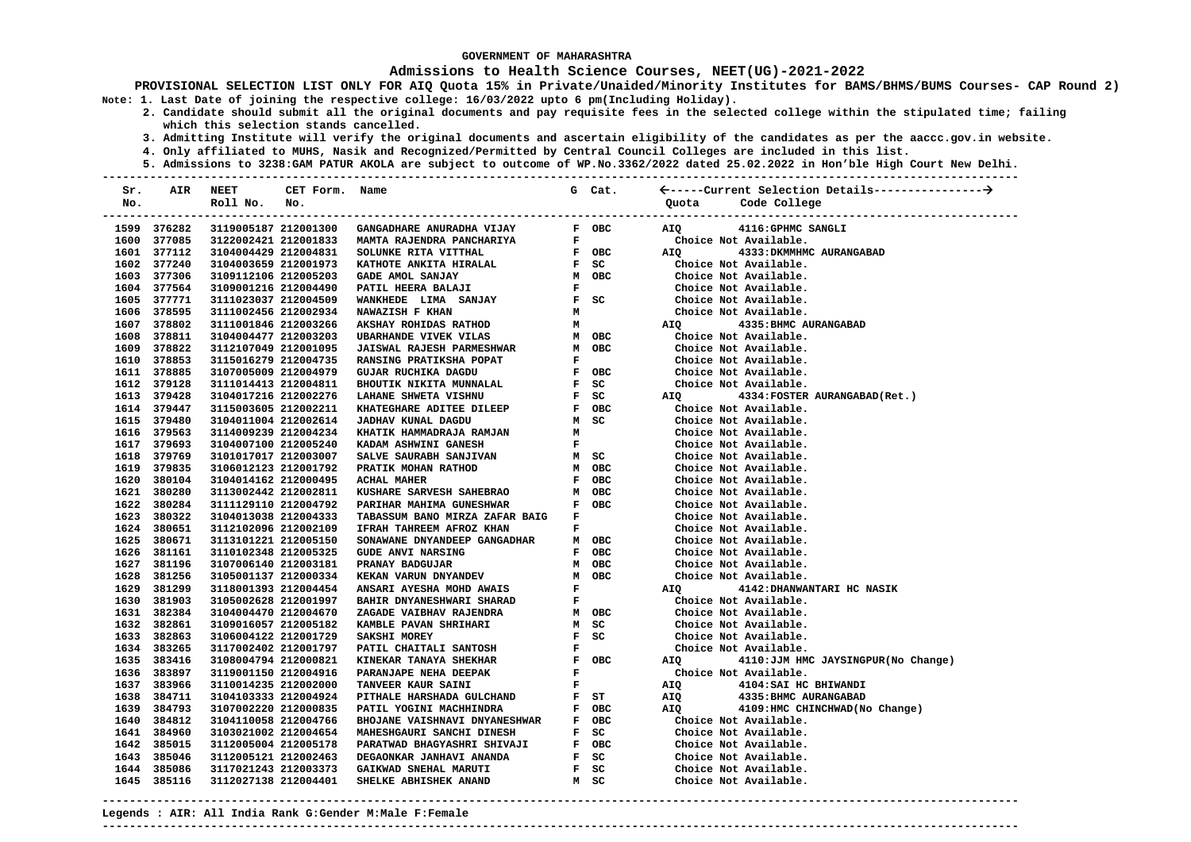GOVERNMENT OF MAHARASHTRA

**Admissions to Health Science Courses, NEET(UG)-2021-2022**

**PROVISIONAL SELECTION LIST ONLY FOR AIQ Quota 15% in Private/Unaided/Minority Institutes for BAMS/BHMS/BUMS Courses- CAP Round 2)**

**Note: 1. Last Date of joining the respective college: 16/03/2022 upto 6 pm(Including Holiday).**

**2. Candidate should submit all the original documents and pay requisite fees in the selected college within the stipulated time; failing which this selection stands cancelled.**

**3. Admitting Institute will verify the original documents and ascertain eligibility of the candidates as per the aaccc.gov.in website.**

**4. Only affiliated to MUHS, Nasik and Recognized/Permitted by Central Council Colleges are included in this list.**

**5. Admissions to 3238:GAM PATUR AKOLA are subject to outcome of WP.No.3362/2022 dated 25.02.2022 in Hon'ble High Court New Delhi.**

| Sr. No. | AIR | NEET Roll No. | CET Form. No. | Name | G | Cat. | Quota | Code College |
|---|---|---|---|---|---|---|---|---|
| 1599 | 376282 | 3119005187 | 212001300 | GANGADHARE ANURADHA VIJAY | F | OBC | AIQ | 4116:GPHMC SANGLI |
| 1600 | 377085 | 3122002421 | 212001833 | MAMTA RAJENDRA PANCHARIYA | F | | | Choice Not Available. |
| 1601 | 377112 | 3104004429 | 212004831 | SOLUNKE RITA VITTHAL | F | OBC | AIQ | 4333:DKMMHMC AURANGABAD |
| 1602 | 377240 | 3104003659 | 212001973 | KATHOTE ANKITA HIRALAL | F | SC | | Choice Not Available. |
| 1603 | 377306 | 3109112106 | 212005203 | GADE AMOL SANJAY | M | OBC | | Choice Not Available. |
| 1604 | 377564 | 3109001216 | 212004490 | PATIL HEERA BALAJI | F | | | Choice Not Available. |
| 1605 | 377771 | 3111023037 | 212004509 | WANKHEDE LIMA SANJAY | F | SC | | Choice Not Available. |
| 1606 | 378595 | 3111002456 | 212002934 | NAWAZISH F KHAN | M | | | Choice Not Available. |
| 1607 | 378802 | 3111001846 | 212003266 | AKSHAY ROHIDAS RATHOD | M | | AIQ | 4335:BHMC AURANGABAD |
| 1608 | 378811 | 3104004477 | 212003203 | UBARHANDE VIVEK VILAS | M | OBC | | Choice Not Available. |
| 1609 | 378822 | 3112107049 | 212001095 | JAISWAL RAJESH PARMESHWAR | M | OBC | | Choice Not Available. |
| 1610 | 378853 | 3115016279 | 212004735 | RANSING PRATIKSHA POPAT | F | | | Choice Not Available. |
| 1611 | 378885 | 3107005009 | 212004979 | GUJAR RUCHIKA DAGDU | F | OBC | | Choice Not Available. |
| 1612 | 379128 | 3111014413 | 212004811 | BHOUTIK NIKITA MUNNALAL | F | SC | | Choice Not Available. |
| 1613 | 379428 | 3104017216 | 212002276 | LAHANE SHWETA VISHNU | F | SC | AIQ | 4334:FOSTER AURANGABAD(Ret.) |
| 1614 | 379447 | 3115003605 | 212002211 | KHATEGHARE ADITEE DILEEP | F | OBC | | Choice Not Available. |
| 1615 | 379480 | 3104011004 | 212002614 | JADHAV KUNAL DAGDU | M | SC | | Choice Not Available. |
| 1616 | 379563 | 3114009239 | 212004234 | KHATIK HAMMADRAJA RAMJAN | M | | | Choice Not Available. |
| 1617 | 379693 | 3104007100 | 212005240 | KADAM ASHWINI GANESH | F | | | Choice Not Available. |
| 1618 | 379769 | 3101017017 | 212003007 | SALVE SAURABH SANJIVAN | M | SC | | Choice Not Available. |
| 1619 | 379835 | 3106012123 | 212001792 | PRATIK MOHAN RATHOD | M | OBC | | Choice Not Available. |
| 1620 | 380104 | 3104014162 | 212000495 | ACHAL MAHER | F | OBC | | Choice Not Available. |
| 1621 | 380280 | 3113002442 | 212002811 | KUSHARE SARVESH SAHEBRAO | M | OBC | | Choice Not Available. |
| 1622 | 380284 | 3111129110 | 212004792 | PARIHAR MAHIMA GUNESHWAR | F | OBC | | Choice Not Available. |
| 1623 | 380322 | 3104013038 | 212004333 | TABASSUM BANO MIRZA ZAFAR BAIG | F | | | Choice Not Available. |
| 1624 | 380651 | 3112102096 | 212002109 | IFRAH TAHREEM AFROZ KHAN | F | | | Choice Not Available. |
| 1625 | 380671 | 3113101221 | 212005150 | SONAWANE DNYANDEEP GANGADHAR | M | OBC | | Choice Not Available. |
| 1626 | 381161 | 3110102348 | 212005325 | GUDE ANVI NARSING | F | OBC | | Choice Not Available. |
| 1627 | 381196 | 3107006140 | 212003181 | PRANAY BADGUJAR | M | OBC | | Choice Not Available. |
| 1628 | 381256 | 3105001137 | 212000334 | KEKAN VARUN DNYANDEV | M | OBC | | Choice Not Available. |
| 1629 | 381299 | 3118001393 | 212004454 | ANSARI AYESHA MOHD AWAIS | F | | AIQ | 4142:DHANWANTARI HC NASIK |
| 1630 | 381903 | 3105002628 | 212001997 | BAHIR DNYANESHWARI SHARAD | F | | | Choice Not Available. |
| 1631 | 382384 | 3104004470 | 212004670 | ZAGADE VAIBHAV RAJENDRA | M | OBC | | Choice Not Available. |
| 1632 | 382861 | 3109016057 | 212005182 | KAMBLE PAVAN SHRIHARI | M | SC | | Choice Not Available. |
| 1633 | 382863 | 3106004122 | 212001729 | SAKSHI MOREY | F | SC | | Choice Not Available. |
| 1634 | 383265 | 3117002402 | 212001797 | PATIL CHAITALI SANTOSH | F | | | Choice Not Available. |
| 1635 | 383416 | 3108004794 | 212000821 | KINEKAR TANAYA SHEKHAR | F | OBC | AIQ | 4110:JJM HMC JAYSINGPUR(No Change) |
| 1636 | 383897 | 3119001150 | 212004916 | PARANJAPE NEHA DEEPAK | F | | | Choice Not Available. |
| 1637 | 383966 | 3110014235 | 212002000 | TANVEER KAUR SAINI | F | | AIQ | 4104:SAI HC BHIWANDI |
| 1638 | 384711 | 3104103333 | 212004924 | PITHALE HARSHADA GULCHAND | F | ST | AIQ | 4335:BHMC AURANGABAD |
| 1639 | 384793 | 3107002220 | 212000835 | PATIL YOGINI MACHHINDRA | F | OBC | AIQ | 4109:HMC CHINCHWAD(No Change) |
| 1640 | 384812 | 3104110058 | 212004766 | BHOJANE VAISHNAVI DNYANESHWAR | F | OBC | | Choice Not Available. |
| 1641 | 384960 | 3103021002 | 212004654 | MAHESHGAURI SANCHI DINESH | F | SC | | Choice Not Available. |
| 1642 | 385015 | 3112005004 | 212005178 | PARATWAD BHAGYASHRI SHIVAJI | F | OBC | | Choice Not Available. |
| 1643 | 385046 | 3112005121 | 212002463 | DEGAONKAR JANHAVI ANANDA | F | SC | | Choice Not Available. |
| 1644 | 385086 | 3117021243 | 212003373 | GAIKWAD SNEHAL MARUTI | F | SC | | Choice Not Available. |
| 1645 | 385116 | 3112027138 | 212004401 | SHELKE ABHISHEK ANAND | M | SC | | Choice Not Available. |

**Legends : AIR: All India Rank G:Gender M:Male F:Female**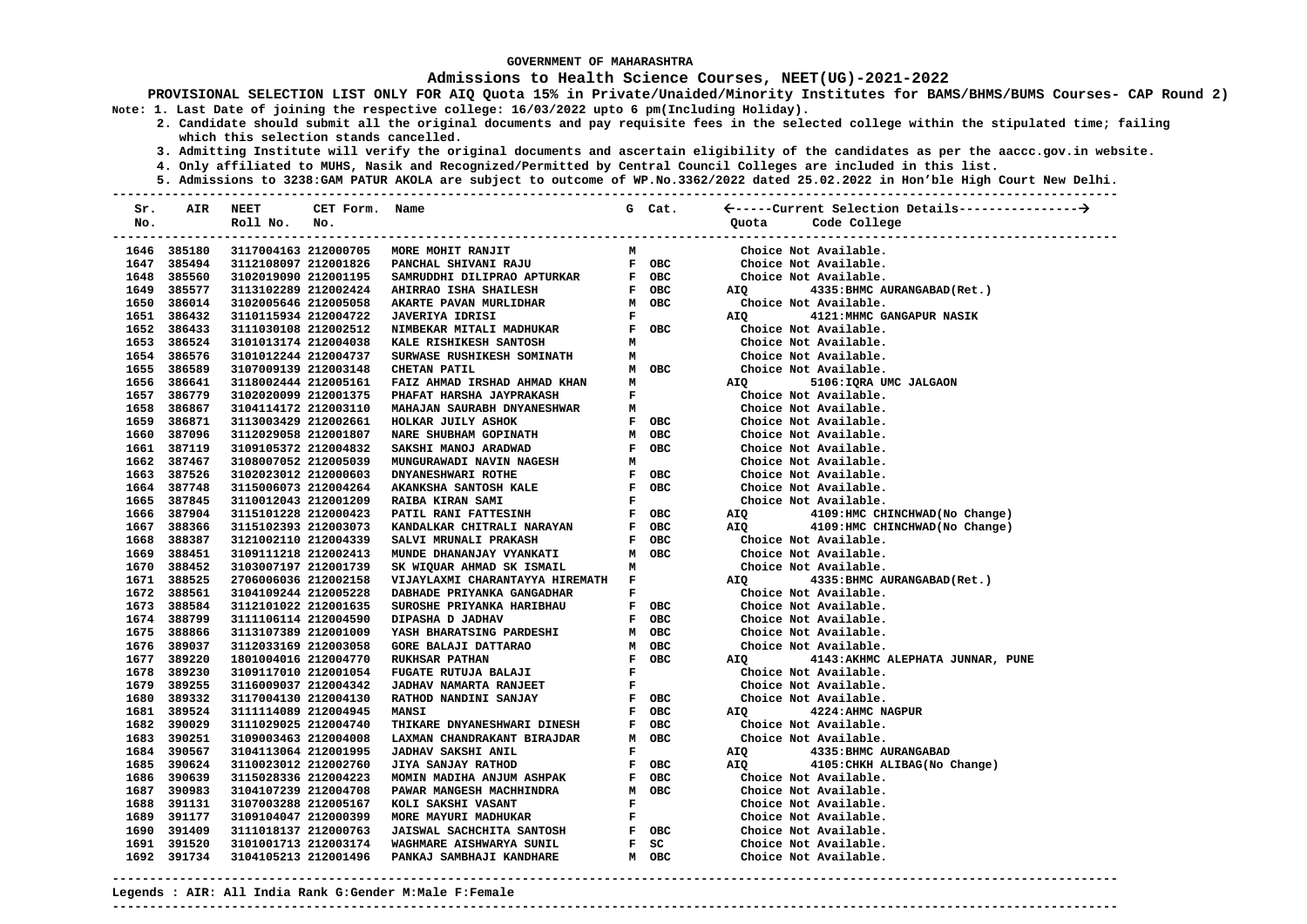GOVERNMENT OF MAHARASHTRA

## Admissions to Health Science Courses, NEET(UG)-2021-2022

**PROVISIONAL SELECTION LIST ONLY FOR AIQ Quota 15% in Private/Unaided/Minority Institutes for BAMS/BHMS/BUMS Courses- CAP Round 2)**

**Note: 1. Last Date of joining the respective college: 16/03/2022 upto 6 pm(Including Holiday).**

**2. Candidate should submit all the original documents and pay requisite fees in the selected college within the stipulated time; failing which this selection stands cancelled.**

**3. Admitting Institute will verify the original documents and ascertain eligibility of the candidates as per the aaccc.gov.in website.**

**4. Only affiliated to MUHS, Nasik and Recognized/Permitted by Central Council Colleges are included in this list.**

**5. Admissions to 3238:GAM PATUR AKOLA are subject to outcome of WP.No.3362/2022 dated 25.02.2022 in Hon'ble High Court New Delhi.**

| Sr. No. | AIR | NEET Roll No. | CET Form. No. | Name | G | Cat. | Quota | Code College |
|---|---|---|---|---|---|---|---|---|
| 1646 | 385180 | 3117004163 | 212000705 | MORE MOHIT RANJIT | M | | Choice Not Available. | |
| 1647 | 385494 | 3112108097 | 212001826 | PANCHAL SHIVANI RAJU | F | OBC | Choice Not Available. | |
| 1648 | 385560 | 3102019090 | 212001195 | SAMRUDDHI DILIPRAO APTURKAR | F | OBC | Choice Not Available. | |
| 1649 | 385577 | 3113102289 | 212002424 | AHIRRAO ISHA SHAILESH | F | OBC | AIQ | 4335:BHMC AURANGABAD(Ret.) |
| 1650 | 386014 | 3102005646 | 212005058 | AKARTE PAVAN MURLIDHAR | M | OBC | Choice Not Available. | |
| 1651 | 386432 | 3110115934 | 212004722 | JAVERIYA IDRISI | F | | AIQ | 4121:MHMC GANGAPUR NASIK |
| 1652 | 386433 | 3111030108 | 212002512 | NIMBEKAR MITALI MADHUKAR | F | OBC | Choice Not Available. | |
| 1653 | 386524 | 3101013174 | 212004038 | KALE RISHIKESH SANTOSH | M | | Choice Not Available. | |
| 1654 | 386576 | 3101012244 | 212004737 | SURWASE RUSHIKESH SOMINATH | M | | Choice Not Available. | |
| 1655 | 386589 | 3107009139 | 212003148 | CHETAN PATIL | M | OBC | Choice Not Available. | |
| 1656 | 386641 | 3118002444 | 212005161 | FAIZ AHMAD IRSHAD AHMAD KHAN | M | | AIQ | 5106:IQRA UMC JALGAON |
| 1657 | 386779 | 3102020099 | 212001375 | PHAFAT HARSHA JAYPRAKASH | F | | Choice Not Available. | |
| 1658 | 386867 | 3104114172 | 212003110 | MAHAJAN SAURABH DNYANESHWAR | M | | Choice Not Available. | |
| 1659 | 386871 | 3113003429 | 212002661 | HOLKAR JUILY ASHOK | F | OBC | Choice Not Available. | |
| 1660 | 387096 | 3112029058 | 212001807 | NARE SHUBHAM GOPINATH | M | OBC | Choice Not Available. | |
| 1661 | 387119 | 3109105372 | 212004832 | SAKSHI MANOJ ARADWAD | F | OBC | Choice Not Available. | |
| 1662 | 387467 | 3108007052 | 212005039 | MUNGURAWADI NAVIN NAGESH | M | | Choice Not Available. | |
| 1663 | 387526 | 3102023012 | 212000603 | DNYANESHWARI ROTHE | F | OBC | Choice Not Available. | |
| 1664 | 387748 | 3115006073 | 212004264 | AKANKSHA SANTOSH KALE | F | OBC | Choice Not Available. | |
| 1665 | 387845 | 3110012043 | 212001209 | RAIBA KIRAN SAMI | F | | Choice Not Available. | |
| 1666 | 387904 | 3115101228 | 212000423 | PATIL RANI FATTESINH | F | OBC | AIQ | 4109:HMC CHINCHWAD(No Change) |
| 1667 | 388366 | 3115102393 | 212003073 | KANDALKAR CHITRALI NARAYAN | F | OBC | AIQ | 4109:HMC CHINCHWAD(No Change) |
| 1668 | 388387 | 3121002110 | 212004339 | SALVI MRUNALI PRAKASH | F | OBC | Choice Not Available. | |
| 1669 | 388451 | 3109111218 | 212002413 | MUNDE DHANANJAY VYANKATI | M | OBC | Choice Not Available. | |
| 1670 | 388452 | 3103007197 | 212001739 | SK WIQUAR AHMAD SK ISMAIL | M | | Choice Not Available. | |
| 1671 | 388525 | 2706006036 | 212002158 | VIJAYLAXMI CHARANTAYYA HIREMATH | F | | AIQ | 4335:BHMC AURANGABAD(Ret.) |
| 1672 | 388561 | 3104109244 | 212005228 | DABHADE PRIYANKA GANGADHAR | F | | Choice Not Available. | |
| 1673 | 388584 | 3112101022 | 212001635 | SUROSHE PRIYANKA HARIBHAU | F | OBC | Choice Not Available. | |
| 1674 | 388799 | 3111106114 | 212004590 | DIPASHA D JADHAV | F | OBC | Choice Not Available. | |
| 1675 | 388866 | 3113107389 | 212001009 | YASH BHARATSING PARDESHI | M | OBC | Choice Not Available. | |
| 1676 | 389037 | 3112033169 | 212003058 | GORE BALAJI DATTARAO | M | OBC | Choice Not Available. | |
| 1677 | 389220 | 1801004016 | 212004770 | RUKHSAR PATHAN | F | OBC | AIQ | 4143:AKHMC ALEPHATA JUNNAR, PUNE |
| 1678 | 389230 | 3109117010 | 212001054 | FUGATE RUTUJA BALAJI | F | | Choice Not Available. | |
| 1679 | 389255 | 3116009037 | 212004342 | JADHAV NAMARTA RANJEET | F | | Choice Not Available. | |
| 1680 | 389332 | 3117004130 | 212004130 | RATHOD NANDINI SANJAY | F | OBC | Choice Not Available. | |
| 1681 | 389524 | 3111114089 | 212004945 | MANSI | F | OBC | AIQ | 4224:AHMC NAGPUR |
| 1682 | 390029 | 3111029025 | 212004740 | THIKARE DNYANESHWARI DINESH | F | OBC | Choice Not Available. | |
| 1683 | 390251 | 3109003463 | 212004008 | LAXMAN CHANDRAKANT BIRAJDAR | M | OBC | Choice Not Available. | |
| 1684 | 390567 | 3104113064 | 212001995 | JADHAV SAKSHI ANIL | F | | AIQ | 4335:BHMC AURANGABAD |
| 1685 | 390624 | 3110023012 | 212002760 | JIYA SANJAY RATHOD | F | OBC | AIQ | 4105:CHKH ALIBAG(No Change) |
| 1686 | 390639 | 3115028336 | 212004223 | MOMIN MADIHA ANJUM ASHPAK | F | OBC | Choice Not Available. | |
| 1687 | 390983 | 3104107239 | 212004708 | PAWAR MANGESH MACHHINDRA | M | OBC | Choice Not Available. | |
| 1688 | 391131 | 3107003288 | 212005167 | KOLI SAKSHI VASANT | F | | Choice Not Available. | |
| 1689 | 391177 | 3109104047 | 212000399 | MORE MAYURI MADHUKAR | F | | Choice Not Available. | |
| 1690 | 391409 | 3111018137 | 212000763 | JAISWAL SACHCHITA SANTOSH | F | OBC | Choice Not Available. | |
| 1691 | 391520 | 3101001713 | 212003174 | WAGHMARE AISHWARYA SUNIL | F | SC | Choice Not Available. | |
| 1692 | 391734 | 3104105213 | 212001496 | PANKAJ SAMBHAJI KANDHARE | M | OBC | Choice Not Available. | |

**Legends : AIR: All India Rank G:Gender M:Male F:Female**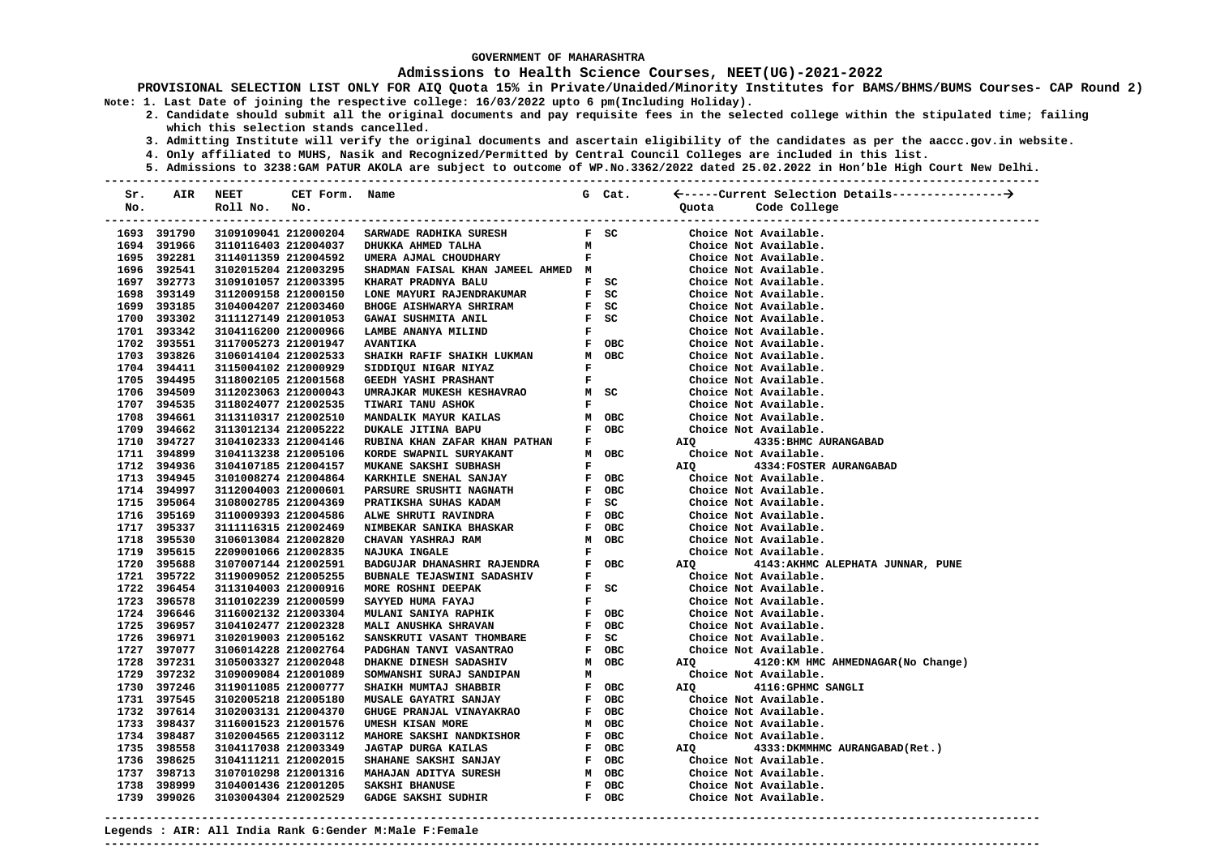GOVERNMENT OF MAHARASHTRA

# Admissions to Health Science Courses, NEET(UG)-2021-2022

**PROVISIONAL SELECTION LIST ONLY FOR AIQ Quota 15% in Private/Unaided/Minority Institutes for BAMS/BHMS/BUMS Courses- CAP Round 2)**

**Note: 1. Last Date of joining the respective college: 16/03/2022 upto 6 pm(Including Holiday).**

**2. Candidate should submit all the original documents and pay requisite fees in the selected college within the stipulated time; failing which this selection stands cancelled.**

**3. Admitting Institute will verify the original documents and ascertain eligibility of the candidates as per the aaccc.gov.in website.**

**4. Only affiliated to MUHS, Nasik and Recognized/Permitted by Central Council Colleges are included in this list.**

**5. Admissions to 3238:GAM PATUR AKOLA are subject to outcome of WP.No.3362/2022 dated 25.02.2022 in Hon'ble High Court New Delhi.**

| Sr. No. | AIR | NEET Roll No. | CET Form. No. | Name | G | Cat. | Quota | Code College |
|---|---|---|---|---|---|---|---|---|
| 1693 | 391790 | 3109109041 | 212000204 | SARWADE RADHIKA SURESH | F | SC | Choice Not Available. | |
| 1694 | 391966 | 3110116403 | 212004037 | DHUKKA AHMED TALHA | M | | Choice Not Available. | |
| 1695 | 392281 | 3114011359 | 212004592 | UMERA AJMAL CHOUDHARY | F | | Choice Not Available. | |
| 1696 | 392541 | 3102015204 | 212003295 | SHADMAN FAISAL KHAN JAMEEL AHMED | M | | Choice Not Available. | |
| 1697 | 392773 | 3109101057 | 212003395 | KHARAT PRADNYA BALU | F | SC | Choice Not Available. | |
| 1698 | 393149 | 3112009158 | 212000150 | LONE MAYURI RAJENDRAKUMAR | F | SC | Choice Not Available. | |
| 1699 | 393185 | 3104004207 | 212003460 | BHOGE AISHWARYA SHRIRAM | F | SC | Choice Not Available. | |
| 1700 | 393302 | 3111127149 | 212001053 | GAWAI SUSHMITA ANIL | F | SC | Choice Not Available. | |
| 1701 | 393342 | 3104116200 | 212000966 | LAMBE ANANYA MILIND | F | | Choice Not Available. | |
| 1702 | 393551 | 3117005273 | 212001947 | AVANTIKA | F | OBC | Choice Not Available. | |
| 1703 | 393826 | 3106014104 | 212002533 | SHAIKH RAFIF SHAIKH LUKMAN | M | OBC | Choice Not Available. | |
| 1704 | 394411 | 3115004102 | 212000929 | SIDDIQUI NIGAR NIYAZ | F | | Choice Not Available. | |
| 1705 | 394495 | 3118002105 | 212001568 | GEEDH YASHI PRASHANT | F | | Choice Not Available. | |
| 1706 | 394509 | 3112023063 | 212000043 | UMRAJKAR MUKESH KESHAVRAO | M | SC | Choice Not Available. | |
| 1707 | 394535 | 3118024077 | 212002535 | TIWARI TANU ASHOK | F | | Choice Not Available. | |
| 1708 | 394661 | 3113110317 | 212002510 | MANDALIK MAYUR KAILAS | M | OBC | Choice Not Available. | |
| 1709 | 394662 | 3113012134 | 212005222 | DUKALE JITINA BAPU | F | OBC | Choice Not Available. | |
| 1710 | 394727 | 3104102333 | 212004146 | RUBINA KHAN ZAFAR KHAN PATHAN | F | | AIQ | 4335:BHMC AURANGABAD |
| 1711 | 394899 | 3104113238 | 212005106 | KORDE SWAPNIL SURYAKANT | M | OBC | Choice Not Available. | |
| 1712 | 394936 | 3104107185 | 212004157 | MUKANE SAKSHI SUBHASH | F | | AIQ | 4334:FOSTER AURANGABAD |
| 1713 | 394945 | 3101008274 | 212004864 | KARKHILE SNEHAL SANJAY | F | OBC | Choice Not Available. | |
| 1714 | 394997 | 3112004003 | 212000601 | PARSURE SRUSHTI NAGNATH | F | OBC | Choice Not Available. | |
| 1715 | 395064 | 3108002785 | 212004369 | PRATIKSHA SUHAS KADAM | F | SC | Choice Not Available. | |
| 1716 | 395169 | 3110009393 | 212004586 | ALWE SHRUTI RAVINDRA | F | OBC | Choice Not Available. | |
| 1717 | 395337 | 3111116315 | 212002469 | NIMBEKAR SANIKA BHASKAR | F | OBC | Choice Not Available. | |
| 1718 | 395530 | 3106013084 | 212002820 | CHAVAN YASHRAJ RAM | M | OBC | Choice Not Available. | |
| 1719 | 395615 | 2209001066 | 212002835 | NAJUKA INGALE | F | | Choice Not Available. | |
| 1720 | 395688 | 3107007144 | 212002591 | BADGUJAR DHANASHRI RAJENDRA | F | OBC | AIQ | 4143:AKHMC ALEPHATA JUNNAR, PUNE |
| 1721 | 395722 | 3119009052 | 212005255 | BUBNALE TEJASWINI SADASHIV | F | | Choice Not Available. | |
| 1722 | 396454 | 3113104003 | 212000916 | MORE ROSHNI DEEPAK | F | SC | Choice Not Available. | |
| 1723 | 396578 | 3110102239 | 212000599 | SAYYED HUMA FAYAJ | F | | Choice Not Available. | |
| 1724 | 396646 | 3116002132 | 212003304 | MULANI SANIYA RAPHIK | F | OBC | Choice Not Available. | |
| 1725 | 396957 | 3104102477 | 212002328 | MALI ANUSHKA SHRAVAN | F | OBC | Choice Not Available. | |
| 1726 | 396971 | 3102019093 | 212005162 | SANSKRUTI VASANT THOMBARE | F | SC | Choice Not Available. | |
| 1727 | 397077 | 3106014228 | 212002764 | PADGHAN TANVI VASANTRAO | F | OBC | Choice Not Available. | |
| 1728 | 397231 | 3105003327 | 212002048 | DHAKNE DINESH SADASHIV | M | OBC | AIQ | 4120:KM HMC AHMEDNAGAR(No Change) |
| 1729 | 397232 | 3109009084 | 212001089 | SOMWANSHI SURAJ SANDIPAN | M | | Choice Not Available. | |
| 1730 | 397246 | 3119011085 | 212000777 | SHAIKH MUMTAJ SHABBIR | F | OBC | AIQ | 4116:GPHMC SANGLI |
| 1731 | 397545 | 3102005218 | 212005180 | MUSALE GAYATRI SANJAY | F | OBC | Choice Not Available. | |
| 1732 | 397614 | 3102003131 | 212004370 | GHUGE PRANJAL VINAYAKRAO | F | OBC | Choice Not Available. | |
| 1733 | 398437 | 3116001523 | 212001576 | UMESH KISAN MORE | M | OBC | Choice Not Available. | |
| 1734 | 398487 | 3102004565 | 212003112 | MAHORE SAKSHI NANDKISHOR | F | OBC | Choice Not Available. | |
| 1735 | 398558 | 3104117038 | 212003349 | JAGTAP DURGA KAILAS | F | OBC | AIQ | 4333:DKMMHMC AURANGABAD(Ret.) |
| 1736 | 398625 | 3104111211 | 212002015 | SHAHANE SAKSHI SANJAY | F | OBC | Choice Not Available. | |
| 1737 | 398713 | 3107010298 | 212001316 | MAHAJAN ADITYA SURESH | M | OBC | Choice Not Available. | |
| 1738 | 398999 | 3104001436 | 212001205 | SAKSHI BHANUSE | F | OBC | Choice Not Available. | |
| 1739 | 399026 | 3103004304 | 212002529 | GADGE SAKSHI SUDHIR | F | OBC | Choice Not Available. | |

**Legends : AIR: All India Rank G:Gender M:Male F:Female**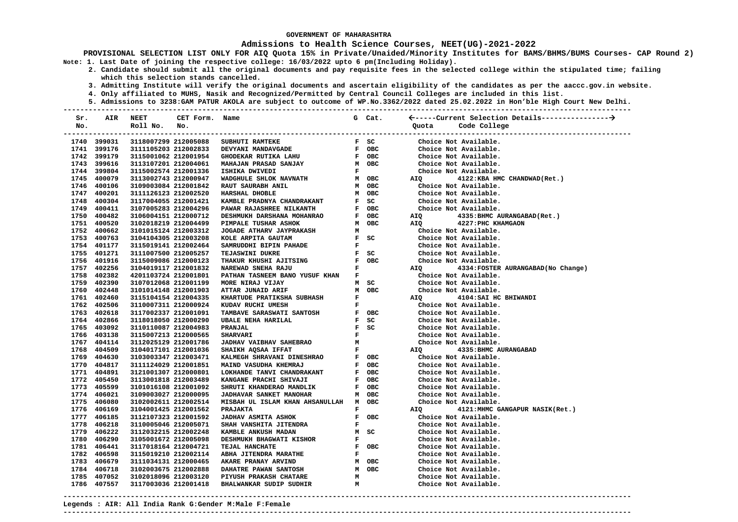GOVERNMENT OF MAHARASHTRA

**Admissions to Health Science Courses, NEET(UG)-2021-2022**

**PROVISIONAL SELECTION LIST ONLY FOR AIQ Quota 15% in Private/Unaided/Minority Institutes for BAMS/BHMS/BUMS Courses- CAP Round 2)**

**Note: 1. Last Date of joining the respective college: 16/03/2022 upto 6 pm(Including Holiday).**

2. Candidate should submit all the original documents and pay requisite fees in the selected college within the stipulated time; failing which this selection stands cancelled.

3. Admitting Institute will verify the original documents and ascertain eligibility of the candidates as per the aaccc.gov.in website.

4. Only affiliated to MUHS, Nasik and Recognized/Permitted by Central Council Colleges are included in this list.

5. Admissions to 3238:GAM PATUR AKOLA are subject to outcome of WP.No.3362/2022 dated 25.02.2022 in Hon'ble High Court New Delhi.

| Sr. No. | AIR | NEET Roll No. | CET Form. No. | Name | G | Cat. | Quota | Code College |
|---|---|---|---|---|---|---|---|---|
| 1740 | 399031 | 3118007299 | 212005088 | SUBHUTI RAMTEKE | F | SC | Choice Not Available. | |
| 1741 | 399176 | 3111105203 | 212002833 | DEVYANI MANDAVGADE | F | OBC | Choice Not Available. | |
| 1742 | 399179 | 3115001062 | 212001954 | GHODEKAR RUTIKA LAHU | F | OBC | Choice Not Available. | |
| 1743 | 399616 | 3113107201 | 212004061 | MAHAJAN PRASAD SANJAY | M | OBC | Choice Not Available. | |
| 1744 | 399804 | 3115002574 | 212001336 | ISHIKA DWIVEDI | F | | Choice Not Available. | |
| 1745 | 400079 | 3113002743 | 212000947 | WADGHULE SHLOK NAVNATH | M | OBC | AIQ | 4122:KBA HMC CHANDWAD(Ret.) |
| 1746 | 400106 | 3109003084 | 212001842 | RAUT SAURABH ANIL | M | OBC | Choice Not Available. | |
| 1747 | 400201 | 3111126123 | 212002520 | HARSHAL DHOBLE | M | OBC | Choice Not Available. | |
| 1748 | 400304 | 3117004055 | 212001421 | KAMBLE PRADNYA CHANDRAKANT | F | SC | Choice Not Available. | |
| 1749 | 400411 | 3107005283 | 212004296 | PAWAR RAJASHREE NILKANTH | F | OBC | Choice Not Available. | |
| 1750 | 400482 | 3106004151 | 212000712 | DESHMUKH DARSHANA MOHANRAO | F | OBC | AIQ | 4335:BHMC AURANGABAD(Ret.) |
| 1751 | 400520 | 3102018219 | 212004499 | PIMPALE TUSHAR ASHOK | M | OBC | AIQ | 4227:PHC KHAMGAON |
| 1752 | 400662 | 3101015124 | 212003312 | JOGADE ATHARV JAYPRAKASH | M | | Choice Not Available. | |
| 1753 | 400763 | 3104104305 | 212003208 | KOLE ARPITA GAUTAM | F | SC | Choice Not Available. | |
| 1754 | 401177 | 3115019141 | 212002464 | SAMRUDDHI BIPIN PAHADE | F | | Choice Not Available. | |
| 1755 | 401271 | 3111007500 | 212005257 | TEJASWINI DUKRE | F | SC | Choice Not Available. | |
| 1756 | 401916 | 3115009086 | 212000123 | THAKUR KHUSHI AJITSING | F | OBC | Choice Not Available. | |
| 1757 | 402256 | 3104019117 | 212001832 | NAREWAD SNEHA RAJU | F | | AIQ | 4334:FOSTER AURANGABAD(No Change) |
| 1758 | 402382 | 4201103724 | 212001801 | PATHAN TASNEEM BANO YUSUF KHAN | F | | Choice Not Available. | |
| 1759 | 402390 | 3107012068 | 212001199 | MORE NIRAJ VIJAY | M | SC | Choice Not Available. | |
| 1760 | 402448 | 3101014148 | 212001903 | ATTAR JUNAID ARIF | M | OBC | Choice Not Available. | |
| 1761 | 402460 | 3115104154 | 212004335 | KHARTUDE PRATIKSHA SUBHASH | F | | AIQ | 4104:SAI HC BHIWANDI |
| 1762 | 402506 | 3110007311 | 212000924 | KUDAV RUCHI UMESH | F | | Choice Not Available. | |
| 1763 | 402618 | 3117002337 | 212001091 | TAMBAVE SARASWATI SANTOSH | F | OBC | Choice Not Available. | |
| 1764 | 402866 | 3118018050 | 212000290 | UBALE NEHA HARILAL | F | SC | Choice Not Available. | |
| 1765 | 403092 | 3110110087 | 212004983 | PRANJAL | F | SC | Choice Not Available. | |
| 1766 | 403138 | 3115007213 | 212000565 | SHARVARI | F | | Choice Not Available. | |
| 1767 | 404114 | 3112025129 | 212001786 | JADHAV VAIBHAV SAHEBRAO | M | | Choice Not Available. | |
| 1768 | 404509 | 3104017101 | 212001036 | SHAIKH AQSAA IFFAT | F | | AIQ | 4335:BHMC AURANGABAD |
| 1769 | 404630 | 3103003347 | 212003471 | KALMEGH SHRAVANI DINESHRAO | F | OBC | Choice Not Available. | |
| 1770 | 404817 | 3111124029 | 212001851 | MAIND VASUDHA KHEMRAJ | F | OBC | Choice Not Available. | |
| 1771 | 404891 | 3121001307 | 212000801 | LOKHANDE TANVI CHANDRAKANT | F | OBC | Choice Not Available. | |
| 1772 | 405450 | 3113001818 | 212003489 | KANGANE PRACHI SHIVAJI | F | OBC | Choice Not Available. | |
| 1773 | 405599 | 3101016108 | 212001092 | SHRUTI KHANDERAO MANDLIK | F | OBC | Choice Not Available. | |
| 1774 | 406021 | 3109003027 | 212000095 | JADHAVAR SANKET MANOHAR | M | OBC | Choice Not Available. | |
| 1775 | 406080 | 3102002611 | 212002514 | MISBAH UL ISLAM KHAN AHSANULLAH | M | OBC | Choice Not Available. | |
| 1776 | 406169 | 3104001425 | 212001562 | PRAJAKTA | F | | AIQ | 4121:MHMC GANGAPUR NASIK(Ret.) |
| 1777 | 406185 | 3112107323 | 212001592 | JADHAV ASMITA ASHOK | F | OBC | Choice Not Available. | |
| 1778 | 406218 | 3110005046 | 212005071 | SHAH VANSHITA JITENDRA | F | | Choice Not Available. | |
| 1779 | 406222 | 3112032215 | 212002248 | KAMBLE ANKUSH MADAN | M | SC | Choice Not Available. | |
| 1780 | 406290 | 3105001672 | 212005098 | DESHMUKH BHAGWATI KISHOR | F | | Choice Not Available. | |
| 1781 | 406441 | 3117018164 | 212004721 | TEJAL HANCHATE | F | OBC | Choice Not Available. | |
| 1782 | 406598 | 3115019210 | 212002114 | ABHA JITENDRA MARATHE | F | | Choice Not Available. | |
| 1783 | 406679 | 3111034131 | 212000465 | AKARE PRANAY ARVIND | M | OBC | Choice Not Available. | |
| 1784 | 406718 | 3102003675 | 212002888 | DAHATRE PAWAN SANTOSH | M | OBC | Choice Not Available. | |
| 1785 | 407052 | 3102018096 | 212003120 | PIYUSH PRAKASH CHATARE | M | | Choice Not Available. | |
| 1786 | 407557 | 3117003036 | 212001418 | BHALWANKAR SUDIP SUDHIR | M | | Choice Not Available. | |

**Legends : AIR: All India Rank G:Gender M:Male F:Female**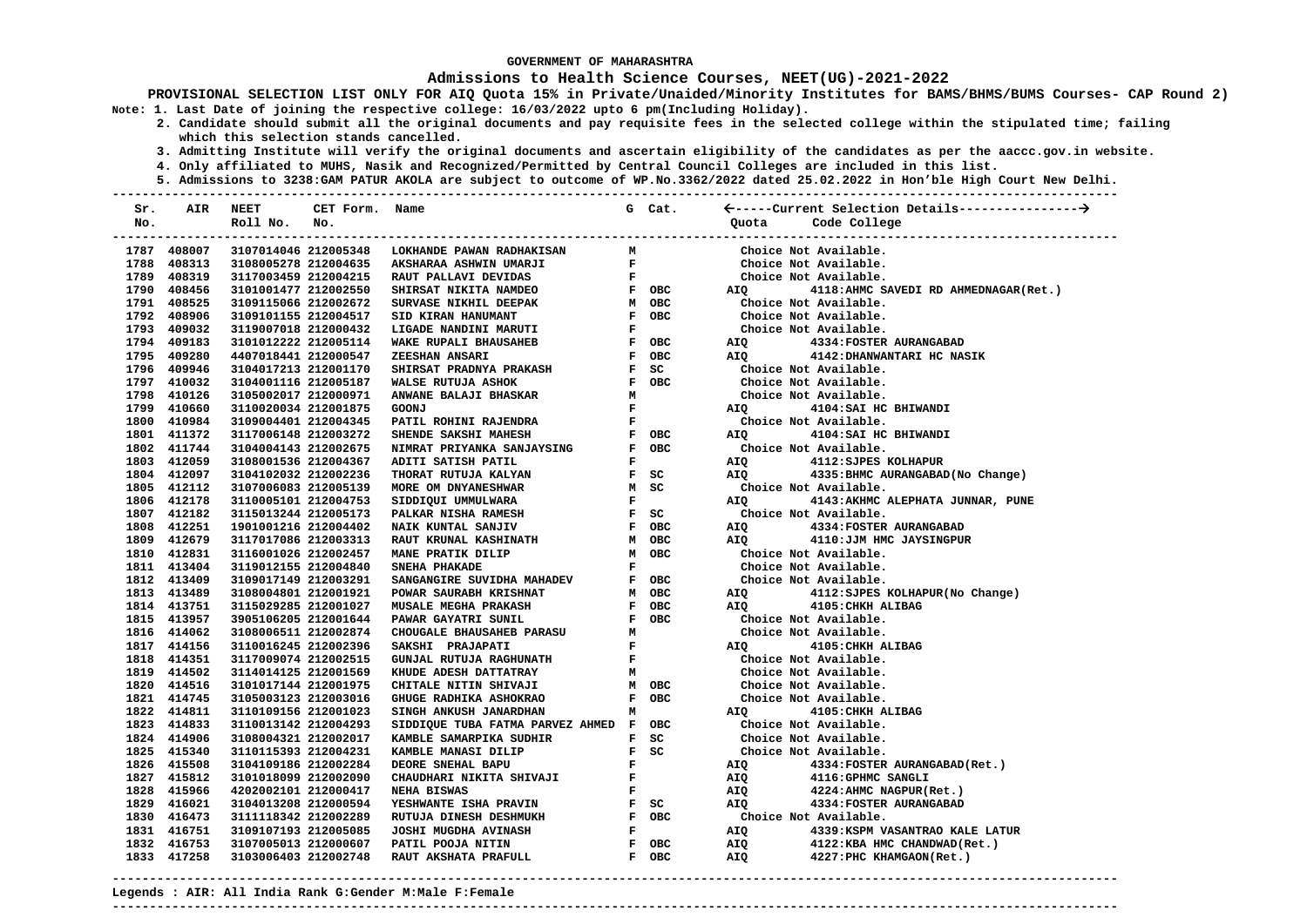GOVERNMENT OF MAHARASHTRA

**Admissions to Health Science Courses, NEET(UG)-2021-2022**

**PROVISIONAL SELECTION LIST ONLY FOR AIQ Quota 15% in Private/Unaided/Minority Institutes for BAMS/BHMS/BUMS Courses- CAP Round 2)**

**Note: 1. Last Date of joining the respective college: 16/03/2022 upto 6 pm(Including Holiday).**

**2. Candidate should submit all the original documents and pay requisite fees in the selected college within the stipulated time; failing which this selection stands cancelled.**

**3. Admitting Institute will verify the original documents and ascertain eligibility of the candidates as per the aaccc.gov.in website.**

**4. Only affiliated to MUHS, Nasik and Recognized/Permitted by Central Council Colleges are included in this list.**

**5. Admissions to 3238:GAM PATUR AKOLA are subject to outcome of WP.No.3362/2022 dated 25.02.2022 in Hon'ble High Court New Delhi.**

| Sr. No. | AIR | NEET Roll No. | CET Form. No. | Name | G | Cat. | Quota | Code College |
|---|---|---|---|---|---|---|---|---|
| 1787 | 408007 | 3107014046 | 212005348 | LOKHANDE PAWAN RADHAKISAN | M | | | Choice Not Available. |
| 1788 | 408313 | 3108005278 | 212004635 | AKSHARAA ASHWIN UMARJI | F | | | Choice Not Available. |
| 1789 | 408319 | 3117003459 | 212004215 | RAUT PALLAVI DEVIDAS | F | | | Choice Not Available. |
| 1790 | 408456 | 3101001477 | 212002550 | SHIRSAT NIKITA NAMDEO | F | OBC | AIQ | 4118:AHMC SAVEDI RD AHMEDNAGAR(Ret.) |
| 1791 | 408525 | 3109115066 | 212002672 | SURVASE NIKHIL DEEPAK | M | OBC | | Choice Not Available. |
| 1792 | 408906 | 3109101155 | 212004517 | SID KIRAN HANUMANT | F | OBC | | Choice Not Available. |
| 1793 | 409032 | 3119007018 | 212000432 | LIGADE NANDINI MARUTI | F | | | Choice Not Available. |
| 1794 | 409183 | 3101012222 | 212005114 | WAKE RUPALI BHAUSAHEB | F | OBC | AIQ | 4334:FOSTER AURANGABAD |
| 1795 | 409280 | 4407018441 | 212000547 | ZEESHAN ANSARI | F | OBC | AIQ | 4142:DHANWANTARI HC NASIK |
| 1796 | 409946 | 3104017213 | 212001170 | SHIRSAT PRADNYA PRAKASH | F | SC | | Choice Not Available. |
| 1797 | 410032 | 3104001116 | 212005187 | WALSE RUTUJA ASHOK | F | OBC | | Choice Not Available. |
| 1798 | 410126 | 3105002017 | 212000971 | ANWANE BALAJI BHASKAR | M | | | Choice Not Available. |
| 1799 | 410660 | 3110020034 | 212001875 | GOONJ | F | | AIQ | 4104:SAI HC BHIWANDI |
| 1800 | 410984 | 3109004401 | 212004345 | PATIL ROHINI RAJENDRA | F | | | Choice Not Available. |
| 1801 | 411372 | 3117006148 | 212003272 | SHENDE SAKSHI MAHESH | F | OBC | AIQ | 4104:SAI HC BHIWANDI |
| 1802 | 411744 | 3104004143 | 212002675 | NIMRAT PRIYANKA SANJAYSING | F | OBC | | Choice Not Available. |
| 1803 | 412059 | 3108001536 | 212004367 | ADITI SATISH PATIL | F | | AIQ | 4112:SJPES KOLHAPUR |
| 1804 | 412097 | 3104102032 | 212002236 | THORAT RUTUJA KALYAN | F | SC | AIQ | 4335:BHMC AURANGABAD(No Change) |
| 1805 | 412112 | 3107006083 | 212005139 | MORE OM DNYANESHWAR | M | SC | | Choice Not Available. |
| 1806 | 412178 | 3110005101 | 212004753 | SIDDIQUI UMMULWARA | F | | AIQ | 4143:AKHMC ALEPHATA JUNNAR, PUNE |
| 1807 | 412182 | 3115013244 | 212005173 | PALKAR NISHA RAMESH | F | SC | | Choice Not Available. |
| 1808 | 412251 | 1901001216 | 212004402 | NAIK KUNTAL SANJIV | F | OBC | AIQ | 4334:FOSTER AURANGABAD |
| 1809 | 412679 | 3117017086 | 212003313 | RAUT KRUNAL KASHINATH | M | OBC | AIQ | 4110:JJM HMC JAYSINGPUR |
| 1810 | 412831 | 3116001026 | 212002457 | MANE PRATIK DILIP | M | OBC | | Choice Not Available. |
| 1811 | 413404 | 3119012155 | 212004840 | SNEHA PHAKADE | F | | | Choice Not Available. |
| 1812 | 413409 | 3109017149 | 212003291 | SANGANGIRE SUVIDHA MAHADEV | F | OBC | | Choice Not Available. |
| 1813 | 413489 | 3108004801 | 212001921 | POWAR SAURABH KRISHNAT | M | OBC | AIQ | 4112:SJPES KOLHAPUR(No Change) |
| 1814 | 413751 | 3115029285 | 212001027 | MUSALE MEGHA PRAKASH | F | OBC | AIQ | 4105:CHKH ALIBAG |
| 1815 | 413957 | 3905106205 | 212001644 | PAWAR GAYATRI SUNIL | F | OBC | | Choice Not Available. |
| 1816 | 414062 | 3108006511 | 212002874 | CHOUGALE BHAUSAHEB PARASU | M | | | Choice Not Available. |
| 1817 | 414156 | 3110016245 | 212002396 | SAKSHI PRAJAPATI | F | | AIQ | 4105:CHKH ALIBAG |
| 1818 | 414351 | 3117009074 | 212002515 | GUNJAL RUTUJA RAGHUNATH | F | | | Choice Not Available. |
| 1819 | 414502 | 3114014125 | 212001569 | KHUDE ADESH DATTATRAY | M | | | Choice Not Available. |
| 1820 | 414516 | 3101017144 | 212001975 | CHITALE NITIN SHIVAJI | M | OBC | | Choice Not Available. |
| 1821 | 414745 | 3105003123 | 212003016 | GHUGE RADHIKA ASHOKRAO | F | OBC | | Choice Not Available. |
| 1822 | 414811 | 3110109156 | 212001023 | SINGH ANKUSH JANARDHAN | M | | AIQ | 4105:CHKH ALIBAG |
| 1823 | 414833 | 3110013142 | 212004293 | SIDDIQUE TUBA FATMA PARVEZ AHMED | F | OBC | | Choice Not Available. |
| 1824 | 414906 | 3108004321 | 212002017 | KAMBLE SAMARPIKA SUDHIR | F | SC | | Choice Not Available. |
| 1825 | 415340 | 3110115393 | 212004231 | KAMBLE MANASI DILIP | F | SC | | Choice Not Available. |
| 1826 | 415508 | 3104109186 | 212002284 | DEORE SNEHAL BAPU | F | | AIQ | 4334:FOSTER AURANGABAD(Ret.) |
| 1827 | 415812 | 3101018099 | 212002090 | CHAUDHARI NIKITA SHIVAJI | F | | AIQ | 4116:GPHMC SANGLI |
| 1828 | 415966 | 4202002101 | 212000417 | NEHA BISWAS | F | | AIQ | 4224:AHMC NAGPUR(Ret.) |
| 1829 | 416021 | 3104013208 | 212000594 | YESHWANTE ISHA PRAVIN | F | SC | AIQ | 4334:FOSTER AURANGABAD |
| 1830 | 416473 | 3111118342 | 212002289 | RUTUJA DINESH DESHMUKH | F | OBC | | Choice Not Available. |
| 1831 | 416751 | 3109107193 | 212005085 | JOSHI MUGDHA AVINASH | F | | AIQ | 4339:KSPM VASANTRAO KALE LATUR |
| 1832 | 416753 | 3107005013 | 212000607 | PATIL POOJA NITIN | F | OBC | AIQ | 4122:KBA HMC CHANDWAD(Ret.) |
| 1833 | 417258 | 3103006403 | 212002748 | RAUT AKSHATA PRAFULL | F | OBC | AIQ | 4227:PHC KHAMGAON(Ret.) |

**Legends : AIR: All India Rank G:Gender M:Male F:Female**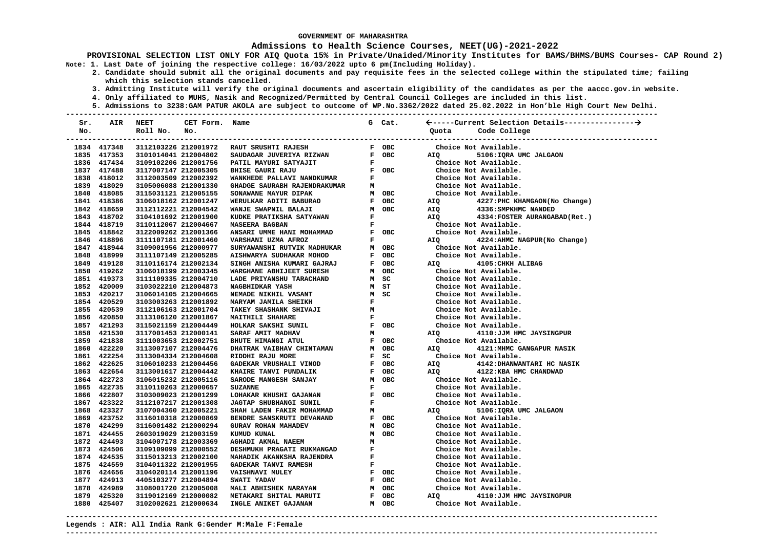GOVERNMENT OF MAHARASHTRA

**Admissions to Health Science Courses, NEET(UG)-2021-2022**

**PROVISIONAL SELECTION LIST ONLY FOR AIQ Quota 15% in Private/Unaided/Minority Institutes for BAMS/BHMS/BUMS Courses- CAP Round 2)**

**Note: 1. Last Date of joining the respective college: 16/03/2022 upto 6 pm(Including Holiday).**

**2. Candidate should submit all the original documents and pay requisite fees in the selected college within the stipulated time; failing which this selection stands cancelled.**

**3. Admitting Institute will verify the original documents and ascertain eligibility of the candidates as per the aaccc.gov.in website.**

**4. Only affiliated to MUHS, Nasik and Recognized/Permitted by Central Council Colleges are included in this list.**

**5. Admissions to 3238:GAM PATUR AKOLA are subject to outcome of WP.No.3362/2022 dated 25.02.2022 in Hon'ble High Court New Delhi.**

| Sr. No. | AIR | NEET Roll No. | CET Form. No. | Name | G | Cat. | Quota | Code College |
|---|---|---|---|---|---|---|---|---|
| 1834 | 417348 | 3112103226 | 212001972 | RAUT SRUSHTI RAJESH | F | OBC | | Choice Not Available. |
| 1835 | 417353 | 3101014041 | 212004802 | SAUDAGAR JUVERIYA RIZWAN | F | OBC | AIQ | 5106:IQRA UMC JALGAON |
| 1836 | 417434 | 3109102206 | 212001756 | PATIL MAYURI SATYAJIT | F | | | Choice Not Available. |
| 1837 | 417488 | 3117007147 | 212005305 | BHISE GAURI RAJU | F | OBC | | Choice Not Available. |
| 1838 | 418012 | 3112003509 | 212002392 | WANKHEDE PALLAVI NANDKUMAR | F | | | Choice Not Available. |
| 1839 | 418029 | 3105006088 | 212001330 | GHADGE SAURABH RAJENDRAKUMAR | M | | | Choice Not Available. |
| 1840 | 418085 | 3115031121 | 212005155 | SONAWANE MAYUR DIPAK | M | OBC | | Choice Not Available. |
| 1841 | 418386 | 3106018162 | 212001247 | WERULKAR ADITI BABURAO | F | OBC | AIQ | 4227:PHC KHAMGAON(No Change) |
| 1842 | 418659 | 3112112221 | 212004542 | WANJE SWAPNIL BALAJI | M | OBC | AIQ | 4336:SMPKHMC NANDED |
| 1843 | 418702 | 3104101692 | 212001900 | KUDKE PRATIKSHA SATYAWAN | F | | AIQ | 4334:FOSTER AURANGABAD(Ret.) |
| 1844 | 418719 | 3110112067 | 212004667 | MASEERA BAGBAN | F | | | Choice Not Available. |
| 1845 | 418842 | 3122009262 | 212001366 | ANSARI UMME HANI MOHAMMAD | F | OBC | | Choice Not Available. |
| 1846 | 418896 | 3111107181 | 212001460 | VARSHANI UZMA AFROZ | F | | AIQ | 4224:AHMC NAGPUR(No Change) |
| 1847 | 418944 | 3109001956 | 212000977 | SURYAWANSHI RUTVIK MADHUKAR | M | OBC | | Choice Not Available. |
| 1848 | 418999 | 3111107149 | 212005285 | AISHWARYA SUDHAKAR MOHOD | F | OBC | | Choice Not Available. |
| 1849 | 419128 | 3110116174 | 212002134 | SINGH ANISHA KUMARI GAJRAJ | F | OBC | AIQ | 4105:CHKH ALIBAG |
| 1850 | 419262 | 3106018199 | 212003345 | WARGHANE ABHIJEET SURESH | M | OBC | | Choice Not Available. |
| 1851 | 419373 | 3111109335 | 212004710 | LADE PRIYANSHU TARACHAND | M | SC | | Choice Not Available. |
| 1852 | 420009 | 3103022210 | 212004873 | NAGBHIDKAR YASH | M | ST | | Choice Not Available. |
| 1853 | 420217 | 3106014105 | 212004665 | NEMADE NIKHIL VASANT | M | SC | | Choice Not Available. |
| 1854 | 420529 | 3103003263 | 212001892 | MARYAM JAMILA SHEIKH | F | | | Choice Not Available. |
| 1855 | 420539 | 3112106163 | 212001704 | TAKEY SHASHANK SHIVAJI | M | | | Choice Not Available. |
| 1856 | 420850 | 3113106120 | 212001867 | MAITHILI SHAHARE | F | | | Choice Not Available. |
| 1857 | 421293 | 3115021159 | 212004449 | HOLKAR SAKSHI SUNIL | F | OBC | | Choice Not Available. |
| 1858 | 421530 | 3117001453 | 212000141 | SARAF AMIT MADHAV | M | | AIQ | 4110:JJM HMC JAYSINGPUR |
| 1859 | 421838 | 3111003653 | 212002751 | BHUTE HIMANGI ATUL | F | OBC | | Choice Not Available. |
| 1860 | 422220 | 3113007107 | 212004476 | DHATRAK VAIBHAV CHINTAMAN | M | OBC | AIQ | 4121:MHMC GANGAPUR NASIK |
| 1861 | 422254 | 3113004334 | 212004608 | RIDDHI RAJU MORE | F | SC | | Choice Not Available. |
| 1862 | 422625 | 3106010233 | 212004456 | GADEKAR VRUSHALI VINOD | F | OBC | AIQ | 4142:DHANWANTARI HC NASIK |
| 1863 | 422654 | 3113001617 | 212004442 | KHAIRE TANVI PUNDALIK | F | OBC | AIQ | 4122:KBA HMC CHANDWAD |
| 1864 | 422723 | 3106015232 | 212005116 | SARODE MANGESH SANJAY | M | OBC | | Choice Not Available. |
| 1865 | 422735 | 3110110263 | 212000657 | SUZANNE | F | | | Choice Not Available. |
| 1866 | 422807 | 3103009023 | 212001299 | LOHAKAR KHUSHI GAJANAN | F | OBC | | Choice Not Available. |
| 1867 | 423322 | 3112107217 | 212001308 | JAGTAP SHUBHANGI SUNIL | F | | | Choice Not Available. |
| 1868 | 423327 | 3107004360 | 212005221 | SHAH LADEN FAKIR MOHAMMAD | M | | AIQ | 5106:IQRA UMC JALGAON |
| 1869 | 423752 | 3116010318 | 212000869 | BENDRE SANSKRUTI DEVANAND | F | OBC | | Choice Not Available. |
| 1870 | 424299 | 3116001482 | 212000294 | GURAV ROHAN MAHADEV | M | OBC | | Choice Not Available. |
| 1871 | 424455 | 2603019029 | 212003159 | KUMUD KUNAL | M | OBC | | Choice Not Available. |
| 1872 | 424493 | 3104007178 | 212003369 | AGHADI AKMAL NAEEM | M | | | Choice Not Available. |
| 1873 | 424506 | 3109109099 | 212000552 | DESHMUKH PRAGATI RUKMANGAD | F | | | Choice Not Available. |
| 1874 | 424535 | 3115013213 | 212002100 | MAHADIK AKANKSHA RAJENDRA | F | | | Choice Not Available. |
| 1875 | 424559 | 3104011322 | 212001955 | GADEKAR TANVI RAMESH | F | | | Choice Not Available. |
| 1876 | 424656 | 3104020114 | 212001196 | VAISHNAVI MULEY | F | OBC | | Choice Not Available. |
| 1877 | 424913 | 4405103277 | 212004894 | SWATI YADAV | F | OBC | | Choice Not Available. |
| 1878 | 424989 | 3108001720 | 212005008 | MALI ABHISHEK NARAYAN | M | OBC | | Choice Not Available. |
| 1879 | 425320 | 3119012169 | 212000082 | METAKARI SHITAL MARUTI | F | OBC | AIQ | 4110:JJM HMC JAYSINGPUR |
| 1880 | 425407 | 3102002621 | 212000634 | INGLE ANIKET GAJANAN | M | OBC | | Choice Not Available. |

**Legends : AIR: All India Rank G:Gender M:Male F:Female**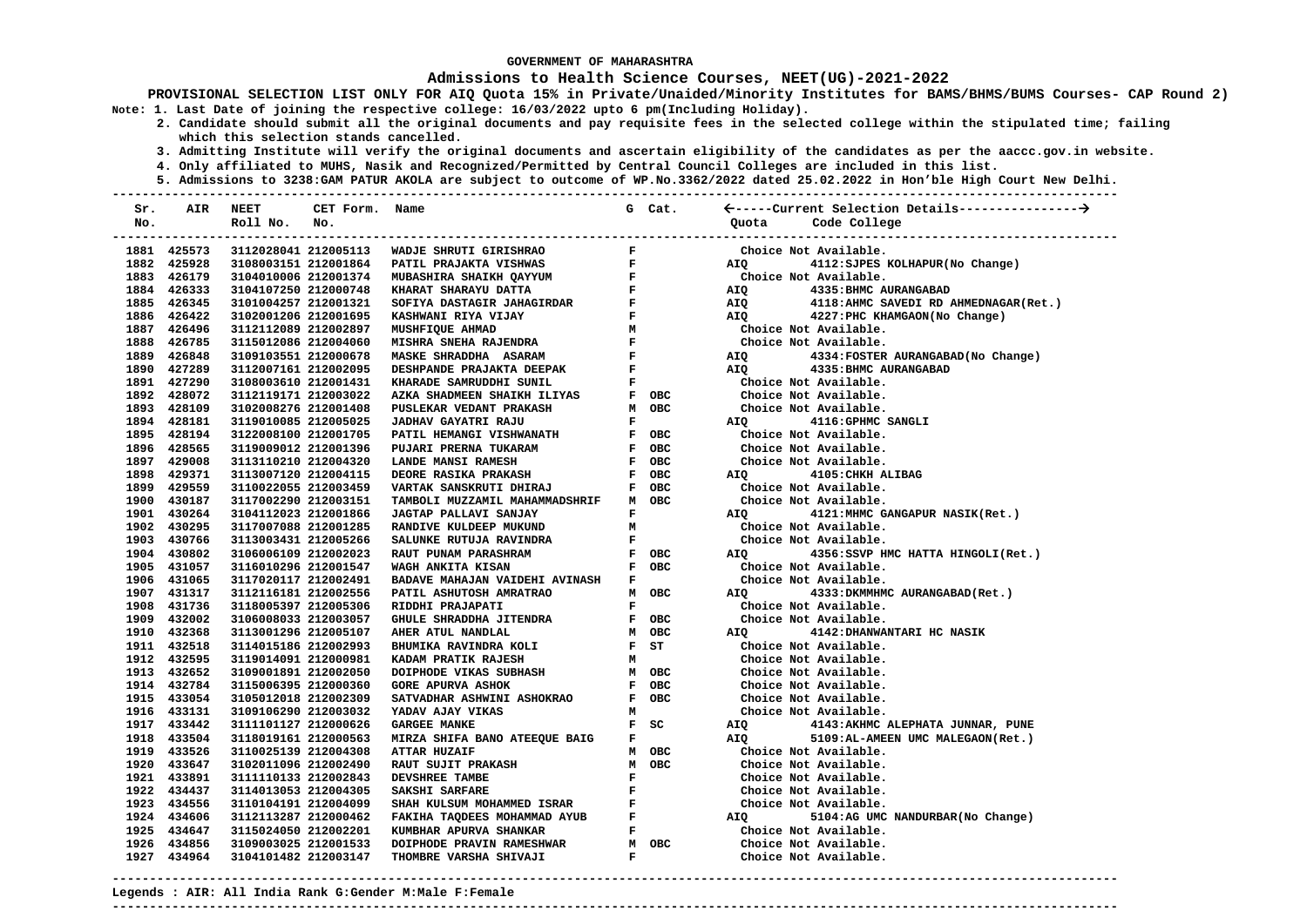GOVERNMENT OF MAHARASHTRA

**Admissions to Health Science Courses, NEET(UG)-2021-2022**

**PROVISIONAL SELECTION LIST ONLY FOR AIQ Quota 15% in Private/Unaided/Minority Institutes for BAMS/BHMS/BUMS Courses- CAP Round 2)**

Note: 1. Last Date of joining the respective college: 16/03/2022 upto 6 pm(Including Holiday).

2. Candidate should submit all the original documents and pay requisite fees in the selected college within the stipulated time; failing which this selection stands cancelled.

3. Admitting Institute will verify the original documents and ascertain eligibility of the candidates as per the aaccc.gov.in website.

4. Only affiliated to MUHS, Nasik and Recognized/Permitted by Central Council Colleges are included in this list.

5. Admissions to 3238:GAM PATUR AKOLA are subject to outcome of WP.No.3362/2022 dated 25.02.2022 in Hon'ble High Court New Delhi.

| Sr. No. | AIR | NEET Roll No. | CET Form. No. | Name | G | Cat. | Quota | Code College |
|---|---|---|---|---|---|---|---|---|
| 1881 | 425573 | 3112028041 | 212005113 | WADJE SHRUTI GIRISHRAO | F | | | Choice Not Available. |
| 1882 | 425928 | 3108003151 | 212001864 | PATIL PRAJAKTA VISHWAS | F | | AIQ | 4112:SJPES KOLHAPUR(No Change) |
| 1883 | 426179 | 3104010006 | 212001374 | MUBASHIRA SHAIKH QAYYUM | F | | | Choice Not Available. |
| 1884 | 426333 | 3104107250 | 212000748 | KHARAT SHARAYU DATTA | F | | AIQ | 4335:BHMC AURANGABAD |
| 1885 | 426345 | 3101004257 | 212001321 | SOFIYA DASTAGIR JAHAGIRDAR | F | | AIQ | 4118:AHMC SAVEDI RD AHMEDNAGAR(Ret.) |
| 1886 | 426422 | 3102001206 | 212001695 | KASHWANI RIYA VIJAY | F | | AIQ | 4227:PHC KHAMGAON(No Change) |
| 1887 | 426496 | 3112112089 | 212002897 | MUSHFIQUE AHMAD | M | | | Choice Not Available. |
| 1888 | 426785 | 3115012086 | 212004060 | MISHRA SNEHA RAJENDRA | F | | | Choice Not Available. |
| 1889 | 426848 | 3109103551 | 212000678 | MASKE SHRADDHA ASARAM | F | | AIQ | 4334:FOSTER AURANGABAD(No Change) |
| 1890 | 427289 | 3112007161 | 212002095 | DESHPANDE PRAJAKTA DEEPAK | F | | AIQ | 4335:BHMC AURANGABAD |
| 1891 | 427290 | 3108003610 | 212001431 | KHARADE SAMRUDDHI SUNIL | F | | | Choice Not Available. |
| 1892 | 428072 | 3112119171 | 212003022 | AZKA SHADMEEN SHAIKH ILIYAS | F | OBC | | Choice Not Available. |
| 1893 | 428109 | 3102008276 | 212001408 | PUSLEKAR VEDANT PRAKASH | M | OBC | | Choice Not Available. |
| 1894 | 428181 | 3119010085 | 212005025 | JADHAV GAYATRI RAJU | F | | AIQ | 4116:GPHMC SANGLI |
| 1895 | 428194 | 3122008100 | 212001705 | PATIL HEMANGI VISHWANATH | F | OBC | | Choice Not Available. |
| 1896 | 428565 | 3119009012 | 212001396 | PUJARI PRERNA TUKARAM | F | OBC | | Choice Not Available. |
| 1897 | 429008 | 3113110210 | 212004320 | LANDE MANSI RAMESH | F | OBC | | Choice Not Available. |
| 1898 | 429371 | 3113007120 | 212004115 | DEORE RASIKA PRAKASH | F | OBC | AIQ | 4105:CHKH ALIBAG |
| 1899 | 429559 | 3110022055 | 212003459 | VARTAK SANSKRUTI DHIRAJ | F | OBC | | Choice Not Available. |
| 1900 | 430187 | 3117002290 | 212003151 | TAMBOLI MUZZAMIL MAHAMMADSHRIF | M | OBC | | Choice Not Available. |
| 1901 | 430264 | 3104112023 | 212001866 | JAGTAP PALLAVI SANJAY | F | | AIQ | 4121:MHMC GANGAPUR NASIK(Ret.) |
| 1902 | 430295 | 3117007088 | 212001285 | RANDIVE KULDEEP MUKUND | M | | | Choice Not Available. |
| 1903 | 430766 | 3113003431 | 212005266 | SALUNKE RUTUJA RAVINDRA | F | | | Choice Not Available. |
| 1904 | 430802 | 3106006109 | 212002023 | RAUT PUNAM PARASHRAM | F | OBC | AIQ | 4356:SSVP HMC HATTA HINGOLI(Ret.) |
| 1905 | 431057 | 3116010296 | 212001547 | WAGH ANKITA KISAN | F | OBC | | Choice Not Available. |
| 1906 | 431065 | 3117020117 | 212002491 | BADAVE MAHAJAN VAIDEHI AVINASH | F | | | Choice Not Available. |
| 1907 | 431317 | 3112116181 | 212002556 | PATIL ASHUTOSH AMRATRAO | M | OBC | AIQ | 4333:DKMMHMC AURANGABAD(Ret.) |
| 1908 | 431736 | 3118005397 | 212005306 | RIDDHI PRAJAPATI | F | | | Choice Not Available. |
| 1909 | 432002 | 3106008033 | 212003057 | GHULE SHRADDHA JITENDRA | F | OBC | | Choice Not Available. |
| 1910 | 432368 | 3113001296 | 212005107 | AHER ATUL NANDLAL | M | OBC | AIQ | 4142:DHANWANTARI HC NASIK |
| 1911 | 432518 | 3114015186 | 212002993 | BHUMIKA RAVINDRA KOLI | F | ST | | Choice Not Available. |
| 1912 | 432595 | 3119014091 | 212000981 | KADAM PRATIK RAJESH | M | | | Choice Not Available. |
| 1913 | 432652 | 3109001891 | 212002050 | DOIPHODE VIKAS SUBHASH | M | OBC | | Choice Not Available. |
| 1914 | 432784 | 3115006395 | 212000360 | GORE APURVA ASHOK | F | OBC | | Choice Not Available. |
| 1915 | 433054 | 3105012018 | 212002309 | SATVADHAR ASHWINI ASHOKRAO | F | OBC | | Choice Not Available. |
| 1916 | 433131 | 3109106290 | 212003032 | YADAV AJAY VIKAS | M | | | Choice Not Available. |
| 1917 | 433442 | 3111101127 | 212000626 | GARGEE MANKE | F | SC | AIQ | 4143:AKHMC ALEPHATA JUNNAR, PUNE |
| 1918 | 433504 | 3118019161 | 212000563 | MIRZA SHIFA BANO ATEEQUE BAIG | F | | AIQ | 5109:AL-AMEEN UMC MALEGAON(Ret.) |
| 1919 | 433526 | 3110025139 | 212004308 | ATTAR HUZAIF | M | OBC | | Choice Not Available. |
| 1920 | 433647 | 3102011096 | 212002490 | RAUT SUJIT PRAKASH | M | OBC | | Choice Not Available. |
| 1921 | 433891 | 3111110133 | 212002843 | DEVSHREE TAMBE | F | | | Choice Not Available. |
| 1922 | 434437 | 3114013053 | 212004305 | SAKSHI SARFARE | F | | | Choice Not Available. |
| 1923 | 434556 | 3110104191 | 212004099 | SHAH KULSUM MOHAMMED ISRAR | F | | | Choice Not Available. |
| 1924 | 434606 | 3112113287 | 212000462 | FAKIHA TAQDEES MOHAMMAD AYUB | F | | AIQ | 5104:AG UMC NANDURBAR(No Change) |
| 1925 | 434647 | 3115024050 | 212002201 | KUMBHAR APURVA SHANKAR | F | | | Choice Not Available. |
| 1926 | 434856 | 3109003025 | 212001533 | DOIPHODE PRAVIN RAMESHWAR | M | OBC | | Choice Not Available. |
| 1927 | 434964 | 3104101482 | 212003147 | THOMBRE VARSHA SHIVAJI | F | | | Choice Not Available. |

Legends : AIR: All India Rank G:Gender M:Male F:Female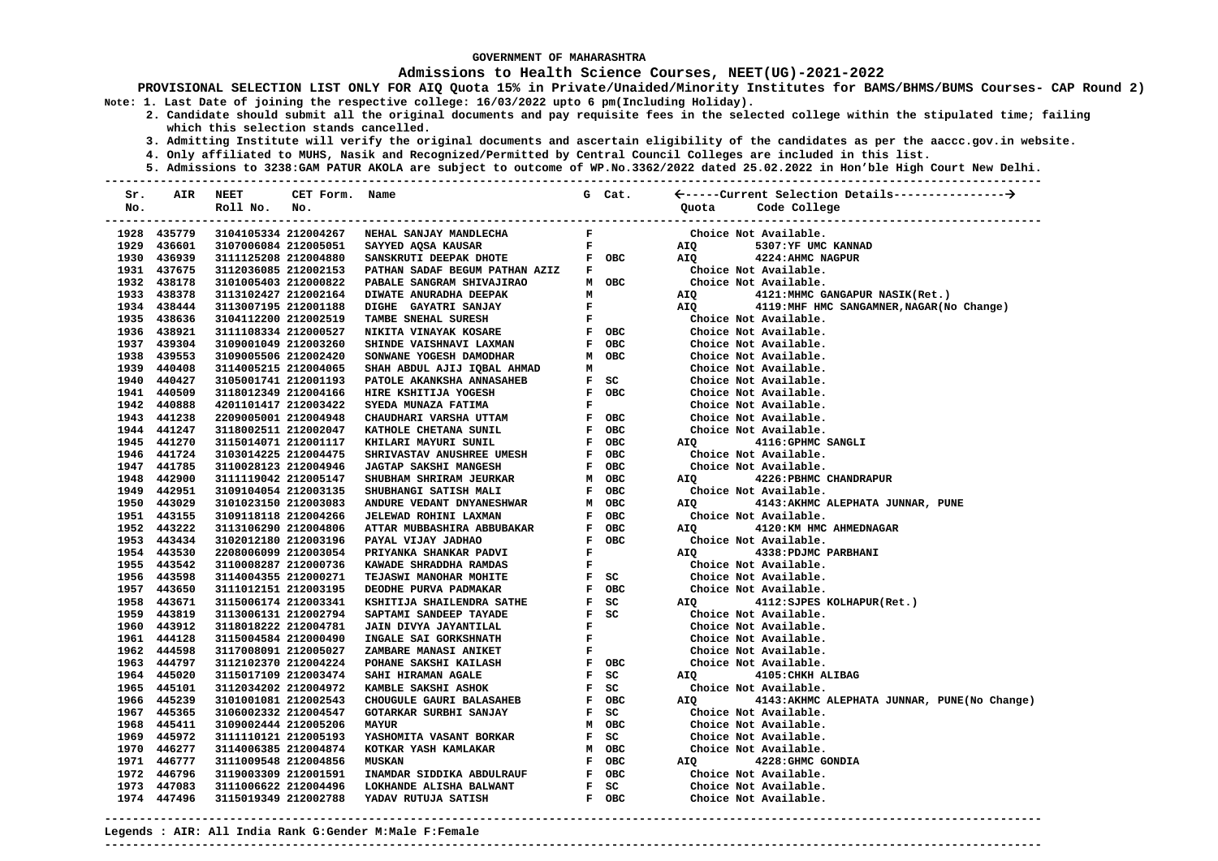GOVERNMENT OF MAHARASHTRA

**Admissions to Health Science Courses, NEET(UG)-2021-2022**

**PROVISIONAL SELECTION LIST ONLY FOR AIQ Quota 15% in Private/Unaided/Minority Institutes for BAMS/BHMS/BUMS Courses- CAP Round 2)**

**Note: 1. Last Date of joining the respective college: 16/03/2022 upto 6 pm(Including Holiday).**
**2. Candidate should submit all the original documents and pay requisite fees in the selected college within the stipulated time; failing which this selection stands cancelled.**
**3. Admitting Institute will verify the original documents and ascertain eligibility of the candidates as per the aaccc.gov.in website.**
**4. Only affiliated to MUHS, Nasik and Recognized/Permitted by Central Council Colleges are included in this list.**
**5. Admissions to 3238:GAM PATUR AKOLA are subject to outcome of WP.No.3362/2022 dated 25.02.2022 in Hon'ble High Court New Delhi.**

| Sr. No. | AIR | NEET Roll No. | CET Form. No. | Name | G | Cat. | Quota | Code College |
|---|---|---|---|---|---|---|---|---|
| 1928 | 435779 | 3104105334 | 212004267 | NEHAL SANJAY MANDLECHA | F | | | Choice Not Available. |
| 1929 | 436601 | 3107006084 | 212005051 | SAYYED AQSA KAUSAR | F | | AIQ | 5307:YF UMC KANNAD |
| 1930 | 436939 | 3111125208 | 212004880 | SANSKRUTI DEEPAK DHOTE | F | OBC | AIQ | 4224:AHMC NAGPUR |
| 1931 | 437675 | 3112036085 | 212002153 | PATHAN SADAF BEGUM PATHAN AZIZ | F | | | Choice Not Available. |
| 1932 | 438178 | 3101005403 | 212000822 | PABALE SANGRAM SHIVAJIRAO | M | OBC | | Choice Not Available. |
| 1933 | 438378 | 3113102427 | 212002164 | DIWATE ANURADHA DEEPAK | M | | AIQ | 4121:MHMC GANGAPUR NASIK(Ret.) |
| 1934 | 438444 | 3113007195 | 212001188 | DIGHE GAYATRI SANJAY | F | | AIQ | 4119:MHF HMC SANGAMNER,NAGAR(No Change) |
| 1935 | 438636 | 3104112200 | 212002519 | TAMBE SNEHAL SURESH | F | | | Choice Not Available. |
| 1936 | 438921 | 3111108334 | 212000527 | NIKITA VINAYAK KOSARE | F | OBC | | Choice Not Available. |
| 1937 | 439304 | 3109001049 | 212003260 | SHINDE VAISHNAVI LAXMAN | F | OBC | | Choice Not Available. |
| 1938 | 439553 | 3109005506 | 212002420 | SONWANE YOGESH DAMODHAR | M | OBC | | Choice Not Available. |
| 1939 | 440408 | 3114005215 | 212004065 | SHAH ABDUL AJIJ IQBAL AHMAD | M | | | Choice Not Available. |
| 1940 | 440427 | 3105001741 | 212001193 | PATOLE AKANKSHA ANNASAHEB | F | SC | | Choice Not Available. |
| 1941 | 440509 | 3118012349 | 212004166 | HIRE KSHITIJA YOGESH | F | OBC | | Choice Not Available. |
| 1942 | 440888 | 4201101417 | 212003422 | SYEDA MUNAZA FATIMA | F | | | Choice Not Available. |
| 1943 | 441238 | 2209005001 | 212004948 | CHAUDHARI VARSHA UTTAM | F | OBC | | Choice Not Available. |
| 1944 | 441247 | 3118002511 | 212002047 | KATHOLE CHETANA SUNIL | F | OBC | | Choice Not Available. |
| 1945 | 441270 | 3115014071 | 212001117 | KHILARI MAYURI SUNIL | F | OBC | AIQ | 4116:GPHMC SANGLI |
| 1946 | 441724 | 3103014225 | 212004475 | SHRIVASTAV ANUSHREE UMESH | F | OBC | | Choice Not Available. |
| 1947 | 441785 | 3110028123 | 212004946 | JAGTAP SAKSHI MANGESH | F | OBC | | Choice Not Available. |
| 1948 | 442900 | 3111119042 | 212005147 | SHUBHAM SHRIRAM JEURKAR | M | OBC | AIQ | 4226:PBHMC CHANDRAPUR |
| 1949 | 442951 | 3109104054 | 212003135 | SHUBHANGI SATISH MALI | F | OBC | | Choice Not Available. |
| 1950 | 443029 | 3101023150 | 212003083 | ANDURE VEDANT DNYANESHWAR | M | OBC | AIQ | 4143:AKHMC ALEPHATA JUNNAR, PUNE |
| 1951 | 443155 | 3109118118 | 212004266 | JELEWAD ROHINI LAXMAN | F | OBC | | Choice Not Available. |
| 1952 | 443222 | 3113106290 | 212004806 | ATTAR MUBBASHIRA ABBUBAKAR | F | OBC | AIQ | 4120:KM HMC AHMEDNAGAR |
| 1953 | 443434 | 3102012180 | 212003196 | PAYAL VIJAY JADHAO | F | OBC | | Choice Not Available. |
| 1954 | 443530 | 2208006099 | 212003054 | PRIYANKA SHANKAR PADVI | F | | AIQ | 4338:PDJMC PARBHANI |
| 1955 | 443542 | 3110008287 | 212000736 | KAWADE SHRADDHA RAMDAS | F | | | Choice Not Available. |
| 1956 | 443598 | 3114004355 | 212000271 | TEJASWI MANOHAR MOHITE | F | SC | | Choice Not Available. |
| 1957 | 443650 | 3111012151 | 212003195 | DEODHE PURVA PADMAKAR | F | OBC | | Choice Not Available. |
| 1958 | 443671 | 3115006174 | 212003341 | KSHITIJA SHAILENDRA SATHE | F | SC | AIQ | 4112:SJPES KOLHAPUR(Ret.) |
| 1959 | 443819 | 3113006131 | 212002794 | SAPTAMI SANDEEP TAYADE | F | SC | | Choice Not Available. |
| 1960 | 443912 | 3118018222 | 212004781 | JAIN DIVYA JAYANTILAL | F | | | Choice Not Available. |
| 1961 | 444128 | 3115004584 | 212000490 | INGALE SAI GORKSHNATH | F | | | Choice Not Available. |
| 1962 | 444598 | 3117008091 | 212005027 | ZAMBARE MANASI ANIKET | F | | | Choice Not Available. |
| 1963 | 444797 | 3112102370 | 212004224 | POHANE SAKSHI KAILASH | F | OBC | | Choice Not Available. |
| 1964 | 445020 | 3115017109 | 212003474 | SAHI HIRAMAN AGALE | F | SC | AIQ | 4105:CHKH ALIBAG |
| 1965 | 445101 | 3112034202 | 212004972 | KAMBLE SAKSHI ASHOK | F | SC | | Choice Not Available. |
| 1966 | 445239 | 3101001081 | 212002543 | CHOUGULE GAURI BALASAHEB | F | OBC | AIQ | 4143:AKHMC ALEPHATA JUNNAR, PUNE(No Change) |
| 1967 | 445365 | 3106002332 | 212004547 | GOTARKAR SURBHI SANJAY | F | SC | | Choice Not Available. |
| 1968 | 445411 | 3109002444 | 212005206 | MAYUR | M | OBC | | Choice Not Available. |
| 1969 | 445972 | 3111110121 | 212005193 | YASHOMITA VASANT BORKAR | F | SC | | Choice Not Available. |
| 1970 | 446277 | 3114006385 | 212004874 | KOTKAR YASH KAMLAKAR | M | OBC | | Choice Not Available. |
| 1971 | 446777 | 3111009548 | 212004856 | MUSKAN | F | OBC | AIQ | 4228:GHMC GONDIA |
| 1972 | 446796 | 3119003309 | 212001591 | INAMDAR SIDDIKA ABDULRAUF | F | OBC | | Choice Not Available. |
| 1973 | 447083 | 3111006622 | 212004496 | LOKHANDE ALISHA BALWANT | F | SC | | Choice Not Available. |
| 1974 | 447496 | 3115019349 | 212002788 | YADAV RUTUJA SATISH | F | OBC | | Choice Not Available. |

**Legends : AIR: All India Rank G:Gender M:Male F:Female**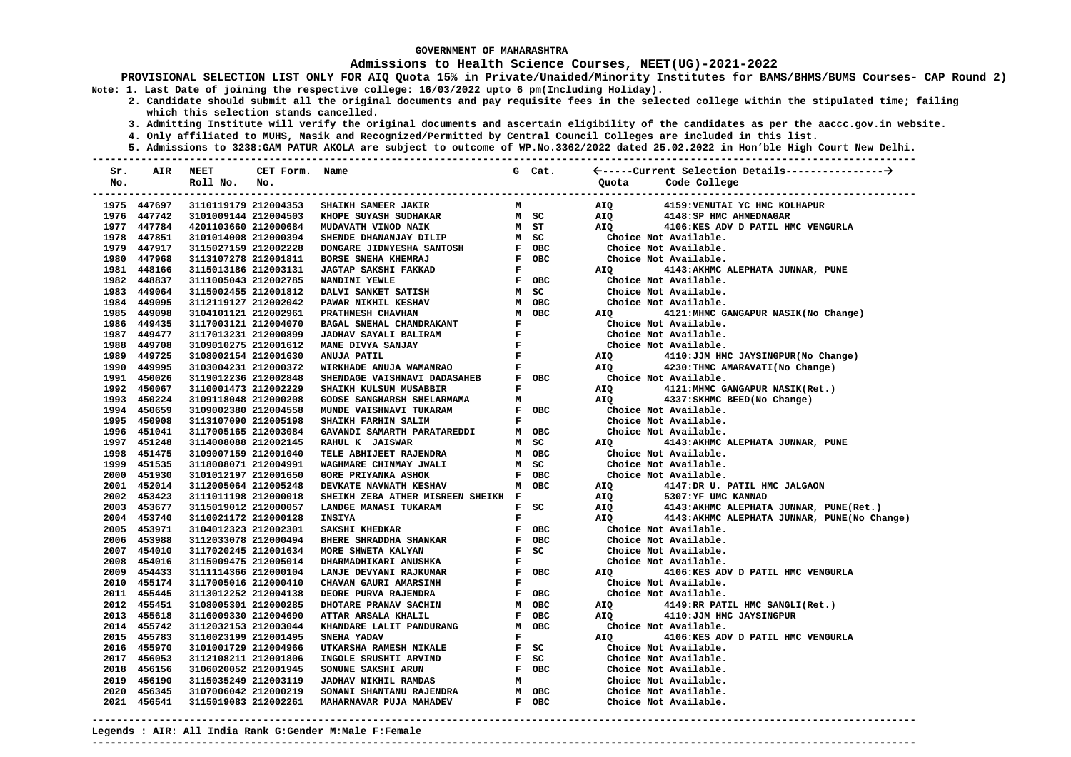**GOVERNMENT OF MAHARASHTRA**

**Admissions to Health Science Courses, NEET(UG)-2021-2022**

**PROVISIONAL SELECTION LIST ONLY FOR AIQ Quota 15% in Private/Unaided/Minority Institutes for BAMS/BHMS/BUMS Courses- CAP Round 2)**

**Note: 1. Last Date of joining the respective college: 16/03/2022 upto 6 pm(Including Holiday).**

**2. Candidate should submit all the original documents and pay requisite fees in the selected college within the stipulated time; failing which this selection stands cancelled.**

**3. Admitting Institute will verify the original documents and ascertain eligibility of the candidates as per the aaccc.gov.in website.**

**4. Only affiliated to MUHS, Nasik and Recognized/Permitted by Central Council Colleges are included in this list.**

**5. Admissions to 3238:GAM PATUR AKOLA are subject to outcome of WP.No.3362/2022 dated 25.02.2022 in Hon'ble High Court New Delhi.**

| Sr. No. | AIR | NEET Roll No. | CET Form. No. | Name | G | Cat. | Quota | Code College |
|---|---|---|---|---|---|---|---|---|
| 1975 | 447697 | 3110119179 | 212004353 | SHAIKH SAMEER JAKIR | M | | AIQ | 4159:VENUTAI YC HMC KOLHAPUR |
| 1976 | 447742 | 3101009144 | 212004503 | KHOPE SUYASH SUDHAKAR | M | SC | AIQ | 4148:SP HMC AHMEDNAGAR |
| 1977 | 447784 | 4201103660 | 212000684 | MUDAVATH VINOD NAIK | M | ST | AIQ | 4106:KES ADV D PATIL HMC VENGURLA |
| 1978 | 447851 | 3101014008 | 212000394 | SHENDE DHANANJAY DILIP | M | SC | | Choice Not Available. |
| 1979 | 447917 | 3115027159 | 212002228 | DONGARE JIDNYESHA SANTOSH | F | OBC | | Choice Not Available. |
| 1980 | 447968 | 3113107278 | 212001811 | BORSE SNEHA KHEMRAJ | F | OBC | | Choice Not Available. |
| 1981 | 448166 | 3115013186 | 212003131 | JAGTAP SAKSHI FAKKAD | F | | AIQ | 4143:AKHMC ALEPHATA JUNNAR, PUNE |
| 1982 | 448837 | 3111005043 | 212002785 | NANDINI YEWLE | F | OBC | | Choice Not Available. |
| 1983 | 449064 | 3115002455 | 212001812 | DALVI SANKET SATISH | M | SC | | Choice Not Available. |
| 1984 | 449095 | 3112119127 | 212002042 | PAWAR NIKHIL KESHAV | M | OBC | | Choice Not Available. |
| 1985 | 449098 | 3104101121 | 212002961 | PRATHMESH CHAVHAN | M | OBC | AIQ | 4121:MHMC GANGAPUR NASIK(No Change) |
| 1986 | 449435 | 3117003121 | 212004070 | BAGAL SNEHAL CHANDRAKANT | F | | | Choice Not Available. |
| 1987 | 449477 | 3117013231 | 212000899 | JADHAV SAYALI BALIRAM | F | | | Choice Not Available. |
| 1988 | 449708 | 3109010275 | 212001612 | MANE DIVYA SANJAY | F | | | Choice Not Available. |
| 1989 | 449725 | 3108002154 | 212001630 | ANUJA PATIL | F | | AIQ | 4110:JJM HMC JAYSINGPUR(No Change) |
| 1990 | 449995 | 3103004231 | 212000372 | WIRKHADE ANUJA WAMANRAO | F | | AIQ | 4230:THMC AMARAVATI(No Change) |
| 1991 | 450026 | 3119012236 | 212002848 | SHENDAGE VAISHNAVI DADASAHEB | F | OBC | | Choice Not Available. |
| 1992 | 450067 | 3110001473 | 212002229 | SHAIKH KULSUM MUSABBIR | F | | AIQ | 4121:MHMC GANGAPUR NASIK(Ret.) |
| 1993 | 450224 | 3109118048 | 212000208 | GODSE SANGHARSH SHELARMAMA | M | | AIQ | 4337:SKHMC BEED(No Change) |
| 1994 | 450659 | 3109002380 | 212004558 | MUNDE VAISHNAVI TUKARAM | F | OBC | | Choice Not Available. |
| 1995 | 450908 | 3113107090 | 212005198 | SHAIKH FARHIN SALIM | F | | | Choice Not Available. |
| 1996 | 451041 | 3117005165 | 212003084 | GAVANDI SAMARTH PARATAREDDI | M | OBC | | Choice Not Available. |
| 1997 | 451248 | 3114008088 | 212002145 | RAHUL K JAISWAR | M | SC | AIQ | 4143:AKHMC ALEPHATA JUNNAR, PUNE |
| 1998 | 451475 | 3109007159 | 212001040 | TELE ABHIJEET RAJENDRA | M | OBC | | Choice Not Available. |
| 1999 | 451535 | 3118008071 | 212004991 | WAGHMARE CHINMAY JWALI | M | SC | | Choice Not Available. |
| 2000 | 451930 | 3101012197 | 212001650 | GORE PRIYANKA ASHOK | F | OBC | | Choice Not Available. |
| 2001 | 452014 | 3112005064 | 212005248 | DEVKATE NAVNATH KESHAV | M | OBC | AIQ | 4147:DR U. PATIL HMC JALGAON |
| 2002 | 453423 | 3111011198 | 212000018 | SHEIKH ZEBA ATHER MISREEN SHEIKH | F | | AIQ | 5307:YF UMC KANNAD |
| 2003 | 453677 | 3115019012 | 212000057 | LANDGE MANASI TUKARAM | F | SC | AIQ | 4143:AKHMC ALEPHATA JUNNAR, PUNE(Ret.) |
| 2004 | 453740 | 3110021172 | 212000128 | INSIYA | F | | AIQ | 4143:AKHMC ALEPHATA JUNNAR, PUNE(No Change) |
| 2005 | 453971 | 3104012323 | 212002301 | SAKSHI KHEDKAR | F | OBC | | Choice Not Available. |
| 2006 | 453988 | 3112033078 | 212000494 | BHERE SHRADDHA SHANKAR | F | OBC | | Choice Not Available. |
| 2007 | 454010 | 3117020245 | 212001634 | MORE SHWETA KALYAN | F | SC | | Choice Not Available. |
| 2008 | 454016 | 3115009475 | 212005014 | DHARMADHIKARI ANUSHKA | F | | | Choice Not Available. |
| 2009 | 454433 | 3111114366 | 212000104 | LANJE DEVYANI RAJKUMAR | F | OBC | AIQ | 4106:KES ADV D PATIL HMC VENGURLA |
| 2010 | 455174 | 3117005016 | 212000410 | CHAVAN GAURI AMARSINH | F | | | Choice Not Available. |
| 2011 | 455445 | 3113012252 | 212004138 | DEORE PURVA RAJENDRA | F | OBC | | Choice Not Available. |
| 2012 | 455451 | 3108005301 | 212000285 | DHOTARE PRANAV SACHIN | M | OBC | AIQ | 4149:RR PATIL HMC SANGLI(Ret.) |
| 2013 | 455618 | 3116009330 | 212004690 | ATTAR ARSALA KHALIL | F | OBC | AIQ | 4110:JJM HMC JAYSINGPUR |
| 2014 | 455742 | 3112032153 | 212003044 | KHANDARE LALIT PANDURANG | M | OBC | | Choice Not Available. |
| 2015 | 455783 | 3110023199 | 212001495 | SNEHA YADAV | F | | AIQ | 4106:KES ADV D PATIL HMC VENGURLA |
| 2016 | 455970 | 3101001729 | 212004966 | UTKARSHA RAMESH NIKALE | F | SC | | Choice Not Available. |
| 2017 | 456053 | 3112108211 | 212001806 | INGOLE SRUSHTI ARVIND | F | SC | | Choice Not Available. |
| 2018 | 456156 | 3106020052 | 212001945 | SONUNE SAKSHI ARUN | F | OBC | | Choice Not Available. |
| 2019 | 456190 | 3115035249 | 212003119 | JADHAV NIKHIL RAMDAS | M | | | Choice Not Available. |
| 2020 | 456345 | 3107006042 | 212000219 | SONANI SHANTANU RAJENDRA | M | OBC | | Choice Not Available. |
| 2021 | 456541 | 3115019083 | 212002261 | MAHARNAVAR PUJA MAHADEV | F | OBC | | Choice Not Available. |

**Legends : AIR: All India Rank G:Gender M:Male F:Female**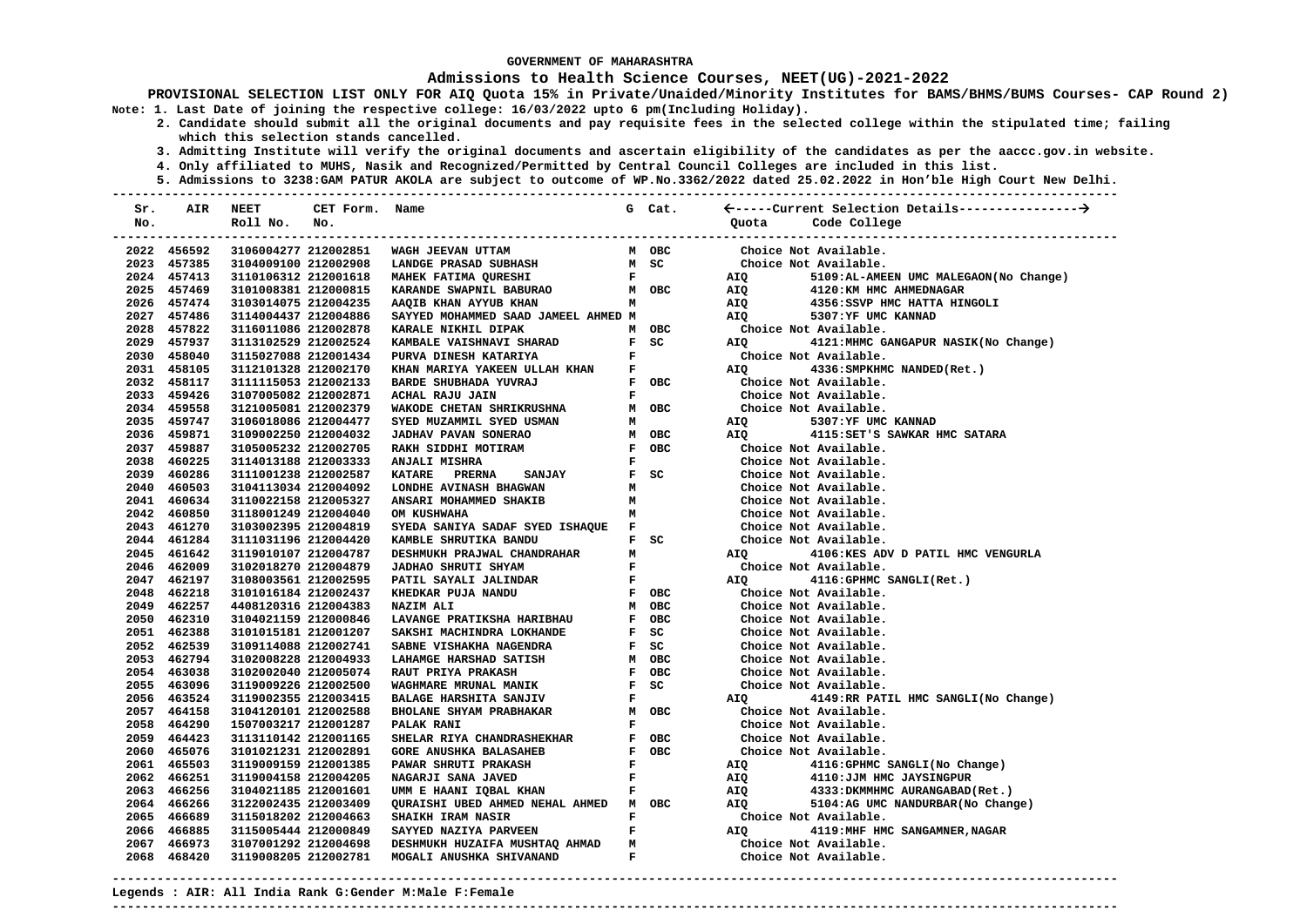GOVERNMENT OF MAHARASHTRA

**Admissions to Health Science Courses, NEET(UG)-2021-2022**

**PROVISIONAL SELECTION LIST ONLY FOR AIQ Quota 15% in Private/Unaided/Minority Institutes for BAMS/BHMS/BUMS Courses- CAP Round 2)**

**Note: 1. Last Date of joining the respective college: 16/03/2022 upto 6 pm(Including Holiday).**

2. Candidate should submit all the original documents and pay requisite fees in the selected college within the stipulated time; failing which this selection stands cancelled.

3. Admitting Institute will verify the original documents and ascertain eligibility of the candidates as per the aaccc.gov.in website.

4. Only affiliated to MUHS, Nasik and Recognized/Permitted by Central Council Colleges are included in this list.

5. Admissions to 3238:GAM PATUR AKOLA are subject to outcome of WP.No.3362/2022 dated 25.02.2022 in Hon'ble High Court New Delhi.

| Sr. No. | AIR | NEET Roll No. | CET Form. No. | Name | G | Cat. | Quota | Code College |
|---|---|---|---|---|---|---|---|---|
| 2022 | 456592 | 3106004277 | 212002851 | WAGH JEEVAN UTTAM | M | OBC | Choice Not Available. | |
| 2023 | 457385 | 3104009100 | 212002908 | LANDGE PRASAD SUBHASH | M | SC | Choice Not Available. | |
| 2024 | 457413 | 3110106312 | 212001618 | MAHEK FATIMA QURESHI | F | | AIQ | 5109:AL-AMEEN UMC MALEGAON(No Change) |
| 2025 | 457469 | 3101008381 | 212000815 | KARANDE SWAPNIL BABURAO | M | OBC | AIQ | 4120:KM HMC AHMEDNAGAR |
| 2026 | 457474 | 3103014075 | 212004235 | AAQIB KHAN AYYUB KHAN | M | | AIQ | 4356:SSVP HMC HATTA HINGOLI |
| 2027 | 457486 | 3114004437 | 212004886 | SAYYED MOHAMMED SAAD JAMEEL AHMED | M | | AIQ | 5307:YF UMC KANNAD |
| 2028 | 457822 | 3116011086 | 212002878 | KARALE NIKHIL DIPAK | M | OBC | Choice Not Available. | |
| 2029 | 457937 | 3113102529 | 212002524 | KAMBALE VAISHNAVI SHARAD | F | SC | AIQ | 4121:MHMC GANGAPUR NASIK(No Change) |
| 2030 | 458040 | 3115027088 | 212001434 | PURVA DINESH KATARIYA | F | | Choice Not Available. | |
| 2031 | 458105 | 3112101328 | 212002170 | KHAN MARIYA YAKEEN ULLAH KHAN | F | | AIQ | 4336:SMPKHMC NANDED(Ret.) |
| 2032 | 458117 | 3111115053 | 212002133 | BARDE SHUBHADA YUVRAJ | F | OBC | Choice Not Available. | |
| 2033 | 459426 | 3107005082 | 212002871 | ACHAL RAJU JAIN | F | | Choice Not Available. | |
| 2034 | 459558 | 3121005081 | 212002379 | WAKODE CHETAN SHRIKRUSHNA | M | OBC | Choice Not Available. | |
| 2035 | 459747 | 3106018086 | 212004477 | SYED MUZAMMIL SYED USMAN | M | | AIQ | 5307:YF UMC KANNAD |
| 2036 | 459871 | 3109002250 | 212004032 | JADHAV PAVAN SONERAO | M | OBC | AIQ | 4115:SET'S SAWKAR HMC SATARA |
| 2037 | 459887 | 3105005232 | 212002705 | RAKH SIDDHI MOTIRAM | F | OBC | Choice Not Available. | |
| 2038 | 460225 | 3114013188 | 212003333 | ANJALI MISHRA | F | | Choice Not Available. | |
| 2039 | 460286 | 3111001238 | 212002587 | KATARE PRERNA SANJAY | F | SC | Choice Not Available. | |
| 2040 | 460503 | 3104113034 | 212004092 | LONDHE AVINASH BHAGWAN | M | | Choice Not Available. | |
| 2041 | 460634 | 3110022158 | 212005327 | ANSARI MOHAMMED SHAKIB | M | | Choice Not Available. | |
| 2042 | 460850 | 3118001249 | 212004040 | OM KUSHWAHA | M | | Choice Not Available. | |
| 2043 | 461270 | 3103002395 | 212004819 | SYEDA SANIYA SADAF SYED ISHAQUE | F | | Choice Not Available. | |
| 2044 | 461284 | 3111031196 | 212004420 | KAMBLE SHRUTIKA BANDU | F | SC | Choice Not Available. | |
| 2045 | 461642 | 3119010107 | 212004787 | DESHMUKH PRAJWAL CHANDRAHAR | M | | AIQ | 4106:KES ADV D PATIL HMC VENGURLA |
| 2046 | 462009 | 3102018270 | 212004879 | JADHAO SHRUTI SHYAM | F | | Choice Not Available. | |
| 2047 | 462197 | 3108003561 | 212002595 | PATIL SAYALI JALINDAR | F | | AIQ | 4116:GPHMC SANGLI(Ret.) |
| 2048 | 462218 | 3101016184 | 212002437 | KHEDKAR PUJA NANDU | F | OBC | Choice Not Available. | |
| 2049 | 462257 | 4408120316 | 212004383 | NAZIM ALI | M | OBC | Choice Not Available. | |
| 2050 | 462310 | 3104021159 | 212000846 | LAVANGE PRATIKSHA HARIBHAU | F | OBC | Choice Not Available. | |
| 2051 | 462388 | 3101015181 | 212001207 | SAKSHI MACHINDRA LOKHANDE | F | SC | Choice Not Available. | |
| 2052 | 462539 | 3109114088 | 212002741 | SABNE VISHAKHA NAGENDRA | F | SC | Choice Not Available. | |
| 2053 | 462794 | 3102008228 | 212004933 | LAHAMGE HARSHAD SATISH | M | OBC | Choice Not Available. | |
| 2054 | 463038 | 3102002040 | 212005074 | RAUT PRIYA PRAKASH | F | OBC | Choice Not Available. | |
| 2055 | 463096 | 3119009226 | 212002500 | WAGHMARE MRUNAL MANIK | F | SC | Choice Not Available. | |
| 2056 | 463524 | 3119002355 | 212003415 | BALAGE HARSHITA SANJIV | F | | AIQ | 4149:RR PATIL HMC SANGLI(No Change) |
| 2057 | 464158 | 3104120101 | 212002588 | BHOLANE SHYAM PRABHAKAR | M | OBC | Choice Not Available. | |
| 2058 | 464290 | 1507003217 | 212001287 | PALAK RANI | F | | Choice Not Available. | |
| 2059 | 464423 | 3113110142 | 212001165 | SHELAR RIYA CHANDRASHEKHAR | F | OBC | Choice Not Available. | |
| 2060 | 465076 | 3101021231 | 212002891 | GORE ANUSHKA BALASAHEB | F | OBC | Choice Not Available. | |
| 2061 | 465503 | 3119009159 | 212001385 | PAWAR SHRUTI PRAKASH | F | | AIQ | 4116:GPHMC SANGLI(No Change) |
| 2062 | 466251 | 3119004158 | 212004205 | NAGARJI SANA JAVED | F | | AIQ | 4110:JJM HMC JAYSINGPUR |
| 2063 | 466256 | 3104021185 | 212001601 | UMM E HAANI IQBAL KHAN | F | | AIQ | 4333:DKMMHMC AURANGABAD(Ret.) |
| 2064 | 466266 | 3122002435 | 212003409 | QURAISHI UBED AHMED NEHAL AHMED | M | OBC | AIQ | 5104:AG UMC NANDURBAR(No Change) |
| 2065 | 466689 | 3115018202 | 212004663 | SHAIKH IRAM NASIR | F | | Choice Not Available. | |
| 2066 | 466885 | 3115005444 | 212000849 | SAYYED NAZIYA PARVEEN | F | | AIQ | 4119:MHF HMC SANGAMNER,NAGAR |
| 2067 | 466973 | 3107001292 | 212004698 | DESHMUKH HUZAIFA MUSHTAQ AHMAD | M | | Choice Not Available. | |
| 2068 | 468420 | 3119008205 | 212002781 | MOGALI ANUSHKA SHIVANAND | F | | Choice Not Available. | |

**Legends : AIR: All India Rank G:Gender M:Male F:Female**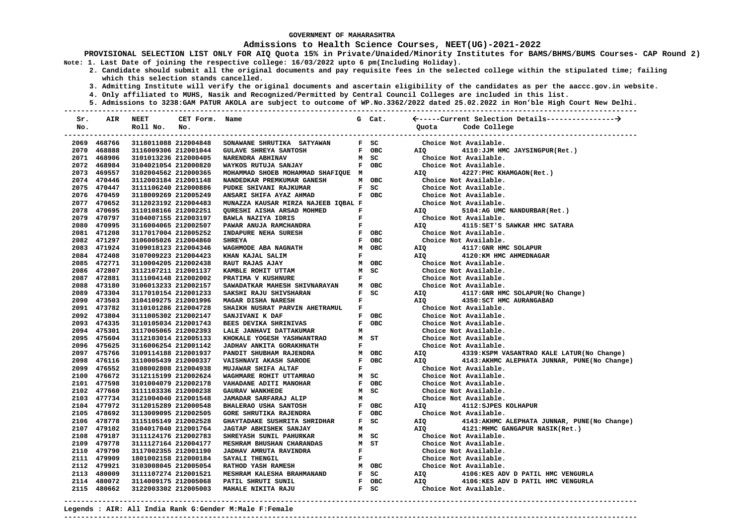**GOVERNMENT OF MAHARASHTRA**

**Admissions to Health Science Courses, NEET(UG)-2021-2022**

**PROVISIONAL SELECTION LIST ONLY FOR AIQ Quota 15% in Private/Unaided/Minority Institutes for BAMS/BHMS/BUMS Courses- CAP Round 2)**

**Note: 1. Last Date of joining the respective college: 16/03/2022 upto 6 pm(Including Holiday).**

**2. Candidate should submit all the original documents and pay requisite fees in the selected college within the stipulated time; failing which this selection stands cancelled.**

**3. Admitting Institute will verify the original documents and ascertain eligibility of the candidates as per the aaccc.gov.in website.**

**4. Only affiliated to MUHS, Nasik and Recognized/Permitted by Central Council Colleges are included in this list.**

**5. Admissions to 3238:GAM PATUR AKOLA are subject to outcome of WP.No.3362/2022 dated 25.02.2022 in Hon'ble High Court New Delhi.**

| Sr. No. | AIR | NEET Roll No. | CET Form. No. | Name | G | Cat. | Quota | Code College |
|---|---|---|---|---|---|---|---|---|
| 2069 | 468766 | 3118011088 | 212004848 | SONAWANE SHRUTIKA SATYAWAN | F | SC | | Choice Not Available. |
| 2070 | 468888 | 3116009306 | 212001044 | GULAVE SHREYA SANTOSH | F | OBC | AIQ | 4110:JJM HMC JAYSINGPUR(Ret.) |
| 2071 | 468906 | 3101013236 | 212000405 | NARENDRA ABHINAV | M | SC | | Choice Not Available. |
| 2072 | 468984 | 3104021054 | 212000820 | WAYKOS RUTUJA SANJAY | F | OBC | | Choice Not Available. |
| 2073 | 469557 | 3102004562 | 212000365 | MOHAMMAD SHOEB MOHAMMAD SHAFIQUE | M | | AIQ | 4227:PHC KHAMGAON(Ret.) |
| 2074 | 470446 | 3112003184 | 212001148 | NANDEDKAR PREMKUMAR GANESH | M | OBC | | Choice Not Available. |
| 2075 | 470447 | 3111106240 | 212000886 | PUDKE SHIVANI RAJKUMAR | F | SC | | Choice Not Available. |
| 2076 | 470459 | 3118009269 | 212005249 | ANSARI SHIFA AYAZ AHMAD | F | OBC | | Choice Not Available. |
| 2077 | 470652 | 3112023192 | 212004483 | MUNAZZA KAUSAR MIRZA NAJEEB IQBAL | F | | | Choice Not Available. |
| 2078 | 470695 | 3110108166 | 212002251 | QURESHI AISHA ARSAD MOHMED | F | | AIQ | 5104:AG UMC NANDURBAR(Ret.) |
| 2079 | 470797 | 3104007155 | 212003197 | BAWLA NAZIYA IDRIS | F | | | Choice Not Available. |
| 2080 | 470995 | 3116004065 | 212002507 | PAWAR ANUJA RAMCHANDRA | F | | AIQ | 4115:SET'S SAWKAR HMC SATARA |
| 2081 | 471208 | 3117017004 | 212005252 | INDAPURE NEHA SURESH | F | OBC | | Choice Not Available. |
| 2082 | 471297 | 3106005026 | 212004860 | SHREYA | F | OBC | | Choice Not Available. |
| 2083 | 471924 | 3109018123 | 212004346 | WAGHMODE ABA NAGNATH | M | OBC | AIQ | 4117:GNR HMC SOLAPUR |
| 2084 | 472408 | 3107009223 | 212004423 | KHAN KAJAL SALIM | F | | AIQ | 4120:KM HMC AHMEDNAGAR |
| 2085 | 472771 | 3110004205 | 212002438 | RAUT RAJAS AJAY | M | OBC | | Choice Not Available. |
| 2086 | 472807 | 3112107211 | 212001137 | KAMBLE ROHIT UTTAM | M | SC | | Choice Not Available. |
| 2087 | 472881 | 3111004148 | 212002002 | PRATIMA V KUSHNURE | F | | | Choice Not Available. |
| 2088 | 473180 | 3106013233 | 212002157 | SAWADATKAR MAHESH SHIVNARAYAN | M | OBC | | Choice Not Available. |
| 2089 | 473304 | 3117010154 | 212001233 | SAKSHI RAJU SHIVSHARAN | F | SC | AIQ | 4117:GNR HMC SOLAPUR(No Change) |
| 2090 | 473503 | 3104109275 | 212001996 | MAGAR DISHA NARESH | F | | AIQ | 4350:SCT HMC AURANGABAD |
| 2091 | 473782 | 3110101286 | 212004728 | SHAIKH NUSRAT PARVIN AHETRAMUL | F | | | Choice Not Available. |
| 2092 | 473804 | 3111005302 | 212002147 | SANJIVANI K DAF | F | OBC | | Choice Not Available. |
| 2093 | 474335 | 3110105034 | 212001743 | BEES DEVIKA SHRINIVAS | F | OBC | | Choice Not Available. |
| 2094 | 475301 | 3117005065 | 212002393 | LALE JANHAVI DATTAKUMAR | M | | | Choice Not Available. |
| 2095 | 475604 | 3112103014 | 212005133 | KOLEKAR YOGESH YASHWANTRAO | M | ST | | Choice Not Available. |
| 2096 | 475625 | 3116006254 | 212001142 | JADHAV ANKITA GORAKHNATH | F | | | Choice Not Available. |
| 2097 | 475766 | 3109114188 | 212001937 | PANDIT SHUBHAM RAJENDRA | M | OBC | AIQ | 4339:KSPM VASANTRAO KALE LATUR(No Change) |
| 2098 | 476116 | 3110005439 | 212000337 | VAISHNAVI AKASH SARODE | F | OBC | AIQ | 4143:AKHMC ALEPHATA JUNNAR, PUNE(No Change) |
| 2099 | 476552 | 3108002808 | 212004938 | MUJAWAR SHIFA ALTAF | F | | | Choice Not Available. |
| 2100 | 476672 | 3112115199 | 212002624 | WAGHMARE ROHIT UTTAMRAO | M | SC | | Choice Not Available. |
| 2101 | 477598 | 3101004079 | 212002178 | VAHADANE ADITI MANOHAR | F | OBC | | Choice Not Available. |
| 2102 | 477660 | 3111103336 | 212000238 | GAURAV WANKHEDE | M | SC | | Choice Not Available. |
| 2103 | 477734 | 3121004040 | 212001548 | JAMADAR SARFARAJ ALIP | M | | | Choice Not Available. |
| 2104 | 477972 | 3112015289 | 212000548 | BHALERAO USHA SANTOSH | F | OBC | AIQ | 4112:SJPES KOLHAPUR |
| 2105 | 478692 | 3113009095 | 212002505 | GORE SHRUTIKA RAJENDRA | F | OBC | | Choice Not Available. |
| 2106 | 478778 | 3115105149 | 212002528 | GHAYTADAKE SUSHRITA SHRIDHAR | F | SC | AIQ | 4143:AKHMC ALEPHATA JUNNAR, PUNE(No Change) |
| 2107 | 479102 | 3104017040 | 212001764 | JAGTAP ABHISHEK SANJAY | M | | AIQ | 4121:MHMC GANGAPUR NASIK(Ret.) |
| 2108 | 479187 | 3111124176 | 212002783 | SHREYASH SUNIL PAHURKAR | M | SC | | Choice Not Available. |
| 2109 | 479778 | 3111127164 | 212004177 | MESHRAM BHUSHAN CHARANDAS | M | ST | | Choice Not Available. |
| 2110 | 479790 | 3117002355 | 212001190 | JADHAV AMRUTA RAVINDRA | F | | | Choice Not Available. |
| 2111 | 479909 | 1801002158 | 212000184 | SAYALI THENGIL | F | | | Choice Not Available. |
| 2112 | 479921 | 3103008045 | 212005054 | RATHOD YASH RAMESH | M | OBC | | Choice Not Available. |
| 2113 | 480009 | 3111107274 | 212001521 | MESHRAM KALESHA BRAHMANAND | F | SC | AIQ | 4106:KES ADV D PATIL HMC VENGURLA |
| 2114 | 480072 | 3114009175 | 212005068 | PATIL SHRUTI SUNIL | F | OBC | AIQ | 4106:KES ADV D PATIL HMC VENGURLA |
| 2115 | 480662 | 3122003302 | 212005003 | MAHALE NIKITA RAJU | F | SC | | Choice Not Available. |

**Legends : AIR: All India Rank G:Gender M:Male F:Female**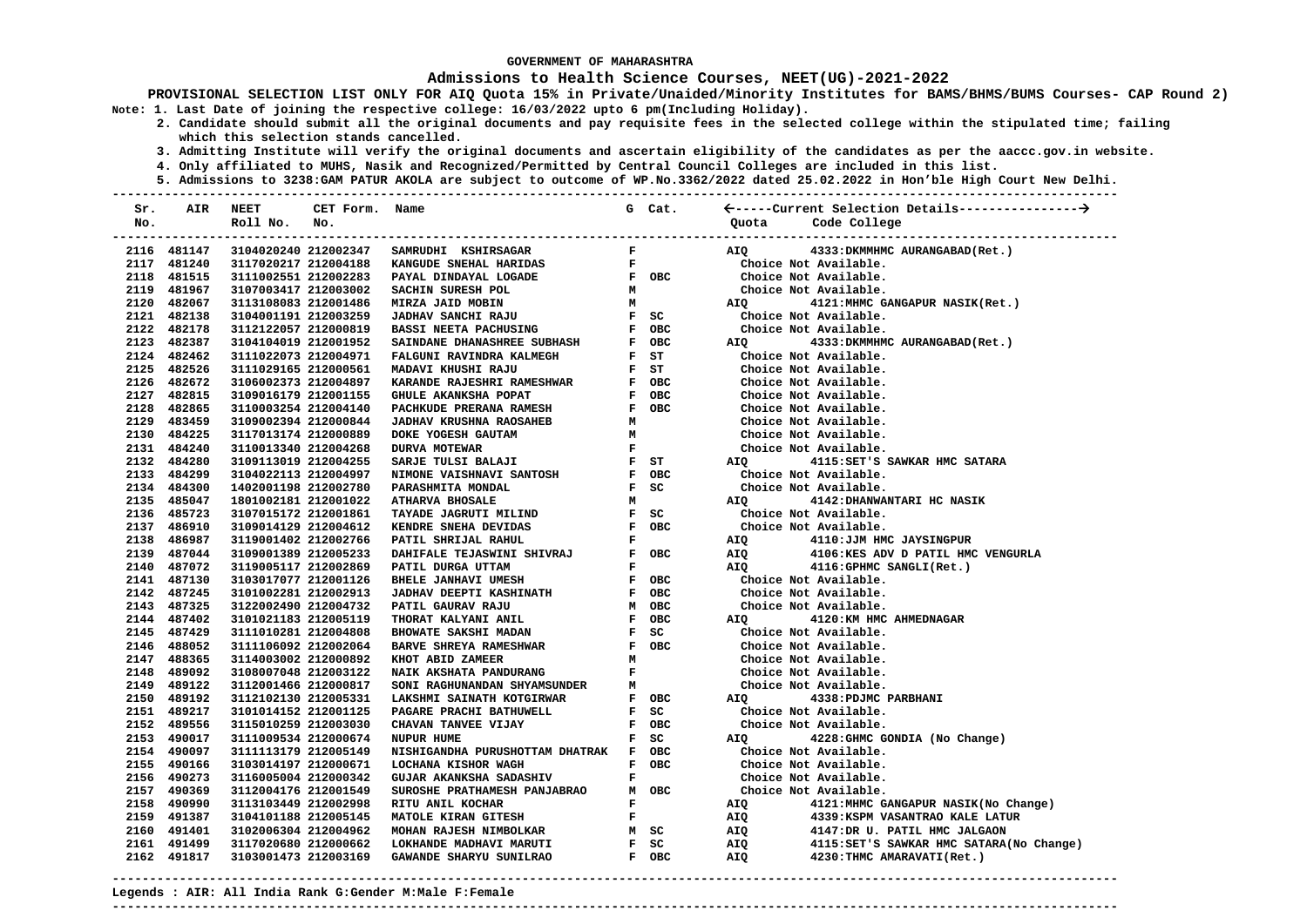GOVERNMENT OF MAHARASHTRA

## Admissions to Health Science Courses, NEET(UG)-2021-2022

**PROVISIONAL SELECTION LIST ONLY FOR AIQ Quota 15% in Private/Unaided/Minority Institutes for BAMS/BHMS/BUMS Courses- CAP Round 2)**

**Note: 1. Last Date of joining the respective college: 16/03/2022 upto 6 pm(Including Holiday).**

**2. Candidate should submit all the original documents and pay requisite fees in the selected college within the stipulated time; failing which this selection stands cancelled.**

**3. Admitting Institute will verify the original documents and ascertain eligibility of the candidates as per the aaccc.gov.in website.**

**4. Only affiliated to MUHS, Nasik and Recognized/Permitted by Central Council Colleges are included in this list.**

**5. Admissions to 3238:GAM PATUR AKOLA are subject to outcome of WP.No.3362/2022 dated 25.02.2022 in Hon'ble High Court New Delhi.**

| Sr. No. | AIR | NEET Roll No. | CET Form. No. | Name | G | Cat. | Quota | Code College |
|---|---|---|---|---|---|---|---|---|
| 2116 | 481147 | 3104020240 | 212002347 | SAMRUDHI KSHIRSAGAR | F | | AIQ | 4333:DKMMHMC AURANGABAD(Ret.) |
| 2117 | 481240 | 3117020217 | 212004188 | KANGUDE SNEHAL HARIDAS | F | | | Choice Not Available. |
| 2118 | 481515 | 3111002551 | 212002283 | PAYAL DINDAYAL LOGADE | F | OBC | | Choice Not Available. |
| 2119 | 481967 | 3107003417 | 212003002 | SACHIN SURESH POL | M | | | Choice Not Available. |
| 2120 | 482067 | 3113108083 | 212001486 | MIRZA JAID MOBIN | M | | AIQ | 4121:MHMC GANGAPUR NASIK(Ret.) |
| 2121 | 482138 | 3104001191 | 212003259 | JADHAV SANCHI RAJU | F | SC | | Choice Not Available. |
| 2122 | 482178 | 3112122057 | 212000819 | BASSI NEETA PACHUSING | F | OBC | | Choice Not Available. |
| 2123 | 482387 | 3104104019 | 212001952 | SAINDANE DHANASHREE SUBHASH | F | OBC | AIQ | 4333:DKMMHMC AURANGABAD(Ret.) |
| 2124 | 482462 | 3111022073 | 212004971 | FALGUNI RAVINDRA KALMEGH | F | ST | | Choice Not Available. |
| 2125 | 482526 | 3111029165 | 212000561 | MADAVI KHUSHI RAJU | F | ST | | Choice Not Available. |
| 2126 | 482672 | 3106002373 | 212004897 | KARANDE RAJESHRI RAMESHWAR | F | OBC | | Choice Not Available. |
| 2127 | 482815 | 3109016179 | 212001155 | GHULE AKANKSHA POPAT | F | OBC | | Choice Not Available. |
| 2128 | 482865 | 3110003254 | 212004140 | PACHKUDE PRERANA RAMESH | F | OBC | | Choice Not Available. |
| 2129 | 483459 | 3109002394 | 212000844 | JADHAV KRUSHNA RAOSAHEB | M | | | Choice Not Available. |
| 2130 | 484225 | 3117013174 | 212000889 | DOKE YOGESH GAUTAM | M | | | Choice Not Available. |
| 2131 | 484240 | 3110013340 | 212004268 | DURVA MOTEWAR | F | | | Choice Not Available. |
| 2132 | 484280 | 3109113019 | 212004255 | SARJE TULSI BALAJI | F | ST | AIQ | 4115:SET'S SAWKAR HMC SATARA |
| 2133 | 484299 | 3104022113 | 212004997 | NIMONE VAISHNAVI SANTOSH | F | OBC | | Choice Not Available. |
| 2134 | 484300 | 1402001198 | 212002780 | PARASHMITA MONDAL | F | SC | | Choice Not Available. |
| 2135 | 485047 | 1801002181 | 212001022 | ATHARVA BHOSALE | M | | AIQ | 4142:DHANWANTARI HC NASIK |
| 2136 | 485723 | 3107015172 | 212001861 | TAYADE JAGRUTI MILIND | F | SC | | Choice Not Available. |
| 2137 | 486910 | 3109014129 | 212004612 | KENDRE SNEHA DEVIDAS | F | OBC | | Choice Not Available. |
| 2138 | 486987 | 3119001402 | 212002766 | PATIL SHRIJAL RAHUL | F | | AIQ | 4110:JJM HMC JAYSINGPUR |
| 2139 | 487044 | 3109001389 | 212005233 | DAHIFALE TEJASWINI SHIVRAJ | F | OBC | AIQ | 4106:KES ADV D PATIL HMC VENGURLA |
| 2140 | 487072 | 3119005117 | 212002869 | PATIL DURGA UTTAM | F | | AIQ | 4116:GPHMC SANGLI(Ret.) |
| 2141 | 487130 | 3103017077 | 212001126 | BHELE JANHAVI UMESH | F | OBC | | Choice Not Available. |
| 2142 | 487245 | 3101002281 | 212002913 | JADHAV DEEPTI KASHINATH | F | OBC | | Choice Not Available. |
| 2143 | 487325 | 3122002490 | 212004732 | PATIL GAURAV RAJU | M | OBC | | Choice Not Available. |
| 2144 | 487402 | 3101021183 | 212005119 | THORAT KALYANI ANIL | F | OBC | AIQ | 4120:KM HMC AHMEDNAGAR |
| 2145 | 487429 | 3111010281 | 212004808 | BHOWATE SAKSHI MADAN | F | SC | | Choice Not Available. |
| 2146 | 488052 | 3111106092 | 212002064 | BARVE SHREYA RAMESHWAR | F | OBC | | Choice Not Available. |
| 2147 | 488365 | 3114003002 | 212000892 | KHOT ABID ZAMEER | M | | | Choice Not Available. |
| 2148 | 489092 | 3108007048 | 212003122 | NAIK AKSHATA PANDURANG | F | | | Choice Not Available. |
| 2149 | 489122 | 3112001466 | 212000817 | SONI RAGHUNANDAN SHYAMSUNDER | M | | | Choice Not Available. |
| 2150 | 489192 | 3112102130 | 212005331 | LAKSHMI SAINATH KOTGIRWAR | F | OBC | AIQ | 4338:PDJMC PARBHANI |
| 2151 | 489217 | 3101014152 | 212001125 | PAGARE PRACHI BATHUWELL | F | SC | | Choice Not Available. |
| 2152 | 489556 | 3115010259 | 212003030 | CHAVAN TANVEE VIJAY | F | OBC | | Choice Not Available. |
| 2153 | 490017 | 3111009534 | 212000674 | NUPUR HUME | F | SC | AIQ | 4228:GHMC GONDIA (No Change) |
| 2154 | 490097 | 3111113179 | 212005149 | NISHIGANDHA PURUSHOTTAM DHATRAK | F | OBC | | Choice Not Available. |
| 2155 | 490166 | 3103014197 | 212000671 | LOCHANA KISHOR WAGH | F | OBC | | Choice Not Available. |
| 2156 | 490273 | 3116005004 | 212000342 | GUJAR AKANKSHA SADASHIV | F | | | Choice Not Available. |
| 2157 | 490369 | 3112004176 | 212001549 | SUROSHE PRATHAMESH PANJABRAO | M | OBC | | Choice Not Available. |
| 2158 | 490990 | 3113103449 | 212002998 | RITU ANIL KOCHAR | F | | AIQ | 4121:MHMC GANGAPUR NASIK(No Change) |
| 2159 | 491387 | 3104101188 | 212005145 | MATOLE KIRAN GITESH | F | | AIQ | 4339:KSPM VASANTRAO KALE LATUR |
| 2160 | 491401 | 3102006304 | 212004962 | MOHAN RAJESH NIMBOLKAR | M | SC | AIQ | 4147:DR U. PATIL HMC JALGAON |
| 2161 | 491499 | 3117020680 | 212000662 | LOKHANDE MADHAVI MARUTI | F | SC | AIQ | 4115:SET'S SAWKAR HMC SATARA(No Change) |
| 2162 | 491817 | 3103001473 | 212003169 | GAWANDE SHARYU SUNILRAO | F | OBC | AIQ | 4230:THMC AMARAVATI(Ret.) |

**Legends : AIR: All India Rank G:Gender M:Male F:Female**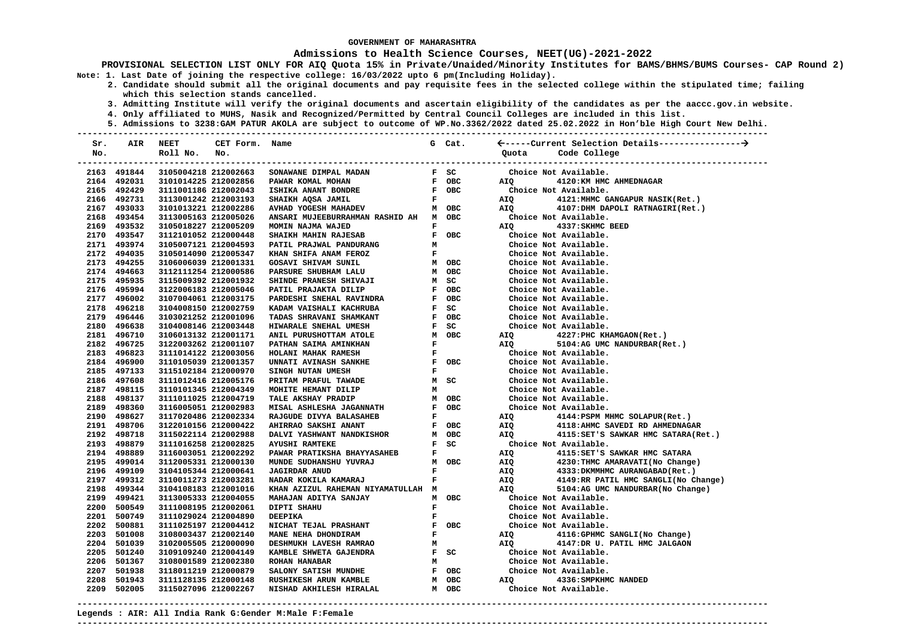**GOVERNMENT OF MAHARASHTRA**

**Admissions to Health Science Courses, NEET(UG)-2021-2022**

**PROVISIONAL SELECTION LIST ONLY FOR AIQ Quota 15% in Private/Unaided/Minority Institutes for BAMS/BHMS/BUMS Courses- CAP Round 2)**

Note: 1. Last Date of joining the respective college: 16/03/2022 upto 6 pm(Including Holiday).

2. Candidate should submit all the original documents and pay requisite fees in the selected college within the stipulated time; failing which this selection stands cancelled.

3. Admitting Institute will verify the original documents and ascertain eligibility of the candidates as per the aaccc.gov.in website.

4. Only affiliated to MUHS, Nasik and Recognized/Permitted by Central Council Colleges are included in this list.

5. Admissions to 3238:GAM PATUR AKOLA are subject to outcome of WP.No.3362/2022 dated 25.02.2022 in Hon'ble High Court New Delhi.

| Sr. No. | AIR | NEET Roll No. | CET Form. No. | Name | G | Cat. | Quota | Code College |
|---|---|---|---|---|---|---|---|---|
| 2163 | 491844 | 3105004218 | 212002663 | SONAWANE DIMPAL MADAN | F | SC | | Choice Not Available. |
| 2164 | 492031 | 3101014225 | 212002856 | PAWAR KOMAL MOHAN | F | OBC | AIQ | 4120:KM HMC AHMEDNAGAR |
| 2165 | 492429 | 3111001186 | 212002043 | ISHIKA ANANT BONDRE | F | OBC | | Choice Not Available. |
| 2166 | 492731 | 3113001242 | 212003193 | SHAIKH AQSA JAMIL | F | | AIQ | 4121:MHMC GANGAPUR NASIK(Ret.) |
| 2167 | 493033 | 3101013221 | 212002286 | AVHAD YOGESH MAHADEV | M | OBC | AIQ | 4107:DHM DAPOLI RATNAGIRI(Ret.) |
| 2168 | 493454 | 3113005163 | 212005026 | ANSARI MUJEEBURRAHMAN RASHID AH | M | OBC | | Choice Not Available. |
| 2169 | 493532 | 3105018227 | 212005209 | MOMIN NAJMA WAJED | F | | AIQ | 4337:SKHMC BEED |
| 2170 | 493547 | 3112101052 | 212000448 | SHAIKH MAHIN RAJESAB | F | OBC | | Choice Not Available. |
| 2171 | 493974 | 3105007121 | 212004593 | PATIL PRAJWAL PANDURANG | M | | | Choice Not Available. |
| 2172 | 494035 | 3105014090 | 212005347 | KHAN SHIFA ANAM FEROZ | F | | | Choice Not Available. |
| 2173 | 494255 | 3106006039 | 212001331 | GOSAVI SHIVAM SUNIL | M | OBC | | Choice Not Available. |
| 2174 | 494663 | 3112111254 | 212000586 | PARSURE SHUBHAM LALU | M | OBC | | Choice Not Available. |
| 2175 | 495935 | 3115009392 | 212001932 | SHINDE PRANESH SHIVAJI | M | SC | | Choice Not Available. |
| 2176 | 495994 | 3122006183 | 212005046 | PATIL PRAJAKTA DILIP | F | OBC | | Choice Not Available. |
| 2177 | 496002 | 3107004061 | 212003175 | PARDESHI SNEHAL RAVINDRA | F | OBC | | Choice Not Available. |
| 2178 | 496218 | 3104008150 | 212002759 | KADAM VAISHALI KACHRUBA | F | SC | | Choice Not Available. |
| 2179 | 496446 | 3103021252 | 212001096 | TADAS SHRAVANI SHAMKANT | F | OBC | | Choice Not Available. |
| 2180 | 496638 | 3104008146 | 212003448 | HIWARALE SNEHAL UMESH | F | SC | | Choice Not Available. |
| 2181 | 496710 | 3106013132 | 212001171 | ANIL PURUSHOTTAM ATOLE | M | OBC | AIQ | 4227:PHC KHAMGAON(Ret.) |
| 2182 | 496725 | 3122003262 | 212001107 | PATHAN SAIMA AMINKHAN | F | | AIQ | 5104:AG UMC NANDURBAR(Ret.) |
| 2183 | 496823 | 3111014122 | 212003056 | HOLANI MAHAK RAMESH | F | | | Choice Not Available. |
| 2184 | 496900 | 3110105039 | 212001357 | UNNATI AVINASH SANKHE | F | OBC | | Choice Not Available. |
| 2185 | 497133 | 3115102184 | 212000970 | SINGH NUTAN UMESH | F | | | Choice Not Available. |
| 2186 | 497608 | 3111012416 | 212005176 | PRITAM PRAFUL TAWADE | M | SC | | Choice Not Available. |
| 2187 | 498115 | 3110101345 | 212004349 | MOHITE HEMANT DILIP | M | | | Choice Not Available. |
| 2188 | 498137 | 3111011025 | 212004719 | TALE AKSHAY PRADIP | M | OBC | | Choice Not Available. |
| 2189 | 498360 | 3116005051 | 212002983 | MISAL ASHLESHA JAGANNATH | F | OBC | | Choice Not Available. |
| 2190 | 498627 | 3117020486 | 212002334 | RAJGUDE DIVYA BALASAHEB | F | | AIQ | 4144:PSPM MHMC SOLAPUR(Ret.) |
| 2191 | 498706 | 3122010156 | 212000422 | AHIRRAO SAKSHI ANANT | F | OBC | AIQ | 4118:AHMC SAVEDI RD AHMEDNAGAR |
| 2192 | 498718 | 3115022114 | 212002988 | DALVI YASHWANT NANDKISHOR | M | OBC | AIQ | 4115:SET'S SAWKAR HMC SATARA(Ret.) |
| 2193 | 498879 | 3111016258 | 212002825 | AYUSHI RAMTEKE | F | SC | | Choice Not Available. |
| 2194 | 498889 | 3116003051 | 212002292 | PAWAR PRATIKSHA BHAYYASAHEB | F | | AIQ | 4115:SET'S SAWKAR HMC SATARA |
| 2195 | 499014 | 3112005331 | 212000130 | MUNDE SUDHANSHU YUVRAJ | M | OBC | AIQ | 4230:THMC AMARAVATI(No Change) |
| 2196 | 499109 | 3104105344 | 212000641 | JAGIRDAR ANUD | F | | AIQ | 4333:DKMMHMC AURANGABAD(Ret.) |
| 2197 | 499312 | 3110011273 | 212003281 | NADAR KOKILA KAMARAJ | F | | AIQ | 4149:RR PATIL HMC SANGLI(No Change) |
| 2198 | 499344 | 3104108183 | 212001016 | KHAN AZIZUL RAHEMAN NIYAMATULLAH | M | | AIQ | 5104:AG UMC NANDURBAR(No Change) |
| 2199 | 499421 | 3113005333 | 212004055 | MAHAJAN ADITYA SANJAY | M | OBC | | Choice Not Available. |
| 2200 | 500549 | 3111008195 | 212002061 | DIPTI SHAHU | F | | | Choice Not Available. |
| 2201 | 500749 | 3111029024 | 212004890 | DEEPIKA | F | | | Choice Not Available. |
| 2202 | 500881 | 3111025197 | 212004412 | NICHAT TEJAL PRASHANT | F | OBC | | Choice Not Available. |
| 2203 | 501008 | 3108003437 | 212002140 | MANE NEHA DHONDIRAM | F | | AIQ | 4116:GPHMC SANGLI(No Change) |
| 2204 | 501039 | 3102005505 | 212000090 | DESHMUKH LAVESH RAMRAO | M | | AIQ | 4147:DR U. PATIL HMC JALGAON |
| 2205 | 501240 | 3109109240 | 212004149 | KAMBLE SHWETA GAJENDRA | F | SC | | Choice Not Available. |
| 2206 | 501367 | 3108001589 | 212002380 | ROHAN HANABAR | M | | | Choice Not Available. |
| 2207 | 501938 | 3118011219 | 212000879 | SALONY SATISH MUNDHE | F | OBC | | Choice Not Available. |
| 2208 | 501943 | 3111128135 | 212000148 | RUSHIKESH ARUN KAMBLE | M | OBC | AIQ | 4336:SMPKHMC NANDED |
| 2209 | 502005 | 3115027096 | 212002267 | NISHAD AKHILESH HIRALAL | M | OBC | | Choice Not Available. |

Legends : AIR: All India Rank G:Gender M:Male F:Female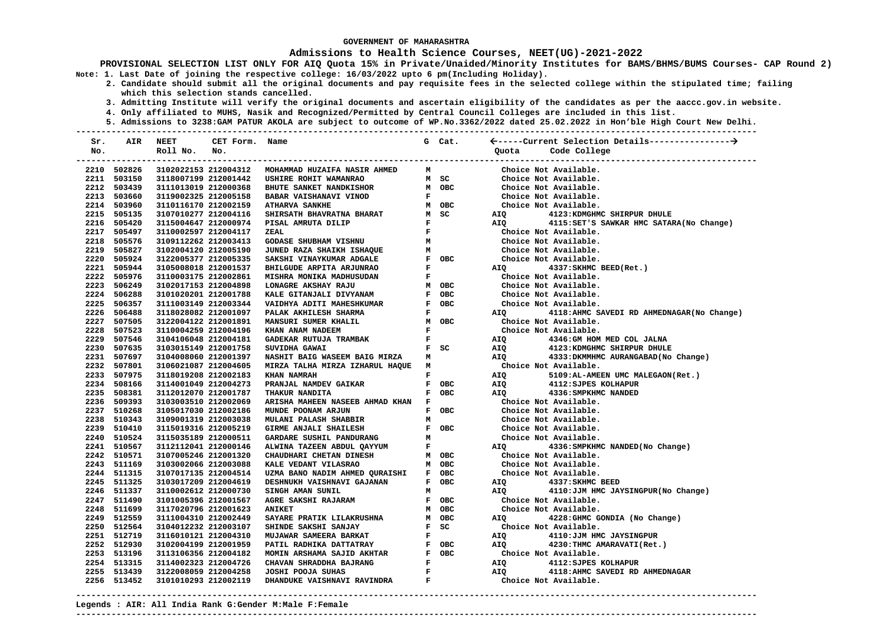GOVERNMENT OF MAHARASHTRA

## Admissions to Health Science Courses, NEET(UG)-2021-2022

**PROVISIONAL SELECTION LIST ONLY FOR AIQ Quota 15% in Private/Unaided/Minority Institutes for BAMS/BHMS/BUMS Courses- CAP Round 2)**

**Note: 1. Last Date of joining the respective college: 16/03/2022 upto 6 pm(Including Holiday).**

**2. Candidate should submit all the original documents and pay requisite fees in the selected college within the stipulated time; failing which this selection stands cancelled.**

**3. Admitting Institute will verify the original documents and ascertain eligibility of the candidates as per the aaccc.gov.in website.**

**4. Only affiliated to MUHS, Nasik and Recognized/Permitted by Central Council Colleges are included in this list.**

**5. Admissions to 3238:GAM PATUR AKOLA are subject to outcome of WP.No.3362/2022 dated 25.02.2022 in Hon'ble High Court New Delhi.**

| Sr. No. | AIR | NEET Roll No. | CET Form. No. | Name | G | Cat. | Quota | Code College |
|---|---|---|---|---|---|---|---|---|
| 2210 | 502826 | 3102022153 | 212004312 | MOHAMMAD HUZAIFA NASIR AHMED | M | | | Choice Not Available. |
| 2211 | 503150 | 3118007199 | 212001442 | USHIRE ROHIT WAMANRAO | M | SC | | Choice Not Available. |
| 2212 | 503439 | 3111013019 | 212000368 | BHUTE SANKET NANDKISHOR | M | OBC | | Choice Not Available. |
| 2213 | 503660 | 3119002325 | 212005158 | BABAR VAISHANAVI VINOD | F | | | Choice Not Available. |
| 2214 | 503960 | 3110116170 | 212002159 | ATHARVA SANKHE | M | OBC | | Choice Not Available. |
| 2215 | 505135 | 3107010277 | 212004116 | SHIRSATH BHAVRATNA BHARAT | M | SC | AIQ | 4123:KDMGHMC SHIRPUR DHULE |
| 2216 | 505420 | 3115004647 | 212000974 | PISAL AMRUTA DILIP | F | | AIQ | 4115:SET'S SAWKAR HMC SATARA(No Change) |
| 2217 | 505497 | 3110002597 | 212004117 | ZEAL | F | | | Choice Not Available. |
| 2218 | 505576 | 3109112262 | 212003413 | GODASE SHUBHAM VISHNU | M | | | Choice Not Available. |
| 2219 | 505827 | 3102004120 | 212005190 | JUNED RAZA SHAIKH ISHAQUE | M | | | Choice Not Available. |
| 2220 | 505924 | 3122005377 | 212005335 | SAKSHI VINAYKUMAR ADGALE | F | OBC | | Choice Not Available. |
| 2221 | 505944 | 3105008018 | 212001537 | BHILGUDE ARPITA ARJUNRAO | F | | AIQ | 4337:SKHMC BEED(Ret.) |
| 2222 | 505976 | 3110003175 | 212002861 | MISHRA MONIKA MADHUSUDAN | F | | | Choice Not Available. |
| 2223 | 506249 | 3102017153 | 212004898 | LONAGRE AKSHAY RAJU | M | OBC | | Choice Not Available. |
| 2224 | 506288 | 3101020201 | 212001788 | KALE GITANJALI DIVYANAM | F | OBC | | Choice Not Available. |
| 2225 | 506357 | 3111003149 | 212003344 | VAIDHYA ADITI MAHESHKUMAR | F | OBC | | Choice Not Available. |
| 2226 | 506488 | 3118028082 | 212001097 | PALAK AKHILESH SHARMA | F | | AIQ | 4118:AHMC SAVEDI RD AHMEDNAGAR(No Change) |
| 2227 | 507505 | 3122004122 | 212001891 | MANSURI SUMER KHALIL | M | OBC | | Choice Not Available. |
| 2228 | 507523 | 3110004259 | 212004196 | KHAN ANAM NADEEM | F | | | Choice Not Available. |
| 2229 | 507546 | 3104106048 | 212004181 | GADEKAR RUTUJA TRAMBAK | F | | AIQ | 4346:GM HOM MED COL JALNA |
| 2230 | 507635 | 3103015149 | 212001758 | SUVIDHA GAWAI | F | SC | AIQ | 4123:KDMGHMC SHIRPUR DHULE |
| 2231 | 507697 | 3104008060 | 212001397 | NASHIT BAIG WASEEM BAIG MIRZA | M | | AIQ | 4333:DKMMHMC AURANGABAD(No Change) |
| 2232 | 507801 | 3106021087 | 212004605 | MIRZA TALHA MIRZA IZHARUL HAQUE | M | | | Choice Not Available. |
| 2233 | 507975 | 3118019208 | 212002183 | KHAN NAMRAH | F | | AIQ | 5109:AL-AMEEN UMC MALEGAON(Ret.) |
| 2234 | 508166 | 3114001049 | 212004273 | PRANJAL NAMDEV GAIKAR | F | OBC | AIQ | 4112:SJPES KOLHAPUR |
| 2235 | 508381 | 3112012070 | 212001787 | THAKUR NANDITA | F | OBC | AIQ | 4336:SMPKHMC NANDED |
| 2236 | 509393 | 3103003510 | 212002069 | ARISHA MAHEEN NASEEB AHMAD KHAN | F | | | Choice Not Available. |
| 2237 | 510268 | 3105017030 | 212002186 | MUNDE POONAM ARJUN | F | OBC | | Choice Not Available. |
| 2238 | 510343 | 3109001319 | 212003038 | MULANI PALASH SHABBIR | M | | | Choice Not Available. |
| 2239 | 510410 | 3115019316 | 212005219 | GIRME ANJALI SHAILESH | F | OBC | | Choice Not Available. |
| 2240 | 510524 | 3115035189 | 212000511 | GARDARE SUSHIL PANDURANG | M | | | Choice Not Available. |
| 2241 | 510567 | 3112112041 | 212000146 | ALWINA TAZEEN ABDUL QAYYUM | F | | AIQ | 4336:SMPKHMC NANDED(No Change) |
| 2242 | 510571 | 3107005246 | 212001320 | CHAUDHARI CHETAN DINESH | M | OBC | | Choice Not Available. |
| 2243 | 511169 | 3103002066 | 212003088 | KALE VEDANT VILASRAO | M | OBC | | Choice Not Available. |
| 2244 | 511315 | 3107017135 | 212004514 | UZMA BANO NADIM AHMED QURAISHI | F | OBC | | Choice Not Available. |
| 2245 | 511325 | 3103017209 | 212004619 | DESHNUKH VAISHNAVI GAJANAN | F | OBC | AIQ | 4337:SKHMC BEED |
| 2246 | 511337 | 3110002612 | 212000730 | SINGH AMAN SUNIL | M | | AIQ | 4110:JJM HMC JAYSINGPUR(No Change) |
| 2247 | 511490 | 3101005396 | 212001567 | AGRE SAKSHI RAJARAM | F | OBC | | Choice Not Available. |
| 2248 | 511699 | 3117020796 | 212001623 | ANIKET | M | OBC | | Choice Not Available. |
| 2249 | 512559 | 3111004310 | 212002449 | SAYARE PRATIK LILAKRUSHNA | M | OBC | AIQ | 4228:GHMC GONDIA (No Change) |
| 2250 | 512564 | 3104012232 | 212003107 | SHINDE SAKSHI SANJAY | F | SC | | Choice Not Available. |
| 2251 | 512719 | 3116010121 | 212004310 | MUJAWAR SAMEERA BARKAT | F | | AIQ | 4110:JJM HMC JAYSINGPUR |
| 2252 | 512930 | 3102004199 | 212001959 | PATIL RADHIKA DATTATRAY | F | OBC | AIQ | 4230:THMC AMARAVATI(Ret.) |
| 2253 | 513196 | 3113106356 | 212004182 | MOMIN ARSHAMA SAJID AKHTAR | F | OBC | | Choice Not Available. |
| 2254 | 513315 | 3114002323 | 212004726 | CHAVAN SHRADDHA BAJRANG | F | | AIQ | 4112:SJPES KOLHAPUR |
| 2255 | 513439 | 3122008059 | 212004258 | JOSHI POOJA SUHAS | F | | AIQ | 4118:AHMC SAVEDI RD AHMEDNAGAR |
| 2256 | 513452 | 3101010293 | 212002119 | DHANDUKE VAISHNAVI RAVINDRA | F | | | Choice Not Available. |

**Legends : AIR: All India Rank G:Gender M:Male F:Female**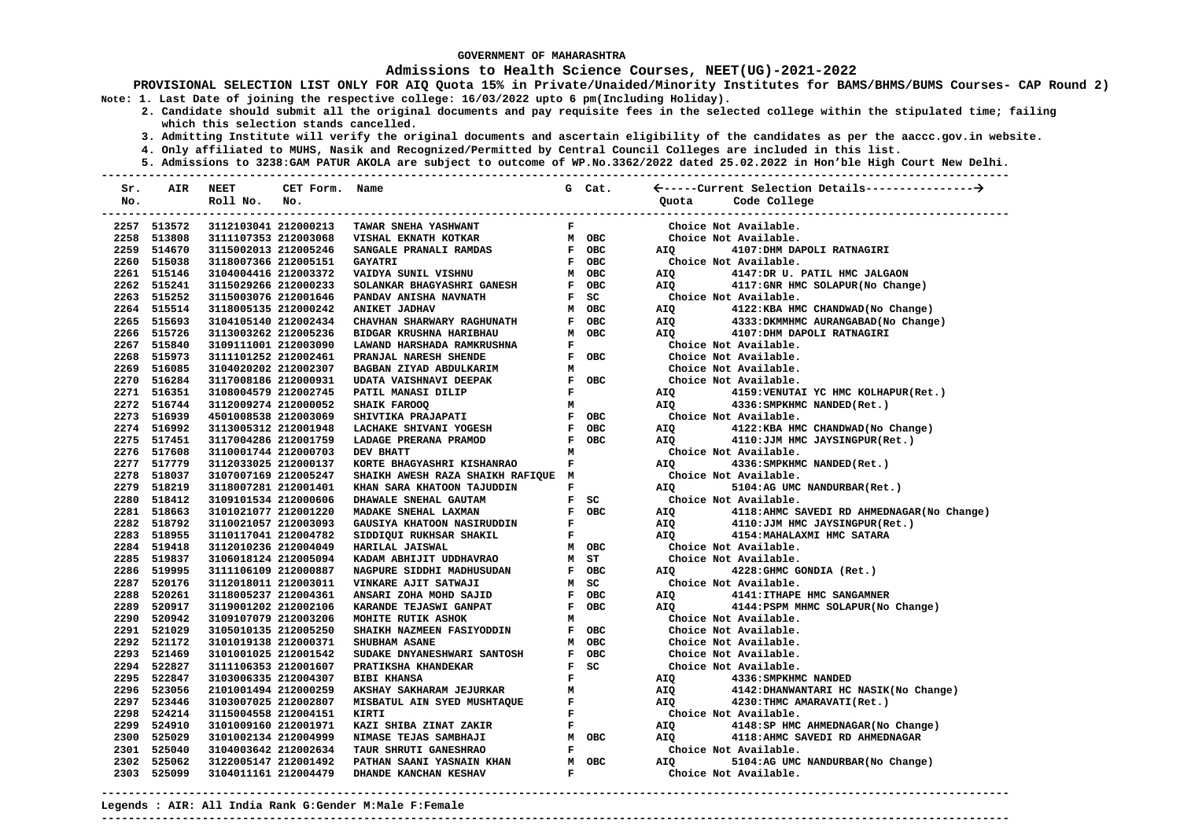GOVERNMENT OF MAHARASHTRA

# Admissions to Health Science Courses, NEET(UG)-2021-2022

**PROVISIONAL SELECTION LIST ONLY FOR AIQ Quota 15% in Private/Unaided/Minority Institutes for BAMS/BHMS/BUMS Courses- CAP Round 2)**

**Note: 1. Last Date of joining the respective college: 16/03/2022 upto 6 pm(Including Holiday).**

**2. Candidate should submit all the original documents and pay requisite fees in the selected college within the stipulated time; failing which this selection stands cancelled.**

**3. Admitting Institute will verify the original documents and ascertain eligibility of the candidates as per the aaccc.gov.in website.**

**4. Only affiliated to MUHS, Nasik and Recognized/Permitted by Central Council Colleges are included in this list.**

**5. Admissions to 3238:GAM PATUR AKOLA are subject to outcome of WP.No.3362/2022 dated 25.02.2022 in Hon'ble High Court New Delhi.**

| Sr. No. | AIR | NEET Roll No. | CET Form. No. | Name | G | Cat. | Quota | Code College |
|---|---|---|---|---|---|---|---|---|
| 2257 | 513572 | 3112103041 | 212000213 | TAWAR SNEHA YASHWANT | F | | | Choice Not Available. |
| 2258 | 513808 | 3111107353 | 212003068 | VISHAL EKNATH KOTKAR | M | OBC | | Choice Not Available. |
| 2259 | 514670 | 3115002013 | 212005246 | SANGALE PRANALI RAMDAS | F | OBC | AIQ | 4107:DHM DAPOLI RATNAGIRI |
| 2260 | 515038 | 3118007366 | 212005151 | GAYATRI | F | OBC | | Choice Not Available. |
| 2261 | 515146 | 3104004416 | 212003372 | VAIDYA SUNIL VISHNU | M | OBC | AIQ | 4147:DR U. PATIL HMC JALGAON |
| 2262 | 515241 | 3115029266 | 212000233 | SOLANKAR BHAGYASHRI GANESH | F | OBC | AIQ | 4117:GNR HMC SOLAPUR(No Change) |
| 2263 | 515252 | 3115003076 | 212001646 | PANDAV ANISHA NAVNATH | F | SC | | Choice Not Available. |
| 2264 | 515514 | 3118005135 | 212000242 | ANIKET JADHAV | M | OBC | AIQ | 4122:KBA HMC CHANDWAD(No Change) |
| 2265 | 515693 | 3104105140 | 212002434 | CHAVHAN SHARWARY RAGHUNATH | F | OBC | AIQ | 4333:DKMMHMC AURANGABAD(No Change) |
| 2266 | 515726 | 3113003262 | 212005236 | BIDGAR KRUSHNA HARIBHAU | M | OBC | AIQ | 4107:DHM DAPOLI RATNAGIRI |
| 2267 | 515840 | 3109111001 | 212003090 | LAWAND HARSHADA RAMKRUSHNA | F | | | Choice Not Available. |
| 2268 | 515973 | 3111101252 | 212002461 | PRANJAL NARESH SHENDE | F | OBC | | Choice Not Available. |
| 2269 | 516085 | 3104020202 | 212002307 | BAGBAN ZIYAD ABDULKARIM | M | | | Choice Not Available. |
| 2270 | 516284 | 3117008186 | 212000931 | UDATA VAISHNAVI DEEPAK | F | OBC | | Choice Not Available. |
| 2271 | 516351 | 3108004579 | 212002745 | PATIL MANASI DILIP | F | | AIQ | 4159:VENUTAI YC HMC KOLHAPUR(Ret.) |
| 2272 | 516744 | 3112009274 | 212000052 | SHAIK FAROOQ | M | | AIQ | 4336:SMPKHMC NANDED(Ret.) |
| 2273 | 516939 | 4501008538 | 212003069 | SHIVTIKA PRAJAPATI | F | OBC | | Choice Not Available. |
| 2274 | 516992 | 3113005312 | 212001948 | LACHAKE SHIVANI YOGESH | F | OBC | AIQ | 4122:KBA HMC CHANDWAD(No Change) |
| 2275 | 517451 | 3117004286 | 212001759 | LADAGE PRERANA PRAMOD | F | OBC | AIQ | 4110:JJM HMC JAYSINGPUR(Ret.) |
| 2276 | 517608 | 3110001744 | 212000703 | DEV BHATT | M | | | Choice Not Available. |
| 2277 | 517779 | 3112033025 | 212000137 | KORTE BHAGYASHRI KISHANRAO | F | | AIQ | 4336:SMPKHMC NANDED(Ret.) |
| 2278 | 518037 | 3107007169 | 212005247 | SHAIKH AWESH RAZA SHAIKH RAFIQUE | M | | | Choice Not Available. |
| 2279 | 518219 | 3118007281 | 212001401 | KHAN SARA KHATOON TAJUDDIN | F | | AIQ | 5104:AG UMC NANDURBAR(Ret.) |
| 2280 | 518412 | 3109101534 | 212000606 | DHAWALE SNEHAL GAUTAM | F | SC | | Choice Not Available. |
| 2281 | 518663 | 3101021077 | 212001220 | MADAKE SNEHAL LAXMAN | F | OBC | AIQ | 4118:AHMC SAVEDI RD AHMEDNAGAR(No Change) |
| 2282 | 518792 | 3110021057 | 212003093 | GAUSIYA KHATOON NASIRUDDIN | F | | AIQ | 4110:JJM HMC JAYSINGPUR(Ret.) |
| 2283 | 518955 | 3110117041 | 212004782 | SIDDIQUI RUKHSAR SHAKIL | F | | AIQ | 4154:MAHALAXMI HMC SATARA |
| 2284 | 519418 | 3112010236 | 212004049 | HARILAL JAISWAL | M | OBC | | Choice Not Available. |
| 2285 | 519837 | 3106018124 | 212005094 | KADAM ABHIJIT UDDHAVRAO | M | ST | | Choice Not Available. |
| 2286 | 519995 | 3111106109 | 212000887 | NAGPURE SIDDHI MADHUSUDAN | F | OBC | AIQ | 4228:GHMC GONDIA (Ret.) |
| 2287 | 520176 | 3112018011 | 212003011 | VINKARE AJIT SATWAJI | M | SC | | Choice Not Available. |
| 2288 | 520261 | 3118005237 | 212004361 | ANSARI ZOHA MOHD SAJID | F | OBC | AIQ | 4141:ITHAPE HMC SANGAMNER |
| 2289 | 520917 | 3119001202 | 212002106 | KARANDE TEJASWI GANPAT | F | OBC | AIQ | 4144:PSPM MHMC SOLAPUR(No Change) |
| 2290 | 520942 | 3109107079 | 212003206 | MOHITE RUTIK ASHOK | M | | | Choice Not Available. |
| 2291 | 521029 | 3105010135 | 212005250 | SHAIKH NAZMEEN FASIYODDIN | F | OBC | | Choice Not Available. |
| 2292 | 521172 | 3101019138 | 212000371 | SHUBHAM ASANE | M | OBC | | Choice Not Available. |
| 2293 | 521469 | 3101001025 | 212001542 | SUDAKE DNYANESHWARI SANTOSH | F | OBC | | Choice Not Available. |
| 2294 | 522827 | 3111106353 | 212001607 | PRATIKSHA KHANDEKAR | F | SC | | Choice Not Available. |
| 2295 | 522847 | 3103006335 | 212004307 | BIBI KHANSA | F | | AIQ | 4336:SMPKHMC NANDED |
| 2296 | 523056 | 2101001494 | 212000259 | AKSHAY SAKHARAM JEJURKAR | M | | AIQ | 4142:DHANWANTARI HC NASIK(No Change) |
| 2297 | 523446 | 3103007025 | 212002807 | MISBATUL AIN SYED MUSHTAQUE | F | | AIQ | 4230:THMC AMARAVATI(Ret.) |
| 2298 | 524214 | 3115004558 | 212004151 | KIRTI | F | | | Choice Not Available. |
| 2299 | 524910 | 3101009160 | 212001971 | KAZI SHIBA ZINAT ZAKIR | F | | AIQ | 4148:SP HMC AHMEDNAGAR(No Change) |
| 2300 | 525029 | 3101002134 | 212004999 | NIMASE TEJAS SAMBHAJI | M | OBC | AIQ | 4118:AHMC SAVEDI RD AHMEDNAGAR |
| 2301 | 525040 | 3104003642 | 212002634 | TAUR SHRUTI GANESHRAO | F | | | Choice Not Available. |
| 2302 | 525062 | 3122005147 | 212001492 | PATHAN SAANI YASNAIN KHAN | M | OBC | AIQ | 5104:AG UMC NANDURBAR(No Change) |
| 2303 | 525099 | 3104011161 | 212004479 | DHANDE KANCHAN KESHAV | F | | | Choice Not Available. |

**Legends : AIR: All India Rank G:Gender M:Male F:Female**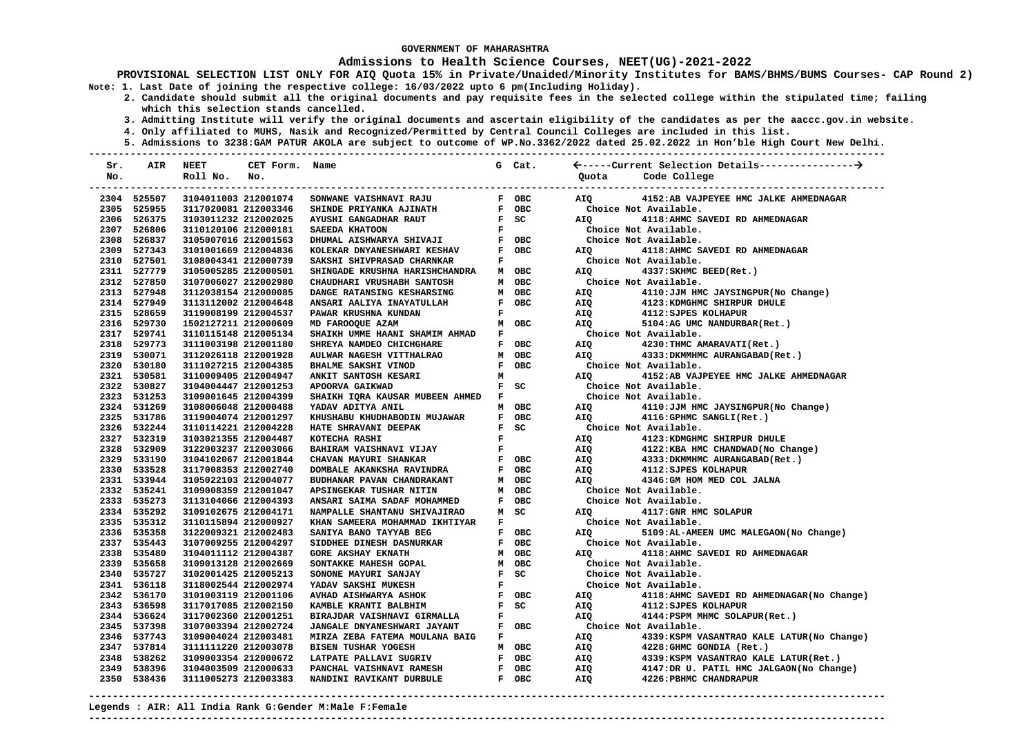GOVERNMENT OF MAHARASHTRA

**Admissions to Health Science Courses, NEET(UG)-2021-2022**

**PROVISIONAL SELECTION LIST ONLY FOR AIQ Quota 15% in Private/Unaided/Minority Institutes for BAMS/BHMS/BUMS Courses- CAP Round 2)**

**Note: 1. Last Date of joining the respective college: 16/03/2022 upto 6 pm(Including Holiday).**

**2. Candidate should submit all the original documents and pay requisite fees in the selected college within the stipulated time; failing which this selection stands cancelled.**

**3. Admitting Institute will verify the original documents and ascertain eligibility of the candidates as per the aaccc.gov.in website.**

**4. Only affiliated to MUHS, Nasik and Recognized/Permitted by Central Council Colleges are included in this list.**

**5. Admissions to 3238:GAM PATUR AKOLA are subject to outcome of WP.No.3362/2022 dated 25.02.2022 in Hon'ble High Court New Delhi.**

| Sr. No. | AIR | NEET Roll No. | CET Form. No. | Name | G | Cat. | Quota | Code College |
|---|---|---|---|---|---|---|---|---|
| 2304 | 525507 | 3104011003 | 212001074 | SONWANE VAISHNAVI RAJU | F | OBC | AIQ | 4152:AB VAJPEYEE HMC JALKE AHMEDNAGAR |
| 2305 | 525955 | 3117020081 | 212003346 | SHINDE PRIYANKA AJINATH | F | OBC | | Choice Not Available. |
| 2306 | 526375 | 3103011232 | 212002025 | AYUSHI GANGADHAR RAUT | F | SC | AIQ | 4118:AHMC SAVEDI RD AHMEDNAGAR |
| 2307 | 526806 | 3110120106 | 212000181 | SAEEDA KHATOON | F | | | Choice Not Available. |
| 2308 | 526837 | 3105007016 | 212001563 | DHUMAL AISHWARYA SHIVAJI | F | OBC | | Choice Not Available. |
| 2309 | 527343 | 3101001669 | 212004836 | KOLEKAR DNYANESHWARI KESHAV | F | OBC | AIQ | 4118:AHMC SAVEDI RD AHMEDNAGAR |
| 2310 | 527501 | 3108004341 | 212000739 | SAKSHI SHIVPRASAD CHARNKAR | F | | | Choice Not Available. |
| 2311 | 527779 | 3105005285 | 212000501 | SHINGADE KRUSHNA HARISHCHANDRA | M | OBC | AIQ | 4337:SKHMC BEED(Ret.) |
| 2312 | 527850 | 3107006027 | 212002980 | CHAUDHARI VRUSHABH SANTOSH | M | OBC | | Choice Not Available. |
| 2313 | 527948 | 3112038154 | 212000085 | DANGE RATANSING KESHARSING | M | OBC | AIQ | 4110:JJM HMC JAYSINGPUR(No Change) |
| 2314 | 527949 | 3113112002 | 212004648 | ANSARI AALIYA INAYATULLAH | F | OBC | AIQ | 4123:KDMGHMC SHIRPUR DHULE |
| 2315 | 528659 | 3119008199 | 212004537 | PAWAR KRUSHNA KUNDAN | F | | AIQ | 4112:SJPES KOLHAPUR |
| 2316 | 529730 | 1502127211 | 212000609 | MD FAROOQUE AZAM | M | OBC | AIQ | 5104:AG UMC NANDURBAR(Ret.) |
| 2317 | 529741 | 3110115148 | 212005134 | SHAIKH UMME HAANI SHAMIM AHMAD | F | | | Choice Not Available. |
| 2318 | 529773 | 3111003198 | 212001180 | SHREYA NAMDEO CHICHGHARE | F | OBC | AIQ | 4230:THMC AMARAVATI(Ret.) |
| 2319 | 530071 | 3112026118 | 212001928 | AULWAR NAGESH VITTHALRAO | M | OBC | AIQ | 4333:DKMMHMC AURANGABAD(Ret.) |
| 2320 | 530180 | 3111027215 | 212004385 | BHALME SAKSHI VINOD | F | OBC | | Choice Not Available. |
| 2321 | 530581 | 3110009405 | 212004947 | ANKIT SANTOSH KESARI | M | | AIQ | 4152:AB VAJPEYEE HMC JALKE AHMEDNAGAR |
| 2322 | 530827 | 3104004447 | 212001253 | APOORVA GAIKWAD | F | SC | | Choice Not Available. |
| 2323 | 531253 | 3109001645 | 212004399 | SHAIKH IQRA KAUSAR MUBEEN AHMED | F | | | Choice Not Available. |
| 2324 | 531269 | 3108006048 | 212000488 | YADAV ADITYA ANIL | M | OBC | AIQ | 4110:JJM HMC JAYSINGPUR(No Change) |
| 2325 | 531786 | 3119004074 | 212001297 | KHUSHABU KHUDHABODIN MUJAWAR | F | OBC | AIQ | 4116:GPHMC SANGLI(Ret.) |
| 2326 | 532244 | 3110114221 | 212004228 | HATE SHRAVANI DEEPAK | F | SC | | Choice Not Available. |
| 2327 | 532319 | 3103021355 | 212004487 | KOTECHA RASHI | F | | AIQ | 4123:KDMGHMC SHIRPUR DHULE |
| 2328 | 532909 | 3122003237 | 212003066 | BAHIRAM VAISHNAVI VIJAY | F | | AIQ | 4122:KBA HMC CHANDWAD(No Change) |
| 2329 | 533190 | 3104102067 | 212001844 | CHAVAN MAYURI SHANKAR | F | OBC | AIQ | 4333:DKMMHMC AURANGABAD(Ret.) |
| 2330 | 533528 | 3117008353 | 212002740 | DOMBALE AKANKSHA RAVINDRA | F | OBC | AIQ | 4112:SJPES KOLHAPUR |
| 2331 | 533944 | 3105022103 | 212004077 | BUDHANAR PAVAN CHANDRAKANT | M | OBC | AIQ | 4346:GM HOM MED COL JALNA |
| 2332 | 535241 | 3109008359 | 212001047 | APSINGEKAR TUSHAR NITIN | M | OBC | | Choice Not Available. |
| 2333 | 535273 | 3113104066 | 212004393 | ANSARI SAIMA SADAF MOHAMMED | F | OBC | | Choice Not Available. |
| 2334 | 535292 | 3109102675 | 212004171 | NAMPALLE SHANTANU SHIVAJIRAO | M | SC | AIQ | 4117:GNR HMC SOLAPUR |
| 2335 | 535312 | 3110115894 | 212000927 | KHAN SAMEERA MOHAMMAD IKHTIYAR | F | | | Choice Not Available. |
| 2336 | 535358 | 3122009321 | 212002483 | SANIYA BANO TAYYAB BEG | F | OBC | AIQ | 5109:AL-AMEEN UMC MALEGAON(No Change) |
| 2337 | 535443 | 3107009255 | 212004297 | SIDDHEE DINESH DASNURKAR | F | OBC | | Choice Not Available. |
| 2338 | 535480 | 3104011112 | 212004387 | GORE AKSHAY EKNATH | M | OBC | AIQ | 4118:AHMC SAVEDI RD AHMEDNAGAR |
| 2339 | 535658 | 3109013128 | 212002669 | SONTAKKE MAHESH GOPAL | M | OBC | | Choice Not Available. |
| 2340 | 535727 | 3102001425 | 212005213 | SONONE MAYURI SANJAY | F | SC | | Choice Not Available. |
| 2341 | 536118 | 3118002544 | 212002974 | YADAV SAKSHI MUKESH | F | | | Choice Not Available. |
| 2342 | 536170 | 3101003119 | 212001106 | AVHAD AISHWARYA ASHOK | F | OBC | AIQ | 4118:AHMC SAVEDI RD AHMEDNAGAR(No Change) |
| 2343 | 536598 | 3117017085 | 212002150 | KAMBLE KRANTI BALBHIM | F | SC | AIQ | 4112:SJPES KOLHAPUR |
| 2344 | 536624 | 3117002360 | 212001251 | BIRAJDAR VAISHNAVI GIRMALLA | F | | AIQ | 4144:PSPM MHMC SOLAPUR(Ret.) |
| 2345 | 537398 | 3107003394 | 212002724 | JANGALE DNYANESHWARI JAYANT | F | OBC | | Choice Not Available. |
| 2346 | 537743 | 3109004024 | 212003481 | MIRZA ZEBA FATEMA MOULANA BAIG | F | | AIQ | 4339:KSPM VASANTRAO KALE LATUR(No Change) |
| 2347 | 537814 | 3111111220 | 212003078 | BISEN TUSHAR YOGESH | M | OBC | AIQ | 4228:GHMC GONDIA (Ret.) |
| 2348 | 538262 | 3109003354 | 212000672 | LATPATE PALLAVI SUGRIV | F | OBC | AIQ | 4339:KSPM VASANTRAO KALE LATUR(Ret.) |
| 2349 | 538396 | 3104003509 | 212000633 | PANCHAL VAISHNAVI RAMESH | F | OBC | AIQ | 4147:DR U. PATIL HMC JALGAON(No Change) |
| 2350 | 538436 | 3111005273 | 212003383 | NANDINI RAVIKANT DURBULE | F | OBC | AIQ | 4226:PBHMC CHANDRAPUR |

**Legends : AIR: All India Rank G:Gender M:Male F:Female**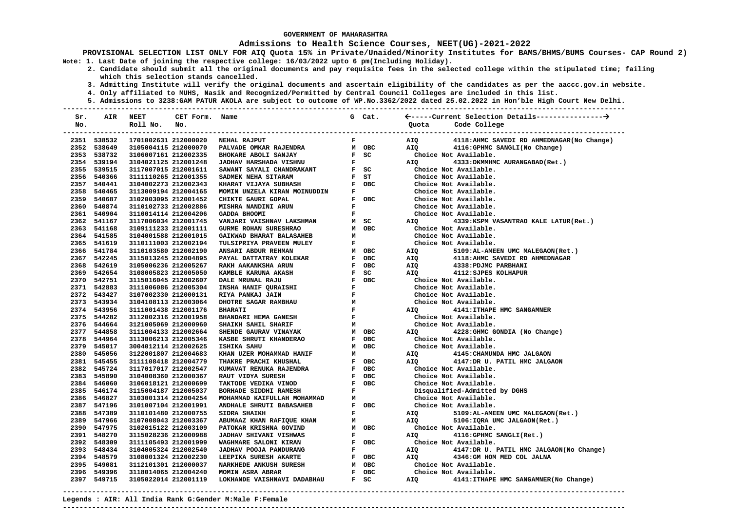GOVERNMENT OF MAHARASHTRA

## Admissions to Health Science Courses, NEET(UG)-2021-2022

**PROVISIONAL SELECTION LIST ONLY FOR AIQ Quota 15% in Private/Unaided/Minority Institutes for BAMS/BHMS/BUMS Courses- CAP Round 2)**

**Note: 1. Last Date of joining the respective college: 16/03/2022 upto 6 pm(Including Holiday).**
**2. Candidate should submit all the original documents and pay requisite fees in the selected college within the stipulated time; failing which this selection stands cancelled.**
**3. Admitting Institute will verify the original documents and ascertain eligibility of the candidates as per the aaccc.gov.in website.**
**4. Only affiliated to MUHS, Nasik and Recognized/Permitted by Central Council Colleges are included in this list.**
**5. Admissions to 3238:GAM PATUR AKOLA are subject to outcome of WP.No.3362/2022 dated 25.02.2022 in Hon'ble High Court New Delhi.**

| Sr. No. | AIR | NEET Roll No. | CET Form. No. | Name | G | Cat. | Quota | Code College |
|---|---|---|---|---|---|---|---|---|
| 2351 | 538532 | 1701002631 | 212000020 | NEHAL RAJPUT | F | | AIQ | 4118:AHMC SAVEDI RD AHMEDNAGAR(No Change) |
| 2352 | 538649 | 3105004115 | 212000070 | PALVADE OMKAR RAJENDRA | M | OBC | AIQ | 4116:GPHMC SANGLI(No Change) |
| 2353 | 538732 | 3106007161 | 212002335 | BHOKARE ABOLI SANJAY | F | SC | | Choice Not Available. |
| 2354 | 539194 | 3104021125 | 212001248 | JADHAV HARSHADA VISHNU | F | | AIQ | 4333:DKMMHMC AURANGABAD(Ret.) |
| 2355 | 539515 | 3117007015 | 212001611 | SAWANT SAYALI CHANDRAKANT | F | SC | | Choice Not Available. |
| 2356 | 540366 | 3111110265 | 212001355 | SADMEK NEHA SITARAM | F | ST | | Choice Not Available. |
| 2357 | 540441 | 3104002273 | 212002343 | KHARAT VIJAYA SUBHASH | F | OBC | | Choice Not Available. |
| 2358 | 540465 | 3113009194 | 212004165 | MOMIN UNZELA KIRAN MOINUDDIN | F | | | Choice Not Available. |
| 2359 | 540687 | 3102003095 | 212001452 | CHIKTE GAURI GOPAL | F | OBC | | Choice Not Available. |
| 2360 | 540874 | 3110102733 | 212002886 | MISHRA NANDINI ARUN | F | | | Choice Not Available. |
| 2361 | 540904 | 3110014114 | 212004206 | GADDA BHOOMI | F | | | Choice Not Available. |
| 2362 | 541167 | 3117006034 | 212001745 | VANJARI VAISHNAV LAKSHMAN | M | SC | AIQ | 4339:KSPM VASANTRAO KALE LATUR(Ret.) |
| 2363 | 541168 | 3109111233 | 212001111 | GURME ROHAN SURESHRAO | M | OBC | | Choice Not Available. |
| 2364 | 541585 | 3104001588 | 212001015 | GAIKWAD BHARAT BALASAHEB | M | | | Choice Not Available. |
| 2365 | 541619 | 3110111003 | 212002194 | TULSIPRIYA PRAVEEN MULEY | F | | | Choice Not Available. |
| 2366 | 541784 | 3110103580 | 212002190 | ANSARI ABDUR REHMAN | M | OBC | AIQ | 5109:AL-AMEEN UMC MALEGAON(Ret.) |
| 2367 | 542245 | 3115013245 | 212004895 | PAYAL DATTATRAY KOLEKAR | F | OBC | AIQ | 4118:AHMC SAVEDI RD AHMEDNAGAR |
| 2368 | 542619 | 3105006236 | 212005267 | RAKH AAKANKSHA ARUN | F | OBC | AIQ | 4338:PDJMC PARBHANI |
| 2369 | 542654 | 3108005823 | 212005050 | KAMBLE KARUNA AKASH | F | SC | AIQ | 4112:SJPES KOLHAPUR |
| 2370 | 542751 | 3115016045 | 212002607 | DALE MRUNAL RAJU | F | OBC | | Choice Not Available. |
| 2371 | 542883 | 3111006086 | 212005304 | INSHA HANIF QURAISHI | F | | | Choice Not Available. |
| 2372 | 543427 | 3107002330 | 212000131 | RIYA PANKAJ JAIN | F | | | Choice Not Available. |
| 2373 | 543934 | 3104108113 | 212003064 | DHOTRE SAGAR RAMBHAU | M | | | Choice Not Available. |
| 2374 | 543956 | 3111001438 | 212001176 | BHARATI | F | | AIQ | 4141:ITHAPE HMC SANGAMNER |
| 2375 | 544282 | 3112002316 | 212001958 | BHANDARI HEMA GANESH | F | | | Choice Not Available. |
| 2376 | 544664 | 3121005069 | 212000960 | SHAIKH SAHIL SHARIF | M | | | Choice Not Available. |
| 2377 | 544858 | 3111004133 | 212002664 | SHENDE GAURAV VINAYAK | M | OBC | AIQ | 4228:GHMC GONDIA (No Change) |
| 2378 | 544964 | 3113006213 | 212005346 | KASBE SHRUTI KHANDERAO | F | OBC | | Choice Not Available. |
| 2379 | 545017 | 3004012114 | 212002625 | ISHIKA SAHU | M | OBC | | Choice Not Available. |
| 2380 | 545056 | 3122001807 | 212004683 | KHAN UZER MOHAMMAD HANIF | M | | AIQ | 4145:CHAMUNDA HMC JALGAON |
| 2381 | 545455 | 3111108418 | 212004779 | THAKRE PRACHI KHUSHAL | F | OBC | AIQ | 4147:DR U. PATIL HMC JALGAON |
| 2382 | 545724 | 3117017017 | 212002547 | KUMAVAT RENUKA RAJENDRA | F | OBC | | Choice Not Available. |
| 2383 | 545890 | 3104008360 | 212000367 | RAUT VIDYA SURESH | F | OBC | | Choice Not Available. |
| 2384 | 546060 | 3106018121 | 212000699 | TAKTODE VEDIKA VINOD | F | OBC | | Choice Not Available. |
| 2385 | 546174 | 3115004187 | 212005037 | BORHADE SIDDHI RAMESH | F | | | Disqualified-Admitted by DGHS |
| 2386 | 546827 | 3103001314 | 212004254 | MOHAMMAD KAIFULLAH MOHAMMAD | M | | | Choice Not Available. |
| 2387 | 547196 | 3101007104 | 212001991 | ANDHALE SHRUTI BABASAHEB | F | OBC | | Choice Not Available. |
| 2388 | 547389 | 3110101480 | 212000755 | SIDRA SHAIKH | F | | AIQ | 5109:AL-AMEEN UMC MALEGAON(Ret.) |
| 2389 | 547966 | 3107008043 | 212003367 | ABUMAAZ KHAN RAFIQUE KHAN | M | | AIQ | 5106:IQRA UMC JALGAON(Ret.) |
| 2390 | 547975 | 3102015122 | 212003109 | PATOKAR KRISHNA GOVIND | M | OBC | | Choice Not Available. |
| 2391 | 548270 | 3115028236 | 212000988 | JADHAV SHIVANI VISHWAS | F | | AIQ | 4116:GPHMC SANGLI(Ret.) |
| 2392 | 548309 | 3111105493 | 212001999 | WAGHMARE SALONI KIRAN | F | OBC | | Choice Not Available. |
| 2393 | 548434 | 3104005324 | 212002540 | JADHAV POOJA PANDURANG | F | | AIQ | 4147:DR U. PATIL HMC JALGAON(No Change) |
| 2394 | 548579 | 3108001324 | 212002230 | LEEPIKA SURESH AKARTE | F | OBC | AIQ | 4346:GM HOM MED COL JALNA |
| 2395 | 549081 | 3112101301 | 212000037 | NARKHEDE ANKUSH SURESH | M | OBC | | Choice Not Available. |
| 2396 | 549396 | 3118014065 | 212004240 | MOMIN ASRA ABRAR | F | OBC | | Choice Not Available. |
| 2397 | 549715 | 3105022014 | 212001119 | LOKHANDE VAISHNAVI DADABHAU | F | SC | AIQ | 4141:ITHAPE HMC SANGAMNER(No Change) |

**Legends : AIR: All India Rank G:Gender M:Male F:Female**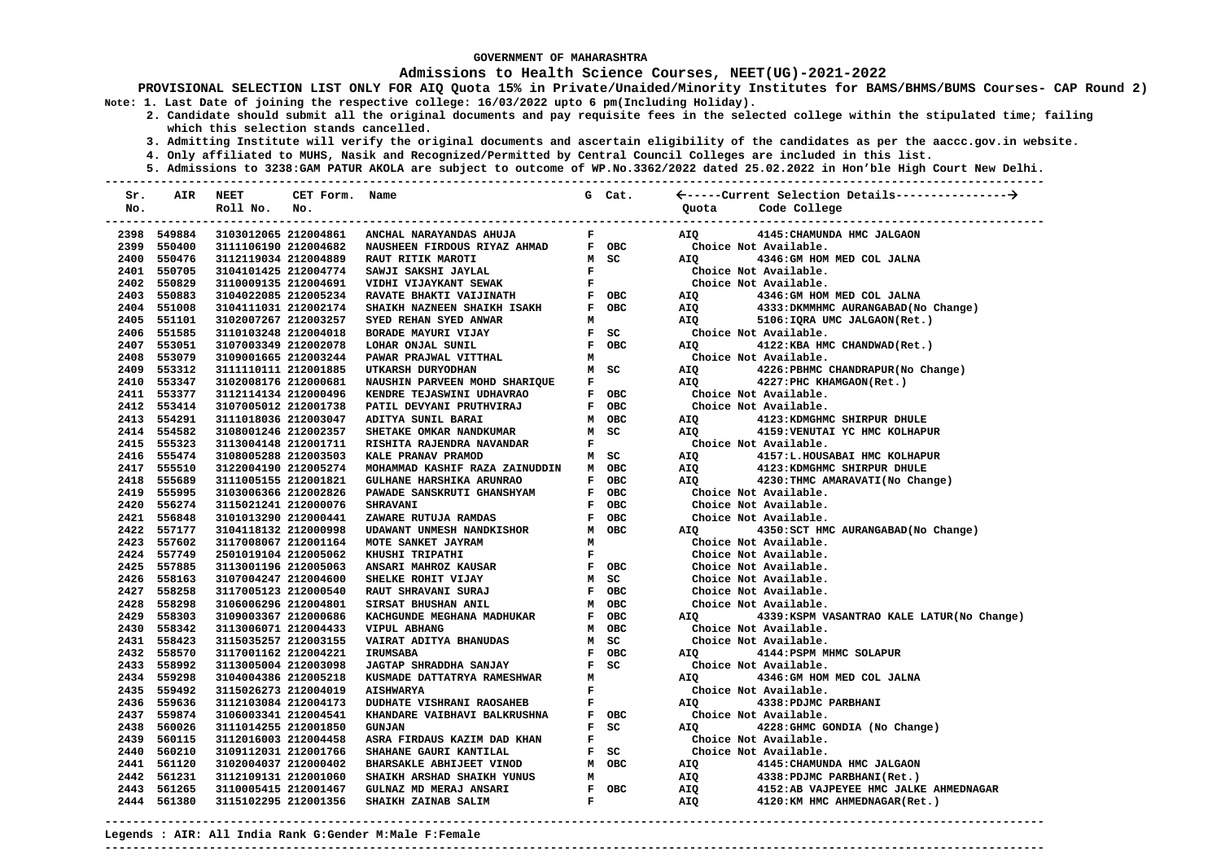GOVERNMENT OF MAHARASHTRA

**Admissions to Health Science Courses, NEET(UG)-2021-2022**

**PROVISIONAL SELECTION LIST ONLY FOR AIQ Quota 15% in Private/Unaided/Minority Institutes for BAMS/BHMS/BUMS Courses- CAP Round 2)**

Note: 1. Last Date of joining the respective college: 16/03/2022 upto 6 pm(Including Holiday).

2. Candidate should submit all the original documents and pay requisite fees in the selected college within the stipulated time; failing which this selection stands cancelled.

3. Admitting Institute will verify the original documents and ascertain eligibility of the candidates as per the aaccc.gov.in website.

4. Only affiliated to MUHS, Nasik and Recognized/Permitted by Central Council Colleges are included in this list.

5. Admissions to 3238:GAM PATUR AKOLA are subject to outcome of WP.No.3362/2022 dated 25.02.2022 in Hon'ble High Court New Delhi.

| Sr. No. | AIR | NEET Roll No. | CET Form. No. | Name | G | Cat. | Current Selection Details: Quota | Code College |
|---|---|---|---|---|---|---|---|---|
| 2398 | 549884 | 3103012065 | 212004861 | ANCHAL NARAYANDAS AHUJA | F | | AIQ | 4145:CHAMUNDA HMC JALGAON |
| 2399 | 550400 | 3111106190 | 212004682 | NAUSHEEN FIRDOUS RIYAZ AHMAD | F | OBC | | Choice Not Available. |
| 2400 | 550476 | 3112119034 | 212004889 | RAUT RITIK MAROTI | M | SC | AIQ | 4346:GM HOM MED COL JALNA |
| 2401 | 550705 | 3104101425 | 212004774 | SAWJI SAKSHI JAYLAL | F | | | Choice Not Available. |
| 2402 | 550829 | 3110009135 | 212004691 | VIDHI VIJAYKANT SEWAK | F | | | Choice Not Available. |
| 2403 | 550883 | 3104022085 | 212005234 | RAVATE BHAKTI VAIJINATH | F | OBC | AIQ | 4346:GM HOM MED COL JALNA |
| 2404 | 551008 | 3104111031 | 212002174 | SHAIKH NAZNEEN SHAIKH ISAKH | F | OBC | AIQ | 4333:DKMMHMC AURANGABAD(No Change) |
| 2405 | 551101 | 3102007267 | 212003257 | SYED REHAN SYED ANWAR | M | | AIQ | 5106:IQRA UMC JALGAON(Ret.) |
| 2406 | 551585 | 3110103248 | 212004018 | BORADE MAYURI VIJAY | F | SC | | Choice Not Available. |
| 2407 | 553051 | 3107003349 | 212002078 | LOHAR ONJAL SUNIL | F | OBC | AIQ | 4122:KBA HMC CHANDWAD(Ret.) |
| 2408 | 553079 | 3109001665 | 212003244 | PAWAR PRAJWAL VITTHAL | M | | | Choice Not Available. |
| 2409 | 553312 | 3111110111 | 212001885 | UTKARSH DURYODHAN | M | SC | AIQ | 4226:PBHMC CHANDRAPUR(No Change) |
| 2410 | 553347 | 3102008176 | 212000681 | NAUSHIN PARVEEN MOHD SHARIQUE | F | | AIQ | 4227:PHC KHAMGAON(Ret.) |
| 2411 | 553377 | 3112114134 | 212000496 | KENDRE TEJASWINI UDHAVRAO | F | OBC | | Choice Not Available. |
| 2412 | 553414 | 3107005012 | 212001738 | PATIL DEVYANI PRUTHVIRAJ | F | OBC | | Choice Not Available. |
| 2413 | 554291 | 3111018036 | 212003047 | ADITYA SUNIL BARAI | M | OBC | AIQ | 4123:KDMGHMC SHIRPUR DHULE |
| 2414 | 554582 | 3108001246 | 212002357 | SHETAKE OMKAR NANDKUMAR | M | SC | AIQ | 4159:VENUTAI YC HMC KOLHAPUR |
| 2415 | 555323 | 3113004148 | 212001711 | RISHITA RAJENDRA NAVANDAR | F | | | Choice Not Available. |
| 2416 | 555474 | 3108005288 | 212003503 | KALE PRANAV PRAMOD | M | SC | AIQ | 4157:L.HOUSABAI HMC KOLHAPUR |
| 2417 | 555510 | 3122004190 | 212005274 | MOHAMMAD KASHIF RAZA ZAINUDDIN | M | OBC | AIQ | 4123:KDMGHMC SHIRPUR DHULE |
| 2418 | 555689 | 3111005155 | 212001821 | GULHANE HARSHIKA ARUNRAO | F | OBC | AIQ | 4230:THMC AMARAVATI(No Change) |
| 2419 | 555995 | 3103006366 | 212002826 | PAWADE SANSKRUTI GHANSHYAM | F | OBC | | Choice Not Available. |
| 2420 | 556274 | 3115021241 | 212000076 | SHRAVANI | F | OBC | | Choice Not Available. |
| 2421 | 556848 | 3101013290 | 212000441 | ZAWARE RUTUJA RAMDAS | F | OBC | | Choice Not Available. |
| 2422 | 557177 | 3104118132 | 212000998 | UDAWANT UNMESH NANDKISHOR | M | OBC | AIQ | 4350:SCT HMC AURANGABAD(No Change) |
| 2423 | 557602 | 3117008067 | 212001164 | MOTE SANKET JAYRAM | M | | | Choice Not Available. |
| 2424 | 557749 | 2501019104 | 212005062 | KHUSHI TRIPATHI | F | | | Choice Not Available. |
| 2425 | 557885 | 3113001196 | 212005063 | ANSARI MAHROZ KAUSAR | F | OBC | | Choice Not Available. |
| 2426 | 558163 | 3107004247 | 212004600 | SHELKE ROHIT VIJAY | M | SC | | Choice Not Available. |
| 2427 | 558258 | 3117005123 | 212000540 | RAUT SHRAVANI SURAJ | F | OBC | | Choice Not Available. |
| 2428 | 558298 | 3106006296 | 212004801 | SIRSAT BHUSHAN ANIL | M | OBC | | Choice Not Available. |
| 2429 | 558303 | 3109003367 | 212000686 | KACHGUNDE MEGHANA MADHUKAR | F | OBC | AIQ | 4339:KSPM VASANTRAO KALE LATUR(No Change) |
| 2430 | 558342 | 3113006071 | 212004433 | VIPUL ABHANG | M | OBC | | Choice Not Available. |
| 2431 | 558423 | 3115035257 | 212003155 | VAIRAT ADITYA BHANUDAS | M | SC | | Choice Not Available. |
| 2432 | 558570 | 3117001162 | 212004221 | IRUMSABA | F | OBC | AIQ | 4144:PSPM MHMC SOLAPUR |
| 2433 | 558992 | 3113005004 | 212003098 | JAGTAP SHRADDHA SANJAY | F | SC | | Choice Not Available. |
| 2434 | 559298 | 3104004386 | 212005218 | KUSMADE DATTATRYA RAMESHWAR | M | | AIQ | 4346:GM HOM MED COL JALNA |
| 2435 | 559492 | 3115026273 | 212004019 | AISHWARYA | F | | | Choice Not Available. |
| 2436 | 559636 | 3112103084 | 212004173 | DUDHATE VISHRANI RAOSAHEB | F | | AIQ | 4338:PDJMC PARBHANI |
| 2437 | 559874 | 3106003341 | 212004541 | KHANDARE VAIBHAVI BALKRUSHNA | F | OBC | | Choice Not Available. |
| 2438 | 560026 | 3111014255 | 212001850 | GUNJAN | F | SC | AIQ | 4228:GHMC GONDIA (No Change) |
| 2439 | 560115 | 3112016003 | 212004458 | ASRA FIRDAUS KAZIM DAD KHAN | F | | | Choice Not Available. |
| 2440 | 560210 | 3109112031 | 212001766 | SHAHANE GAURI KANTILAL | F | SC | | Choice Not Available. |
| 2441 | 561120 | 3102004037 | 212000402 | BHARSAKLE ABHIJEET VINOD | M | OBC | AIQ | 4145:CHAMUNDA HMC JALGAON |
| 2442 | 561231 | 3112109131 | 212001060 | SHAIKH ARSHAD SHAIKH YUNUS | M | | AIQ | 4338:PDJMC PARBHANI(Ret.) |
| 2443 | 561265 | 3110005415 | 212001467 | GULNAZ MD MERAJ ANSARI | F | OBC | AIQ | 4152:AB VAJPEYEE HMC JALKE AHMEDNAGAR |
| 2444 | 561380 | 3115102295 | 212001356 | SHAIKH ZAINAB SALIM | F | | AIQ | 4120:KM HMC AHMEDNAGAR(Ret.) |

Legends : AIR: All India Rank G:Gender M:Male F:Female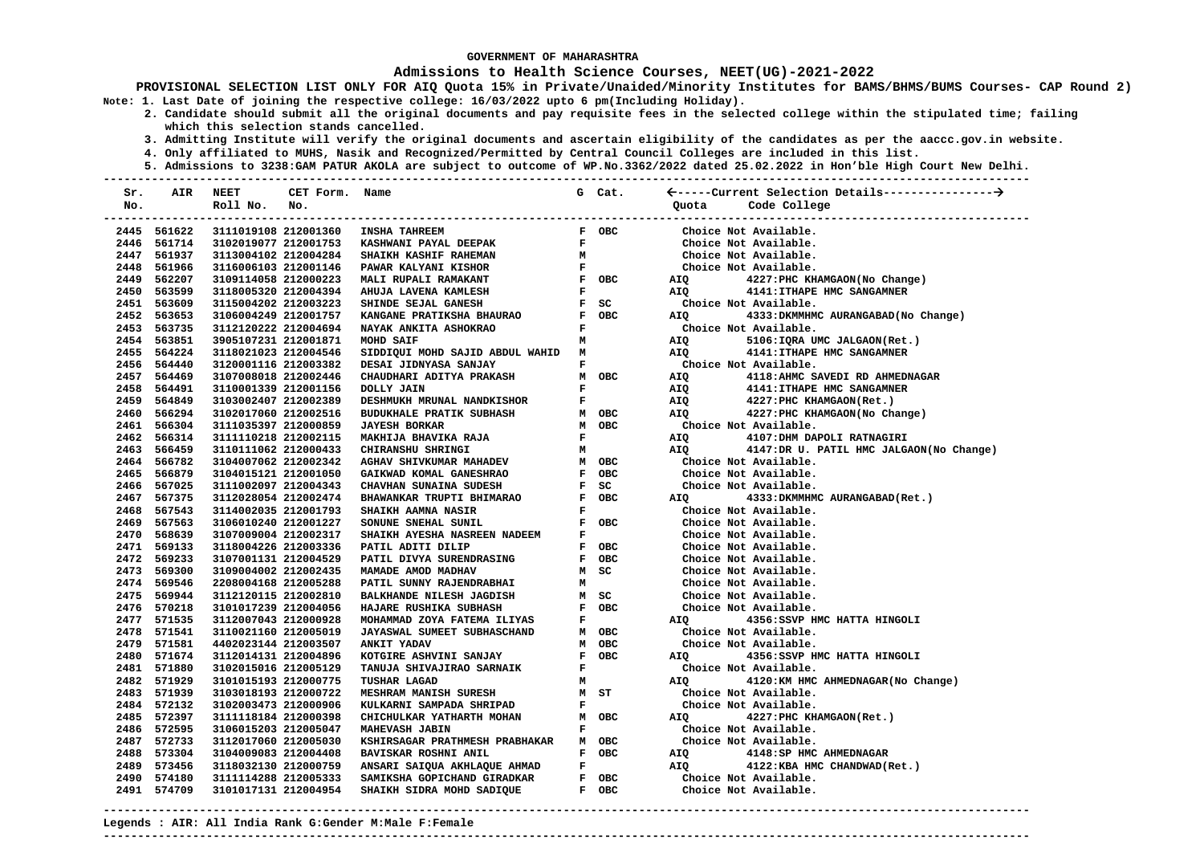GOVERNMENT OF MAHARASHTRA

**Admissions to Health Science Courses, NEET(UG)-2021-2022**

**PROVISIONAL SELECTION LIST ONLY FOR AIQ Quota 15% in Private/Unaided/Minority Institutes for BAMS/BHMS/BUMS Courses- CAP Round 2)**

**Note: 1. Last Date of joining the respective college: 16/03/2022 upto 6 pm(Including Holiday).**

**2. Candidate should submit all the original documents and pay requisite fees in the selected college within the stipulated time; failing which this selection stands cancelled.**

**3. Admitting Institute will verify the original documents and ascertain eligibility of the candidates as per the aaccc.gov.in website.**

**4. Only affiliated to MUHS, Nasik and Recognized/Permitted by Central Council Colleges are included in this list.**

**5. Admissions to 3238:GAM PATUR AKOLA are subject to outcome of WP.No.3362/2022 dated 25.02.2022 in Hon'ble High Court New Delhi.**

| Sr. No. | AIR | NEET Roll No. | CET Form. No. | Name | G | Cat. | Quota | Code College |
|---|---|---|---|---|---|---|---|---|
| 2445 | 561622 | 3111019108 | 212001360 | INSHA TAHREEM | F | OBC | | Choice Not Available. |
| 2446 | 561714 | 3102019077 | 212001753 | KASHWANI PAYAL DEEPAK | F | | | Choice Not Available. |
| 2447 | 561937 | 3113004102 | 212004284 | SHAIKH KASHIF RAHEMAN | M | | | Choice Not Available. |
| 2448 | 561966 | 3116006103 | 212001146 | PAWAR KALYANI KISHOR | F | | | Choice Not Available. |
| 2449 | 562207 | 3109114058 | 212000223 | MALI RUPALI RAMAKANT | F | OBC | AIQ | 4227:PHC KHAMGAON(No Change) |
| 2450 | 563599 | 3118005320 | 212004394 | AHUJA LAVENA KAMLESH | F | | AIQ | 4141:ITHAPE HMC SANGAMNER |
| 2451 | 563609 | 3115004202 | 212003223 | SHINDE SEJAL GANESH | F | SC | | Choice Not Available. |
| 2452 | 563653 | 3106004249 | 212001757 | KANGANE PRATIKSHA BHAURAO | F | OBC | AIQ | 4333:DKMMHMC AURANGABAD(No Change) |
| 2453 | 563735 | 3112120222 | 212004694 | NAYAK ANKITA ASHOKRAO | F | | | Choice Not Available. |
| 2454 | 563851 | 3905107231 | 212001871 | MOHD SAIF | M | | AIQ | 5106:IQRA UMC JALGAON(Ret.) |
| 2455 | 564224 | 3118021023 | 212004546 | SIDDIQUI MOHD SAJID ABDUL WAHID | M | | AIQ | 4141:ITHAPE HMC SANGAMNER |
| 2456 | 564440 | 3120001116 | 212003382 | DESAI JIDNYASA SANJAY | F | | | Choice Not Available. |
| 2457 | 564469 | 3107008018 | 212002446 | CHAUDHARI ADITYA PRAKASH | M | OBC | AIQ | 4118:AHMC SAVEDI RD AHMEDNAGAR |
| 2458 | 564491 | 3110001339 | 212001156 | DOLLY JAIN | F | | AIQ | 4141:ITHAPE HMC SANGAMNER |
| 2459 | 564849 | 3103002407 | 212002389 | DESHMUKH MRUNAL NANDKISHOR | F | | AIQ | 4227:PHC KHAMGAON(Ret.) |
| 2460 | 566294 | 3102017060 | 212002516 | BUDUKHALE PRATIK SUBHASH | M | OBC | AIQ | 4227:PHC KHAMGAON(No Change) |
| 2461 | 566304 | 3111035397 | 212000859 | JAYESH BORKAR | M | OBC | | Choice Not Available. |
| 2462 | 566314 | 3111110218 | 212002115 | MAKHIJA BHAVIKA RAJA | F | | AIQ | 4107:DHM DAPOLI RATNAGIRI |
| 2463 | 566459 | 3110111062 | 212000433 | CHIRANSHU SHRINGI | M | | AIQ | 4147:DR U. PATIL HMC JALGAON(No Change) |
| 2464 | 566782 | 3104007062 | 212002342 | AGHAV SHIVKUMAR MAHADEV | M | OBC | | Choice Not Available. |
| 2465 | 566879 | 3104015121 | 212001050 | GAIKWAD KOMAL GANESHRAO | F | OBC | | Choice Not Available. |
| 2466 | 567025 | 3111002097 | 212004343 | CHAVHAN SUNAINA SUDESH | F | SC | | Choice Not Available. |
| 2467 | 567375 | 3112028054 | 212002474 | BHAWANKAR TRUPTI BHIMARAO | F | OBC | AIQ | 4333:DKMMHMC AURANGABAD(Ret.) |
| 2468 | 567543 | 3114002035 | 212001793 | SHAIKH AAMNA NASIR | F | | | Choice Not Available. |
| 2469 | 567563 | 3106010240 | 212001227 | SONUNE SNEHAL SUNIL | F | OBC | | Choice Not Available. |
| 2470 | 568639 | 3107009004 | 212002317 | SHAIKH AYESHA NASREEN NADEEM | F | | | Choice Not Available. |
| 2471 | 569133 | 3118004226 | 212003336 | PATIL ADITI DILIP | F | OBC | | Choice Not Available. |
| 2472 | 569233 | 3107001131 | 212004529 | PATIL DIVYA SURENDRASING | F | OBC | | Choice Not Available. |
| 2473 | 569300 | 3109004002 | 212002435 | MAMADE AMOD MADHAV | M | SC | | Choice Not Available. |
| 2474 | 569546 | 2208004168 | 212005288 | PATIL SUNNY RAJENDRABHAI | M | | | Choice Not Available. |
| 2475 | 569944 | 3112120115 | 212002810 | BALKHANDE NILESH JAGDISH | M | SC | | Choice Not Available. |
| 2476 | 570218 | 3101017239 | 212004056 | HAJARE RUSHIKA SUBHASH | F | OBC | | Choice Not Available. |
| 2477 | 571535 | 3112007043 | 212000928 | MOHAMMAD ZOYA FATEMA ILIYAS | F | | AIQ | 4356:SSVP HMC HATTA HINGOLI |
| 2478 | 571541 | 3110021160 | 212005019 | JAYASWAL SUMEET SUBHASCHAND | M | OBC | | Choice Not Available. |
| 2479 | 571581 | 4402023144 | 212003507 | ANKIT YADAV | M | OBC | | Choice Not Available. |
| 2480 | 571674 | 3112014131 | 212004896 | KOTGIRE ASHVINI SANJAY | F | OBC | AIQ | 4356:SSVP HMC HATTA HINGOLI |
| 2481 | 571880 | 3102015016 | 212005129 | TANUJA SHIVAJIRAO SARNAIK | F | | | Choice Not Available. |
| 2482 | 571929 | 3101015193 | 212000775 | TUSHAR LAGAD | M | | AIQ | 4120:KM HMC AHMEDNAGAR(No Change) |
| 2483 | 571939 | 3103018193 | 212000722 | MESHRAM MANISH SURESH | M | ST | | Choice Not Available. |
| 2484 | 572132 | 3102003473 | 212000906 | KULKARNI SAMPADA SHRIPAD | F | | | Choice Not Available. |
| 2485 | 572397 | 3111118184 | 212000398 | CHICHULKAR YATHARTH MOHAN | M | OBC | AIQ | 4227:PHC KHAMGAON(Ret.) |
| 2486 | 572595 | 3106015203 | 212005047 | MAHEVASH JABIN | F | | | Choice Not Available. |
| 2487 | 572733 | 3112017060 | 212005030 | KSHIRSAGAR PRATHMESH PRABHAKAR | M | OBC | | Choice Not Available. |
| 2488 | 573304 | 3104009083 | 212004408 | BAVISKAR ROSHNI ANIL | F | OBC | AIQ | 4148:SP HMC AHMEDNAGAR |
| 2489 | 573456 | 3118032130 | 212000759 | ANSARI SAIQUA AKHLAQUE AHMAD | F | | AIQ | 4122:KBA HMC CHANDWAD(Ret.) |
| 2490 | 574180 | 3111114288 | 212005333 | SAMIKSHA GOPICHAND GIRADKAR | F | OBC | | Choice Not Available. |
| 2491 | 574709 | 3101017131 | 212004954 | SHAIKH SIDRA MOHD SADIQUE | F | OBC | | Choice Not Available. |

**Legends : AIR: All India Rank G:Gender M:Male F:Female**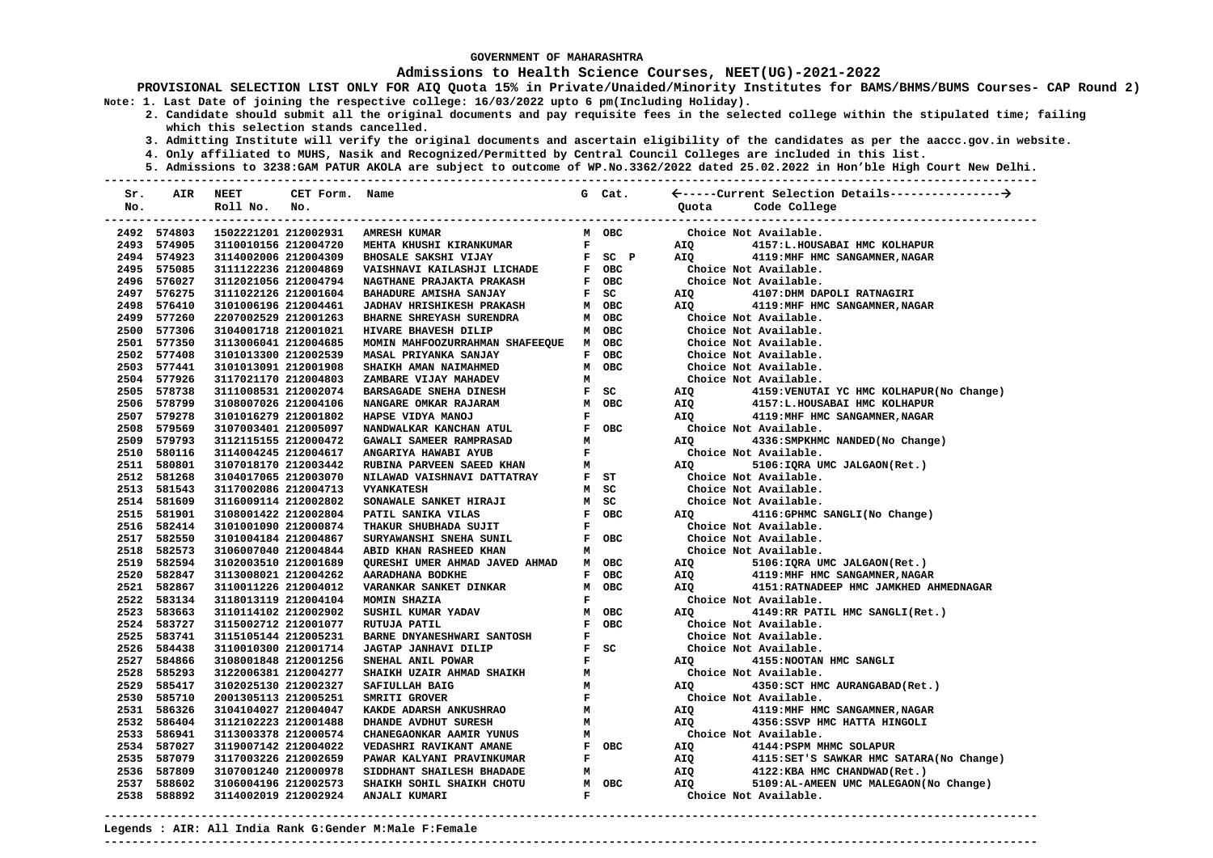GOVERNMENT OF MAHARASHTRA

# Admissions to Health Science Courses, NEET(UG)-2021-2022

**PROVISIONAL SELECTION LIST ONLY FOR AIQ Quota 15% in Private/Unaided/Minority Institutes for BAMS/BHMS/BUMS Courses- CAP Round 2)**

Note: 1. Last Date of joining the respective college: 16/03/2022 upto 6 pm(Including Holiday).
2. Candidate should submit all the original documents and pay requisite fees in the selected college within the stipulated time; failing which this selection stands cancelled.
3. Admitting Institute will verify the original documents and ascertain eligibility of the candidates as per the aaccc.gov.in website.
4. Only affiliated to MUHS, Nasik and Recognized/Permitted by Central Council Colleges are included in this list.
5. Admissions to 3238:GAM PATUR AKOLA are subject to outcome of WP.No.3362/2022 dated 25.02.2022 in Hon'ble High Court New Delhi.

| Sr. No. | AIR | NEET Roll No. | CET Form. No. | Name | G | Cat. | Quota | Code College |
|---|---|---|---|---|---|---|---|---|
| 2492 | 574803 | 1502221201 | 212002931 | AMRESH KUMAR | M | OBC | | Choice Not Available. |
| 2493 | 574905 | 3110010156 | 212004720 | MEHTA KHUSHI KIRANKUMAR | F | | AIQ | 4157:L.HOUSABAI HMC KOLHAPUR |
| 2494 | 574923 | 3114002006 | 212004309 | BHOSALE SAKSHI VIJAY | F | SC P | AIQ | 4119:MHF HMC SANGAMNER,NAGAR |
| 2495 | 575085 | 3111122236 | 212004869 | VAISHNAVI KAILASHJI LICHADE | F | OBC | | Choice Not Available. |
| 2496 | 576027 | 3112021056 | 212004794 | NAGTHANE PRAJAKTA PRAKASH | F | OBC | | Choice Not Available. |
| 2497 | 576275 | 3111022126 | 212001604 | BAHADURE AMISHA SANJAY | F | SC | AIQ | 4107:DHM DAPOLI RATNAGIRI |
| 2498 | 576410 | 3101006196 | 212004461 | JADHAV HRISHIKESH PRAKASH | M | OBC | AIQ | 4119:MHF HMC SANGAMNER,NAGAR |
| 2499 | 577260 | 2207002529 | 212001263 | BHARNE SHREYASH SURENDRA | M | OBC | | Choice Not Available. |
| 2500 | 577306 | 3104001718 | 212001021 | HIVARE BHAVESH DILIP | M | OBC | | Choice Not Available. |
| 2501 | 577350 | 3113006041 | 212004685 | MOMIN MAHFOOZURRAHMAN SHAFEEQUE | M | OBC | | Choice Not Available. |
| 2502 | 577408 | 3101013300 | 212002539 | MASAL PRIYANKA SANJAY | F | OBC | | Choice Not Available. |
| 2503 | 577441 | 3101013091 | 212001908 | SHAIKH AMAN NAIMAHMED | M | OBC | | Choice Not Available. |
| 2504 | 577926 | 3117021170 | 212004803 | ZAMBARE VIJAY MAHADEV | M | | | Choice Not Available. |
| 2505 | 578738 | 3111008531 | 212002074 | BARSAGADE SNEHA DINESH | F | SC | AIQ | 4159:VENUTAI YC HMC KOLHAPUR(No Change) |
| 2506 | 578799 | 3108007026 | 212004106 | NANGARE OMKAR RAJARAM | M | OBC | AIQ | 4157:L.HOUSABAI HMC KOLHAPUR |
| 2507 | 579278 | 3101016279 | 212001802 | HAPSE VIDYA MANOJ | F | | AIQ | 4119:MHF HMC SANGAMNER,NAGAR |
| 2508 | 579569 | 3107003401 | 212005097 | NANDWALKAR KANCHAN ATUL | F | OBC | | Choice Not Available. |
| 2509 | 579793 | 3112115155 | 212000472 | GAWALI SAMEER RAMPRASAD | M | | AIQ | 4336:SMPKHMC NANDED(No Change) |
| 2510 | 580116 | 3114004245 | 212004617 | ANGARIYA HAWABI AYUB | F | | | Choice Not Available. |
| 2511 | 580801 | 3107018170 | 212003442 | RUBINA PARVEEN SAEED KHAN | M | | AIQ | 5106:IQRA UMC JALGAON(Ret.) |
| 2512 | 581268 | 3104017065 | 212003070 | NILAWAD VAISHNAVI DATTATRAY | F | ST | | Choice Not Available. |
| 2513 | 581543 | 3117002086 | 212004713 | VYANKATESH | M | SC | | Choice Not Available. |
| 2514 | 581609 | 3116009114 | 212002802 | SONAWALE SANKET HIRAJI | M | SC | | Choice Not Available. |
| 2515 | 581901 | 3108001422 | 212002804 | PATIL SANIKA VILAS | F | OBC | AIQ | 4116:GPHMC SANGLI(No Change) |
| 2516 | 582414 | 3101001090 | 212000874 | THAKUR SHUBHADA SUJIT | F | | | Choice Not Available. |
| 2517 | 582550 | 3101004184 | 212004867 | SURYAWANSHI SNEHA SUNIL | F | OBC | | Choice Not Available. |
| 2518 | 582573 | 3106007040 | 212004844 | ABID KHAN RASHEED KHAN | M | | | Choice Not Available. |
| 2519 | 582594 | 3102003510 | 212001689 | QURESHI UMER AHMAD JAVED AHMAD | M | OBC | AIQ | 5106:IQRA UMC JALGAON(Ret.) |
| 2520 | 582847 | 3113008021 | 212004262 | AARADHANA BODKHE | F | OBC | AIQ | 4119:MHF HMC SANGAMNER,NAGAR |
| 2521 | 582867 | 3110011226 | 212004012 | VARANKAR SANKET DINKAR | M | OBC | AIQ | 4151:RATNADEEP HMC JAMKHED AHMEDNAGAR |
| 2522 | 583134 | 3118013119 | 212004104 | MOMIN SHAZIA | F | | | Choice Not Available. |
| 2523 | 583663 | 3110114102 | 212002902 | SUSHIL KUMAR YADAV | M | OBC | AIQ | 4149:RR PATIL HMC SANGLI(Ret.) |
| 2524 | 583727 | 3115002712 | 212001077 | RUTUJA PATIL | F | OBC | | Choice Not Available. |
| 2525 | 583741 | 3115105144 | 212005231 | BARNE DNYANESHWARI SANTOSH | F | | | Choice Not Available. |
| 2526 | 584438 | 3110010300 | 212001714 | JAGTAP JANHAVI DILIP | F | SC | | Choice Not Available. |
| 2527 | 584866 | 3108001848 | 212001256 | SNEHAL ANIL POWAR | F | | AIQ | 4155:NOOTAN HMC SANGLI |
| 2528 | 585293 | 3122006381 | 212004277 | SHAIKH UZAIR AHMAD SHAIKH | M | | | Choice Not Available. |
| 2529 | 585417 | 3102025130 | 212002327 | SAFIULLAH BAIG | M | | AIQ | 4350:SCT HMC AURANGABAD(Ret.) |
| 2530 | 585710 | 2001305113 | 212005251 | SMRITI GROVER | F | | | Choice Not Available. |
| 2531 | 586326 | 3104104027 | 212004047 | KAKDE ADARSH ANKUSHRAO | M | | AIQ | 4119:MHF HMC SANGAMNER,NAGAR |
| 2532 | 586404 | 3112102223 | 212001488 | DHANDE AVDHUT SURESH | M | | AIQ | 4356:SSVP HMC HATTA HINGOLI |
| 2533 | 586941 | 3113003378 | 212000574 | CHANEGAONKAR AAMIR YUNUS | M | | | Choice Not Available. |
| 2534 | 587027 | 3119007142 | 212004022 | VEDASHRI RAVIKANT AMANE | F | OBC | AIQ | 4144:PSPM MHMC SOLAPUR |
| 2535 | 587079 | 3117003226 | 212002659 | PAWAR KALYANI PRAVINKUMAR | F | | AIQ | 4115:SET'S SAWKAR HMC SATARA(No Change) |
| 2536 | 587809 | 3107001240 | 212000978 | SIDDHANT SHAILESH BHADADE | M | | AIQ | 4122:KBA HMC CHANDWAD(Ret.) |
| 2537 | 588602 | 3106004196 | 212002573 | SHAIKH SOHIL SHAIKH CHOTU | M | OBC | AIQ | 5109:AL-AMEEN UMC MALEGAON(No Change) |
| 2538 | 588892 | 3114002019 | 212002924 | ANJALI KUMARI | F | | | Choice Not Available. |

Legends : AIR: All India Rank G:Gender M:Male F:Female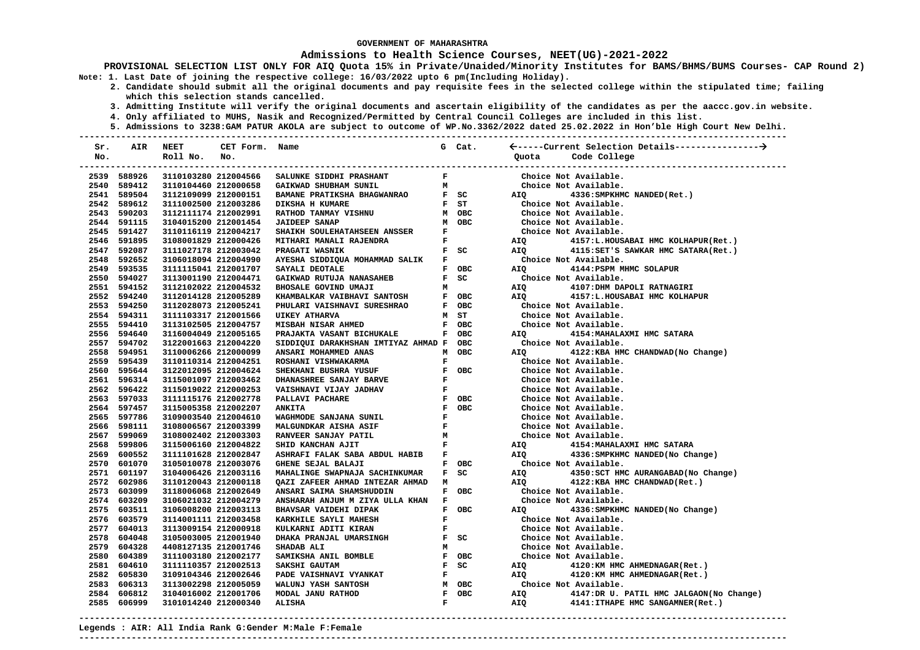GOVERNMENT OF MAHARASHTRA

**Admissions to Health Science Courses, NEET(UG)-2021-2022**

**PROVISIONAL SELECTION LIST ONLY FOR AIQ Quota 15% in Private/Unaided/Minority Institutes for BAMS/BHMS/BUMS Courses- CAP Round 2)**

Note: 1. Last Date of joining the respective college: 16/03/2022 upto 6 pm(Including Holiday).

2. Candidate should submit all the original documents and pay requisite fees in the selected college within the stipulated time; failing which this selection stands cancelled.

3. Admitting Institute will verify the original documents and ascertain eligibility of the candidates as per the aaccc.gov.in website.

4. Only affiliated to MUHS, Nasik and Recognized/Permitted by Central Council Colleges are included in this list.

5. Admissions to 3238:GAM PATUR AKOLA are subject to outcome of WP.No.3362/2022 dated 25.02.2022 in Hon'ble High Court New Delhi.

| Sr. No. | AIR | NEET Roll No. | CET Form. No. | Name | G | Cat. | Quota | Code College |
|---|---|---|---|---|---|---|---|---|
| 2539 | 588926 | 3110103280 | 212004566 | SALUNKE SIDDHI PRASHANT | F | | | Choice Not Available. |
| 2540 | 589412 | 3110104460 | 212000658 | GAIKWAD SHUBHAM SUNIL | M | | | Choice Not Available. |
| 2541 | 589504 | 3112109099 | 212000151 | BAMANE PRATIKSHA BHAGWANRAO | F | SC | AIQ | 4336:SMPKHMC NANDED(Ret.) |
| 2542 | 589612 | 3111002500 | 212003286 | DIKSHA H KUMARE | F | ST | | Choice Not Available. |
| 2543 | 590203 | 3112111174 | 212002991 | RATHOD TANMAY VISHNU | M | OBC | | Choice Not Available. |
| 2544 | 591115 | 3104015200 | 212001454 | JAIDEEP SANAP | M | OBC | | Choice Not Available. |
| 2545 | 591427 | 3110116119 | 212004217 | SHAIKH SOULEHATAHSEEN ANSSER | F | | | Choice Not Available. |
| 2546 | 591895 | 3108001829 | 212000426 | MITHARI MANALI RAJENDRA | F | | AIQ | 4157:L.HOUSABAI HMC KOLHAPUR(Ret.) |
| 2547 | 592087 | 3111027178 | 212003042 | PRAGATI WASNIK | F | SC | AIQ | 4115:SET'S SAWKAR HMC SATARA(Ret.) |
| 2548 | 592652 | 3106018094 | 212004990 | AYESHA SIDDIQUA MOHAMMAD SALIK | F | | | Choice Not Available. |
| 2549 | 593535 | 3111115041 | 212001707 | SAYALI DEOTALE | F | OBC | AIQ | 4144:PSPM MHMC SOLAPUR |
| 2550 | 594027 | 3113001190 | 212004471 | GAIKWAD RUTUJA NANASAHEB | F | SC | | Choice Not Available. |
| 2551 | 594152 | 3112102022 | 212004532 | BHOSALE GOVIND UMAJI | M | | AIQ | 4107:DHM DAPOLI RATNAGIRI |
| 2552 | 594240 | 3112014128 | 212005289 | KHAMBALKAR VAIBHAVI SANTOSH | F | OBC | AIQ | 4157:L.HOUSABAI HMC KOLHAPUR |
| 2553 | 594250 | 3112028073 | 212005241 | PHULARI VAISHNAVI SURESHRAO | F | OBC | | Choice Not Available. |
| 2554 | 594311 | 3111103317 | 212001566 | UIKEY ATHARVA | M | ST | | Choice Not Available. |
| 2555 | 594410 | 3113102505 | 212004757 | MISBAH NISAR AHMED | F | OBC | | Choice Not Available. |
| 2556 | 594640 | 3116004049 | 212005165 | PRAJAKTA VASANT BICHUKALE | F | OBC | AIQ | 4154:MAHALAXMI HMC SATARA |
| 2557 | 594702 | 3122001663 | 212004220 | SIDDIQUI DARAKHSHAN IMTIYAZ AHMAD | F | OBC | | Choice Not Available. |
| 2558 | 594951 | 3110006266 | 212000099 | ANSARI MOHAMMED ANAS | M | OBC | AIQ | 4122:KBA HMC CHANDWAD(No Change) |
| 2559 | 595439 | 3110110314 | 212004251 | ROSHANI VISHWAKARMA | F | | | Choice Not Available. |
| 2560 | 595644 | 3122012095 | 212004624 | SHEKHANI BUSHRA YUSUF | F | OBC | | Choice Not Available. |
| 2561 | 596314 | 3115001097 | 212003462 | DHANASHREE SANJAY BARVE | F | | | Choice Not Available. |
| 2562 | 596422 | 3115019022 | 212000253 | VAISHNAVI VIJAY JADHAV | F | | | Choice Not Available. |
| 2563 | 597033 | 3111115176 | 212002778 | PALLAVI PACHARE | F | OBC | | Choice Not Available. |
| 2564 | 597457 | 3115005358 | 212002207 | ANKITA | F | OBC | | Choice Not Available. |
| 2565 | 597786 | 3109003540 | 212004610 | WAGHMODE SANJANA SUNIL | F | | | Choice Not Available. |
| 2566 | 598111 | 3108006567 | 212003399 | MALGUNDKAR AISHA ASIF | F | | | Choice Not Available. |
| 2567 | 599069 | 3108002402 | 212003303 | RANVEER SANJAY PATIL | M | | | Choice Not Available. |
| 2568 | 599806 | 3115006160 | 212004822 | SHID KANCHAN AJIT | F | | AIQ | 4154:MAHALAXMI HMC SATARA |
| 2569 | 600552 | 3111101628 | 212002847 | ASHRAFI FALAK SABA ABDUL HABIB | F | | AIQ | 4336:SMPKHMC NANDED(No Change) |
| 2570 | 601070 | 3105010078 | 212003076 | GHENE SEJAL BALAJI | F | OBC | | Choice Not Available. |
| 2571 | 601197 | 3104006426 | 212003116 | MAHALINGE SWAPNAJA SACHINKUMAR | F | SC | AIQ | 4350:SCT HMC AURANGABAD(No Change) |
| 2572 | 602986 | 3110120043 | 212000118 | QAZI ZAFEER AHMAD INTEZAR AHMAD | M | | AIQ | 4122:KBA HMC CHANDWAD(Ret.) |
| 2573 | 603099 | 3118006068 | 212002649 | ANSARI SAIMA SHAMSHUDDIN | F | OBC | | Choice Not Available. |
| 2574 | 603209 | 3106021032 | 212004279 | ANSHARAH ANJUM M ZIYA ULLA KHAN | F | | | Choice Not Available. |
| 2575 | 603511 | 3106008200 | 212003113 | BHAVSAR VAIDEHI DIPAK | F | OBC | AIQ | 4336:SMPKHMC NANDED(No Change) |
| 2576 | 603579 | 3114001111 | 212003458 | KARKHILE SAYLI MAHESH | F | | | Choice Not Available. |
| 2577 | 604013 | 3113009154 | 212000918 | KULKARNI ADITI KIRAN | F | | | Choice Not Available. |
| 2578 | 604048 | 3105003005 | 212001940 | DHAKA PRANJAL UMARSINGH | F | SC | | Choice Not Available. |
| 2579 | 604328 | 4408127135 | 212001746 | SHADAB ALI | M | | | Choice Not Available. |
| 2580 | 604389 | 3111003180 | 212002177 | SAMIKSHA ANIL BOMBLE | F | OBC | | Choice Not Available. |
| 2581 | 604610 | 3111110357 | 212002513 | SAKSHI GAUTAM | F | SC | AIQ | 4120:KM HMC AHMEDNAGAR(Ret.) |
| 2582 | 605830 | 3109104346 | 212002646 | PADE VAISHNAVI VYANKAT | F | | AIQ | 4120:KM HMC AHMEDNAGAR(Ret.) |
| 2583 | 606313 | 3113002298 | 212005059 | WALUNJ YASH SANTOSH | M | OBC | | Choice Not Available. |
| 2584 | 606812 | 3104016002 | 212001706 | MODAL JANU RATHOD | F | OBC | AIQ | 4147:DR U. PATIL HMC JALGAON(No Change) |
| 2585 | 606999 | 3101014240 | 212000340 | ALISHA | F | | AIQ | 4141:ITHAPE HMC SANGAMNER(Ret.) |

**Legends : AIR: All India Rank G:Gender M:Male F:Female**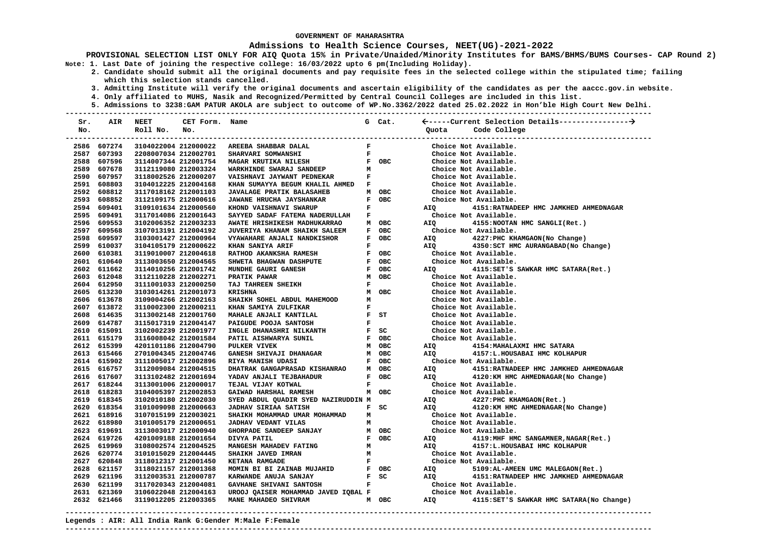GOVERNMENT OF MAHARASHTRA

**Admissions to Health Science Courses, NEET(UG)-2021-2022**

**PROVISIONAL SELECTION LIST ONLY FOR AIQ Quota 15% in Private/Unaided/Minority Institutes for BAMS/BHMS/BUMS Courses- CAP Round 2)**

Note: 1. Last Date of joining the respective college: 16/03/2022 upto 6 pm(Including Holiday).

2. Candidate should submit all the original documents and pay requisite fees in the selected college within the stipulated time; failing which this selection stands cancelled.

3. Admitting Institute will verify the original documents and ascertain eligibility of the candidates as per the aaccc.gov.in website.

4. Only affiliated to MUHS, Nasik and Recognized/Permitted by Central Council Colleges are included in this list.

5. Admissions to 3238:GAM PATUR AKOLA are subject to outcome of WP.No.3362/2022 dated 25.02.2022 in Hon'ble High Court New Delhi.

| Sr. No. | AIR | NEET Roll No. | CET Form. No. | Name | G | Cat. | Quota | Code College |
|---|---|---|---|---|---|---|---|---|
| 2586 | 607274 | 3104022004 | 212000022 | AREEBA SHABBAR DALAL | F | | | Choice Not Available. |
| 2587 | 607393 | 2208007034 | 212002701 | SHARVARI SOMWANSHI | F | | | Choice Not Available. |
| 2588 | 607596 | 3114007344 | 212001754 | MAGAR KRUTIKA NILESH | F | OBC | | Choice Not Available. |
| 2589 | 607678 | 3112119080 | 212003324 | WARKHINDE SWARAJ SANDEEP | M | | | Choice Not Available. |
| 2590 | 607957 | 3118002526 | 212000207 | VAISHNAVI JAYWANT PEDNEKAR | F | | | Choice Not Available. |
| 2591 | 608803 | 3104012225 | 212004168 | KHAN SUMAYYA BEGUM KHALIL AHMED | F | | | Choice Not Available. |
| 2592 | 608812 | 3117018162 | 212001103 | JAVALAGE PRATIK BALASAHEB | M | OBC | | Choice Not Available. |
| 2593 | 608852 | 3112109175 | 212000616 | JAWANE HRUCHA JAYSHANKAR | F | OBC | | Choice Not Available. |
| 2594 | 609401 | 3109101634 | 212000560 | KHOND VAISHNAVI SWARUP | F | | AIQ | 4151:RATNADEEP HMC JAMKHED AHMEDNAGAR |
| 2595 | 609491 | 3117014086 | 212001643 | SAYYED SADAF FATEMA NADERULLAH | F | | | Choice Not Available. |
| 2596 | 609553 | 3102006352 | 212003233 | AWATE HRISHIKESH MADHUKARRAO | M | OBC | AIQ | 4155:NOOTAN HMC SANGLI(Ret.) |
| 2597 | 609568 | 3107013191 | 212004192 | JUVERIYA KHANAM SHAIKH SALEEM | F | OBC | | Choice Not Available. |
| 2598 | 609597 | 3103001427 | 212000964 | VYAWAHARE ANJALI NANDKISHOR | F | OBC | AIQ | 4227:PHC KHAMGAON(No Change) |
| 2599 | 610037 | 3104105179 | 212000622 | KHAN SANIYA ARIF | F | | AIQ | 4350:SCT HMC AURANGABAD(No Change) |
| 2600 | 610381 | 3119010007 | 212004618 | RATHOD AKANKSHA RAMESH | F | OBC | | Choice Not Available. |
| 2601 | 610640 | 3113003650 | 212004565 | SHWETA BHAGWAN DASHPUTE | F | OBC | | Choice Not Available. |
| 2602 | 611662 | 3114010256 | 212001742 | MUNDHE GAURI GANESH | F | OBC | AIQ | 4115:SET'S SAWKAR HMC SATARA(Ret.) |
| 2603 | 612048 | 3112110228 | 212002271 | PRATIK PAWAR | M | OBC | | Choice Not Available. |
| 2604 | 612950 | 3111001033 | 212000250 | TAJ TAHREEN SHEIKH | F | | | Choice Not Available. |
| 2605 | 613230 | 3103014261 | 212001073 | KRISHNA | M | OBC | | Choice Not Available. |
| 2606 | 613678 | 3109004266 | 212002163 | SHAIKH SOHEL ABDUL MAHEMOOD | M | | | Choice Not Available. |
| 2607 | 613872 | 3110002300 | 212000211 | KHAN SAMIYA ZULFIKAR | F | | | Choice Not Available. |
| 2608 | 614635 | 3113002148 | 212001760 | MAHALE ANJALI KANTILAL | F | ST | | Choice Not Available. |
| 2609 | 614787 | 3115017319 | 212004147 | PAIGUDE POOJA SANTOSH | F | | | Choice Not Available. |
| 2610 | 615091 | 3102002239 | 212001977 | INGLE DHANASHRI NILKANTH | F | SC | | Choice Not Available. |
| 2611 | 615179 | 3116008042 | 212001584 | PATIL AISHWARYA SUNIL | F | OBC | | Choice Not Available. |
| 2612 | 615399 | 4201101186 | 212004790 | PULKER VIVEK | M | OBC | AIQ | 4154:MAHALAXMI HMC SATARA |
| 2613 | 615466 | 2701004345 | 212004746 | GANESH SHIVAJI DHANAGAR | M | OBC | AIQ | 4157:L.HOUSABAI HMC KOLHAPUR |
| 2614 | 615902 | 3111005017 | 212002896 | RIYA MANISH UDASI | F | OBC | | Choice Not Available. |
| 2615 | 616757 | 3112009084 | 212004515 | DHATRAK GANGAPRASAD KISHANRAO | M | OBC | AIQ | 4151:RATNADEEP HMC JAMKHED AHMEDNAGAR |
| 2616 | 617607 | 3113102482 | 212001694 | YADAV ANJALI TEJBAHADUR | F | OBC | AIQ | 4120:KM HMC AHMEDNAGAR(No Change) |
| 2617 | 618244 | 3113001006 | 212000017 | TEJAL VIJAY KOTWAL | F | | | Choice Not Available. |
| 2618 | 618283 | 3104005397 | 212002853 | GAIWAD HARSHAL RAMESH | M | OBC | | Choice Not Available. |
| 2619 | 618345 | 3102010180 | 212002030 | SYED ABDUL QUADIR SYED NAZIRUDDIN | M | | AIQ | 4227:PHC KHAMGAON(Ret.) |
| 2620 | 618354 | 3101009098 | 212000663 | JADHAV SIRIAA SATISH | F | SC | AIQ | 4120:KM HMC AHMEDNAGAR(No Change) |
| 2621 | 618916 | 3107015199 | 212003021 | SHAIKH MOHAMMAD UMAR MOHAMMAD | M | | | Choice Not Available. |
| 2622 | 618980 | 3101005179 | 212000651 | JADHAV VEDANT VILAS | M | | | Choice Not Available. |
| 2623 | 619691 | 3113003017 | 212000940 | GHORPADE SANDEEP SANJAY | M | OBC | | Choice Not Available. |
| 2624 | 619726 | 4201009188 | 212001654 | DIVYA PATIL | F | OBC | AIQ | 4119:MHF HMC SANGAMNER,NAGAR(Ret.) |
| 2625 | 619969 | 3108002574 | 212004525 | MANGESH MAHADEV FATING | M | | AIQ | 4157:L.HOUSABAI HMC KOLHAPUR |
| 2626 | 620774 | 3101015029 | 212004445 | SHAIKH JAVED IMRAN | M | | | Choice Not Available. |
| 2627 | 620848 | 3118012317 | 212001450 | KETANA RAMGADE | F | | | Choice Not Available. |
| 2628 | 621157 | 3118021157 | 212001368 | MOMIN BI BI ZAINAB MUJAHID | F | OBC | AIQ | 5109:AL-AMEEN UMC MALEGAON(Ret.) |
| 2629 | 621196 | 3112003531 | 212000787 | KARWANDE ANUJA SANJAY | F | SC | AIQ | 4151:RATNADEEP HMC JAMKHED AHMEDNAGAR |
| 2630 | 621199 | 3117020343 | 212004081 | GAVHANE SHIVANI SANTOSH | F | | | Choice Not Available. |
| 2631 | 621369 | 3106022048 | 212004163 | UROOJ QAISER MOHAMMAD JAVED IQBAL | F | | | Choice Not Available. |
| 2632 | 621466 | 3119012205 | 212003365 | MANE MAHADEO SHIVRAM | M | OBC | AIQ | 4115:SET'S SAWKAR HMC SATARA(No Change) |

Legends : AIR: All India Rank G:Gender M:Male F:Female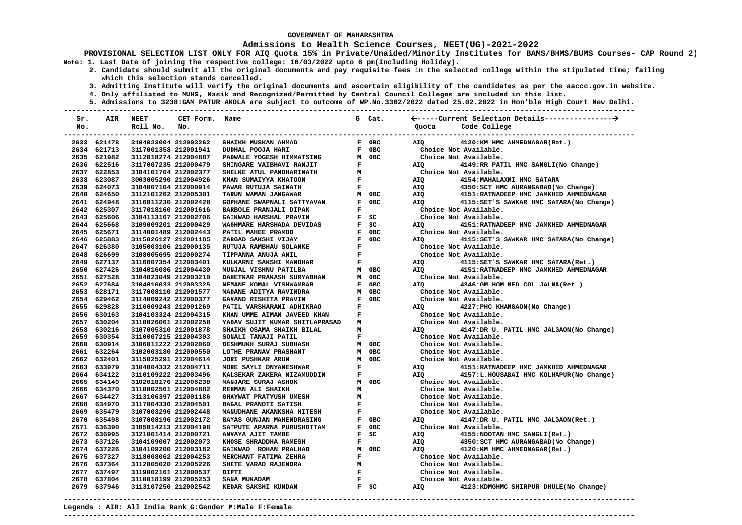GOVERNMENT OF MAHARASHTRA

# Admissions to Health Science Courses, NEET(UG)-2021-2022

**PROVISIONAL SELECTION LIST ONLY FOR AIQ Quota 15% in Private/Unaided/Minority Institutes for BAMS/BHMS/BUMS Courses- CAP Round 2)**

**Note: 1. Last Date of joining the respective college: 16/03/2022 upto 6 pm(Including Holiday).**

**2. Candidate should submit all the original documents and pay requisite fees in the selected college within the stipulated time; failing which this selection stands cancelled.**

**3. Admitting Institute will verify the original documents and ascertain eligibility of the candidates as per the aaccc.gov.in website.**

**4. Only affiliated to MUHS, Nasik and Recognized/Permitted by Central Council Colleges are included in this list.**

**5. Admissions to 3238:GAM PATUR AKOLA are subject to outcome of WP.No.3362/2022 dated 25.02.2022 in Hon'ble High Court New Delhi.**

| Sr. No. | AIR | NEET Roll No. | CET Form. No. | Name | G | Cat. | Quota | Code College |
|---|---|---|---|---|---|---|---|---|
| 2633 | 621478 | 3104023004 | 212003262 | SHAIKH MUSKAN AHMAD | F | OBC | AIQ | 4120:KM HMC AHMEDNAGAR(Ret.) |
| 2634 | 621713 | 3117001358 | 212001941 | DUDHAL POOJA HARI | F | OBC | | Choice Not Available. |
| 2635 | 621982 | 3112018274 | 212004887 | PADWALE YOGESH HIMMATSING | M | OBC | | Choice Not Available. |
| 2636 | 622516 | 3117007235 | 212000479 | SHINGARE VAIBHAVI RANJIT | F | | AIQ | 4149:RR PATIL HMC SANGLI(No Change) |
| 2637 | 622853 | 3104101704 | 212002377 | SHELKE ATUL PANDHARINATH | M | | | Choice Not Available. |
| 2638 | 623087 | 3003005290 | 212004926 | KHAN SUMAIYYA KHATOON | F | | AIQ | 4154:MAHALAXMI HMC SATARA |
| 2639 | 624073 | 3104007104 | 212000914 | PAWAR RUTUJA SAINATH | F | | AIQ | 4350:SCT HMC AURANGABAD(No Change) |
| 2640 | 624650 | 3112101262 | 212005301 | TARUN WAMAN JANGAWAR | M | OBC | AIQ | 4151:RATNADEEP HMC JAMKHED AHMEDNAGAR |
| 2641 | 624948 | 3116011230 | 212002428 | GOPHANE SWAPNALI SATTYAVAN | F | OBC | AIQ | 4115:SET'S SAWKAR HMC SATARA(No Change) |
| 2642 | 625307 | 3117018160 | 212001616 | BARBOLE PRANJALI DIPAK | F | | | Choice Not Available. |
| 2643 | 625606 | 3104113167 | 212002706 | GAIKWAD HARSHAL PRAVIN | F | SC | | Choice Not Available. |
| 2644 | 625668 | 3109009201 | 212000429 | WAGHMARE HARSHADA DEVIDAS | F | SC | AIQ | 4151:RATNADEEP HMC JAMKHED AHMEDNAGAR |
| 2645 | 625671 | 3114001489 | 212002443 | PATIL MAHEE PRAMOD | F | OBC | | Choice Not Available. |
| 2646 | 625883 | 3115026127 | 212001185 | ZARGAD SAKSHI VIJAY | F | OBC | AIQ | 4115:SET'S SAWKAR HMC SATARA(No Change) |
| 2647 | 626380 | 3105003106 | 212000135 | RUTUJA RAMBHAU SOLANKE | F | | | Choice Not Available. |
| 2648 | 626699 | 3108005695 | 212000274 | TIPPANNA ANUJA ANIL | F | | | Choice Not Available. |
| 2649 | 627137 | 3116007354 | 212003401 | KULKARNI SAKSHI MANOHAR | F | | AIQ | 4115:SET'S SAWKAR HMC SATARA(Ret.) |
| 2650 | 627426 | 3104016086 | 212004430 | MUNJAL VISHNU PATILBA | M | OBC | AIQ | 4151:RATNADEEP HMC JAMKHED AHMEDNAGAR |
| 2651 | 627528 | 3104023049 | 212003210 | DAHETKAR PRAKASH SURYABHAN | M | OBC | | Choice Not Available. |
| 2652 | 627684 | 3104016033 | 212003325 | NEMANE KOMAL VISHWAMBAR | F | OBC | AIQ | 4346:GM HOM MED COL JALNA(Ret.) |
| 2653 | 628171 | 3117008110 | 212001577 | MADANE ADITYA RAVINDRA | M | OBC | | Choice Not Available. |
| 2654 | 629462 | 3114009242 | 212000377 | GAVAND RISHITA PRAVIN | F | OBC | | Choice Not Available. |
| 2655 | 629828 | 3116009243 | 212001269 | PATIL VARSHARANI ADHIKRAO | F | | AIQ | 4227:PHC KHAMGAON(No Change) |
| 2656 | 630163 | 3104103324 | 212004315 | KHAN UMME AIMAN JAVEED KHAN | F | | | Choice Not Available. |
| 2657 | 630204 | 3110026061 | 212002258 | YADAV SUJIT KUMAR SHITLAPRASAD | M | | | Choice Not Available. |
| 2658 | 630216 | 3107005310 | 212001878 | SHAIKH OSAMA SHAIKH BILAL | M | | AIQ | 4147:DR U. PATIL HMC JALGAON(No Change) |
| 2659 | 630354 | 3110007215 | 212004303 | SONALI TANAJI PATIL | F | | | Choice Not Available. |
| 2660 | 630914 | 3106011222 | 212002060 | DESHMUKH SURAJ SUBHASH | M | OBC | | Choice Not Available. |
| 2661 | 632264 | 3102003180 | 212000550 | LOTHE PRANAV PRASHANT | M | OBC | | Choice Not Available. |
| 2662 | 632401 | 3115025291 | 212004614 | JORI PUSHKAR ARUN | M | OBC | | Choice Not Available. |
| 2663 | 633979 | 3104004332 | 212004711 | MORE SAYLI DNYANESHWAR | F | | AIQ | 4151:RATNADEEP HMC JAMKHED AHMEDNAGAR |
| 2664 | 634122 | 3110109222 | 212003496 | KALSEKAR ZAKERA NIZAMUDDIN | F | | AIQ | 4157:L.HOUSABAI HMC KOLHAPUR(No Change) |
| 2665 | 634149 | 3102018176 | 212005238 | MANJARE SURAJ ASHOK | M | OBC | | Choice Not Available. |
| 2666 | 634370 | 3110002561 | 212004882 | REHMAN ALI SHAIKH | M | | | Choice Not Available. |
| 2667 | 634427 | 3113106397 | 212001186 | GHAYWAT PRATYUSH UMESH | M | | | Choice Not Available. |
| 2668 | 634970 | 3117004336 | 212004501 | BAGAL PRANOTI SATISH | F | | | Choice Not Available. |
| 2669 | 635479 | 3107003296 | 212002448 | MANUDHANE AKANKSHA HITESH | F | | | Choice Not Available. |
| 2670 | 635498 | 3107008196 | 212002172 | BAYAS GUNJAN MAHENDRASING | F | OBC | AIQ | 4147:DR U. PATIL HMC JALGAON(Ret.) |
| 2671 | 636390 | 3105014213 | 212004198 | SATPUTE APARNA PURUSHOTTAM | F | OBC | | Choice Not Available. |
| 2672 | 636995 | 3121001414 | 212000721 | ANVAYA AJIT TAMBE | F | SC | AIQ | 4155:NOOTAN HMC SANGLI(Ret.) |
| 2673 | 637126 | 3104109007 | 212002073 | KHOSE SHRADDHA RAMESH | F | | AIQ | 4350:SCT HMC AURANGABAD(No Change) |
| 2674 | 637226 | 3104109200 | 212003182 | GAIKWAD ROHAN PRALHAD | M | OBC | AIQ | 4120:KM HMC AHMEDNAGAR(Ret.) |
| 2675 | 637327 | 3118008062 | 212004253 | MERCHANT FATIMA ZEHRA | F | | | Choice Not Available. |
| 2676 | 637364 | 3112005020 | 212005226 | SHETE VARAD RAJENDRA | M | | | Choice Not Available. |
| 2677 | 637497 | 3119002161 | 212000537 | DIPTI | F | | | Choice Not Available. |
| 2678 | 637804 | 3110018199 | 212005253 | SANA MUKADAM | F | | | Choice Not Available. |
| 2679 | 637946 | 3113107250 | 212002542 | KEDAR SAKSHI KUNDAN | F | SC | AIQ | 4123:KDMGHMC SHIRPUR DHULE(No Change) |

**Legends : AIR: All India Rank G:Gender M:Male F:Female**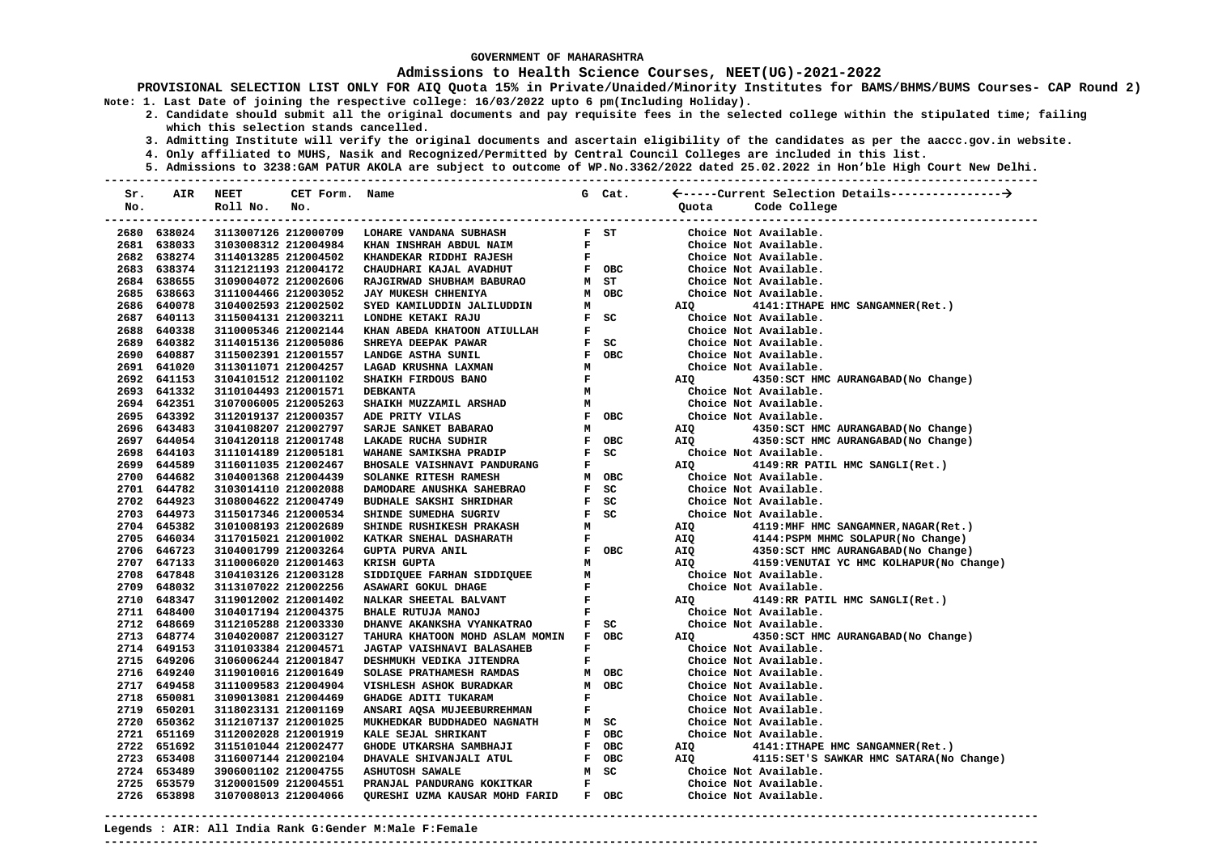GOVERNMENT OF MAHARASHTRA

**Admissions to Health Science Courses, NEET(UG)-2021-2022**

**PROVISIONAL SELECTION LIST ONLY FOR AIQ Quota 15% in Private/Unaided/Minority Institutes for BAMS/BHMS/BUMS Courses- CAP Round 2)**

Note: 1. Last Date of joining the respective college: 16/03/2022 upto 6 pm(Including Holiday).
2. Candidate should submit all the original documents and pay requisite fees in the selected college within the stipulated time; failing which this selection stands cancelled.
3. Admitting Institute will verify the original documents and ascertain eligibility of the candidates as per the aaccc.gov.in website.
4. Only affiliated to MUHS, Nasik and Recognized/Permitted by Central Council Colleges are included in this list.
5. Admissions to 3238:GAM PATUR AKOLA are subject to outcome of WP.No.3362/2022 dated 25.02.2022 in Hon'ble High Court New Delhi.

| Sr. No. | AIR | NEET Roll No. | CET Form. No. | Name | G | Cat. | Quota | Code College |
|---|---|---|---|---|---|---|---|---|
| 2680 | 638024 | 3113007126 | 212000709 | LOHARE VANDANA SUBHASH | F | ST | | Choice Not Available. |
| 2681 | 638033 | 3103008312 | 212004984 | KHAN INSHRAH ABDUL NAIM | F | | | Choice Not Available. |
| 2682 | 638274 | 3114013285 | 212004502 | KHANDEKAR RIDDHI RAJESH | F | | | Choice Not Available. |
| 2683 | 638374 | 3112121193 | 212004172 | CHAUDHARI KAJAL AVADHUT | F | OBC | | Choice Not Available. |
| 2684 | 638655 | 3109004072 | 212002606 | RAJGIRWAD SHUBHAM BABURAO | M | ST | | Choice Not Available. |
| 2685 | 638663 | 3111004466 | 212003052 | JAY MUKESH CHHENIYA | M | OBC | | Choice Not Available. |
| 2686 | 640078 | 3104002593 | 212002502 | SYED KAMILUDDIN JALILUDDIN | M | | AIQ | 4141:ITHAPE HMC SANGAMNER(Ret.) |
| 2687 | 640113 | 3115004131 | 212003211 | LONDHE KETAKI RAJU | F | SC | | Choice Not Available. |
| 2688 | 640338 | 3110005346 | 212002144 | KHAN ABEDA KHATOON ATIULLAH | F | | | Choice Not Available. |
| 2689 | 640382 | 3114015136 | 212005086 | SHREYA DEEPAK PAWAR | F | SC | | Choice Not Available. |
| 2690 | 640887 | 3115002391 | 212001557 | LANDGE ASTHA SUNIL | F | OBC | | Choice Not Available. |
| 2691 | 641020 | 3113011071 | 212004257 | LAGAD KRUSHNA LAXMAN | M | | | Choice Not Available. |
| 2692 | 641153 | 3104101512 | 212001102 | SHAIKH FIRDOUS BANO | F | | AIQ | 4350:SCT HMC AURANGABAD(No Change) |
| 2693 | 641332 | 3110104493 | 212001571 | DEBKANTA | M | | | Choice Not Available. |
| 2694 | 642351 | 3107006005 | 212005263 | SHAIKH MUZZAMIL ARSHAD | M | | | Choice Not Available. |
| 2695 | 643392 | 3112019137 | 212000357 | ADE PRITY VILAS | F | OBC | | Choice Not Available. |
| 2696 | 643483 | 3104108207 | 212002797 | SARJE SANKET BABARAO | M | | AIQ | 4350:SCT HMC AURANGABAD(No Change) |
| 2697 | 644054 | 3104120118 | 212001748 | LAKADE RUCHA SUDHIR | F | OBC | AIQ | 4350:SCT HMC AURANGABAD(No Change) |
| 2698 | 644103 | 3111014189 | 212005181 | WAHANE SAMIKSHA PRADIP | F | SC | | Choice Not Available. |
| 2699 | 644589 | 3116011035 | 212002467 | BHOSALE VAISHNAVI PANDURANG | F | | AIQ | 4149:RR PATIL HMC SANGLI(Ret.) |
| 2700 | 644682 | 3104001368 | 212004439 | SOLANKE RITESH RAMESH | M | OBC | | Choice Not Available. |
| 2701 | 644782 | 3103014110 | 212002088 | DAMODARE ANUSHKA SAHEBRAO | F | SC | | Choice Not Available. |
| 2702 | 644923 | 3108004622 | 212004749 | BUDHALE SAKSHI SHRIDHAR | F | SC | | Choice Not Available. |
| 2703 | 644973 | 3115017346 | 212000534 | SHINDE SUMEDHA SUGRIV | F | SC | | Choice Not Available. |
| 2704 | 645382 | 3101008193 | 212002689 | SHINDE RUSHIKESH PRAKASH | M | | AIQ | 4119:MHF HMC SANGAMNER,NAGAR(Ret.) |
| 2705 | 646034 | 3117015021 | 212001002 | KATKAR SNEHAL DASHARATH | F | | AIQ | 4144:PSPM MHMC SOLAPUR(No Change) |
| 2706 | 646723 | 3104001799 | 212003264 | GUPTA PURVA ANIL | F | OBC | AIQ | 4350:SCT HMC AURANGABAD(No Change) |
| 2707 | 647133 | 3110006020 | 212001463 | KRISH GUPTA | M | | AIQ | 4159:VENUTAI YC HMC KOLHAPUR(No Change) |
| 2708 | 647848 | 3104103126 | 212003128 | SIDDIQUEE FARHAN SIDDIQUEE | M | | | Choice Not Available. |
| 2709 | 648032 | 3113107022 | 212002256 | ASAWARI GOKUL DHAGE | F | | | Choice Not Available. |
| 2710 | 648347 | 3119012002 | 212001402 | NALKAR SHEETAL BALVANT | F | | AIQ | 4149:RR PATIL HMC SANGLI(Ret.) |
| 2711 | 648400 | 3104017194 | 212004375 | BHALE RUTUJA MANOJ | F | | | Choice Not Available. |
| 2712 | 648669 | 3112105288 | 212003330 | DHANVE AKANKSHA VYANKATRAO | F | SC | | Choice Not Available. |
| 2713 | 648774 | 3104020087 | 212003127 | TAHURA KHATOON MOHD ASLAM MOMIN | F | OBC | AIQ | 4350:SCT HMC AURANGABAD(No Change) |
| 2714 | 649153 | 3110103384 | 212004571 | JAGTAP VAISHNAVI BALASAHEB | F | | | Choice Not Available. |
| 2715 | 649206 | 3106006244 | 212001847 | DESHMUKH VEDIKA JITENDRA | F | | | Choice Not Available. |
| 2716 | 649240 | 3119010016 | 212001649 | SOLASE PRATHAMESH RAMDAS | M | OBC | | Choice Not Available. |
| 2717 | 649458 | 3111009583 | 212004904 | VISHLESH ASHOK BURADKAR | M | OBC | | Choice Not Available. |
| 2718 | 650081 | 3109013081 | 212004469 | GHADGE ADITI TUKARAM | F | | | Choice Not Available. |
| 2719 | 650201 | 3118023131 | 212001169 | ANSARI AQSA MUJEEBURREHMAN | F | | | Choice Not Available. |
| 2720 | 650362 | 3112107137 | 212001025 | MUKHEDKAR BUDDHADEO NAGNATH | M | SC | | Choice Not Available. |
| 2721 | 651169 | 3112002028 | 212001919 | KALE SEJAL SHRIKANT | F | OBC | | Choice Not Available. |
| 2722 | 651692 | 3115101044 | 212002477 | GHODE UTKARSHA SAMBHAJI | F | OBC | AIQ | 4141:ITHAPE HMC SANGAMNER(Ret.) |
| 2723 | 653408 | 3116007144 | 212002104 | DHAVALE SHIVANJALI ATUL | F | OBC | AIQ | 4115:SET'S SAWKAR HMC SATARA(No Change) |
| 2724 | 653489 | 3906001102 | 212004755 | ASHUTOSH SAWALE | M | SC | | Choice Not Available. |
| 2725 | 653579 | 3120001509 | 212004551 | PRANJAL PANDURANG KOKITKAR | F | | | Choice Not Available. |
| 2726 | 653898 | 3107008013 | 212004066 | QURESHI UZMA KAUSAR MOHD FARID | F | OBC | | Choice Not Available. |

Legends : AIR: All India Rank G:Gender M:Male F:Female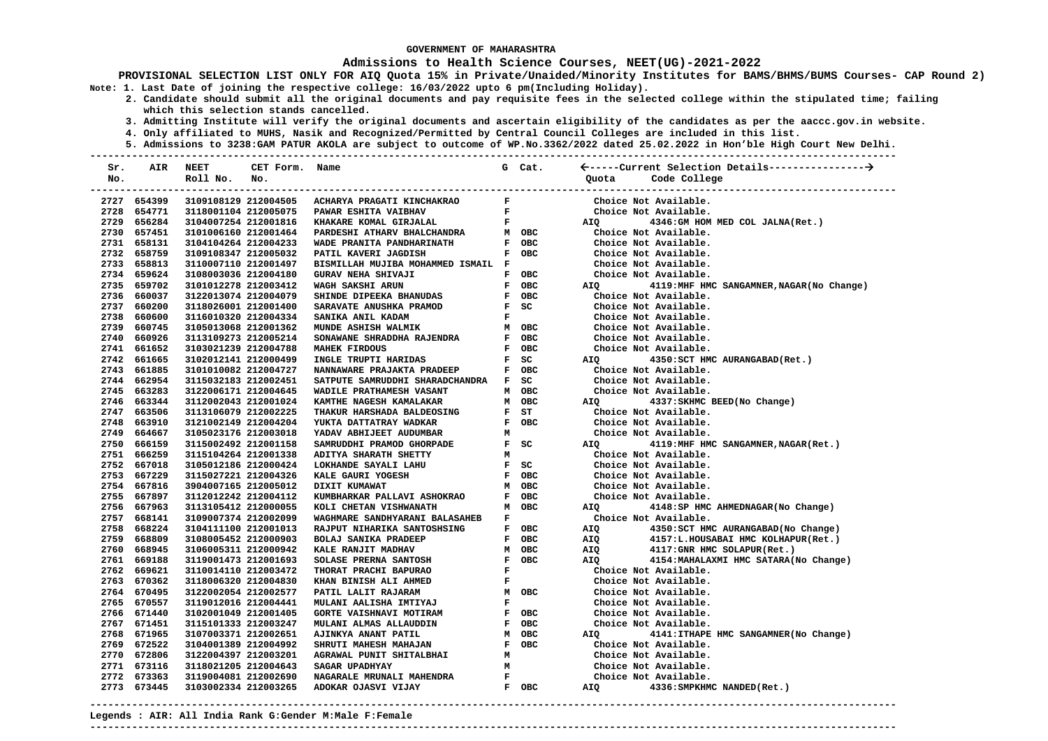GOVERNMENT OF MAHARASHTRA

# Admissions to Health Science Courses, NEET(UG)-2021-2022

**PROVISIONAL SELECTION LIST ONLY FOR AIQ Quota 15% in Private/Unaided/Minority Institutes for BAMS/BHMS/BUMS Courses- CAP Round 2)**

**Note: 1. Last Date of joining the respective college: 16/03/2022 upto 6 pm(Including Holiday).**
**2. Candidate should submit all the original documents and pay requisite fees in the selected college within the stipulated time; failing which this selection stands cancelled.**
**3. Admitting Institute will verify the original documents and ascertain eligibility of the candidates as per the aaccc.gov.in website.**
**4. Only affiliated to MUHS, Nasik and Recognized/Permitted by Central Council Colleges are included in this list.**
**5. Admissions to 3238:GAM PATUR AKOLA are subject to outcome of WP.No.3362/2022 dated 25.02.2022 in Hon'ble High Court New Delhi.**

| Sr. No. | AIR | NEET Roll No. | CET Form. No. | Name | G | Cat. | Quota | Code College |
|---|---|---|---|---|---|---|---|---|
| 2727 | 654399 | 3109108129 | 212004505 | ACHARYA PRAGATI KINCHAKRAO | F | | | Choice Not Available. |
| 2728 | 654771 | 3118001104 | 212005075 | PAWAR ESHITA VAIBHAV | F | | | Choice Not Available. |
| 2729 | 656284 | 3104007254 | 212001816 | KHAKARE KOMAL GIRJALAL | F | | AIQ | 4346:GM HOM MED COL JALNA(Ret.) |
| 2730 | 657451 | 3101006160 | 212001464 | PARDESHI ATHARV BHALCHANDRA | M | OBC | | Choice Not Available. |
| 2731 | 658131 | 3104104264 | 212004233 | WADE PRANITA PANDHARINATH | F | OBC | | Choice Not Available. |
| 2732 | 658759 | 3109108347 | 212005032 | PATIL KAVERI JAGDISH | F | OBC | | Choice Not Available. |
| 2733 | 658813 | 3110007110 | 212001497 | BISMILLAH MUJIBA MOHAMMED ISMAIL | F | | | Choice Not Available. |
| 2734 | 659624 | 3108003036 | 212004180 | GURAV NEHA SHIVAJI | F | OBC | | Choice Not Available. |
| 2735 | 659702 | 3101012278 | 212003412 | WAGH SAKSHI ARUN | F | OBC | AIQ | 4119:MHF HMC SANGAMNER,NAGAR(No Change) |
| 2736 | 660037 | 3122013074 | 212004079 | SHINDE DIPEEKA BHANUDAS | F | OBC | | Choice Not Available. |
| 2737 | 660200 | 3118026001 | 212001400 | SARAVATE ANUSHKA PRAMOD | F | SC | | Choice Not Available. |
| 2738 | 660600 | 3116010320 | 212004334 | SANIKA ANIL KADAM | F | | | Choice Not Available. |
| 2739 | 660745 | 3105013068 | 212001362 | MUNDE ASHISH WALMIK | M | OBC | | Choice Not Available. |
| 2740 | 660926 | 3113109273 | 212005214 | SONAWANE SHRADDHA RAJENDRA | F | OBC | | Choice Not Available. |
| 2741 | 661652 | 3103021239 | 212004788 | MAHEK FIRDOUS | F | OBC | | Choice Not Available. |
| 2742 | 661665 | 3102012141 | 212000499 | INGLE TRUPTI HARIDAS | F | SC | AIQ | 4350:SCT HMC AURANGABAD(Ret.) |
| 2743 | 661885 | 3101010082 | 212004727 | NANNAWARE PRAJAKTA PRADEEP | F | OBC | | Choice Not Available. |
| 2744 | 662954 | 3115032183 | 212002451 | SATPUTE SAMRUDDHI SHARADCHANDRA | F | SC | | Choice Not Available. |
| 2745 | 663283 | 3122006171 | 212004645 | WADILE PRATHAMESH VASANT | M | OBC | | Choice Not Available. |
| 2746 | 663344 | 3112002043 | 212001024 | KAMTHE NAGESH KAMALAKAR | M | OBC | AIQ | 4337:SKHMC BEED(No Change) |
| 2747 | 663506 | 3113106079 | 212002225 | THAKUR HARSHADA BALDEOSING | F | ST | | Choice Not Available. |
| 2748 | 663910 | 3121002149 | 212004204 | YUKTA DATTATRAY WADKAR | F | OBC | | Choice Not Available. |
| 2749 | 664667 | 3105023176 | 212003018 | YADAV ABHIJEET AUDUMBAR | M | | | Choice Not Available. |
| 2750 | 666159 | 3115002492 | 212001158 | SAMRUDDHI PRAMOD GHORPADE | F | SC | AIQ | 4119:MHF HMC SANGAMNER,NAGAR(Ret.) |
| 2751 | 666259 | 3115104264 | 212001338 | ADITYA SHARATH SHETTY | M | | | Choice Not Available. |
| 2752 | 667018 | 3105012186 | 212000424 | LOKHANDE SAYALI LAHU | F | SC | | Choice Not Available. |
| 2753 | 667229 | 3115027221 | 212004326 | KALE GAURI YOGESH | F | OBC | | Choice Not Available. |
| 2754 | 667816 | 3904007165 | 212005012 | DIXIT KUMAWAT | M | OBC | | Choice Not Available. |
| 2755 | 667897 | 3112012242 | 212004112 | KUMBHARKAR PALLAVI ASHOKRAO | F | OBC | | Choice Not Available. |
| 2756 | 667963 | 3113105412 | 212000055 | KOLI CHETAN VISHWANATH | M | OBC | AIQ | 4148:SP HMC AHMEDNAGAR(No Change) |
| 2757 | 668141 | 3109007374 | 212002099 | WAGHMARE SANDHYARANI BALASAHEB | F | | | Choice Not Available. |
| 2758 | 668224 | 3104111100 | 212001013 | RAJPUT NIHARIKA SANTOSHSING | F | OBC | AIQ | 4350:SCT HMC AURANGABAD(No Change) |
| 2759 | 668809 | 3108005452 | 212000903 | BOLAJ SANIKA PRADEEP | F | OBC | AIQ | 4157:L.HOUSABAI HMC KOLHAPUR(Ret.) |
| 2760 | 668945 | 3106005311 | 212000942 | KALE RANJIT MADHAV | M | OBC | AIQ | 4117:GNR HMC SOLAPUR(Ret.) |
| 2761 | 669188 | 3119001473 | 212001693 | SOLASE PRERNA SANTOSH | F | OBC | AIQ | 4154:MAHALAXMI HMC SATARA(No Change) |
| 2762 | 669621 | 3110014110 | 212003472 | THORAT PRACHI BAPURAO | F | | | Choice Not Available. |
| 2763 | 670362 | 3118006320 | 212004830 | KHAN BINISH ALI AHMED | F | | | Choice Not Available. |
| 2764 | 670495 | 3122002054 | 212002577 | PATIL LALIT RAJARAM | M | OBC | | Choice Not Available. |
| 2765 | 670557 | 3119012016 | 212004441 | MULANI AALISHA IMTIYAJ | F | | | Choice Not Available. |
| 2766 | 671440 | 3102001049 | 212001405 | GORTE VAISHNAVI MOTIRAM | F | OBC | | Choice Not Available. |
| 2767 | 671451 | 3115101333 | 212003247 | MULANI ALMAS ALLAUDDIN | F | OBC | | Choice Not Available. |
| 2768 | 671965 | 3107003371 | 212002651 | AJINKYA ANANT PATIL | M | OBC | AIQ | 4141:ITHAPE HMC SANGAMNER(No Change) |
| 2769 | 672522 | 3104001389 | 212004992 | SHRUTI MAHESH MAHAJAN | F | OBC | | Choice Not Available. |
| 2770 | 672806 | 3122004397 | 212003201 | AGRAWAL PUNIT SHITALBHAI | M | | | Choice Not Available. |
| 2771 | 673116 | 3118021205 | 212004643 | SAGAR UPADHYAY | M | | | Choice Not Available. |
| 2772 | 673363 | 3119004081 | 212002690 | NAGARALE MRUNALI MAHENDRA | F | | | Choice Not Available. |
| 2773 | 673445 | 3103002334 | 212003265 | ADOKAR OJASVI VIJAY | F | OBC | AIQ | 4336:SMPKHMC NANDED(Ret.) |

**Legends : AIR: All India Rank G:Gender M:Male F:Female**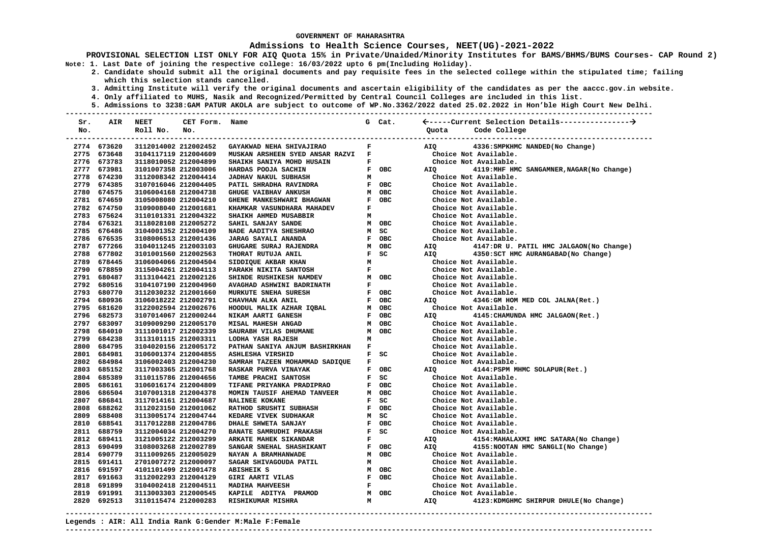GOVERNMENT OF MAHARASHTRA

## Admissions to Health Science Courses, NEET(UG)-2021-2022

**PROVISIONAL SELECTION LIST ONLY FOR AIQ Quota 15% in Private/Unaided/Minority Institutes for BAMS/BHMS/BUMS Courses- CAP Round 2)**

**Note: 1. Last Date of joining the respective college: 16/03/2022 upto 6 pm(Including Holiday).**

**2. Candidate should submit all the original documents and pay requisite fees in the selected college within the stipulated time; failing which this selection stands cancelled.**

**3. Admitting Institute will verify the original documents and ascertain eligibility of the candidates as per the aaccc.gov.in website.**

**4. Only affiliated to MUHS, Nasik and Recognized/Permitted by Central Council Colleges are included in this list.**

**5. Admissions to 3238:GAM PATUR AKOLA are subject to outcome of WP.No.3362/2022 dated 25.02.2022 in Hon'ble High Court New Delhi.**

| Sr. No. | AIR | NEET Roll No. | CET Form. No. | Name | G | Cat. | Quota | Code College |
|---|---|---|---|---|---|---|---|---|
| 2774 | 673620 | 3112014002 | 212002452 | GAYAKWAD NEHA SHIVAJIRAO | F | | AIQ | 4336:SMPKHMC NANDED(No Change) |
| 2775 | 673648 | 3104117119 | 212004609 | MUSKAN ARSHEEN SYED ANSAR RAZVI | F | | | Choice Not Available. |
| 2776 | 673783 | 3118010052 | 212004899 | SHAIKH SANIYA MOHD HUSAIN | F | | | Choice Not Available. |
| 2777 | 673981 | 3101007358 | 212003006 | HARDAS POOJA SACHIN | F | OBC | AIQ | 4119:MHF HMC SANGAMNER,NAGAR(No Change) |
| 2778 | 674230 | 3112008342 | 212004414 | JADHAV NAKUL SUBHASH | M | | | Choice Not Available. |
| 2779 | 674385 | 3107016046 | 212004405 | PATIL SHRADHA RAVINDRA | F | OBC | | Choice Not Available. |
| 2780 | 674575 | 3106004168 | 212004738 | GHUGE VAIBHAV ANKUSH | M | OBC | | Choice Not Available. |
| 2781 | 674659 | 3105008080 | 212004210 | GHENE MANKESHWARI BHAGWAN | F | OBC | | Choice Not Available. |
| 2782 | 674750 | 3109008040 | 212001681 | KHAMKAR VASUNDHARA MAHADEV | F | | | Choice Not Available. |
| 2783 | 675624 | 3110101331 | 212004322 | SHAIKH AHMED MUSABBIR | M | | | Choice Not Available. |
| 2784 | 676321 | 3118028108 | 212005272 | SAHIL SANJAY SANDE | M | OBC | | Choice Not Available. |
| 2785 | 676486 | 3104001352 | 212004109 | NADE AADITYA SHESHRAO | M | SC | | Choice Not Available. |
| 2786 | 676535 | 3108006513 | 212001436 | JARAG SAYALI ANANDA | F | OBC | | Choice Not Available. |
| 2787 | 677266 | 3104011245 | 212003103 | GHUGARE SURAJ RAJENDRA | M | OBC | AIQ | 4147:DR U. PATIL HMC JALGAON(No Change) |
| 2788 | 677802 | 3101001560 | 212002563 | THORAT RUTUJA ANIL | F | SC | AIQ | 4350:SCT HMC AURANGABAD(No Change) |
| 2789 | 678445 | 3106004066 | 212004504 | SIDDIQUE AKBAR KHAN | M | | | Choice Not Available. |
| 2790 | 678859 | 3115004261 | 212004113 | PARAKH NIKITA SANTOSH | F | | | Choice Not Available. |
| 2791 | 680487 | 3113104421 | 212002126 | SHINDE RUSHIKESH NAMDEV | M | OBC | | Choice Not Available. |
| 2792 | 680516 | 3104107190 | 212004960 | AVAGHAD ASHWINI BADRINATH | F | | | Choice Not Available. |
| 2793 | 680770 | 3112030232 | 212001660 | MURKUTE SNEHA SURESH | F | OBC | | Choice Not Available. |
| 2794 | 680936 | 3106018222 | 212002791 | CHAVHAN ALKA ANIL | F | OBC | AIQ | 4346:GM HOM MED COL JALNA(Ret.) |
| 2795 | 681620 | 3122002594 | 212002676 | HOODUL MALIK AZHAR IQBAL | M | OBC | | Choice Not Available. |
| 2796 | 682573 | 3107014067 | 212000244 | NIKAM AARTI GANESH | F | OBC | AIQ | 4145:CHAMUNDA HMC JALGAON(Ret.) |
| 2797 | 683097 | 3109009290 | 212005170 | MISAL MAHESH ANGAD | M | OBC | | Choice Not Available. |
| 2798 | 684010 | 3111001017 | 212002339 | SAURABH VILAS DHUMANE | M | OBC | | Choice Not Available. |
| 2799 | 684238 | 3113101115 | 212003311 | LODHA YASH RAJESH | M | | | Choice Not Available. |
| 2800 | 684795 | 3104020156 | 212005172 | PATHAN SANIYA ANJUM BASHIRKHAN | F | | | Choice Not Available. |
| 2801 | 684981 | 3106001374 | 212004855 | ASHLESHA VIRSHID | F | SC | | Choice Not Available. |
| 2802 | 684984 | 3106002403 | 212004230 | SAMRAH TAZEEN MOHAMMAD SADIQUE | F | | | Choice Not Available. |
| 2803 | 685152 | 3117003365 | 212001768 | RASKAR PURVA VINAYAK | F | OBC | AIQ | 4144:PSPM MHMC SOLAPUR(Ret.) |
| 2804 | 685389 | 3110115786 | 212004656 | TAMBE PRACHI SANTOSH | F | SC | | Choice Not Available. |
| 2805 | 686161 | 3106016174 | 212004809 | TIFANE PRIYANKA PRADIPRAO | F | OBC | | Choice Not Available. |
| 2806 | 686504 | 3107001318 | 212004378 | MOMIN TAUSIF AHEMAD TANVEER | M | OBC | | Choice Not Available. |
| 2807 | 686841 | 3117014161 | 212004687 | NALINEE KOKANE | F | SC | | Choice Not Available. |
| 2808 | 688262 | 3112023150 | 212001062 | RATHOD SRUSHTI SUBHASH | F | OBC | | Choice Not Available. |
| 2809 | 688408 | 3113005174 | 212004744 | KEDARE VIVEK SUDHAKAR | M | SC | | Choice Not Available. |
| 2810 | 688541 | 3117012288 | 212004786 | DHALE SHWETA SANJAY | F | OBC | | Choice Not Available. |
| 2811 | 688759 | 3112004034 | 212004270 | BANATE SAMRUDHI PRAKASH | F | SC | | Choice Not Available. |
| 2812 | 689411 | 3121005122 | 212003299 | ARKATE MAHEK SIKANDAR | F | | AIQ | 4154:MAHALAXMI HMC SATARA(No Change) |
| 2813 | 690499 | 3108003268 | 212002789 | SANGAR SNEHAL SHASHIKANT | F | OBC | AIQ | 4155:NOOTAN HMC SANGLI(No Change) |
| 2814 | 690779 | 3111009265 | 212005029 | NAYAN A BRAMHANWADE | M | OBC | | Choice Not Available. |
| 2815 | 691411 | 2701007272 | 212000097 | SAGAR SHIVAGOUDA PATIL | M | | | Choice Not Available. |
| 2816 | 691597 | 4101101499 | 212001478 | ABISHEIK S | M | OBC | | Choice Not Available. |
| 2817 | 691663 | 3112002293 | 212004129 | GIRI AARTI VILAS | F | OBC | | Choice Not Available. |
| 2818 | 691899 | 3104002418 | 212004511 | MADIHA MAHVEESH | F | | | Choice Not Available. |
| 2819 | 691991 | 3113003303 | 212000545 | KAPILE ADITYA PRAMOD | M | OBC | | Choice Not Available. |
| 2820 | 692513 | 3110115474 | 212000283 | RISHIKUMAR MISHRA | M | | AIQ | 4123:KDMGHMC SHIRPUR DHULE(No Change) |

**Legends : AIR: All India Rank G:Gender M:Male F:Female**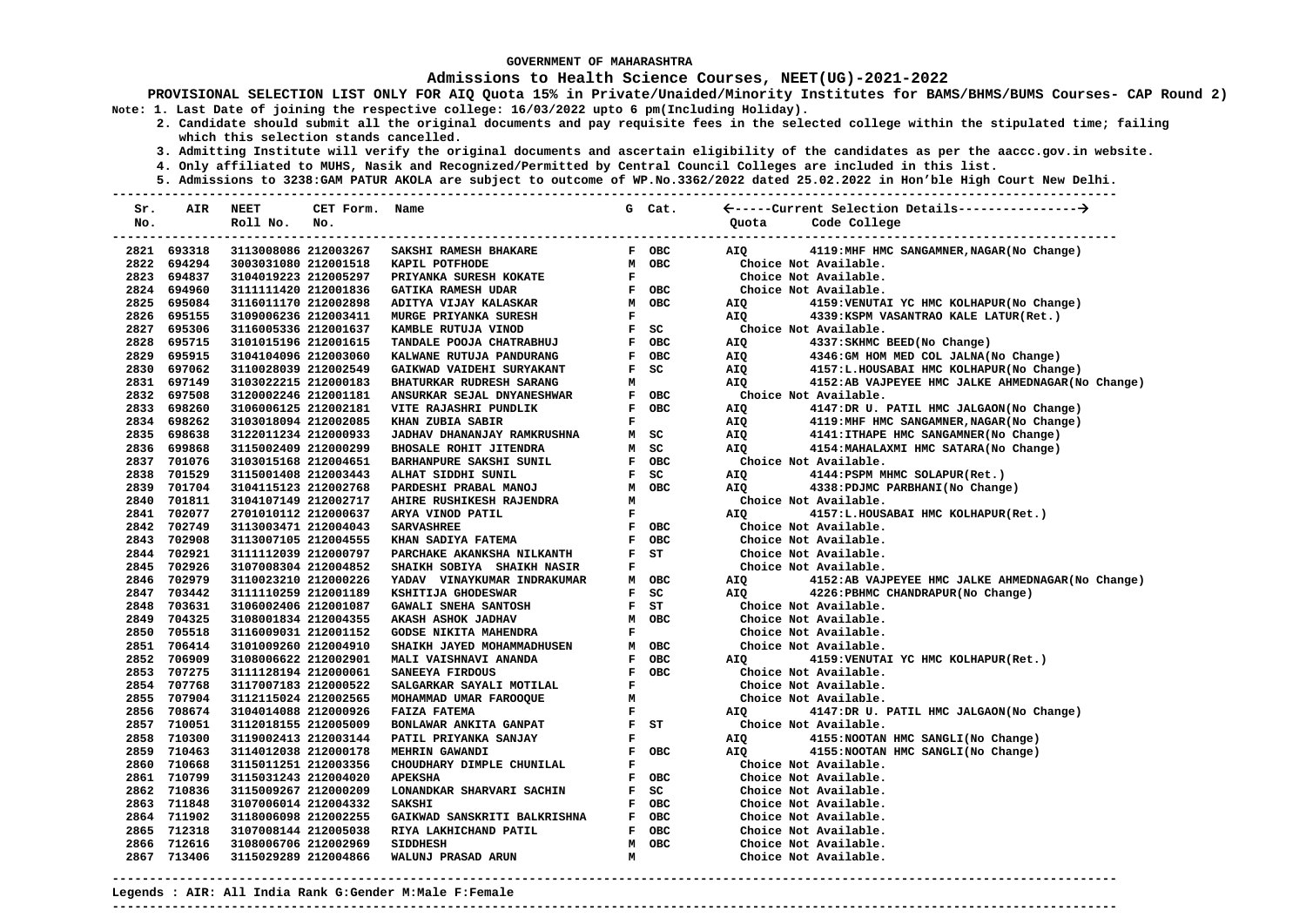GOVERNMENT OF MAHARASHTRA

**Admissions to Health Science Courses, NEET(UG)-2021-2022**

**PROVISIONAL SELECTION LIST ONLY FOR AIQ Quota 15% in Private/Unaided/Minority Institutes for BAMS/BHMS/BUMS Courses- CAP Round 2)**

Note: 1. Last Date of joining the respective college: 16/03/2022 upto 6 pm(Including Holiday).

2. Candidate should submit all the original documents and pay requisite fees in the selected college within the stipulated time; failing which this selection stands cancelled.

3. Admitting Institute will verify the original documents and ascertain eligibility of the candidates as per the aaccc.gov.in website.

4. Only affiliated to MUHS, Nasik and Recognized/Permitted by Central Council Colleges are included in this list.

5. Admissions to 3238:GAM PATUR AKOLA are subject to outcome of WP.No.3362/2022 dated 25.02.2022 in Hon'ble High Court New Delhi.

| Sr. No. | AIR | NEET Roll No. | CET Form. No. | Name | G | Cat. | Quota | Code College |
|---|---|---|---|---|---|---|---|---|
| 2821 | 693318 | 3113008086 | 212003267 | SAKSHI RAMESH BHAKARE | F | OBC | AIQ | 4119:MHF HMC SANGAMNER,NAGAR(No Change) |
| 2822 | 694294 | 3003031080 | 212001518 | KAPIL POTFHODE | M | OBC | | Choice Not Available. |
| 2823 | 694837 | 3104019223 | 212005297 | PRIYANKA SURESH KOKATE | F | | | Choice Not Available. |
| 2824 | 694960 | 3111111420 | 212001836 | GATIKA RAMESH UDAR | F | OBC | | Choice Not Available. |
| 2825 | 695084 | 3116011170 | 212002898 | ADITYA VIJAY KALASKAR | M | OBC | AIQ | 4159:VENUTAI YC HMC KOLHAPUR(No Change) |
| 2826 | 695155 | 3109006236 | 212003411 | MURGE PRIYANKA SURESH | F | | AIQ | 4339:KSPM VASANTRAO KALE LATUR(Ret.) |
| 2827 | 695306 | 3116005336 | 212001637 | KAMBLE RUTUJA VINOD | F | SC | | Choice Not Available. |
| 2828 | 695715 | 3101015196 | 212001615 | TANDALE POOJA CHATRABHUJ | F | OBC | AIQ | 4337:SKHMC BEED(No Change) |
| 2829 | 695915 | 3104104096 | 212003060 | KALWANE RUTUJA PANDURANG | F | OBC | AIQ | 4346:GM HOM MED COL JALNA(No Change) |
| 2830 | 697062 | 3110028039 | 212002549 | GAIKWAD VAIDEHI SURYAKANT | F | SC | AIQ | 4157:L.HOUSABAI HMC KOLHAPUR(No Change) |
| 2831 | 697149 | 3103022215 | 212000183 | BHATURKAR RUDRESH SARANG | M | | AIQ | 4152:AB VAJPEYEE HMC JALKE AHMEDNAGAR(No Change) |
| 2832 | 697508 | 3120002246 | 212001181 | ANSURKAR SEJAL DNYANESHWAR | F | OBC | | Choice Not Available. |
| 2833 | 698260 | 3106006125 | 212002181 | VITE RAJASHRI PUNDLIK | F | OBC | AIQ | 4147:DR U. PATIL HMC JALGAON(No Change) |
| 2834 | 698262 | 3103018094 | 212002085 | KHAN ZUBIA SABIR | F | | AIQ | 4119:MHF HMC SANGAMNER,NAGAR(No Change) |
| 2835 | 698638 | 3122011234 | 212000933 | JADHAV DHANANJAY RAMKRUSHNA | M | SC | AIQ | 4141:ITHAPE HMC SANGAMNER(No Change) |
| 2836 | 699868 | 3115002409 | 212000299 | BHOSALE ROHIT JITENDRA | M | SC | AIQ | 4154:MAHALAXMI HMC SATARA(No Change) |
| 2837 | 701076 | 3103015168 | 212004651 | BARHANPURE SAKSHI SUNIL | F | OBC | | Choice Not Available. |
| 2838 | 701529 | 3115001408 | 212003443 | ALHAT SIDDHI SUNIL | F | SC | AIQ | 4144:PSPM MHMC SOLAPUR(Ret.) |
| 2839 | 701704 | 3104115123 | 212002768 | PARDESHI PRABAL MANOJ | M | OBC | AIQ | 4338:PDJMC PARBHANI(No Change) |
| 2840 | 701811 | 3104107149 | 212002717 | AHIRE RUSHIKESH RAJENDRA | M | | | Choice Not Available. |
| 2841 | 702077 | 2701010112 | 212000637 | ARYA VINOD PATIL | F | | AIQ | 4157:L.HOUSABAI HMC KOLHAPUR(Ret.) |
| 2842 | 702749 | 3113003471 | 212004043 | SARVASHREE | F | OBC | | Choice Not Available. |
| 2843 | 702908 | 3113007105 | 212004555 | KHAN SADIYA FATEMA | F | OBC | | Choice Not Available. |
| 2844 | 702921 | 3111112039 | 212000797 | PARCHAKE AKANKSHA NILKANTH | F | ST | | Choice Not Available. |
| 2845 | 702926 | 3107008304 | 212004852 | SHAIKH SOBIYA SHAIKH NASIR | F | | | Choice Not Available. |
| 2846 | 702979 | 3110023210 | 212000226 | YADAV VINAYKUMAR INDRAKUMAR | M | OBC | AIQ | 4152:AB VAJPEYEE HMC JALKE AHMEDNAGAR(No Change) |
| 2847 | 703442 | 3111110259 | 212001189 | KSHITIJA GHODESWAR | F | SC | AIQ | 4226:PBHMC CHANDRAPUR(No Change) |
| 2848 | 703631 | 3106002406 | 212001087 | GAWALI SNEHA SANTOSH | F | ST | | Choice Not Available. |
| 2849 | 704325 | 3108001834 | 212004355 | AKASH ASHOK JADHAV | M | OBC | | Choice Not Available. |
| 2850 | 705518 | 3116009031 | 212001152 | GODSE NIKITA MAHENDRA | F | | | Choice Not Available. |
| 2851 | 706414 | 3101009260 | 212004910 | SHAIKH JAYED MOHAMMADHUSEN | M | OBC | | Choice Not Available. |
| 2852 | 706909 | 3108006622 | 212002901 | MALI VAISHNAVI ANANDA | F | OBC | AIQ | 4159:VENUTAI YC HMC KOLHAPUR(Ret.) |
| 2853 | 707275 | 3111128194 | 212000061 | SANEEYA FIRDOUS | F | OBC | | Choice Not Available. |
| 2854 | 707768 | 3117007183 | 212000522 | SALGARKAR SAYALI MOTILAL | F | | | Choice Not Available. |
| 2855 | 707904 | 3112115024 | 212002565 | MOHAMMAD UMAR FAROOQUE | M | | | Choice Not Available. |
| 2856 | 708674 | 3104014088 | 212000926 | FAIZA FATEMA | F | | AIQ | 4147:DR U. PATIL HMC JALGAON(No Change) |
| 2857 | 710051 | 3112018155 | 212005009 | BONLAWAR ANKITA GANPAT | F | ST | | Choice Not Available. |
| 2858 | 710300 | 3119002413 | 212003144 | PATIL PRIYANKA SANJAY | F | | AIQ | 4155:NOOTAN HMC SANGLI(No Change) |
| 2859 | 710463 | 3114012038 | 212000178 | MEHRIN GAWANDI | F | OBC | AIQ | 4155:NOOTAN HMC SANGLI(No Change) |
| 2860 | 710668 | 3115011251 | 212003356 | CHOUDHARY DIMPLE CHUNILAL | F | | | Choice Not Available. |
| 2861 | 710799 | 3115031243 | 212004020 | APEKSHA | F | OBC | | Choice Not Available. |
| 2862 | 710836 | 3115009267 | 212000209 | LONANDKAR SHARVARI SACHIN | F | SC | | Choice Not Available. |
| 2863 | 711848 | 3107006014 | 212004332 | SAKSHI | F | OBC | | Choice Not Available. |
| 2864 | 711902 | 3118006098 | 212002255 | GAIKWAD SANSKRITI BALKRISHNA | F | OBC | | Choice Not Available. |
| 2865 | 712318 | 3107008144 | 212005038 | RIYA LAKHICHAND PATIL | F | OBC | | Choice Not Available. |
| 2866 | 712616 | 3108006706 | 212002969 | SIDDHESH | M | OBC | | Choice Not Available. |
| 2867 | 713406 | 3115029289 | 212004866 | WALUNJ PRASAD ARUN | M | | | Choice Not Available. |

Legends : AIR: All India Rank G:Gender M:Male F:Female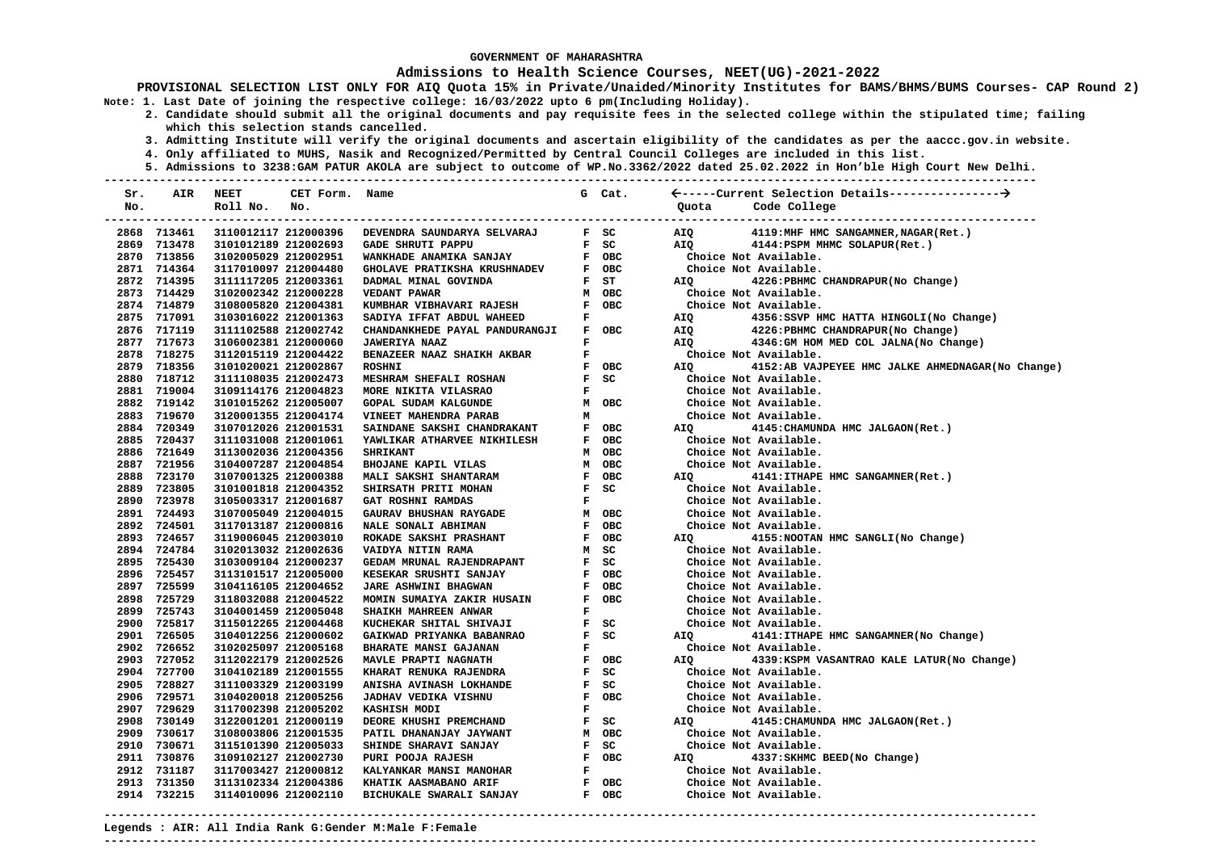# GOVERNMENT OF MAHARASHTRA

## Admissions to Health Science Courses, NEET(UG)-2021-2022

**PROVISIONAL SELECTION LIST ONLY FOR AIQ Quota 15% in Private/Unaided/Minority Institutes for BAMS/BHMS/BUMS Courses- CAP Round 2)**

**Note: 1. Last Date of joining the respective college: 16/03/2022 upto 6 pm(Including Holiday).**

2. Candidate should submit all the original documents and pay requisite fees in the selected college within the stipulated time; failing which this selection stands cancelled.

3. Admitting Institute will verify the original documents and ascertain eligibility of the candidates as per the aaccc.gov.in website.

4. Only affiliated to MUHS, Nasik and Recognized/Permitted by Central Council Colleges are included in this list.

5. Admissions to 3238:GAM PATUR AKOLA are subject to outcome of WP.No.3362/2022 dated 25.02.2022 in Hon'ble High Court New Delhi.

| Sr. No. | AIR | NEET Roll No. | CET Form. No. | Name | G | Cat. | Quota | Code College |
|---|---|---|---|---|---|---|---|---|
| 2868 | 713461 | 3110012117 | 212000396 | DEVENDRA SAUNDARYA SELVARAJ | F | SC | AIQ | 4119:MHF HMC SANGAMNER,NAGAR(Ret.) |
| 2869 | 713478 | 3101012189 | 212002693 | GADE SHRUTI PAPPU | F | SC | AIQ | 4144:PSPM MHMC SOLAPUR(Ret.) |
| 2870 | 713856 | 3102005029 | 212002951 | WANKHADE ANAMIKA SANJAY | F | OBC | | Choice Not Available. |
| 2871 | 714364 | 3117010097 | 212004480 | GHOLAVE PRATIKSHA KRUSHNADEV | F | OBC | | Choice Not Available. |
| 2872 | 714395 | 3111117205 | 212003361 | DADMAL MINAL GOVINDA | F | ST | AIQ | 4226:PBHMC CHANDRAPUR(No Change) |
| 2873 | 714429 | 3102002342 | 212000228 | VEDANT PAWAR | M | OBC | | Choice Not Available. |
| 2874 | 714879 | 3108005820 | 212004381 | KUMBHAR VIBHAVARI RAJESH | F | OBC | | Choice Not Available. |
| 2875 | 717091 | 3103016022 | 212001363 | SADIYA IFFAT ABDUL WAHEED | F | | AIQ | 4356:SSVP HMC HATTA HINGOLI(No Change) |
| 2876 | 717119 | 3111102588 | 212002742 | CHANDANKHEDE PAYAL PANDURANGJI | F | OBC | AIQ | 4226:PBHMC CHANDRAPUR(No Change) |
| 2877 | 717673 | 3106002381 | 212000060 | JAWERIYA NAAZ | F | | AIQ | 4346:GM HOM MED COL JALNA(No Change) |
| 2878 | 718275 | 3112015119 | 212004422 | BENAZEER NAAZ SHAIKH AKBAR | F | | | Choice Not Available. |
| 2879 | 718356 | 3101020021 | 212002867 | ROSHNI | F | OBC | AIQ | 4152:AB VAJPEYEE HMC JALKE AHMEDNAGAR(No Change) |
| 2880 | 718712 | 3111108035 | 212002473 | MESHRAM SHEFALI ROSHAN | F | SC | | Choice Not Available. |
| 2881 | 719004 | 3109114176 | 212004823 | MORE NIKITA VILASRAO | F | | | Choice Not Available. |
| 2882 | 719142 | 3101015262 | 212005007 | GOPAL SUDAM KALGUNDE | M | OBC | | Choice Not Available. |
| 2883 | 719670 | 3120001355 | 212004174 | VINEET MAHENDRA PARAB | M | | | Choice Not Available. |
| 2884 | 720349 | 3107012026 | 212001531 | SAINDANE SAKSHI CHANDRAKANT | F | OBC | AIQ | 4145:CHAMUNDA HMC JALGAON(Ret.) |
| 2885 | 720437 | 3111031008 | 212001061 | YAWLIKAR ATHARVEE NIKHILESH | F | OBC | | Choice Not Available. |
| 2886 | 721649 | 3113002036 | 212004356 | SHRIKANT | M | OBC | | Choice Not Available. |
| 2887 | 721956 | 3104007287 | 212004854 | BHOJANE KAPIL VILAS | M | OBC | | Choice Not Available. |
| 2888 | 723170 | 3107001325 | 212000388 | MALI SAKSHI SHANTARAM | F | OBC | AIQ | 4141:ITHAPE HMC SANGAMNER(Ret.) |
| 2889 | 723805 | 3101001818 | 212004352 | SHIRSATH PRITI MOHAN | F | SC | | Choice Not Available. |
| 2890 | 723978 | 3105003317 | 212001687 | GAT ROSHNI RAMDAS | F | | | Choice Not Available. |
| 2891 | 724493 | 3107005049 | 212004015 | GAURAV BHUSHAN RAYGADE | M | OBC | | Choice Not Available. |
| 2892 | 724501 | 3117013187 | 212000816 | NALE SONALI ABHIMAN | F | OBC | | Choice Not Available. |
| 2893 | 724657 | 3119006045 | 212003010 | ROKADE SAKSHI PRASHANT | F | OBC | AIQ | 4155:NOOTAN HMC SANGLI(No Change) |
| 2894 | 724784 | 3102013032 | 212002636 | VAIDYA NITIN RAMA | M | SC | | Choice Not Available. |
| 2895 | 725430 | 3103009104 | 212000237 | GEDAM MRUNAL RAJENDRAPANT | F | SC | | Choice Not Available. |
| 2896 | 725457 | 3113101517 | 212005000 | KESEKAR SRUSHTI SANJAY | F | OBC | | Choice Not Available. |
| 2897 | 725599 | 3104116105 | 212004652 | JARE ASHWINI BHAGWAN | F | OBC | | Choice Not Available. |
| 2898 | 725729 | 3118032088 | 212004522 | MOMIN SUMAIYA ZAKIR HUSAIN | F | OBC | | Choice Not Available. |
| 2899 | 725743 | 3104001459 | 212005048 | SHAIKH MAHREEN ANWAR | F | | | Choice Not Available. |
| 2900 | 725817 | 3115012265 | 212004468 | KUCHEKAR SHITAL SHIVAJI | F | SC | | Choice Not Available. |
| 2901 | 726505 | 3104012256 | 212000602 | GAIKWAD PRIYANKA BABANRAO | F | SC | AIQ | 4141:ITHAPE HMC SANGAMNER(No Change) |
| 2902 | 726652 | 3102025097 | 212005168 | BHARATE MANSI GAJANAN | F | | | Choice Not Available. |
| 2903 | 727052 | 3112022179 | 212002526 | MAVLE PRAPTI NAGNATH | F | OBC | AIQ | 4339:KSPM VASANTRAO KALE LATUR(No Change) |
| 2904 | 727700 | 3104102189 | 212001555 | KHARAT RENUKA RAJENDRA | F | SC | | Choice Not Available. |
| 2905 | 728827 | 3111003329 | 212003199 | ANISHA AVINASH LOKHANDE | F | SC | | Choice Not Available. |
| 2906 | 729571 | 3104020018 | 212005256 | JADHAV VEDIKA VISHNU | F | OBC | | Choice Not Available. |
| 2907 | 729629 | 3117002398 | 212005202 | KASHISH MODI | F | | | Choice Not Available. |
| 2908 | 730149 | 3122001201 | 212000119 | DEORE KHUSHI PREMCHAND | F | SC | AIQ | 4145:CHAMUNDA HMC JALGAON(Ret.) |
| 2909 | 730617 | 3108003806 | 212001535 | PATIL DHANANJAY JAYWANT | M | OBC | | Choice Not Available. |
| 2910 | 730671 | 3115101390 | 212005033 | SHINDE SHARAVI SANJAY | F | SC | | Choice Not Available. |
| 2911 | 730876 | 3109102127 | 212002730 | PURI POOJA RAJESH | F | OBC | AIQ | 4337:SKHMC BEED(No Change) |
| 2912 | 731187 | 3117003427 | 212000812 | KALYANKAR MANSI MANOHAR | F | | | Choice Not Available. |
| 2913 | 731350 | 3113102334 | 212004386 | KHATIK AASMABANO ARIF | F | OBC | | Choice Not Available. |
| 2914 | 732215 | 3114010096 | 212002110 | BICHUKALE SWARALI SANJAY | F | OBC | | Choice Not Available. |

**Legends : AIR: All India Rank G:Gender M:Male F:Female**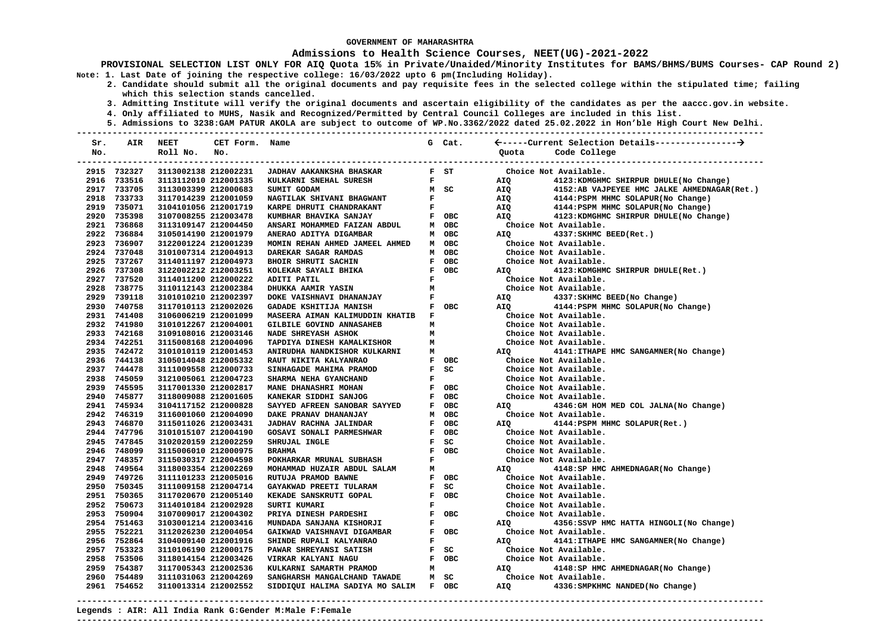GOVERNMENT OF MAHARASHTRA

**Admissions to Health Science Courses, NEET(UG)-2021-2022**

**PROVISIONAL SELECTION LIST ONLY FOR AIQ Quota 15% in Private/Unaided/Minority Institutes for BAMS/BHMS/BUMS Courses- CAP Round 2)**

Note: 1. Last Date of joining the respective college: 16/03/2022 upto 6 pm(Including Holiday).
2. Candidate should submit all the original documents and pay requisite fees in the selected college within the stipulated time; failing which this selection stands cancelled.
3. Admitting Institute will verify the original documents and ascertain eligibility of the candidates as per the aaccc.gov.in website.
4. Only affiliated to MUHS, Nasik and Recognized/Permitted by Central Council Colleges are included in this list.
5. Admissions to 3238:GAM PATUR AKOLA are subject to outcome of WP.No.3362/2022 dated 25.02.2022 in Hon'ble High Court New Delhi.

| Sr. No. | AIR | NEET Roll No. | CET Form. No. | Name | G | Cat. | Quota | Code College |
|---|---|---|---|---|---|---|---|---|
| 2915 | 732327 | 3113002138 | 212002231 | JADHAV AAKANKSHA BHASKAR | F | ST | | Choice Not Available. |
| 2916 | 733516 | 3113112010 | 212001335 | KULKARNI SNEHAL SURESH | F | | AIQ | 4123:KDMGHMC SHIRPUR DHULE(No Change) |
| 2917 | 733705 | 3113003399 | 212000683 | SUMIT GODAM | M | SC | AIQ | 4152:AB VAJPEYEE HMC JALKE AHMEDNAGAR(Ret.) |
| 2918 | 733733 | 3117014239 | 212001059 | NAGTILAK SHIVANI BHAGWANT | F | | AIQ | 4144:PSPM MHMC SOLAPUR(No Change) |
| 2919 | 735071 | 3104101056 | 212001719 | KARPE DHRUTI CHANDRAKANT | F | | AIQ | 4144:PSPM MHMC SOLAPUR(No Change) |
| 2920 | 735398 | 3107008255 | 212003478 | KUMBHAR BHAVIKA SANJAY | F | OBC | AIQ | 4123:KDMGHMC SHIRPUR DHULE(No Change) |
| 2921 | 736868 | 3113109147 | 212004450 | ANSARI MOHAMMED FAIZAN ABDUL | M | OBC | | Choice Not Available. |
| 2922 | 736884 | 3105014190 | 212001979 | ANERAO ADITYA DIGAMBAR | M | OBC | AIQ | 4337:SKHMC BEED(Ret.) |
| 2923 | 736907 | 3122001224 | 212001239 | MOMIN REHAN AHMED JAMEEL AHMED | M | OBC | | Choice Not Available. |
| 2924 | 737048 | 3101007314 | 212004913 | DAREKAR SAGAR RAMDAS | M | OBC | | Choice Not Available. |
| 2925 | 737267 | 3114011197 | 212004973 | BHOIR SHRUTI SACHIN | F | OBC | | Choice Not Available. |
| 2926 | 737308 | 3122002212 | 212003251 | KOLEKAR SAYALI BHIKA | F | OBC | AIQ | 4123:KDMGHMC SHIRPUR DHULE(Ret.) |
| 2927 | 737520 | 3114011200 | 212000222 | ADITI PATIL | F | | | Choice Not Available. |
| 2928 | 738775 | 3110112143 | 212002384 | DHUKKA AAMIR YASIN | M | | | Choice Not Available. |
| 2929 | 739118 | 3101010210 | 212002397 | DOKE VAISHNAVI DHANANJAY | F | | AIQ | 4337:SKHMC BEED(No Change) |
| 2930 | 740758 | 3117010113 | 212002026 | GADADE KSHITIJA MANISH | F | OBC | AIQ | 4144:PSPM MHMC SOLAPUR(No Change) |
| 2931 | 741408 | 3106006219 | 212001099 | MASEERA AIMAN KALIMUDDIN KHATIB | F | | | Choice Not Available. |
| 2932 | 741980 | 3101012267 | 212004001 | GILBILE GOVIND ANNASAHEB | M | | | Choice Not Available. |
| 2933 | 742168 | 3109108016 | 212003146 | NADE SHREYASH ASHOK | M | | | Choice Not Available. |
| 2934 | 742251 | 3115008168 | 212004096 | TAPDIYA DINESH KAMALKISHOR | M | | | Choice Not Available. |
| 2935 | 742472 | 3101010119 | 212001453 | ANIRUDHA NANDKISHOR KULKARNI | M | | AIQ | 4141:ITHAPE HMC SANGAMNER(No Change) |
| 2936 | 744138 | 3105014048 | 212005332 | RAUT NIKITA KALYANRAO | F | OBC | | Choice Not Available. |
| 2937 | 744478 | 3111009558 | 212000733 | SINHAGADE MAHIMA PRAMOD | F | SC | | Choice Not Available. |
| 2938 | 745059 | 3121005061 | 212004723 | SHARMA NEHA GYANCHAND | F | | | Choice Not Available. |
| 2939 | 745595 | 3117001330 | 212002817 | MANE DHANASHRI MOHAN | F | OBC | | Choice Not Available. |
| 2940 | 745877 | 3118009088 | 212001605 | KANEKAR SIDDHI SANJOG | F | OBC | | Choice Not Available. |
| 2941 | 745934 | 3104117152 | 212000828 | SAYYED AFREEN SANOBAR SAYYED | F | OBC | AIQ | 4346:GM HOM MED COL JALNA(No Change) |
| 2942 | 746319 | 3116001060 | 212004090 | DAKE PRANAV DHANANJAY | M | OBC | | Choice Not Available. |
| 2943 | 746870 | 3115011026 | 212003431 | JADHAV RACHNA JALINDAR | F | OBC | AIQ | 4144:PSPM MHMC SOLAPUR(Ret.) |
| 2944 | 747796 | 3101015107 | 212004190 | GOSAVI SONALI PARMESHWAR | F | OBC | | Choice Not Available. |
| 2945 | 747845 | 3102020159 | 212002259 | SHRUJAL INGLE | F | SC | | Choice Not Available. |
| 2946 | 748099 | 3115006010 | 212000975 | BRAHMA | F | OBC | | Choice Not Available. |
| 2947 | 748357 | 3115030317 | 212004598 | POKHARKAR MRUNAL SUBHASH | F | | | Choice Not Available. |
| 2948 | 749564 | 3118003354 | 212002269 | MOHAMMAD HUZAIR ABDUL SALAM | M | | AIQ | 4148:SP HMC AHMEDNAGAR(No Change) |
| 2949 | 749726 | 3111101233 | 212005016 | RUTUJA PRAMOD BAWNE | F | OBC | | Choice Not Available. |
| 2950 | 750345 | 3111009158 | 212004714 | GAYAKWAD PREETI TULARAM | F | SC | | Choice Not Available. |
| 2951 | 750365 | 3117020670 | 212005140 | KEKADE SANSKRUTI GOPAL | F | OBC | | Choice Not Available. |
| 2952 | 750673 | 3114010184 | 212002928 | SURTI KUMARI | F | | | Choice Not Available. |
| 2953 | 750904 | 3107009017 | 212004302 | PRIYA DINESH PARDESHI | F | OBC | | Choice Not Available. |
| 2954 | 751463 | 3103001214 | 212003416 | MUNDADA SANJANA KISHORJI | F | | AIQ | 4356:SSVP HMC HATTA HINGOLI(No Change) |
| 2955 | 752221 | 3112026230 | 212004054 | GAIKWAD VAISHNAVI DIGAMBAR | F | OBC | | Choice Not Available. |
| 2956 | 752864 | 3104009140 | 212001916 | SHINDE RUPALI KALYANRAO | F | | AIQ | 4141:ITHAPE HMC SANGAMNER(No Change) |
| 2957 | 753323 | 3110106190 | 212000175 | PAWAR SHREYANSI SATISH | F | SC | | Choice Not Available. |
| 2958 | 753506 | 3118014154 | 212003426 | VIRKAR KALYANI NAGU | F | OBC | | Choice Not Available. |
| 2959 | 754387 | 3117005343 | 212002536 | KULKARNI SAMARTH PRAMOD | M | | AIQ | 4148:SP HMC AHMEDNAGAR(No Change) |
| 2960 | 754489 | 3111031063 | 212004269 | SANGHARSH MANGALCHAND TAWADE | M | SC | | Choice Not Available. |
| 2961 | 754652 | 3110013314 | 212002552 | SIDDIQUI HALIMA SADIYA MO SALIM | F | OBC | AIQ | 4336:SMPKHMC NANDED(No Change) |

**Legends : AIR: All India Rank G:Gender M:Male F:Female**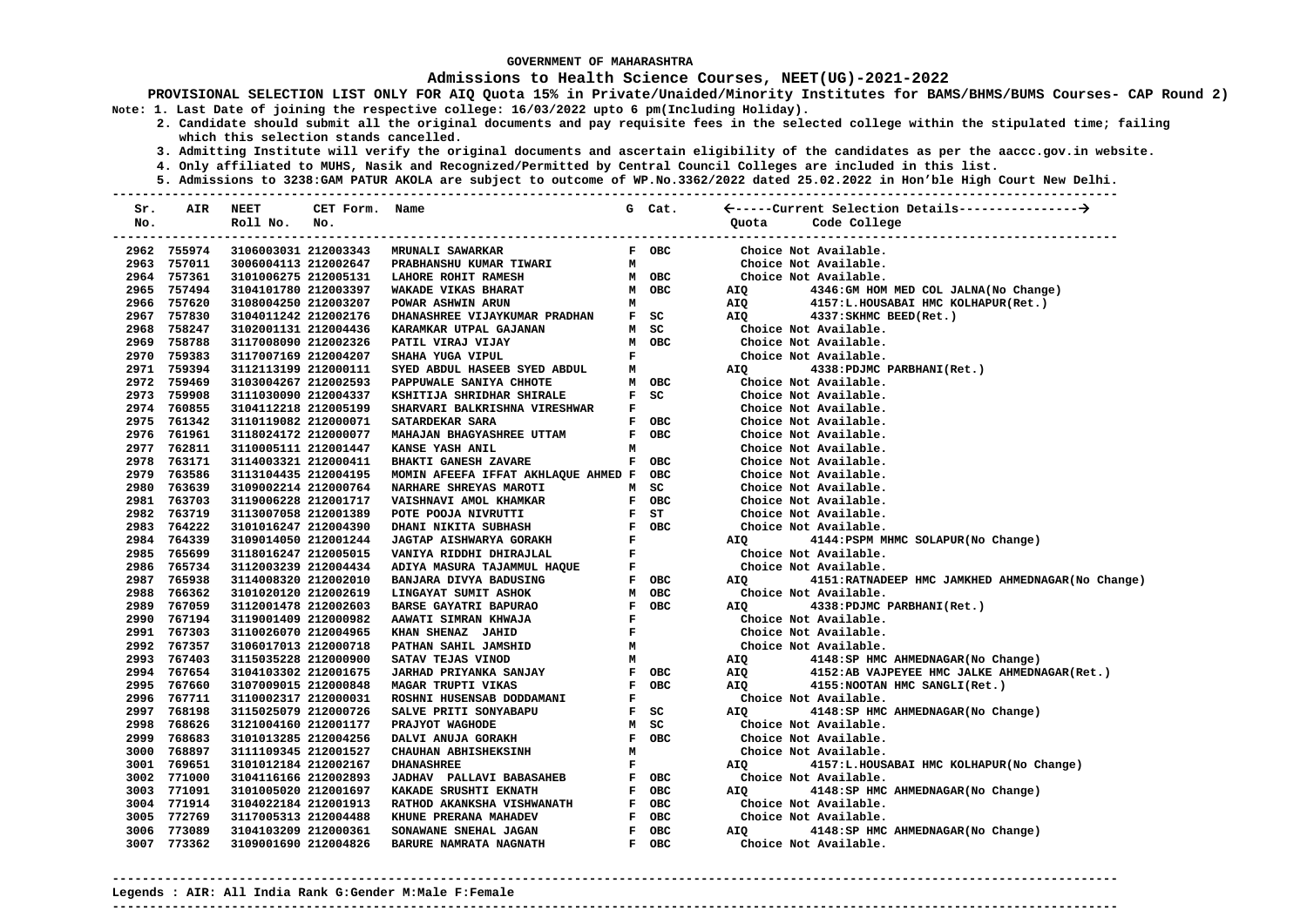GOVERNMENT OF MAHARASHTRA

**Admissions to Health Science Courses, NEET(UG)-2021-2022**

**PROVISIONAL SELECTION LIST ONLY FOR AIQ Quota 15% in Private/Unaided/Minority Institutes for BAMS/BHMS/BUMS Courses- CAP Round 2)**

Note: 1. Last Date of joining the respective college: 16/03/2022 upto 6 pm(Including Holiday).
2. Candidate should submit all the original documents and pay requisite fees in the selected college within the stipulated time; failing which this selection stands cancelled.
3. Admitting Institute will verify the original documents and ascertain eligibility of the candidates as per the aaccc.gov.in website.
4. Only affiliated to MUHS, Nasik and Recognized/Permitted by Central Council Colleges are included in this list.
5. Admissions to 3238:GAM PATUR AKOLA are subject to outcome of WP.No.3362/2022 dated 25.02.2022 in Hon'ble High Court New Delhi.

| Sr. No. | AIR | NEET Roll No. | CET Form. No. | Name | G | Cat. | Quota | Code College |
|---|---|---|---|---|---|---|---|---|
| 2962 | 755974 | 3106003031 | 212003343 | MRUNALI SAWARKAR | F | OBC | | Choice Not Available. |
| 2963 | 757011 | 3006004113 | 212002647 | PRABHANSHU KUMAR TIWARI | M | | | Choice Not Available. |
| 2964 | 757361 | 3101006275 | 212005131 | LAHORE ROHIT RAMESH | M | OBC | | Choice Not Available. |
| 2965 | 757494 | 3104101780 | 212003397 | WAKADE VIKAS BHARAT | M | OBC | AIQ | 4346:GM HOM MED COL JALNA(No Change) |
| 2966 | 757620 | 3108004250 | 212003207 | POWAR ASHWIN ARUN | M | | AIQ | 4157:L.HOUSABAI HMC KOLHAPUR(Ret.) |
| 2967 | 757830 | 3104011242 | 212002176 | DHANASHREE VIJAYKUMAR PRADHAN | F | SC | AIQ | 4337:SKHMC BEED(Ret.) |
| 2968 | 758247 | 3102001131 | 212004436 | KARAMKAR UTPAL GAJANAN | M | SC | | Choice Not Available. |
| 2969 | 758788 | 3117008090 | 212002326 | PATIL VIRAJ VIJAY | M | OBC | | Choice Not Available. |
| 2970 | 759383 | 3117007169 | 212004207 | SHAHA YUGA VIPUL | F | | | Choice Not Available. |
| 2971 | 759394 | 3112113199 | 212000111 | SYED ABDUL HASEEB SYED ABDUL | M | | AIQ | 4338:PDJMC PARBHANI(Ret.) |
| 2972 | 759469 | 3103004267 | 212002593 | PAPPUWALE SANIYA CHHOTE | M | OBC | | Choice Not Available. |
| 2973 | 759908 | 3111030090 | 212004337 | KSHITIJA SHRIDHAR SHIRALE | F | SC | | Choice Not Available. |
| 2974 | 760855 | 3104112218 | 212005199 | SHARVARI BALKRISHNA VIRESHWAR | F | | | Choice Not Available. |
| 2975 | 761342 | 3110119082 | 212000071 | SATARDEKAR SARA | F | OBC | | Choice Not Available. |
| 2976 | 761961 | 3118024172 | 212000077 | MAHAJAN BHAGYASHREE UTTAM | F | OBC | | Choice Not Available. |
| 2977 | 762811 | 3110005111 | 212001447 | KANSE YASH ANIL | M | | | Choice Not Available. |
| 2978 | 763171 | 3114003321 | 212000411 | BHAKTI GANESH ZAVARE | F | OBC | | Choice Not Available. |
| 2979 | 763586 | 3113104435 | 212004195 | MOMIN AFEEFA IFFAT AKHLAQUE AHMED | F | OBC | | Choice Not Available. |
| 2980 | 763639 | 3109002214 | 212000764 | NARHARE SHREYAS MAROTI | M | SC | | Choice Not Available. |
| 2981 | 763703 | 3119006228 | 212001717 | VAISHNAVI AMOL KHAMKAR | F | OBC | | Choice Not Available. |
| 2982 | 763719 | 3113007058 | 212001389 | POTE POOJA NIVRUTTI | F | ST | | Choice Not Available. |
| 2983 | 764222 | 3101016247 | 212004390 | DHANI NIKITA SUBHASH | F | OBC | | Choice Not Available. |
| 2984 | 764339 | 3109014050 | 212001244 | JAGTAP AISHWARYA GORAKH | F | | AIQ | 4144:PSPM MHMC SOLAPUR(No Change) |
| 2985 | 765699 | 3118016247 | 212005015 | VANIYA RIDDHI DHIRAJLAL | F | | | Choice Not Available. |
| 2986 | 765734 | 3112003239 | 212004434 | ADIYA MASURA TAJAMMUL HAQUE | F | | | Choice Not Available. |
| 2987 | 765938 | 3114008320 | 212002010 | BANJARA DIVYA BADUSING | F | OBC | AIQ | 4151:RATNADEEP HMC JAMKHED AHMEDNAGAR(No Change) |
| 2988 | 766362 | 3101020120 | 212002619 | LINGAYAT SUMIT ASHOK | M | OBC | | Choice Not Available. |
| 2989 | 767059 | 3112001478 | 212002603 | BARSE GAYATRI BAPURAO | F | OBC | AIQ | 4338:PDJMC PARBHANI(Ret.) |
| 2990 | 767194 | 3119001409 | 212000982 | AAWATI SIMRAN KHWAJA | F | | | Choice Not Available. |
| 2991 | 767303 | 3110026070 | 212004965 | KHAN SHENAZ JAHID | F | | | Choice Not Available. |
| 2992 | 767357 | 3106017013 | 212000718 | PATHAN SAHIL JAMSHID | M | | | Choice Not Available. |
| 2993 | 767403 | 3115035228 | 212000900 | SATAV TEJAS VINOD | M | | AIQ | 4148:SP HMC AHMEDNAGAR(No Change) |
| 2994 | 767654 | 3104103302 | 212001675 | JARHAD PRIYANKA SANJAY | F | OBC | AIQ | 4152:AB VAJPEYEE HMC JALKE AHMEDNAGAR(Ret.) |
| 2995 | 767660 | 3107009015 | 212000848 | MAGAR TRUPTI VIKAS | F | OBC | AIQ | 4155:NOOTAN HMC SANGLI(Ret.) |
| 2996 | 767711 | 3110002317 | 212000031 | ROSHNI HUSENSAB DODDAMANI | F | | | Choice Not Available. |
| 2997 | 768198 | 3115025079 | 212000726 | SALVE PRITI SONYABAPU | F | SC | AIQ | 4148:SP HMC AHMEDNAGAR(No Change) |
| 2998 | 768626 | 3121004160 | 212001177 | PRAJYOT WAGHODE | M | SC | | Choice Not Available. |
| 2999 | 768683 | 3101013285 | 212004256 | DALVI ANUJA GORAKH | F | OBC | | Choice Not Available. |
| 3000 | 768897 | 3111109345 | 212001527 | CHAUHAN ABHISHEKSINH | M | | | Choice Not Available. |
| 3001 | 769651 | 3101012184 | 212002167 | DHANASHREE | F | | AIQ | 4157:L.HOUSABAI HMC KOLHAPUR(No Change) |
| 3002 | 771000 | 3104116166 | 212002893 | JADHAV PALLAVI BABASAHEB | F | OBC | | Choice Not Available. |
| 3003 | 771091 | 3101005020 | 212001697 | KAKADE SRUSHTI EKNATH | F | OBC | AIQ | 4148:SP HMC AHMEDNAGAR(No Change) |
| 3004 | 771914 | 3104022184 | 212001913 | RATHOD AKANKSHA VISHWANATH | F | OBC | | Choice Not Available. |
| 3005 | 772769 | 3117005313 | 212004488 | KHUNE PRERANA MAHADEV | F | OBC | | Choice Not Available. |
| 3006 | 773089 | 3104103209 | 212000361 | SONAWANE SNEHAL JAGAN | F | OBC | AIQ | 4148:SP HMC AHMEDNAGAR(No Change) |
| 3007 | 773362 | 3109001690 | 212004826 | BARURE NAMRATA NAGNATH | F | OBC | | Choice Not Available. |

Legends : AIR: All India Rank G:Gender M:Male F:Female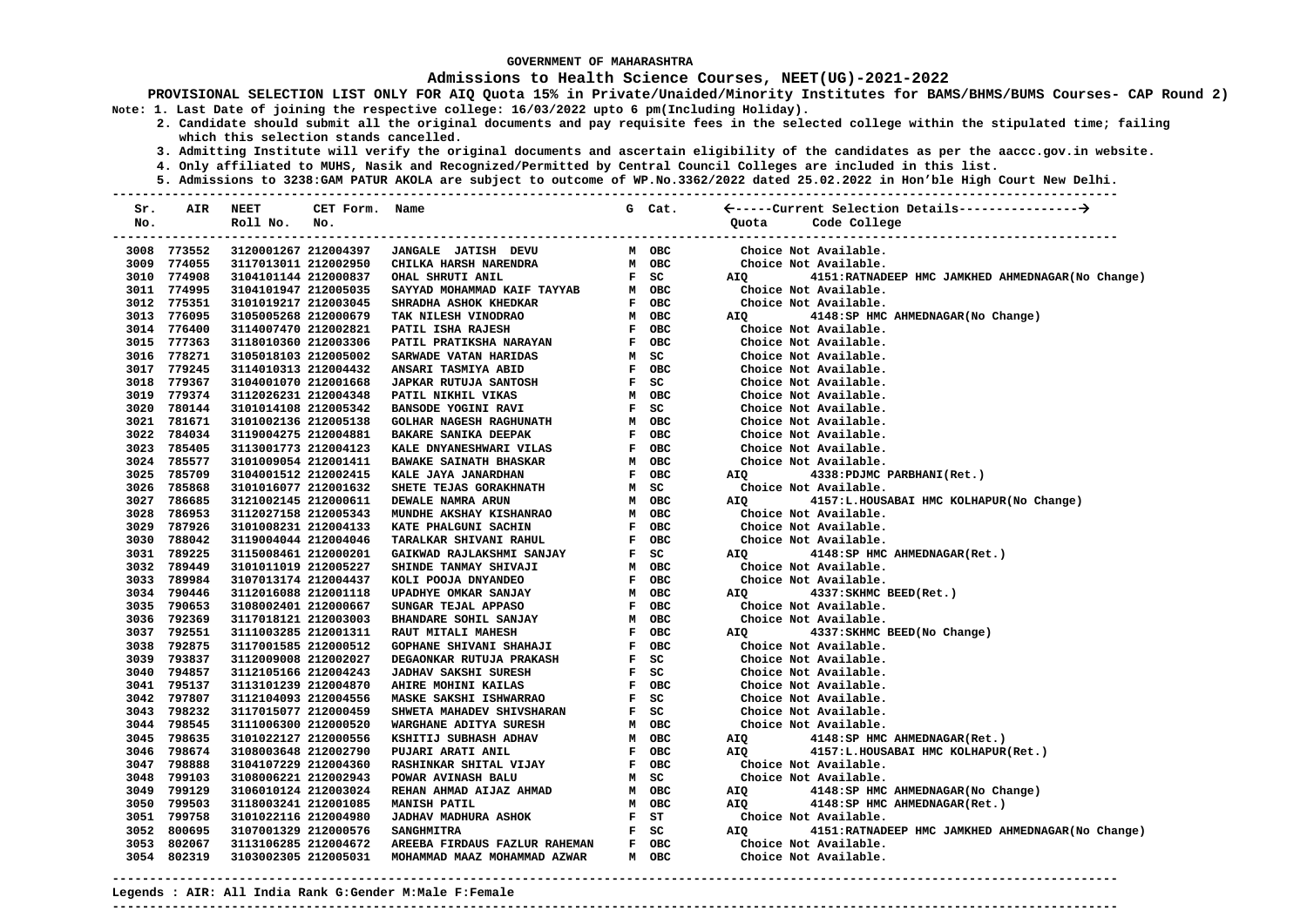GOVERNMENT OF MAHARASHTRA

**Admissions to Health Science Courses, NEET(UG)-2021-2022**

**PROVISIONAL SELECTION LIST ONLY FOR AIQ Quota 15% in Private/Unaided/Minority Institutes for BAMS/BHMS/BUMS Courses- CAP Round 2)**

**Note: 1. Last Date of joining the respective college: 16/03/2022 upto 6 pm(Including Holiday).**

**2. Candidate should submit all the original documents and pay requisite fees in the selected college within the stipulated time; failing which this selection stands cancelled.**

**3. Admitting Institute will verify the original documents and ascertain eligibility of the candidates as per the aaccc.gov.in website.**

**4. Only affiliated to MUHS, Nasik and Recognized/Permitted by Central Council Colleges are included in this list.**

**5. Admissions to 3238:GAM PATUR AKOLA are subject to outcome of WP.No.3362/2022 dated 25.02.2022 in Hon'ble High Court New Delhi.**

| Sr. No. | AIR | NEET Roll No. | CET Form. No. | Name | G | Cat. | Quota | Code College |
|---|---|---|---|---|---|---|---|---|
| 3008 | 773552 | 3120001267 | 212004397 | JANGALE JATISH DEVU | M | OBC | | Choice Not Available. |
| 3009 | 774055 | 3117013011 | 212002950 | CHILKA HARSH NARENDRA | M | OBC | | Choice Not Available. |
| 3010 | 774908 | 3104101144 | 212000837 | OHAL SHRUTI ANIL | F | SC | AIQ | 4151:RATNADEEP HMC JAMKHED AHMEDNAGAR(No Change) |
| 3011 | 774995 | 3104101947 | 212005035 | SAYYAD MOHAMMAD KAIF TAYYAB | M | OBC | | Choice Not Available. |
| 3012 | 775351 | 3101019217 | 212003045 | SHRADHA ASHOK KHEDKAR | F | OBC | | Choice Not Available. |
| 3013 | 776095 | 3105005268 | 212000679 | TAK NILESH VINODRAO | M | OBC | AIQ | 4148:SP HMC AHMEDNAGAR(No Change) |
| 3014 | 776400 | 3114007470 | 212002821 | PATIL ISHA RAJESH | F | OBC | | Choice Not Available. |
| 3015 | 777363 | 3118010360 | 212003306 | PATIL PRATIKSHA NARAYAN | F | OBC | | Choice Not Available. |
| 3016 | 778271 | 3105018103 | 212005002 | SARWADE VATAN HARIDAS | M | SC | | Choice Not Available. |
| 3017 | 779245 | 3114010313 | 212004432 | ANSARI TASMIYA ABID | F | OBC | | Choice Not Available. |
| 3018 | 779367 | 3104001070 | 212001668 | JAPKAR RUTUJA SANTOSH | F | SC | | Choice Not Available. |
| 3019 | 779374 | 3112026231 | 212004348 | PATIL NIKHIL VIKAS | M | OBC | | Choice Not Available. |
| 3020 | 780144 | 3101014108 | 212005342 | BANSODE YOGINI RAVI | F | SC | | Choice Not Available. |
| 3021 | 781671 | 3101002136 | 212005138 | GOLHAR NAGESH RAGHUNATH | M | OBC | | Choice Not Available. |
| 3022 | 784034 | 3119004275 | 212004881 | BAKARE SANIKA DEEPAK | F | OBC | | Choice Not Available. |
| 3023 | 785405 | 3113001773 | 212004123 | KALE DNYANESHWARI VILAS | F | OBC | | Choice Not Available. |
| 3024 | 785577 | 3101009054 | 212001411 | BAWAKE SAINATH BHASKAR | M | OBC | | Choice Not Available. |
| 3025 | 785709 | 3104001512 | 212002415 | KALE JAYA JANARDHAN | F | OBC | AIQ | 4338:PDJMC PARBHANI(Ret.) |
| 3026 | 785868 | 3101016077 | 212001632 | SHETE TEJAS GORAKHNATH | M | SC | | Choice Not Available. |
| 3027 | 786685 | 3121002145 | 212000611 | DEWALE NAMRA ARUN | M | OBC | AIQ | 4157:L.HOUSABAI HMC KOLHAPUR(No Change) |
| 3028 | 786953 | 3112027158 | 212005343 | MUNDHE AKSHAY KISHANRAO | M | OBC | | Choice Not Available. |
| 3029 | 787926 | 3101008231 | 212004133 | KATE PHALGUNI SACHIN | F | OBC | | Choice Not Available. |
| 3030 | 788042 | 3119004044 | 212004046 | TARALKAR SHIVANI RAHUL | F | OBC | | Choice Not Available. |
| 3031 | 789225 | 3115008461 | 212000201 | GAIKWAD RAJLAKSHMI SANJAY | F | SC | AIQ | 4148:SP HMC AHMEDNAGAR(Ret.) |
| 3032 | 789449 | 3101011019 | 212005227 | SHINDE TANMAY SHIVAJI | M | OBC | | Choice Not Available. |
| 3033 | 789984 | 3107013174 | 212004437 | KOLI POOJA DNYANDEO | F | OBC | | Choice Not Available. |
| 3034 | 790446 | 3112016088 | 212001118 | UPADHYE OMKAR SANJAY | M | OBC | AIQ | 4337:SKHMC BEED(Ret.) |
| 3035 | 790653 | 3108002401 | 212000667 | SUNGAR TEJAL APPASO | F | OBC | | Choice Not Available. |
| 3036 | 792369 | 3117018121 | 212003003 | BHANDARE SOHIL SANJAY | M | OBC | | Choice Not Available. |
| 3037 | 792551 | 3111003285 | 212001311 | RAUT MITALI MAHESH | F | OBC | AIQ | 4337:SKHMC BEED(No Change) |
| 3038 | 792875 | 3117001585 | 212000512 | GOPHANE SHIVANI SHAHAJI | F | OBC | | Choice Not Available. |
| 3039 | 793837 | 3112009008 | 212002027 | DEGAONKAR RUTUJA PRAKASH | F | SC | | Choice Not Available. |
| 3040 | 794857 | 3112105166 | 212004243 | JADHAV SAKSHI SURESH | F | SC | | Choice Not Available. |
| 3041 | 795137 | 3113101239 | 212004870 | AHIRE MOHINI KAILAS | F | OBC | | Choice Not Available. |
| 3042 | 797807 | 3112104093 | 212004556 | MASKE SAKSHI ISHWARRAO | F | SC | | Choice Not Available. |
| 3043 | 798232 | 3117015077 | 212000459 | SHWETA MAHADEV SHIVSHARAN | F | SC | | Choice Not Available. |
| 3044 | 798545 | 3111006300 | 212000520 | WARGHANE ADITYA SURESH | M | OBC | | Choice Not Available. |
| 3045 | 798635 | 3101022127 | 212000556 | KSHITIJ SUBHASH ADHAV | M | OBC | AIQ | 4148:SP HMC AHMEDNAGAR(Ret.) |
| 3046 | 798674 | 3108003648 | 212002790 | PUJARI ARATI ANIL | F | OBC | AIQ | 4157:L.HOUSABAI HMC KOLHAPUR(Ret.) |
| 3047 | 798888 | 3104107229 | 212004360 | RASHINKAR SHITAL VIJAY | F | OBC | | Choice Not Available. |
| 3048 | 799103 | 3108006221 | 212002943 | POWAR AVINASH BALU | M | SC | | Choice Not Available. |
| 3049 | 799129 | 3106010124 | 212003024 | REHAN AHMAD AIJAZ AHMAD | M | OBC | AIQ | 4148:SP HMC AHMEDNAGAR(No Change) |
| 3050 | 799503 | 3118003241 | 212001085 | MANISH PATIL | M | OBC | AIQ | 4148:SP HMC AHMEDNAGAR(Ret.) |
| 3051 | 799758 | 3101022116 | 212004980 | JADHAV MADHURA ASHOK | F | ST | | Choice Not Available. |
| 3052 | 800695 | 3107001329 | 212000576 | SANGHMITRA | F | SC | AIQ | 4151:RATNADEEP HMC JAMKHED AHMEDNAGAR(No Change) |
| 3053 | 802067 | 3113106285 | 212004672 | AREEBA FIRDAUS FAZLUR RAHEMAN | F | OBC | | Choice Not Available. |
| 3054 | 802319 | 3103002305 | 212005031 | MOHAMMAD MAAZ MOHAMMAD AZWAR | M | OBC | | Choice Not Available. |

**Legends : AIR: All India Rank G:Gender M:Male F:Female**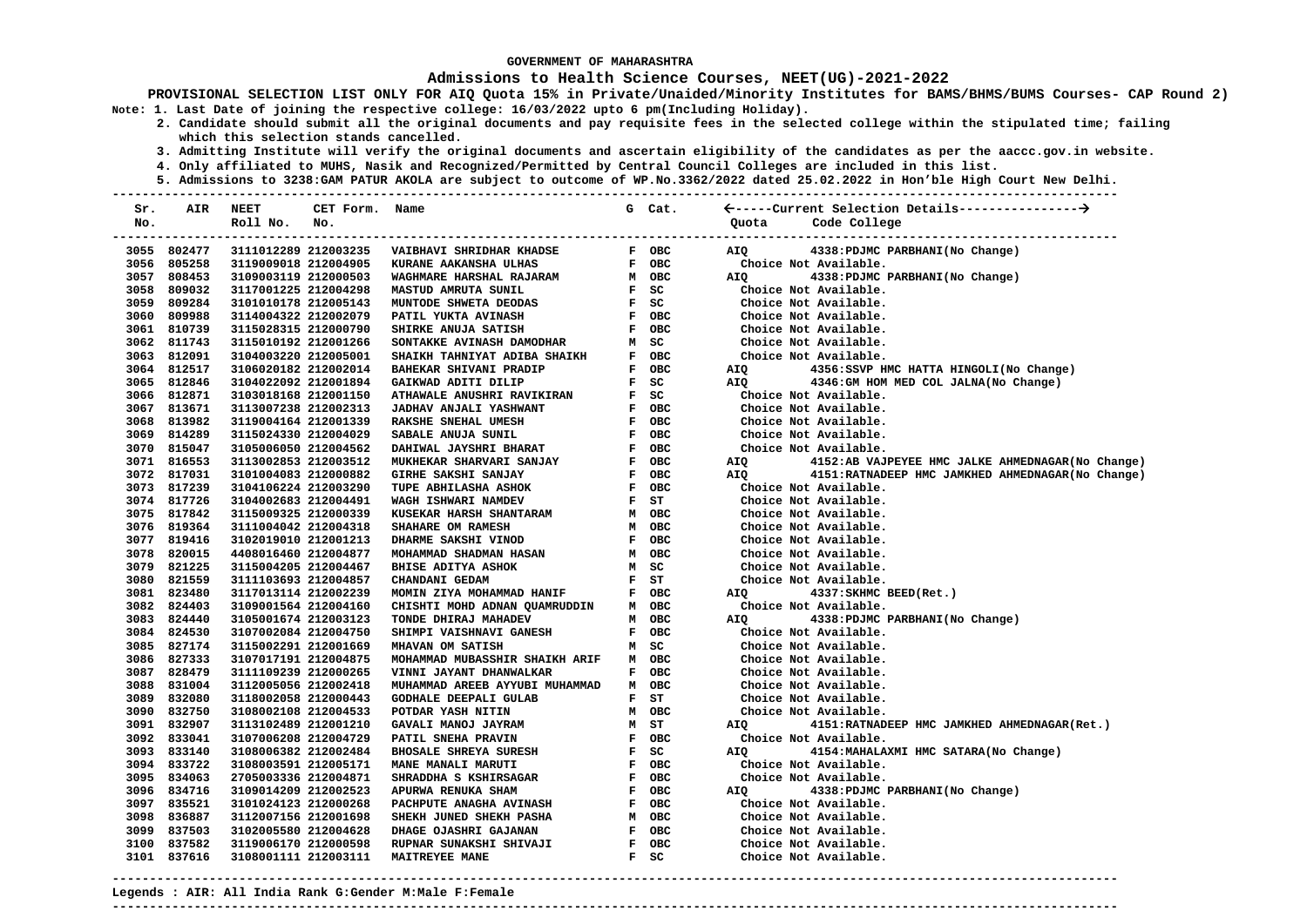GOVERNMENT OF MAHARASHTRA

## Admissions to Health Science Courses, NEET(UG)-2021-2022

**PROVISIONAL SELECTION LIST ONLY FOR AIQ Quota 15% in Private/Unaided/Minority Institutes for BAMS/BHMS/BUMS Courses- CAP Round 2)**

**Note: 1. Last Date of joining the respective college: 16/03/2022 upto 6 pm(Including Holiday).**

**2. Candidate should submit all the original documents and pay requisite fees in the selected college within the stipulated time; failing which this selection stands cancelled.**

**3. Admitting Institute will verify the original documents and ascertain eligibility of the candidates as per the aaccc.gov.in website.**

**4. Only affiliated to MUHS, Nasik and Recognized/Permitted by Central Council Colleges are included in this list.**

**5. Admissions to 3238:GAM PATUR AKOLA are subject to outcome of WP.No.3362/2022 dated 25.02.2022 in Hon'ble High Court New Delhi.**

| Sr. No. | AIR | NEET Roll No. | CET Form. No. | Name | G | Cat. | Quota | Code College |
|---|---|---|---|---|---|---|---|---|
| 3055 | 802477 | 3111012289 | 212003235 | VAIBHAVI SHRIDHAR KHADSE | F | OBC | AIQ | 4338:PDJMC PARBHANI(No Change) |
| 3056 | 805258 | 3119009018 | 212004905 | KURANE AAKANSHA ULHAS | F | OBC | | Choice Not Available. |
| 3057 | 808453 | 3109003119 | 212000503 | WAGHMARE HARSHAL RAJARAM | M | OBC | AIQ | 4338:PDJMC PARBHANI(No Change) |
| 3058 | 809032 | 3117001225 | 212004298 | MASTUD AMRUTA SUNIL | F | SC | | Choice Not Available. |
| 3059 | 809284 | 3101010178 | 212005143 | MUNTODE SHWETA DEODAS | F | SC | | Choice Not Available. |
| 3060 | 809988 | 3114004322 | 212002079 | PATIL YUKTA AVINASH | F | OBC | | Choice Not Available. |
| 3061 | 810739 | 3115028315 | 212000790 | SHIRKE ANUJA SATISH | F | OBC | | Choice Not Available. |
| 3062 | 811743 | 3115010192 | 212001266 | SONTAKKE AVINASH DAMODHAR | M | SC | | Choice Not Available. |
| 3063 | 812091 | 3104003220 | 212005001 | SHAIKH TAHNIYAT ADIBA SHAIKH | F | OBC | | Choice Not Available. |
| 3064 | 812517 | 3106020182 | 212002014 | BAHEKAR SHIVANI PRADIP | F | OBC | AIQ | 4356:SSVP HMC HATTA HINGOLI(No Change) |
| 3065 | 812846 | 3104022092 | 212001894 | GAIKWAD ADITI DILIP | F | SC | AIQ | 4346:GM HOM MED COL JALNA(No Change) |
| 3066 | 812871 | 3103018168 | 212001150 | ATHAWALE ANUSHRI RAVIKIRAN | F | SC | | Choice Not Available. |
| 3067 | 813671 | 3113007238 | 212002313 | JADHAV ANJALI YASHWANT | F | OBC | | Choice Not Available. |
| 3068 | 813982 | 3119004164 | 212001339 | RAKSHE SNEHAL UMESH | F | OBC | | Choice Not Available. |
| 3069 | 814289 | 3115024330 | 212004029 | SABALE ANUJA SUNIL | F | OBC | | Choice Not Available. |
| 3070 | 815047 | 3105006050 | 212004562 | DAHIWAL JAYSHRI BHARAT | F | OBC | | Choice Not Available. |
| 3071 | 816553 | 3113002853 | 212003512 | MUKHEKAR SHARVARI SANJAY | F | OBC | AIQ | 4152:AB VAJPEYEE HMC JALKE AHMEDNAGAR(No Change) |
| 3072 | 817031 | 3101004083 | 212000882 | GIRHE SAKSHI SANJAY | F | OBC | AIQ | 4151:RATNADEEP HMC JAMKHED AHMEDNAGAR(No Change) |
| 3073 | 817239 | 3104106224 | 212003290 | TUPE ABHILASHA ASHOK | F | OBC | | Choice Not Available. |
| 3074 | 817726 | 3104002683 | 212004491 | WAGH ISHWARI NAMDEV | F | ST | | Choice Not Available. |
| 3075 | 817842 | 3115009325 | 212000339 | KUSEKAR HARSH SHANTARAM | M | OBC | | Choice Not Available. |
| 3076 | 819364 | 3111004042 | 212004318 | SHAHARE OM RAMESH | M | OBC | | Choice Not Available. |
| 3077 | 819416 | 3102019010 | 212001213 | DHARME SAKSHI VINOD | F | OBC | | Choice Not Available. |
| 3078 | 820015 | 4408016460 | 212004877 | MOHAMMAD SHADMAN HASAN | M | OBC | | Choice Not Available. |
| 3079 | 821225 | 3115004205 | 212004467 | BHISE ADITYA ASHOK | M | SC | | Choice Not Available. |
| 3080 | 821559 | 3111103693 | 212004857 | CHANDANI GEDAM | F | ST | | Choice Not Available. |
| 3081 | 823480 | 3117013114 | 212002239 | MOMIN ZIYA MOHAMMAD HANIF | F | OBC | AIQ | 4337:SKHMC BEED(Ret.) |
| 3082 | 824403 | 3109001564 | 212004160 | CHISHTI MOHD ADNAN QUAMRUDDIN | M | OBC | | Choice Not Available. |
| 3083 | 824440 | 3105001674 | 212003123 | TONDE DHIRAJ MAHADEV | M | OBC | AIQ | 4338:PDJMC PARBHANI(No Change) |
| 3084 | 824530 | 3107002084 | 212004750 | SHIMPI VAISHNAVI GANESH | F | OBC | | Choice Not Available. |
| 3085 | 827174 | 3115002291 | 212001669 | MHAVAN OM SATISH | M | SC | | Choice Not Available. |
| 3086 | 827333 | 3107017191 | 212004875 | MOHAMMAD MUBASSHIR SHAIKH ARIF | M | OBC | | Choice Not Available. |
| 3087 | 828479 | 3111109239 | 212000265 | VINNI JAYANT DHANWALKAR | F | OBC | | Choice Not Available. |
| 3088 | 831004 | 3112005056 | 212002418 | MUHAMMAD AREEB AYYUBI MUHAMMAD | M | OBC | | Choice Not Available. |
| 3089 | 832080 | 3118002058 | 212000443 | GODHALE DEEPALI GULAB | F | ST | | Choice Not Available. |
| 3090 | 832750 | 3108002108 | 212004533 | POTDAR YASH NITIN | M | OBC | | Choice Not Available. |
| 3091 | 832907 | 3113102489 | 212001210 | GAVALI MANOJ JAYRAM | M | ST | AIQ | 4151:RATNADEEP HMC JAMKHED AHMEDNAGAR(Ret.) |
| 3092 | 833041 | 3107006208 | 212004729 | PATIL SNEHA PRAVIN | F | OBC | | Choice Not Available. |
| 3093 | 833140 | 3108006382 | 212002484 | BHOSALE SHREYA SURESH | F | SC | AIQ | 4154:MAHALAXMI HMC SATARA(No Change) |
| 3094 | 833722 | 3108003591 | 212005171 | MANE MANALI MARUTI | F | OBC | | Choice Not Available. |
| 3095 | 834063 | 2705003336 | 212004871 | SHRADDHA S KSHIRSAGAR | F | OBC | | Choice Not Available. |
| 3096 | 834716 | 3109014209 | 212002523 | APURWA RENUKA SHAM | F | OBC | AIQ | 4338:PDJMC PARBHANI(No Change) |
| 3097 | 835521 | 3101024123 | 212000268 | PACHPUTE ANAGHA AVINASH | F | OBC | | Choice Not Available. |
| 3098 | 836887 | 3112007156 | 212001698 | SHEKH JUNED SHEKH PASHA | M | OBC | | Choice Not Available. |
| 3099 | 837503 | 3102005580 | 212004628 | DHAGE OJASHRI GAJANAN | F | OBC | | Choice Not Available. |
| 3100 | 837582 | 3119006170 | 212000598 | RUPNAR SUNAKSHI SHIVAJI | F | OBC | | Choice Not Available. |
| 3101 | 837616 | 3108001111 | 212003111 | MAITREYEE MANE | F | SC | | Choice Not Available. |

**Legends : AIR: All India Rank G:Gender M:Male F:Female**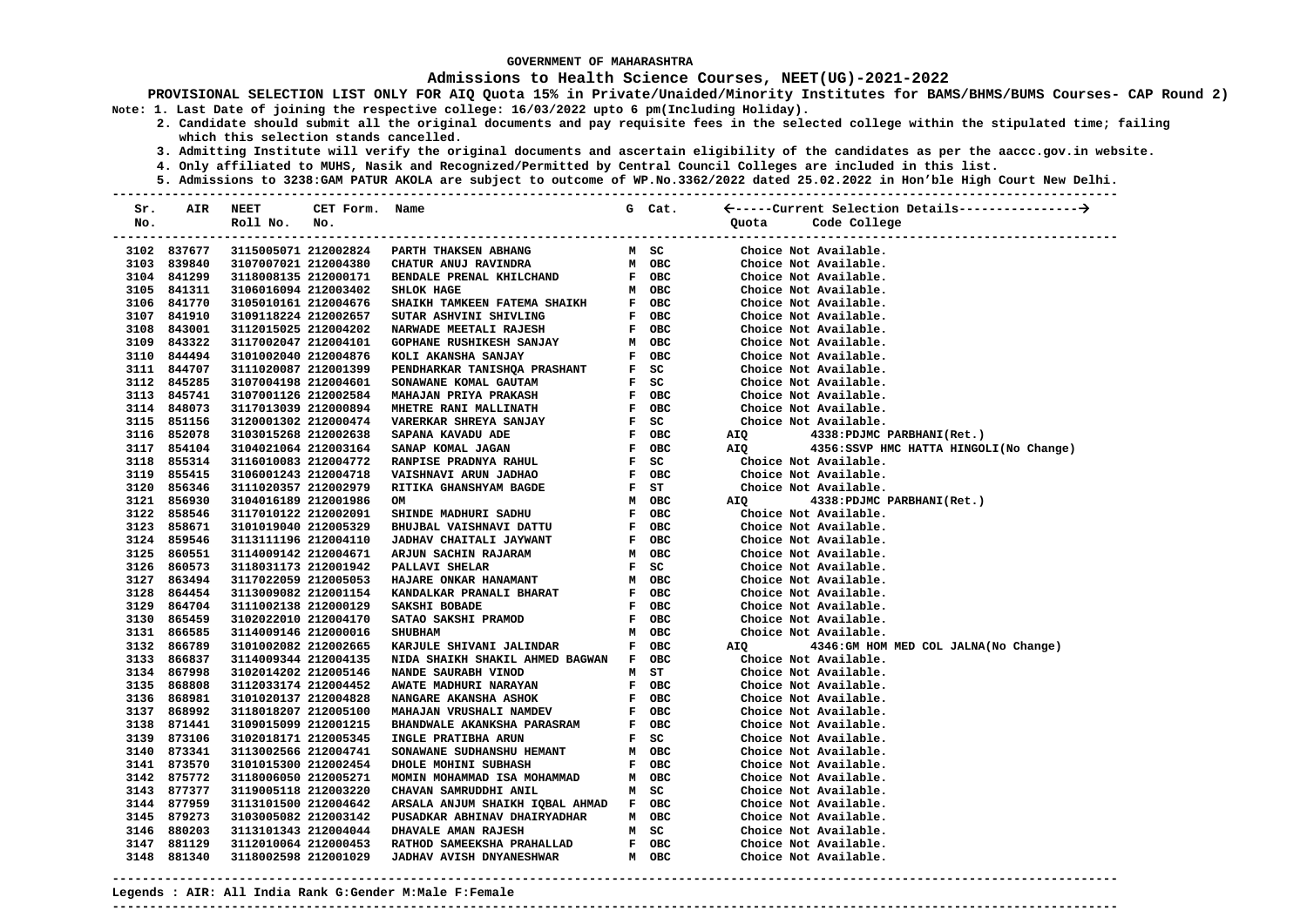**GOVERNMENT OF MAHARASHTRA**

**Admissions to Health Science Courses, NEET(UG)-2021-2022**

**PROVISIONAL SELECTION LIST ONLY FOR AIQ Quota 15% in Private/Unaided/Minority Institutes for BAMS/BHMS/BUMS Courses- CAP Round 2)**

**Note: 1. Last Date of joining the respective college: 16/03/2022 upto 6 pm(Including Holiday).**

**2. Candidate should submit all the original documents and pay requisite fees in the selected college within the stipulated time; failing which this selection stands cancelled.**

**3. Admitting Institute will verify the original documents and ascertain eligibility of the candidates as per the aaccc.gov.in website.**

**4. Only affiliated to MUHS, Nasik and Recognized/Permitted by Central Council Colleges are included in this list.**

**5. Admissions to 3238:GAM PATUR AKOLA are subject to outcome of WP.No.3362/2022 dated 25.02.2022 in Hon'ble High Court New Delhi.**

| Sr. No. | AIR | NEET Roll No. | CET Form. No. | Name | G | Cat. | Quota | Code College |
|---|---|---|---|---|---|---|---|---|
| 3102 | 837677 | 3115005071 | 212002824 | PARTH THAKSEN ABHANG | M | SC | | Choice Not Available. |
| 3103 | 839840 | 3107007021 | 212004380 | CHATUR ANUJ RAVINDRA | M | OBC | | Choice Not Available. |
| 3104 | 841299 | 3118008135 | 212000171 | BENDALE PRENAL KHILCHAND | F | OBC | | Choice Not Available. |
| 3105 | 841311 | 3106016094 | 212003402 | SHLOK HAGE | M | OBC | | Choice Not Available. |
| 3106 | 841770 | 3105010161 | 212004676 | SHAIKH TAMKEEN FATEMA SHAIKH | F | OBC | | Choice Not Available. |
| 3107 | 841910 | 3109118224 | 212002657 | SUTAR ASHVINI SHIVLING | F | OBC | | Choice Not Available. |
| 3108 | 843001 | 3112015025 | 212004202 | NARWADE MEETALI RAJESH | F | OBC | | Choice Not Available. |
| 3109 | 843322 | 3117002047 | 212004101 | GOPHANE RUSHIKESH SANJAY | M | OBC | | Choice Not Available. |
| 3110 | 844494 | 3101002040 | 212004876 | KOLI AKANSHA SANJAY | F | OBC | | Choice Not Available. |
| 3111 | 844707 | 3111020087 | 212001399 | PENDHARKAR TANISHQA PRASHANT | F | SC | | Choice Not Available. |
| 3112 | 845285 | 3107004198 | 212004601 | SONAWANE KOMAL GAUTAM | F | SC | | Choice Not Available. |
| 3113 | 845741 | 3107001126 | 212002584 | MAHAJAN PRIYA PRAKASH | F | OBC | | Choice Not Available. |
| 3114 | 848073 | 3117013039 | 212000894 | MHETRE RANI MALLINATH | F | OBC | | Choice Not Available. |
| 3115 | 851156 | 3120001302 | 212000474 | VARERKAR SHREYA SANJAY | F | SC | | Choice Not Available. |
| 3116 | 852078 | 3103015268 | 212002638 | SAPANA KAVADU ADE | F | OBC | AIQ | 4338:PDJMC PARBHANI(Ret.) |
| 3117 | 854104 | 3104021064 | 212003164 | SANAP KOMAL JAGAN | F | OBC | AIQ | 4356:SSVP HMC HATTA HINGOLI(No Change) |
| 3118 | 855314 | 3116010083 | 212004772 | RANPISE PRADNYA RAHUL | F | SC | | Choice Not Available. |
| 3119 | 855415 | 3106001243 | 212004718 | VAISHNAVI ARUN JADHAO | F | OBC | | Choice Not Available. |
| 3120 | 856346 | 3111020357 | 212002979 | RITIKA GHANSHYAM BAGDE | F | ST | | Choice Not Available. |
| 3121 | 856930 | 3104016189 | 212001986 | OM | M | OBC | AIQ | 4338:PDJMC PARBHANI(Ret.) |
| 3122 | 858546 | 3117010122 | 212002091 | SHINDE MADHURI SADHU | F | OBC | | Choice Not Available. |
| 3123 | 858671 | 3101019040 | 212005329 | BHUJBAL VAISHNAVI DATTU | F | OBC | | Choice Not Available. |
| 3124 | 859546 | 3113111196 | 212004110 | JADHAV CHAITALI JAYWANT | F | OBC | | Choice Not Available. |
| 3125 | 860551 | 3114009142 | 212004671 | ARJUN SACHIN RAJARAM | M | OBC | | Choice Not Available. |
| 3126 | 860573 | 3118031173 | 212001942 | PALLAVI SHELAR | F | SC | | Choice Not Available. |
| 3127 | 863494 | 3117022059 | 212005053 | HAJARE ONKAR HANAMANT | M | OBC | | Choice Not Available. |
| 3128 | 864454 | 3113009082 | 212001154 | KANDALKAR PRANALI BHARAT | F | OBC | | Choice Not Available. |
| 3129 | 864704 | 3111002138 | 212000129 | SAKSHI BOBADE | F | OBC | | Choice Not Available. |
| 3130 | 865459 | 3102022010 | 212004170 | SATAO SAKSHI PRAMOD | F | OBC | | Choice Not Available. |
| 3131 | 866585 | 3114009146 | 212000016 | SHUBHAM | M | OBC | | Choice Not Available. |
| 3132 | 866789 | 3101002082 | 212002665 | KARJULE SHIVANI JALINDAR | F | OBC | AIQ | 4346:GM HOM MED COL JALNA(No Change) |
| 3133 | 866837 | 3114009344 | 212004135 | NIDA SHAIKH SHAKIL AHMED BAGWAN | F | OBC | | Choice Not Available. |
| 3134 | 867998 | 3102014202 | 212005146 | NANDE SAURABH VINOD | M | ST | | Choice Not Available. |
| 3135 | 868808 | 3112033174 | 212004452 | AWATE MADHURI NARAYAN | F | OBC | | Choice Not Available. |
| 3136 | 868981 | 3101020137 | 212004828 | NANGARE AKANSHA ASHOK | F | OBC | | Choice Not Available. |
| 3137 | 868992 | 3118018207 | 212005100 | MAHAJAN VRUSHALI NAMDEV | F | OBC | | Choice Not Available. |
| 3138 | 871441 | 3109015099 | 212001215 | BHANDWALE AKANKSHA PARASRAM | F | OBC | | Choice Not Available. |
| 3139 | 873106 | 3102018171 | 212005345 | INGLE PRATIBHA ARUN | F | SC | | Choice Not Available. |
| 3140 | 873341 | 3113002566 | 212004741 | SONAWANE SUDHANSHU HEMANT | M | OBC | | Choice Not Available. |
| 3141 | 873570 | 3101015300 | 212002454 | DHOLE MOHINI SUBHASH | F | OBC | | Choice Not Available. |
| 3142 | 875772 | 3118006050 | 212005271 | MOMIN MOHAMMAD ISA MOHAMMAD | M | OBC | | Choice Not Available. |
| 3143 | 877377 | 3119005118 | 212003220 | CHAVAN SAMRUDDHI ANIL | M | SC | | Choice Not Available. |
| 3144 | 877959 | 3113101500 | 212004642 | ARSALA ANJUM SHAIKH IQBAL AHMAD | F | OBC | | Choice Not Available. |
| 3145 | 879273 | 3103005082 | 212003142 | PUSADKAR ABHINAV DHAIRYADHAR | M | OBC | | Choice Not Available. |
| 3146 | 880203 | 3113101343 | 212004044 | DHAVALE AMAN RAJESH | M | SC | | Choice Not Available. |
| 3147 | 881129 | 3112010064 | 212000453 | RATHOD SAMEEKSHA PRAHALLAD | F | OBC | | Choice Not Available. |
| 3148 | 881340 | 3118002598 | 212001029 | JADHAV AVISH DNYANESHWAR | M | OBC | | Choice Not Available. |

**Legends : AIR: All India Rank G:Gender M:Male F:Female**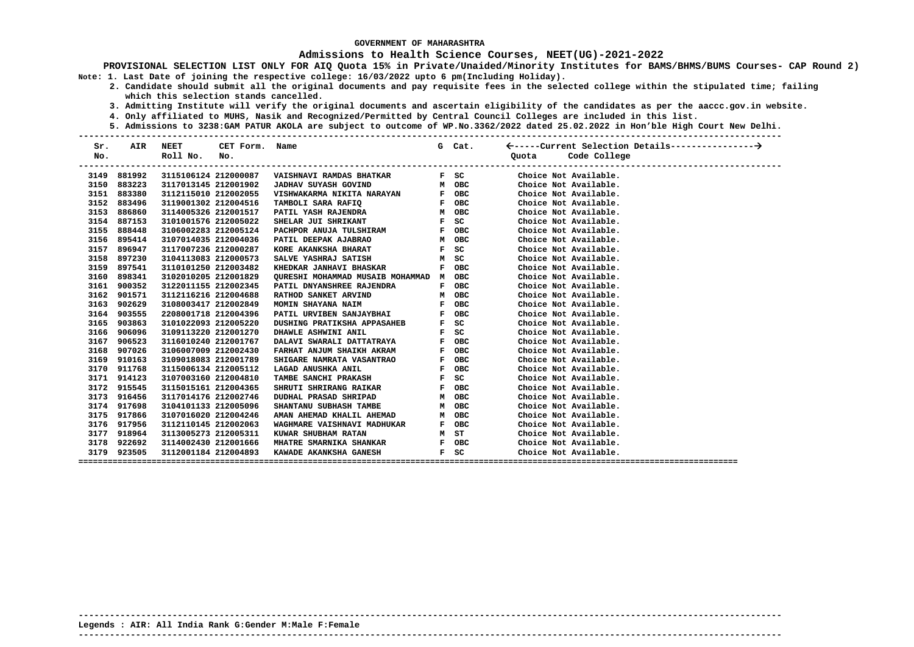GOVERNMENT OF MAHARASHTRA

Admissions to Health Science Courses, NEET(UG)-2021-2022

**PROVISIONAL SELECTION LIST ONLY FOR AIQ Quota 15% in Private/Unaided/Minority Institutes for BAMS/BHMS/BUMS Courses- CAP Round 2)**

**Note: 1. Last Date of joining the respective college: 16/03/2022 upto 6 pm(Including Holiday).**

**2. Candidate should submit all the original documents and pay requisite fees in the selected college within the stipulated time; failing which this selection stands cancelled.**

**3. Admitting Institute will verify the original documents and ascertain eligibility of the candidates as per the aaccc.gov.in website.**

**4. Only affiliated to MUHS, Nasik and Recognized/Permitted by Central Council Colleges are included in this list.**

**5. Admissions to 3238:GAM PATUR AKOLA are subject to outcome of WP.No.3362/2022 dated 25.02.2022 in Hon'ble High Court New Delhi.**

| Sr. No. | AIR | NEET Roll No. | CET Form. No. | Name | G | Cat. | Quota | Code College |
|---|---|---|---|---|---|---|---|---|
| 3149 | 881992 | 3115106124 | 212000087 | VAISHNAVI RAMDAS BHATKAR | F | SC | Choice Not Available. | |
| 3150 | 883223 | 3117013145 | 212001902 | JADHAV SUYASH GOVIND | M | OBC | Choice Not Available. | |
| 3151 | 883380 | 3112115010 | 212002055 | VISHWAKARMA NIKITA NARAYAN | F | OBC | Choice Not Available. | |
| 3152 | 883496 | 3119001302 | 212004516 | TAMBOLI SARA RAFIQ | F | OBC | Choice Not Available. | |
| 3153 | 886860 | 3114005326 | 212001517 | PATIL YASH RAJENDRA | M | OBC | Choice Not Available. | |
| 3154 | 887153 | 3101001576 | 212005022 | SHELAR JUI SHRIKANT | F | SC | Choice Not Available. | |
| 3155 | 888448 | 3106002283 | 212005124 | PACHPOR ANUJA TULSHIRAM | F | OBC | Choice Not Available. | |
| 3156 | 895414 | 3107014035 | 212004036 | PATIL DEEPAK AJABRAO | M | OBC | Choice Not Available. | |
| 3157 | 896947 | 3117007236 | 212000287 | KORE AKANKSHA BHARAT | F | SC | Choice Not Available. | |
| 3158 | 897230 | 3104113083 | 212000573 | SALVE YASHRAJ SATISH | M | SC | Choice Not Available. | |
| 3159 | 897541 | 3110101250 | 212003482 | KHEDKAR JANHAVI BHASKAR | F | OBC | Choice Not Available. | |
| 3160 | 898341 | 3102010205 | 212001829 | QURESHI MOHAMMAD MUSAIB MOHAMMAD | M | OBC | Choice Not Available. | |
| 3161 | 900352 | 3122011155 | 212002345 | PATIL DNYANSHREE RAJENDRA | F | OBC | Choice Not Available. | |
| 3162 | 901571 | 3112116216 | 212004688 | RATHOD SANKET ARVIND | M | OBC | Choice Not Available. | |
| 3163 | 902629 | 3108003417 | 212002849 | MOMIN SHAYANA NAIM | F | OBC | Choice Not Available. | |
| 3164 | 903555 | 2208001718 | 212004396 | PATIL URVIBEN SANJAYBHAI | F | OBC | Choice Not Available. | |
| 3165 | 903863 | 3101022093 | 212005220 | DUSHING PRATIKSHA APPASAHEB | F | SC | Choice Not Available. | |
| 3166 | 906096 | 3109113220 | 212001270 | DHAWLE ASHWINI ANIL | F | SC | Choice Not Available. | |
| 3167 | 906523 | 3116010240 | 212001767 | DALAVI SWARALI DATTATRAYA | F | OBC | Choice Not Available. | |
| 3168 | 907026 | 3106007009 | 212002430 | FARHAT ANJUM SHAIKH AKRAM | F | OBC | Choice Not Available. | |
| 3169 | 910163 | 3109018083 | 212001789 | SHIGARE NAMRATA VASANTRAO | F | OBC | Choice Not Available. | |
| 3170 | 911768 | 3115006134 | 212005112 | LAGAD ANUSHKA ANIL | F | OBC | Choice Not Available. | |
| 3171 | 914123 | 3107003160 | 212004810 | TAMBE SANCHI PRAKASH | F | SC | Choice Not Available. | |
| 3172 | 915545 | 3115015161 | 212004365 | SHRUTI SHRIRANG RAIKAR | F | OBC | Choice Not Available. | |
| 3173 | 916456 | 3117014176 | 212002746 | DUDHAL PRASAD SHRIPAD | M | OBC | Choice Not Available. | |
| 3174 | 917698 | 3104101133 | 212005096 | SHANTANU SUBHASH TAMBE | M | OBC | Choice Not Available. | |
| 3175 | 917866 | 3107016020 | 212004246 | AMAN AHEMAD KHALIL AHEMAD | M | OBC | Choice Not Available. | |
| 3176 | 917956 | 3112110145 | 212002063 | WAGHMARE VAISHNAVI MADHUKAR | F | OBC | Choice Not Available. | |
| 3177 | 918964 | 3113005273 | 212005311 | KUWAR SHUBHAM RATAN | M | ST | Choice Not Available. | |
| 3178 | 922692 | 3114002430 | 212001666 | MHATRE SMARNIKA SHANKAR | F | OBC | Choice Not Available. | |
| 3179 | 923505 | 3112001184 | 212004893 | KAWADE AKANKSHA GANESH | F | SC | Choice Not Available. | |

**Legends : AIR: All India Rank G:Gender M:Male F:Female**